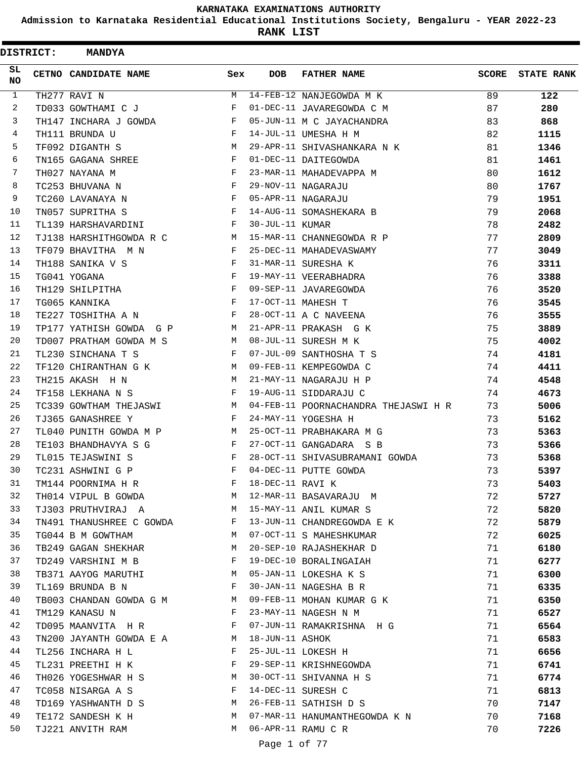# KARNATAKA EXAMINATIONS AUTHORITY

**Admission to Karnataka Residential Educational Institutions Society, Bengaluru - YEAR 2022-23**

**RANK LIST**

**DISTRICT: MANDYA**

| SL NO | CETNO | CANDIDATE NAME | Sex | DOB | FATHER NAME | SCORE | STATE RANK |
|---|---|---|---|---|---|---|---|
| 1 | TH277 | RAVI N | M | 14-FEB-12 | NANJEGOWDA M K | 89 | **122** |
| 2 | TD033 | GOWTHAMI C J | F | 01-DEC-11 | JAVAREGOWDA C M | 87 | **280** |
| 3 | TH147 | INCHARA J GOWDA | F | 05-JUN-11 | M C JAYACHANDRA | 83 | **868** |
| 4 | TH111 | BRUNDA U | F | 14-JUL-11 | UMESHA H M | 82 | **1115** |
| 5 | TF092 | DIGANTH S | M | 29-APR-11 | SHIVASHANKARA N K | 81 | **1346** |
| 6 | TN165 | GAGANA SHREE | F | 01-DEC-11 | DAITEGOWDA | 81 | **1461** |
| 7 | TH027 | NAYANA M | F | 23-MAR-11 | MAHADEVAPPA M | 80 | **1612** |
| 8 | TC253 | BHUVANA N | F | 29-NOV-11 | NAGARAJU | 80 | **1767** |
| 9 | TC260 | LAVANAYA N | F | 05-APR-11 | NAGARAJU | 79 | **1951** |
| 10 | TN057 | SUPRITHA S | F | 14-AUG-11 | SOMASHEKARA B | 79 | **2068** |
| 11 | TL139 | HARSHAVARDINI | F | 30-JUL-11 | KUMAR | 78 | **2482** |
| 12 | TJ138 | HARSHITHGOWDA R C | M | 15-MAR-11 | CHANNEGOWDA R P | 77 | **2809** |
| 13 | TF079 | BHAVITHA M N | F | 25-DEC-11 | MAHADEVASWAMY | 77 | **3049** |
| 14 | TH188 | SANIKA V S | F | 31-MAR-11 | SURESHA K | 76 | **3311** |
| 15 | TG041 | YOGANA | F | 19-MAY-11 | VEERABHADRA | 76 | **3388** |
| 16 | TH129 | SHILPITHA | F | 09-SEP-11 | JAVAREGOWDA | 76 | **3520** |
| 17 | TG065 | KANNIKA | F | 17-OCT-11 | MAHESH T | 76 | **3545** |
| 18 | TE227 | TOSHITHA A N | F | 28-OCT-11 | A C NAVEENA | 76 | **3555** |
| 19 | TP177 | YATHISH GOWDA G P | M | 21-APR-11 | PRAKASH G K | 75 | **3889** |
| 20 | TD007 | PRATHAM GOWDA M S | M | 08-JUL-11 | SURESH M K | 75 | **4002** |
| 21 | TL230 | SINCHANA T S | F | 07-JUL-09 | SANTHOSHA T S | 74 | **4181** |
| 22 | TF120 | CHIRANTHAN G K | M | 09-FEB-11 | KEMPEGOWDA C | 74 | **4411** |
| 23 | TH215 | AKASH H N | M | 21-MAY-11 | NAGARAJU H P | 74 | **4548** |
| 24 | TF158 | LEKHANA N S | F | 19-AUG-11 | SIDDARAJU C | 74 | **4673** |
| 25 | TC339 | GOWTHAM THEJASWI | M | 04-FEB-11 | POORNACHANDRA THEJASWI H R | 73 | **5006** |
| 26 | TJ365 | GANASHREE Y | F | 24-MAY-11 | YOGESHA H | 73 | **5162** |
| 27 | TL040 | PUNITH GOWDA M P | M | 25-OCT-11 | PRABHAKARA M G | 73 | **5363** |
| 28 | TE103 | BHANDHAVYA S G | F | 27-OCT-11 | GANGADARA S B | 73 | **5366** |
| 29 | TL015 | TEJASWINI S | F | 28-OCT-11 | SHIVASUBRAMANI GOWDA | 73 | **5368** |
| 30 | TC231 | ASHWINI G P | F | 04-DEC-11 | PUTTE GOWDA | 73 | **5397** |
| 31 | TM144 | POORNIMA H R | F | 18-DEC-11 | RAVI K | 73 | **5403** |
| 32 | TH014 | VIPUL B GOWDA | M | 12-MAR-11 | BASAVARAJU M | 72 | **5727** |
| 33 | TJ303 | PRUTHVIRAJ A | M | 15-MAY-11 | ANIL KUMAR S | 72 | **5820** |
| 34 | TN491 | THANUSHREE C GOWDA | F | 13-JUN-11 | CHANDREGOWDA E K | 72 | **5879** |
| 35 | TG044 | B M GOWTHAM | M | 07-OCT-11 | S MAHESHKUMAR | 72 | **6025** |
| 36 | TB249 | GAGAN SHEKHAR | M | 20-SEP-10 | RAJASHEKHAR D | 71 | **6180** |
| 37 | TD249 | VARSHINI M B | F | 19-DEC-10 | BORALINGAIAH | 71 | **6277** |
| 38 | TB371 | AAYOG MARUTHI | M | 05-JAN-11 | LOKESHA K S | 71 | **6300** |
| 39 | TL169 | BRUNDA B N | F | 30-JAN-11 | NAGESHA B R | 71 | **6335** |
| 40 | TB003 | CHANDAN GOWDA G M | M | 09-FEB-11 | MOHAN KUMAR G K | 71 | **6350** |
| 41 | TM129 | KANASU N | F | 23-MAY-11 | NAGESH N M | 71 | **6527** |
| 42 | TD095 | MAANVITA H R | F | 07-JUN-11 | RAMAKRISHNA H G | 71 | **6564** |
| 43 | TN200 | JAYANTH GOWDA E A | M | 18-JUN-11 | ASHOK | 71 | **6583** |
| 44 | TL256 | INCHARA H L | F | 25-JUL-11 | LOKESH H | 71 | **6656** |
| 45 | TL231 | PREETHI H K | F | 29-SEP-11 | KRISHNEGOWDA | 71 | **6741** |
| 46 | TH026 | YOGESHWAR H S | M | 30-OCT-11 | SHIVANNA H S | 71 | **6774** |
| 47 | TC058 | NISARGA A S | F | 14-DEC-11 | SURESH C | 71 | **6813** |
| 48 | TD169 | YASHWANTH D S | M | 26-FEB-11 | SATHISH D S | 70 | **7147** |
| 49 | TE172 | SANDESH K H | M | 07-MAR-11 | HANUMANTHEGOWDA K N | 70 | **7168** |
| 50 | TJ221 | ANVITH RAM | M | 06-APR-11 | RAMU C R | 70 | **7226** |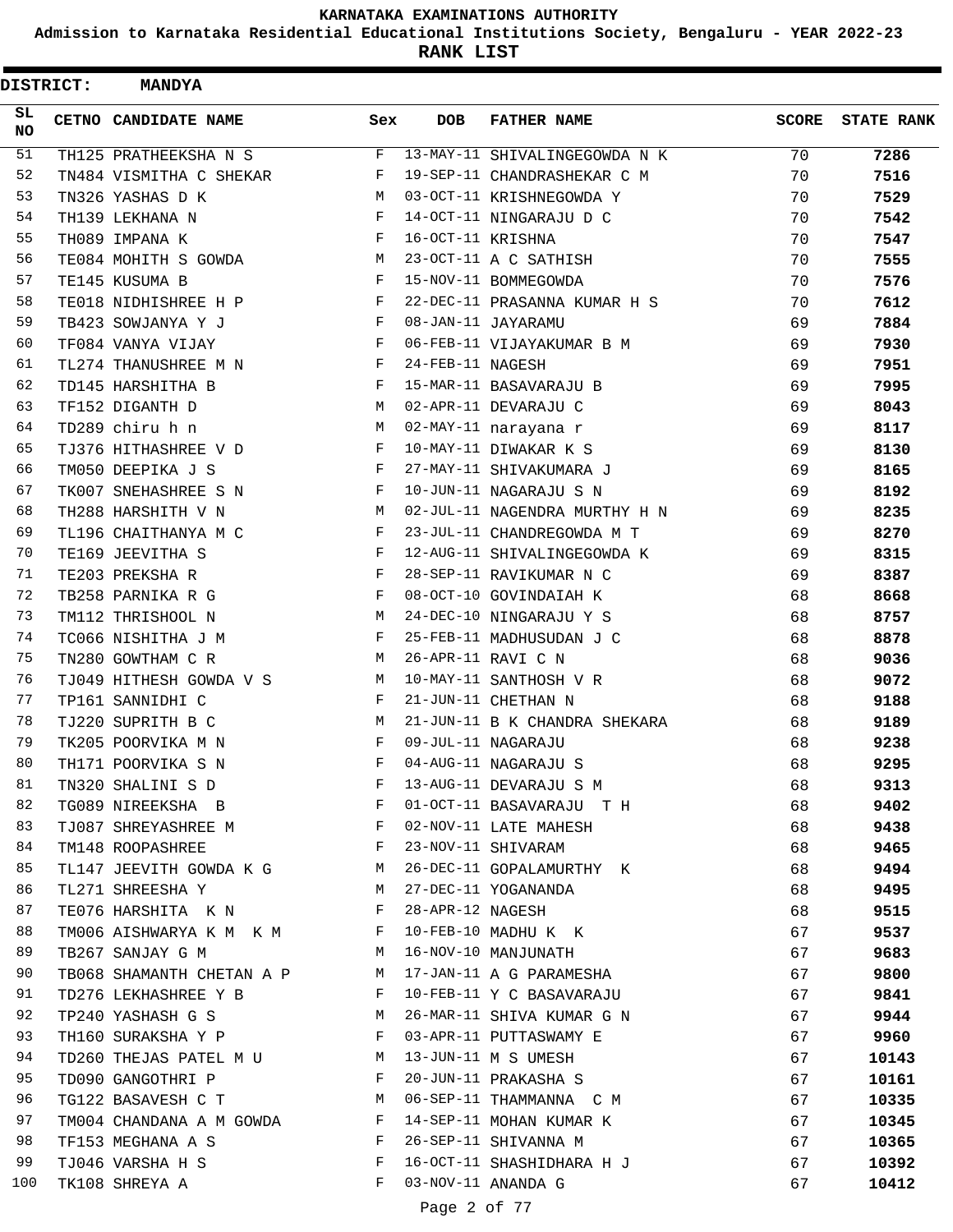**KARNATAKA EXAMINATIONS AUTHORITY**

**Admission to Karnataka Residential Educational Institutions Society, Bengaluru - YEAR 2022-23**

**RANK LIST**

**DISTRICT: MANDYA**

| SL NO | CETNO | CANDIDATE NAME | Sex | DOB | FATHER NAME | SCORE | STATE RANK |
|---|---|---|---|---|---|---|---|
| 51 | TH125 | PRATHEEKSHA N S | F | 13-MAY-11 | SHIVALINGEGOWDA N K | 70 | **7286** |
| 52 | TN484 | VISMITHA C SHEKAR | F | 19-SEP-11 | CHANDRASHEKAR C M | 70 | **7516** |
| 53 | TN326 | YASHAS D K | M | 03-OCT-11 | KRISHNEGOWDA Y | 70 | **7529** |
| 54 | TH139 | LEKHANA N | F | 14-OCT-11 | NINGARAJU D C | 70 | **7542** |
| 55 | TH089 | IMPANA K | F | 16-OCT-11 | KRISHNA | 70 | **7547** |
| 56 | TE084 | MOHITH S GOWDA | M | 23-OCT-11 | A C SATHISH | 70 | **7555** |
| 57 | TE145 | KUSUMA B | F | 15-NOV-11 | BOMMEGOWDA | 70 | **7576** |
| 58 | TE018 | NIDHISHREE H P | F | 22-DEC-11 | PRASANNA KUMAR H S | 70 | **7612** |
| 59 | TB423 | SOWJANYA Y J | F | 08-JAN-11 | JAYARAMU | 69 | **7884** |
| 60 | TF084 | VANYA VIJAY | F | 06-FEB-11 | VIJAYAKUMAR B M | 69 | **7930** |
| 61 | TL274 | THANUSHREE M N | F | 24-FEB-11 | NAGESH | 69 | **7951** |
| 62 | TD145 | HARSHITHA B | F | 15-MAR-11 | BASAVARAJU B | 69 | **7995** |
| 63 | TF152 | DIGANTH D | M | 02-APR-11 | DEVARAJU C | 69 | **8043** |
| 64 | TD289 | chiru h n | M | 02-MAY-11 | narayana r | 69 | **8117** |
| 65 | TJ376 | HITHASHREE V D | F | 10-MAY-11 | DIWAKAR K S | 69 | **8130** |
| 66 | TM050 | DEEPIKA J S | F | 27-MAY-11 | SHIVAKUMARA J | 69 | **8165** |
| 67 | TK007 | SNEHASHREE S N | F | 10-JUN-11 | NAGARAJU S N | 69 | **8192** |
| 68 | TH288 | HARSHITH V N | M | 02-JUL-11 | NAGENDRA MURTHY H N | 69 | **8235** |
| 69 | TL196 | CHAITHANYA M C | F | 23-JUL-11 | CHANDREGOWDA M T | 69 | **8270** |
| 70 | TE169 | JEEVITHA S | F | 12-AUG-11 | SHIVALINGEGOWDA K | 69 | **8315** |
| 71 | TE203 | PREKSHA R | F | 28-SEP-11 | RAVIKUMAR N C | 69 | **8387** |
| 72 | TB258 | PARNIKA R G | F | 08-OCT-10 | GOVINDAIAH K | 68 | **8668** |
| 73 | TM112 | THRISHOOL N | M | 24-DEC-10 | NINGARAJU Y S | 68 | **8757** |
| 74 | TC066 | NISHITHA J M | F | 25-FEB-11 | MADHUSUDAN J C | 68 | **8878** |
| 75 | TN280 | GOWTHAM C R | M | 26-APR-11 | RAVI C N | 68 | **9036** |
| 76 | TJ049 | HITHESH GOWDA V S | M | 10-MAY-11 | SANTHOSH V R | 68 | **9072** |
| 77 | TP161 | SANNIDHI C | F | 21-JUN-11 | CHETHAN N | 68 | **9188** |
| 78 | TJ220 | SUPRITH B C | M | 21-JUN-11 | B K CHANDRA SHEKARA | 68 | **9189** |
| 79 | TK205 | POORVIKA M N | F | 09-JUL-11 | NAGARAJU | 68 | **9238** |
| 80 | TH171 | POORVIKA S N | F | 04-AUG-11 | NAGARAJU S | 68 | **9295** |
| 81 | TN320 | SHALINI S D | F | 13-AUG-11 | DEVARAJU S M | 68 | **9313** |
| 82 | TG089 | NIREEKSHA B | F | 01-OCT-11 | BASAVARAJU T H | 68 | **9402** |
| 83 | TJ087 | SHREYASHREE M | F | 02-NOV-11 | LATE MAHESH | 68 | **9438** |
| 84 | TM148 | ROOPASHREE | F | 23-NOV-11 | SHIVARAM | 68 | **9465** |
| 85 | TL147 | JEEVITH GOWDA K G | M | 26-DEC-11 | GOPALAMURTHY K | 68 | **9494** |
| 86 | TL271 | SHREESHA Y | M | 27-DEC-11 | YOGANANDA | 68 | **9495** |
| 87 | TE076 | HARSHITA K N | F | 28-APR-12 | NAGESH | 68 | **9515** |
| 88 | TM006 | AISHWARYA K M K M | F | 10-FEB-10 | MADHU K K | 67 | **9537** |
| 89 | TB267 | SANJAY G M | M | 16-NOV-10 | MANJUNATH | 67 | **9683** |
| 90 | TB068 | SHAMANTH CHETAN A P | M | 17-JAN-11 | A G PARAMESHA | 67 | **9800** |
| 91 | TD276 | LEKHASHREE Y B | F | 10-FEB-11 | Y C BASAVARAJU | 67 | **9841** |
| 92 | TP240 | YASHASH G S | M | 26-MAR-11 | SHIVA KUMAR G N | 67 | **9944** |
| 93 | TH160 | SURAKSHA Y P | F | 03-APR-11 | PUTTASWAMY E | 67 | **9960** |
| 94 | TD260 | THEJAS PATEL M U | M | 13-JUN-11 | M S UMESH | 67 | **10143** |
| 95 | TD090 | GANGOTHRI P | F | 20-JUN-11 | PRAKASHA S | 67 | **10161** |
| 96 | TG122 | BASAVESH C T | M | 06-SEP-11 | THAMMANNA C M | 67 | **10335** |
| 97 | TM004 | CHANDANA A M GOWDA | F | 14-SEP-11 | MOHAN KUMAR K | 67 | **10345** |
| 98 | TF153 | MEGHANA A S | F | 26-SEP-11 | SHIVANNA M | 67 | **10365** |
| 99 | TJ046 | VARSHA H S | F | 16-OCT-11 | SHASHIDHARA H J | 67 | **10392** |
| 100 | TK108 | SHREYA A | F | 03-NOV-11 | ANANDA G | 67 | **10412** |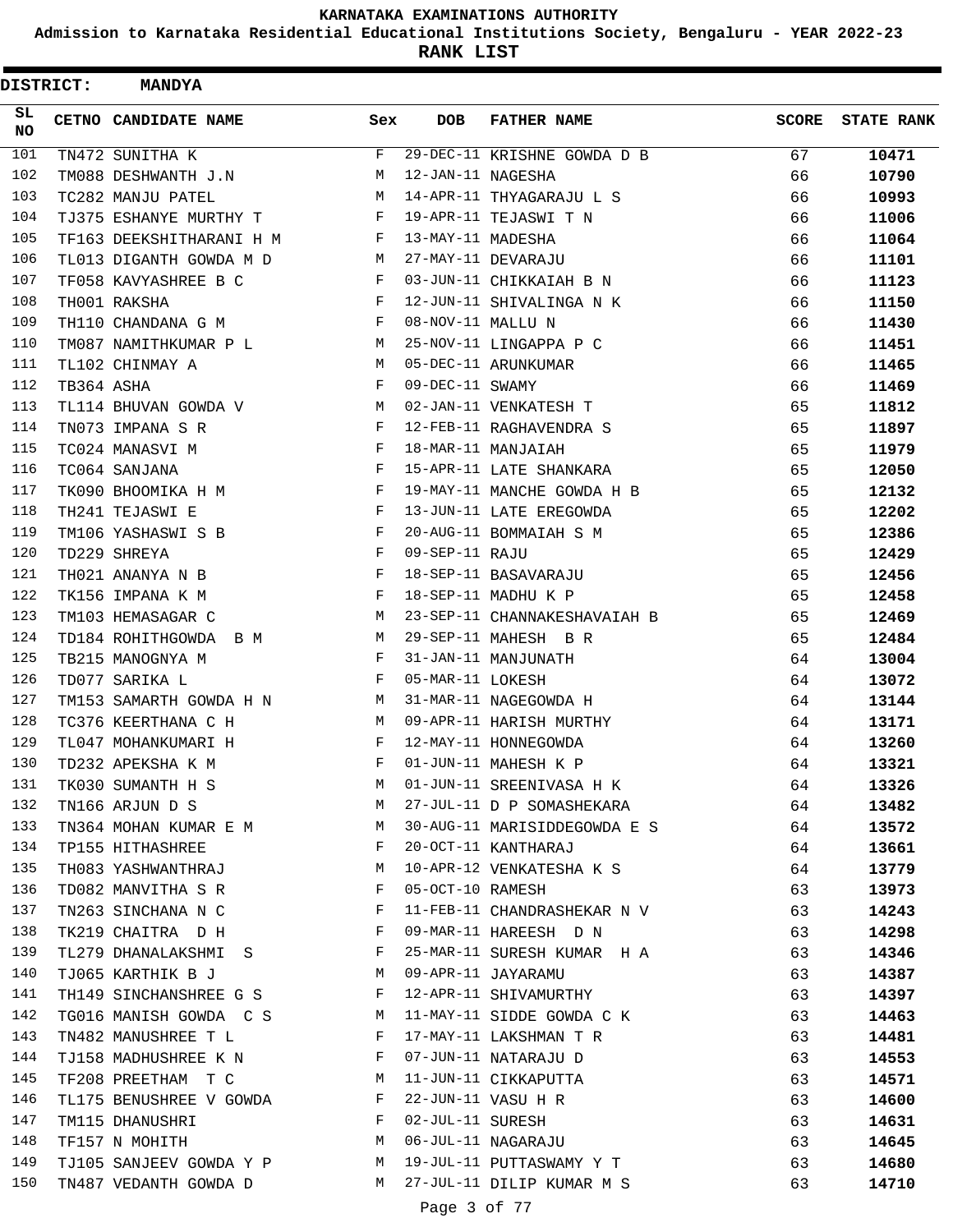KARNATAKA EXAMINATIONS AUTHORITY

Admission to Karnataka Residential Educational Institutions Society, Bengaluru - YEAR 2022-23

**RANK LIST**

**DISTRICT: MANDYA**

| SL NO | CETNO | CANDIDATE NAME | Sex | DOB | FATHER NAME | SCORE | STATE RANK |
|---|---|---|---|---|---|---|---|
| 101 | TN472 | SUNITHA K | F | 29-DEC-11 | KRISHNE GOWDA D B | 67 | **10471** |
| 102 | TM088 | DESHWANTH J.N | M | 12-JAN-11 | NAGESHA | 66 | **10790** |
| 103 | TC282 | MANJU PATEL | M | 14-APR-11 | THYAGARAJU L S | 66 | **10993** |
| 104 | TJ375 | ESHANYE MURTHY T | F | 19-APR-11 | TEJASWI T N | 66 | **11006** |
| 105 | TF163 | DEEKSHITHARANI H M | F | 13-MAY-11 | MADESHA | 66 | **11064** |
| 106 | TL013 | DIGANTH GOWDA M D | M | 27-MAY-11 | DEVARAJU | 66 | **11101** |
| 107 | TF058 | KAVYASHREE B C | F | 03-JUN-11 | CHIKKAIAH B N | 66 | **11123** |
| 108 | TH001 | RAKSHA | F | 12-JUN-11 | SHIVALINGA N K | 66 | **11150** |
| 109 | TH110 | CHANDANA G M | F | 08-NOV-11 | MALLU N | 66 | **11430** |
| 110 | TM087 | NAMITHKUMAR P L | M | 25-NOV-11 | LINGAPPA P C | 66 | **11451** |
| 111 | TL102 | CHINMAY A | M | 05-DEC-11 | ARUNKUMAR | 66 | **11465** |
| 112 | TB364 | ASHA | F | 09-DEC-11 | SWAMY | 66 | **11469** |
| 113 | TL114 | BHUVAN GOWDA V | M | 02-JAN-11 | VENKATESH T | 65 | **11812** |
| 114 | TN073 | IMPANA S R | F | 12-FEB-11 | RAGHAVENDRA S | 65 | **11897** |
| 115 | TC024 | MANASVI M | F | 18-MAR-11 | MANJAIAH | 65 | **11979** |
| 116 | TC064 | SANJANA | F | 15-APR-11 | LATE SHANKARA | 65 | **12050** |
| 117 | TK090 | BHOOMIKA H M | F | 19-MAY-11 | MANCHE GOWDA H B | 65 | **12132** |
| 118 | TH241 | TEJASWI E | F | 13-JUN-11 | LATE EREGOWDA | 65 | **12202** |
| 119 | TM106 | YASHASWI S B | F | 20-AUG-11 | BOMMAIAH S M | 65 | **12386** |
| 120 | TD229 | SHREYA | F | 09-SEP-11 | RAJU | 65 | **12429** |
| 121 | TH021 | ANANYA N B | F | 18-SEP-11 | BASAVARAJU | 65 | **12456** |
| 122 | TK156 | IMPANA K M | F | 18-SEP-11 | MADHU K P | 65 | **12458** |
| 123 | TM103 | HEMASAGAR C | M | 23-SEP-11 | CHANNAKESHAVAIAH B | 65 | **12469** |
| 124 | TD184 | ROHITHGOWDA B M | M | 29-SEP-11 | MAHESH B R | 65 | **12484** |
| 125 | TB215 | MANOGNYA M | F | 31-JAN-11 | MANJUNATH | 64 | **13004** |
| 126 | TD077 | SARIKA L | F | 05-MAR-11 | LOKESH | 64 | **13072** |
| 127 | TM153 | SAMARTH GOWDA H N | M | 31-MAR-11 | NAGEGOWDA H | 64 | **13144** |
| 128 | TC376 | KEERTHANA C H | M | 09-APR-11 | HARISH MURTHY | 64 | **13171** |
| 129 | TL047 | MOHANKUMARI H | F | 12-MAY-11 | HONNEGOWDA | 64 | **13260** |
| 130 | TD232 | APEKSHA K M | F | 01-JUN-11 | MAHESH K P | 64 | **13321** |
| 131 | TK030 | SUMANTH H S | M | 01-JUN-11 | SREENIVASA H K | 64 | **13326** |
| 132 | TN166 | ARJUN D S | M | 27-JUL-11 | D P SOMASHEKARA | 64 | **13482** |
| 133 | TN364 | MOHAN KUMAR E M | M | 30-AUG-11 | MARISIDDEGOWDA E S | 64 | **13572** |
| 134 | TP155 | HITHASHREE | F | 20-OCT-11 | KANTHARAJ | 64 | **13661** |
| 135 | TH083 | YASHWANTHRAJ | M | 10-APR-12 | VENKATESHA K S | 64 | **13779** |
| 136 | TD082 | MANVITHA S R | F | 05-OCT-10 | RAMESH | 63 | **13973** |
| 137 | TN263 | SINCHANA N C | F | 11-FEB-11 | CHANDRASHEKAR N V | 63 | **14243** |
| 138 | TK219 | CHAITRA D H | F | 09-MAR-11 | HAREESH D N | 63 | **14298** |
| 139 | TL279 | DHANALAKSHMI S | F | 25-MAR-11 | SURESH KUMAR H A | 63 | **14346** |
| 140 | TJ065 | KARTHIK B J | M | 09-APR-11 | JAYARAMU | 63 | **14387** |
| 141 | TH149 | SINCHANSHREE G S | F | 12-APR-11 | SHIVAMURTHY | 63 | **14397** |
| 142 | TG016 | MANISH GOWDA C S | M | 11-MAY-11 | SIDDE GOWDA C K | 63 | **14463** |
| 143 | TN482 | MANUSHREE T L | F | 17-MAY-11 | LAKSHMAN T R | 63 | **14481** |
| 144 | TJ158 | MADHUSHREE K N | F | 07-JUN-11 | NATARAJU D | 63 | **14553** |
| 145 | TF208 | PREETHAM T C | M | 11-JUN-11 | CIKKAPUTTA | 63 | **14571** |
| 146 | TL175 | BENUSHREE V GOWDA | F | 22-JUN-11 | VASU H R | 63 | **14600** |
| 147 | TM115 | DHANUSHRI | F | 02-JUL-11 | SURESH | 63 | **14631** |
| 148 | TF157 | N MOHITH | M | 06-JUL-11 | NAGARAJU | 63 | **14645** |
| 149 | TJ105 | SANJEEV GOWDA Y P | M | 19-JUL-11 | PUTTASWAMY Y T | 63 | **14680** |
| 150 | TN487 | VEDANTH GOWDA D | M | 27-JUL-11 | DILIP KUMAR M S | 63 | **14710** |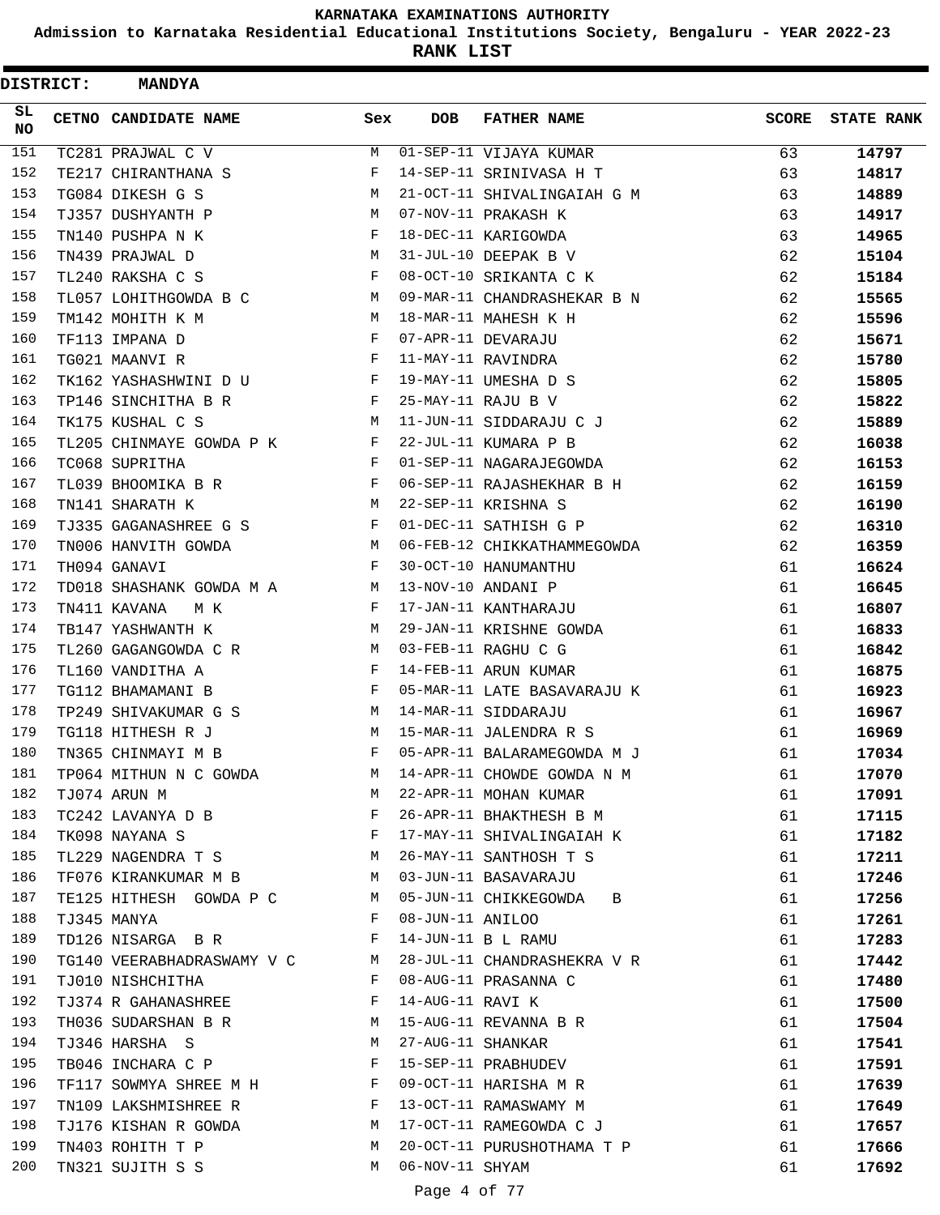**KARNATAKA EXAMINATIONS AUTHORITY**

**Admission to Karnataka Residential Educational Institutions Society, Bengaluru - YEAR 2022-23**

**RANK LIST**

**DISTRICT: MANDYA**

| SL NO | CETNO | CANDIDATE NAME | Sex | DOB | FATHER NAME | SCORE | STATE RANK |
|---|---|---|---|---|---|---|---|
| 151 | TC281 | PRAJWAL C V | M | 01-SEP-11 | VIJAYA KUMAR | 63 | 14797 |
| 152 | TE217 | CHIRANTHANA S | F | 14-SEP-11 | SRINIVASA H T | 63 | 14817 |
| 153 | TG084 | DIKESH G S | M | 21-OCT-11 | SHIVALINGAIAH G M | 63 | 14889 |
| 154 | TJ357 | DUSHYANTH P | M | 07-NOV-11 | PRAKASH K | 63 | 14917 |
| 155 | TN140 | PUSHPA N K | F | 18-DEC-11 | KARIGOWDA | 63 | 14965 |
| 156 | TN439 | PRAJWAL D | M | 31-JUL-10 | DEEPAK B V | 62 | 15104 |
| 157 | TL240 | RAKSHA C S | F | 08-OCT-10 | SRIKANTA C K | 62 | 15184 |
| 158 | TL057 | LOHITHGOWDA B C | M | 09-MAR-11 | CHANDRASHEKAR B N | 62 | 15565 |
| 159 | TM142 | MOHITH K M | M | 18-MAR-11 | MAHESH K H | 62 | 15596 |
| 160 | TF113 | IMPANA D | F | 07-APR-11 | DEVARAJU | 62 | 15671 |
| 161 | TG021 | MAANVI R | F | 11-MAY-11 | RAVINDRA | 62 | 15780 |
| 162 | TK162 | YASHASHWINI D U | F | 19-MAY-11 | UMESHA D S | 62 | 15805 |
| 163 | TP146 | SINCHITHA B R | F | 25-MAY-11 | RAJU B V | 62 | 15822 |
| 164 | TK175 | KUSHAL C S | M | 11-JUN-11 | SIDDARAJU C J | 62 | 15889 |
| 165 | TL205 | CHINMAYE GOWDA P K | F | 22-JUL-11 | KUMARA P B | 62 | 16038 |
| 166 | TC068 | SUPRITHA | F | 01-SEP-11 | NAGARAJEGOWDA | 62 | 16153 |
| 167 | TL039 | BHOOMIKA B R | F | 06-SEP-11 | RAJASHEKHAR B H | 62 | 16159 |
| 168 | TN141 | SHARATH K | M | 22-SEP-11 | KRISHNA S | 62 | 16190 |
| 169 | TJ335 | GAGANASHREE G S | F | 01-DEC-11 | SATHISH G P | 62 | 16310 |
| 170 | TN006 | HANVITH GOWDA | M | 06-FEB-12 | CHIKKATHAMMEGOWDA | 62 | 16359 |
| 171 | TH094 | GANAVI | F | 30-OCT-10 | HANUMANTHU | 61 | 16624 |
| 172 | TD018 | SHASHANK GOWDA M A | M | 13-NOV-10 | ANDANI P | 61 | 16645 |
| 173 | TN411 | KAVANA M K | F | 17-JAN-11 | KANTHARAJU | 61 | 16807 |
| 174 | TB147 | YASHWANTH K | M | 29-JAN-11 | KRISHNE GOWDA | 61 | 16833 |
| 175 | TL260 | GAGANGOWDA C R | M | 03-FEB-11 | RAGHU C G | 61 | 16842 |
| 176 | TL160 | VANDITHA A | F | 14-FEB-11 | ARUN KUMAR | 61 | 16875 |
| 177 | TG112 | BHAMAMANI B | F | 05-MAR-11 | LATE BASAVARAJU K | 61 | 16923 |
| 178 | TP249 | SHIVAKUMAR G S | M | 14-MAR-11 | SIDDARAJU | 61 | 16967 |
| 179 | TG118 | HITHESH R J | M | 15-MAR-11 | JALENDRA R S | 61 | 16969 |
| 180 | TN365 | CHINMAYI M B | F | 05-APR-11 | BALARAMEGOWDA M J | 61 | 17034 |
| 181 | TP064 | MITHUN N C GOWDA | M | 14-APR-11 | CHOWDE GOWDA N M | 61 | 17070 |
| 182 | TJ074 | ARUN M | M | 22-APR-11 | MOHAN KUMAR | 61 | 17091 |
| 183 | TC242 | LAVANYA D B | F | 26-APR-11 | BHAKTHESH B M | 61 | 17115 |
| 184 | TK098 | NAYANA S | F | 17-MAY-11 | SHIVALINGAIAH K | 61 | 17182 |
| 185 | TL229 | NAGENDRA T S | M | 26-MAY-11 | SANTHOSH T S | 61 | 17211 |
| 186 | TF076 | KIRANKUMAR M B | M | 03-JUN-11 | BASAVARAJU | 61 | 17246 |
| 187 | TE125 | HITHESH GOWDA P C | M | 05-JUN-11 | CHIKKEGOWDA B | 61 | 17256 |
| 188 | TJ345 | MANYA | F | 08-JUN-11 | ANILOO | 61 | 17261 |
| 189 | TD126 | NISARGA B R | F | 14-JUN-11 | B L RAMU | 61 | 17283 |
| 190 | TG140 | VEERABHADRASWAMY V C | M | 28-JUL-11 | CHANDRASHEKRA V R | 61 | 17442 |
| 191 | TJ010 | NISHCHITHA | F | 08-AUG-11 | PRASANNA C | 61 | 17480 |
| 192 | TJ374 | R GAHANASHREE | F | 14-AUG-11 | RAVI K | 61 | 17500 |
| 193 | TH036 | SUDARSHAN B R | M | 15-AUG-11 | REVANNA B R | 61 | 17504 |
| 194 | TJ346 | HARSHA S | M | 27-AUG-11 | SHANKAR | 61 | 17541 |
| 195 | TB046 | INCHARA C P | F | 15-SEP-11 | PRABHUDEV | 61 | 17591 |
| 196 | TF117 | SOWMYA SHREE M H | F | 09-OCT-11 | HARISHA M R | 61 | 17639 |
| 197 | TN109 | LAKSHMISHREE R | F | 13-OCT-11 | RAMASWAMY M | 61 | 17649 |
| 198 | TJ176 | KISHAN R GOWDA | M | 17-OCT-11 | RAMEGOWDA C J | 61 | 17657 |
| 199 | TN403 | ROHITH T P | M | 20-OCT-11 | PURUSHOTHAMA T P | 61 | 17666 |
| 200 | TN321 | SUJITH S S | M | 06-NOV-11 | SHYAM | 61 | 17692 |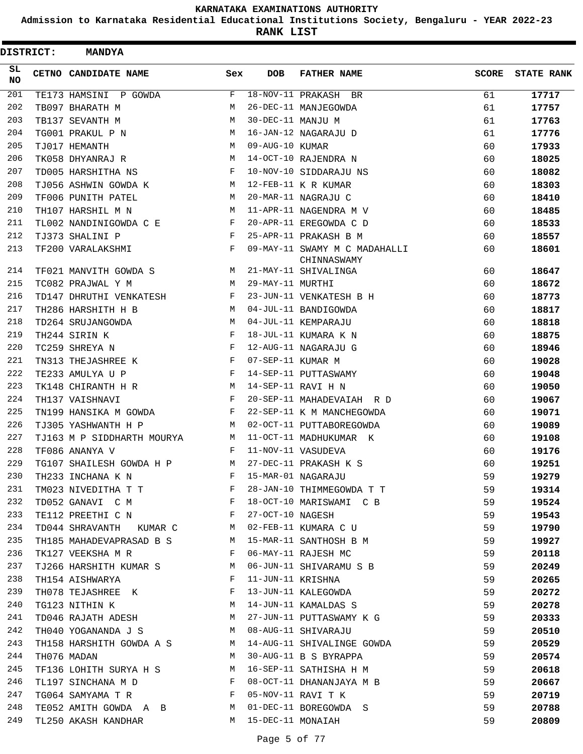KARNATAKA EXAMINATIONS AUTHORITY

Admission to Karnataka Residential Educational Institutions Society, Bengaluru - YEAR 2022-23

**RANK LIST**

**DISTRICT: MANDYA**

| SL NO | CETNO | CANDIDATE NAME | Sex | DOB | FATHER NAME | SCORE | STATE RANK |
|---|---|---|---|---|---|---|---|
| 201 | TE173 | HAMSINI P GOWDA | F | 18-NOV-11 | PRAKASH BR | 61 | **17717** |
| 202 | TB097 | BHARATH M | M | 26-DEC-11 | MANJEGOWDA | 61 | **17757** |
| 203 | TB137 | SEVANTH M | M | 30-DEC-11 | MANJU M | 61 | **17763** |
| 204 | TG001 | PRAKUL P N | M | 16-JAN-12 | NAGARAJU D | 61 | **17776** |
| 205 | TJ017 | HEMANTH | M | 09-AUG-10 | KUMAR | 60 | **17933** |
| 206 | TK058 | DHYANRAJ R | M | 14-OCT-10 | RAJENDRA N | 60 | **18025** |
| 207 | TD005 | HARSHITHA NS | F | 10-NOV-10 | SIDDARAJU NS | 60 | **18082** |
| 208 | TJ056 | ASHWIN GOWDA K | M | 12-FEB-11 | K R KUMAR | 60 | **18303** |
| 209 | TF006 | PUNITH PATEL | M | 20-MAR-11 | NAGRAJU C | 60 | **18410** |
| 210 | TH107 | HARSHIL M N | M | 11-APR-11 | NAGENDRA M V | 60 | **18485** |
| 211 | TL002 | NANDINIGOWDA C E | F | 20-APR-11 | EREGOWDA C D | 60 | **18533** |
| 212 | TJ373 | SHALINI P | F | 25-APR-11 | PRAKASH B M | 60 | **18557** |
| 213 | TF200 | VARALAKSHMI | F | 09-MAY-11 | SWAMY M C MADAHALLI CHINNASWAMY | 60 | **18601** |
| 214 | TF021 | MANVITH GOWDA S | M | 21-MAY-11 | SHIVALINGA | 60 | **18647** |
| 215 | TC082 | PRAJWAL Y M | M | 29-MAY-11 | MURTHI | 60 | **18672** |
| 216 | TD147 | DHRUTHI VENKATESH | F | 23-JUN-11 | VENKATESH B H | 60 | **18773** |
| 217 | TH286 | HARSHITH H B | M | 04-JUL-11 | BANDIGOWDA | 60 | **18817** |
| 218 | TD264 | SRUJANGOWDA | M | 04-JUL-11 | KEMPARAJU | 60 | **18818** |
| 219 | TH244 | SIRIN K | F | 18-JUL-11 | KUMARA K N | 60 | **18875** |
| 220 | TC259 | SHREYA N | F | 12-AUG-11 | NAGARAJU G | 60 | **18946** |
| 221 | TN313 | THEJASHREE K | F | 07-SEP-11 | KUMAR M | 60 | **19028** |
| 222 | TE233 | AMULYA U P | F | 14-SEP-11 | PUTTASWAMY | 60 | **19048** |
| 223 | TK148 | CHIRANTH H R | M | 14-SEP-11 | RAVI H N | 60 | **19050** |
| 224 | TH137 | VAISHNAVI | F | 20-SEP-11 | MAHADEVAIAH R D | 60 | **19067** |
| 225 | TN199 | HANSIKA M GOWDA | F | 22-SEP-11 | K M MANCHEGOWDA | 60 | **19071** |
| 226 | TJ305 | YASHWANTH H P | M | 02-OCT-11 | PUTTABOREGOWDA | 60 | **19089** |
| 227 | TJ163 | M P SIDDHARTH MOURYA | M | 11-OCT-11 | MADHUKUMAR K | 60 | **19108** |
| 228 | TF086 | ANANYA V | F | 11-NOV-11 | VASUDEVA | 60 | **19176** |
| 229 | TG107 | SHAILESH GOWDA H P | M | 27-DEC-11 | PRAKASH K S | 60 | **19251** |
| 230 | TH233 | INCHANA K N | F | 15-MAR-01 | NAGARAJU | 59 | **19279** |
| 231 | TM023 | NIVEDITHA T T | F | 28-JAN-10 | THIMMEGOWDA T T | 59 | **19314** |
| 232 | TD052 | GANAVI C M | F | 18-OCT-10 | MARISWAMI C B | 59 | **19524** |
| 233 | TE112 | PREETHI C N | F | 27-OCT-10 | NAGESH | 59 | **19543** |
| 234 | TD044 | SHRAVANTH KUMAR C | M | 02-FEB-11 | KUMARA C U | 59 | **19790** |
| 235 | TH185 | MAHADEVAPRASAD B S | M | 15-MAR-11 | SANTHOSH B M | 59 | **19927** |
| 236 | TK127 | VEEKSHA M R | F | 06-MAY-11 | RAJESH MC | 59 | **20118** |
| 237 | TJ266 | HARSHITH KUMAR S | M | 06-JUN-11 | SHIVARAMU S B | 59 | **20249** |
| 238 | TH154 | AISHWARYA | F | 11-JUN-11 | KRISHNA | 59 | **20265** |
| 239 | TH078 | TEJASHREE K | F | 13-JUN-11 | KALEGOWDA | 59 | **20272** |
| 240 | TG123 | NITHIN K | M | 14-JUN-11 | KAMALDAS S | 59 | **20278** |
| 241 | TD046 | RAJATH ADESH | M | 27-JUN-11 | PUTTASWAMY K G | 59 | **20333** |
| 242 | TH040 | YOGANANDA J S | M | 08-AUG-11 | SHIVARAJU | 59 | **20510** |
| 243 | TH158 | HARSHITH GOWDA A S | M | 14-AUG-11 | SHIVALINGE GOWDA | 59 | **20529** |
| 244 | TH076 | MADAN | M | 30-AUG-11 | B S BYRAPPA | 59 | **20574** |
| 245 | TF136 | LOHITH SURYA H S | M | 16-SEP-11 | SATHISHA H M | 59 | **20618** |
| 246 | TL197 | SINCHANA M D | F | 08-OCT-11 | DHANANJAYA M B | 59 | **20667** |
| 247 | TG064 | SAMYAMA T R | F | 05-NOV-11 | RAVI T K | 59 | **20719** |
| 248 | TE052 | AMITH GOWDA A B | M | 01-DEC-11 | BOREGOWDA S | 59 | **20788** |
| 249 | TL250 | AKASH KANDHAR | M | 15-DEC-11 | MONAIAH | 59 | **20809** |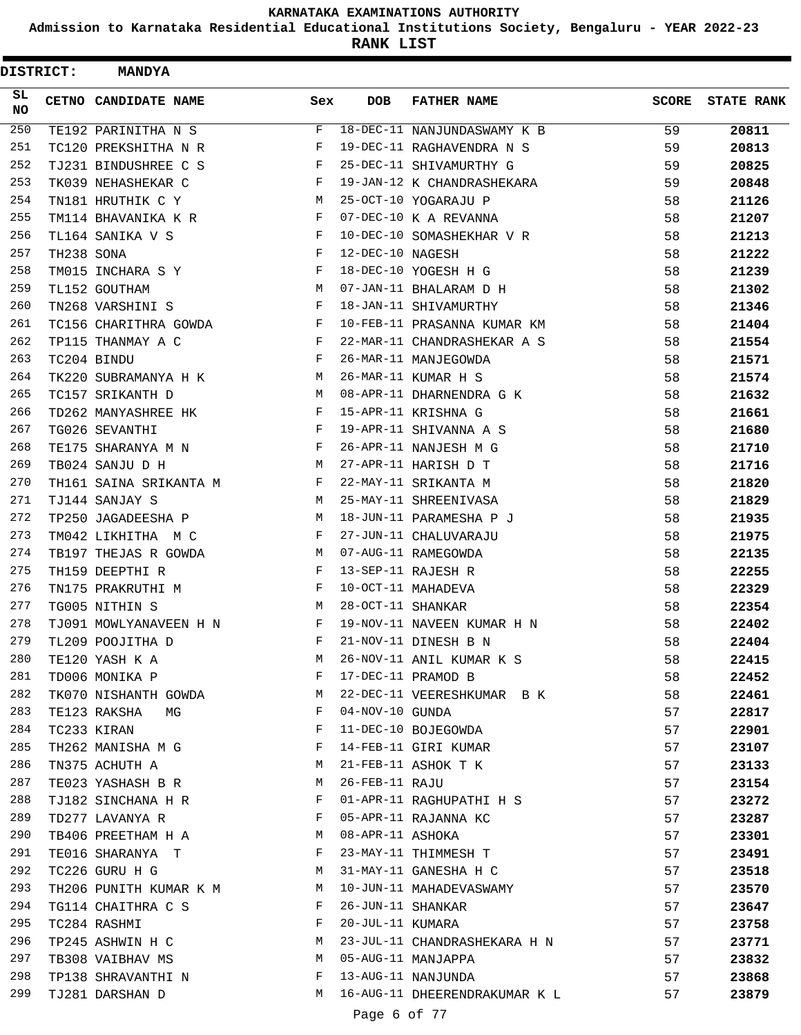**KARNATAKA EXAMINATIONS AUTHORITY**

**Admission to Karnataka Residential Educational Institutions Society, Bengaluru - YEAR 2022-23**

**RANK LIST**

**DISTRICT: MANDYA**

| SL NO | CETNO | CANDIDATE NAME | Sex | DOB | FATHER NAME | SCORE | STATE RANK |
|---|---|---|---|---|---|---|---|
| 250 | TE192 | PARINITHA N S | F | 18-DEC-11 | NANJUNDASWAMY K B | 59 | **20811** |
| 251 | TC120 | PREKSHITHA N R | F | 19-DEC-11 | RAGHAVENDRA N S | 59 | **20813** |
| 252 | TJ231 | BINDUSHREE C S | F | 25-DEC-11 | SHIVAMURTHY G | 59 | **20825** |
| 253 | TK039 | NEHASHEKAR C | F | 19-JAN-12 | K CHANDRASHEKARA | 59 | **20848** |
| 254 | TN181 | HRUTHIK C Y | M | 25-OCT-10 | YOGARAJU P | 58 | **21126** |
| 255 | TM114 | BHAVANIKA K R | F | 07-DEC-10 | K A REVANNA | 58 | **21207** |
| 256 | TL164 | SANIKA V S | F | 10-DEC-10 | SOMASHEKHAR V R | 58 | **21213** |
| 257 | TH238 | SONA | F | 12-DEC-10 | NAGESH | 58 | **21222** |
| 258 | TM015 | INCHARA S Y | F | 18-DEC-10 | YOGESH H G | 58 | **21239** |
| 259 | TL152 | GOUTHAM | M | 07-JAN-11 | BHALARAM D H | 58 | **21302** |
| 260 | TN268 | VARSHINI S | F | 18-JAN-11 | SHIVAMURTHY | 58 | **21346** |
| 261 | TC156 | CHARITHRA GOWDA | F | 10-FEB-11 | PRASANNA KUMAR KM | 58 | **21404** |
| 262 | TP115 | THANMAY A C | F | 22-MAR-11 | CHANDRASHEKAR A S | 58 | **21554** |
| 263 | TC204 | BINDU | F | 26-MAR-11 | MANJEGOWDA | 58 | **21571** |
| 264 | TK220 | SUBRAMANYA H K | M | 26-MAR-11 | KUMAR H S | 58 | **21574** |
| 265 | TC157 | SRIKANTH D | M | 08-APR-11 | DHARNENDRA G K | 58 | **21632** |
| 266 | TD262 | MANYASHREE HK | F | 15-APR-11 | KRISHNA G | 58 | **21661** |
| 267 | TG026 | SEVANTHI | F | 19-APR-11 | SHIVANNA A S | 58 | **21680** |
| 268 | TE175 | SHARANYA M N | F | 26-APR-11 | NANJESH M G | 58 | **21710** |
| 269 | TB024 | SANJU D H | M | 27-APR-11 | HARISH D T | 58 | **21716** |
| 270 | TH161 | SAINA SRIKANTA M | F | 22-MAY-11 | SRIKANTA M | 58 | **21820** |
| 271 | TJ144 | SANJAY S | M | 25-MAY-11 | SHREENIVASA | 58 | **21829** |
| 272 | TP250 | JAGADEESHA P | M | 18-JUN-11 | PARAMESHA P J | 58 | **21935** |
| 273 | TM042 | LIKHITHA M C | F | 27-JUN-11 | CHALUVARAJU | 58 | **21975** |
| 274 | TB197 | THEJAS R GOWDA | M | 07-AUG-11 | RAMEGOWDA | 58 | **22135** |
| 275 | TH159 | DEEPTHI R | F | 13-SEP-11 | RAJESH R | 58 | **22255** |
| 276 | TN175 | PRAKRUTHI M | F | 10-OCT-11 | MAHADEVA | 58 | **22329** |
| 277 | TG005 | NITHIN S | M | 28-OCT-11 | SHANKAR | 58 | **22354** |
| 278 | TJ091 | MOWLYANAVEEN H N | F | 19-NOV-11 | NAVEEN KUMAR H N | 58 | **22402** |
| 279 | TL209 | POOJITHA D | F | 21-NOV-11 | DINESH B N | 58 | **22404** |
| 280 | TE120 | YASH K A | M | 26-NOV-11 | ANIL KUMAR K S | 58 | **22415** |
| 281 | TD006 | MONIKA P | F | 17-DEC-11 | PRAMOD B | 58 | **22452** |
| 282 | TK070 | NISHANTH GOWDA | M | 22-DEC-11 | VEERESHKUMAR B K | 58 | **22461** |
| 283 | TE123 | RAKSHA MG | F | 04-NOV-10 | GUNDA | 57 | **22817** |
| 284 | TC233 | KIRAN | F | 11-DEC-10 | BOJEGOWDA | 57 | **22901** |
| 285 | TH262 | MANISHA M G | F | 14-FEB-11 | GIRI KUMAR | 57 | **23107** |
| 286 | TN375 | ACHUTH A | M | 21-FEB-11 | ASHOK T K | 57 | **23133** |
| 287 | TE023 | YASHASH B R | M | 26-FEB-11 | RAJU | 57 | **23154** |
| 288 | TJ182 | SINCHANA H R | F | 01-APR-11 | RAGHUPATHI H S | 57 | **23272** |
| 289 | TD277 | LAVANYA R | F | 05-APR-11 | RAJANNA KC | 57 | **23287** |
| 290 | TB406 | PREETHAM H A | M | 08-APR-11 | ASHOKA | 57 | **23301** |
| 291 | TE016 | SHARANYA T | F | 23-MAY-11 | THIMMESH T | 57 | **23491** |
| 292 | TC226 | GURU H G | M | 31-MAY-11 | GANESHA H C | 57 | **23518** |
| 293 | TH206 | PUNITH KUMAR K M | M | 10-JUN-11 | MAHADEVASWAMY | 57 | **23570** |
| 294 | TG114 | CHAITHRA C S | F | 26-JUN-11 | SHANKAR | 57 | **23647** |
| 295 | TC284 | RASHMI | F | 20-JUL-11 | KUMARA | 57 | **23758** |
| 296 | TP245 | ASHWIN H C | M | 23-JUL-11 | CHANDRASHEKARA H N | 57 | **23771** |
| 297 | TB308 | VAIBHAV MS | M | 05-AUG-11 | MANJAPPA | 57 | **23832** |
| 298 | TP138 | SHRAVANTHI N | F | 13-AUG-11 | NANJUNDA | 57 | **23868** |
| 299 | TJ281 | DARSHAN D | M | 16-AUG-11 | DHEERENDRAKUMAR K L | 57 | **23879** |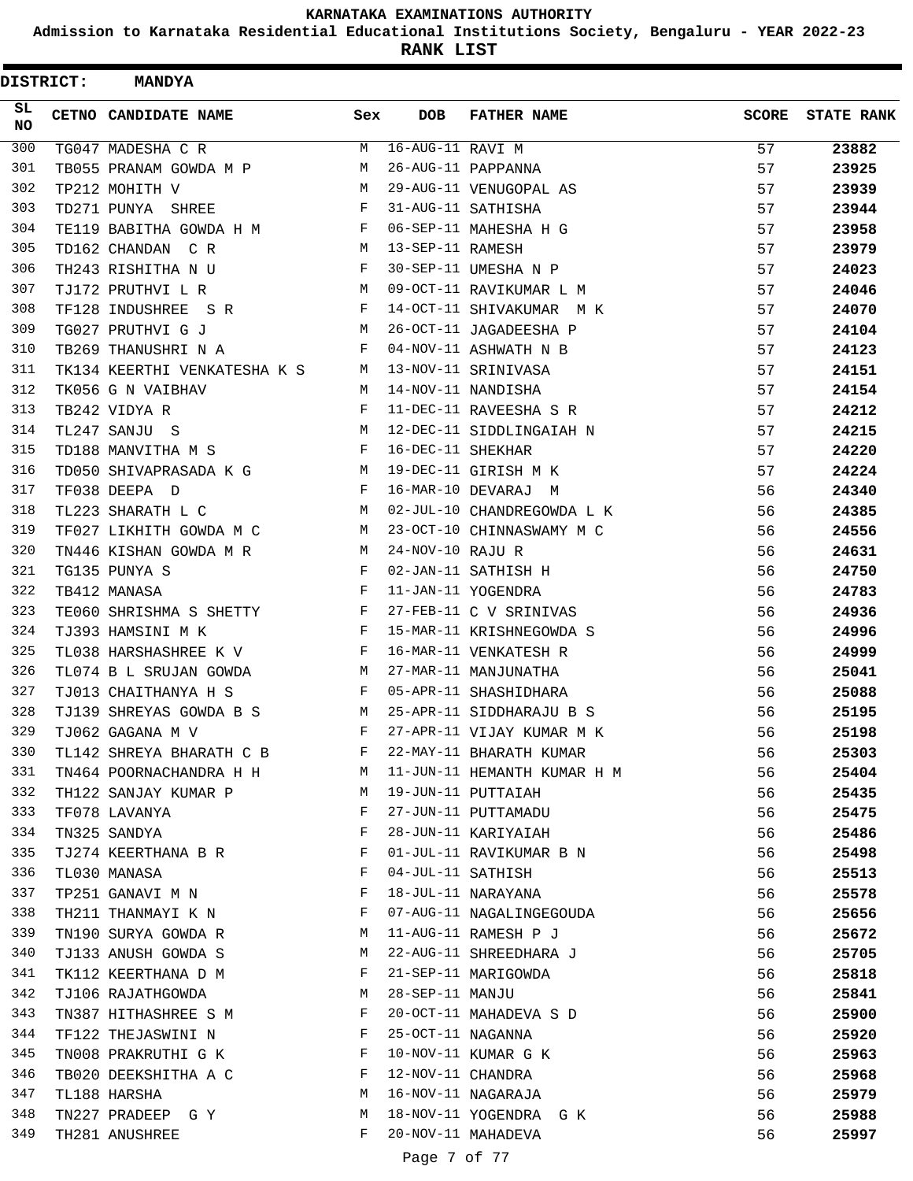# KARNATAKA EXAMINATIONS AUTHORITY

**Admission to Karnataka Residential Educational Institutions Society, Bengaluru - YEAR 2022-23**

**RANK LIST**

**DISTRICT: MANDYA**

| SL NO | CETNO | CANDIDATE NAME | Sex | DOB | FATHER NAME | SCORE | STATE RANK |
|---|---|---|---|---|---|---|---|
| 300 | TG047 | MADESHA C R | M | 16-AUG-11 | RAVI M | 57 | 23882 |
| 301 | TB055 | PRANAM GOWDA M P | M | 26-AUG-11 | PAPPANNA | 57 | 23925 |
| 302 | TP212 | MOHITH V | M | 29-AUG-11 | VENUGOPAL AS | 57 | 23939 |
| 303 | TD271 | PUNYA SHREE | F | 31-AUG-11 | SATHISHA | 57 | 23944 |
| 304 | TE119 | BABITHA GOWDA H M | F | 06-SEP-11 | MAHESHA H G | 57 | 23958 |
| 305 | TD162 | CHANDAN C R | M | 13-SEP-11 | RAMESH | 57 | 23979 |
| 306 | TH243 | RISHITHA N U | F | 30-SEP-11 | UMESHA N P | 57 | 24023 |
| 307 | TJ172 | PRUTHVI L R | M | 09-OCT-11 | RAVIKUMAR L M | 57 | 24046 |
| 308 | TF128 | INDUSHREE S R | F | 14-OCT-11 | SHIVAKUMAR M K | 57 | 24070 |
| 309 | TG027 | PRUTHVI G J | M | 26-OCT-11 | JAGADEESHA P | 57 | 24104 |
| 310 | TB269 | THANUSHRI N A | F | 04-NOV-11 | ASHWATH N B | 57 | 24123 |
| 311 | TK134 | KEERTHI VENKATESHA K S | M | 13-NOV-11 | SRINIVASA | 57 | 24151 |
| 312 | TK056 | G N VAIBHAV | M | 14-NOV-11 | NANDISHA | 57 | 24154 |
| 313 | TB242 | VIDYA R | F | 11-DEC-11 | RAVEESHA S R | 57 | 24212 |
| 314 | TL247 | SANJU S | M | 12-DEC-11 | SIDDLINGAIAH N | 57 | 24215 |
| 315 | TD188 | MANVITHA M S | F | 16-DEC-11 | SHEKHAR | 57 | 24220 |
| 316 | TD050 | SHIVAPRASADA K G | M | 19-DEC-11 | GIRISH M K | 57 | 24224 |
| 317 | TF038 | DEEPA D | F | 16-MAR-10 | DEVARAJ M | 56 | 24340 |
| 318 | TL223 | SHARATH L C | M | 02-JUL-10 | CHANDREGOWDA L K | 56 | 24385 |
| 319 | TF027 | LIKHITH GOWDA M C | M | 23-OCT-10 | CHINNASWAMY M C | 56 | 24556 |
| 320 | TN446 | KISHAN GOWDA M R | M | 24-NOV-10 | RAJU R | 56 | 24631 |
| 321 | TG135 | PUNYA S | F | 02-JAN-11 | SATHISH H | 56 | 24750 |
| 322 | TB412 | MANASA | F | 11-JAN-11 | YOGENDRA | 56 | 24783 |
| 323 | TE060 | SHRISHMA S SHETTY | F | 27-FEB-11 | C V SRINIVAS | 56 | 24936 |
| 324 | TJ393 | HAMSINI M K | F | 15-MAR-11 | KRISHNEGOWDA S | 56 | 24996 |
| 325 | TL038 | HARSHASHREE K V | F | 16-MAR-11 | VENKATESH R | 56 | 24999 |
| 326 | TL074 | B L SRUJAN GOWDA | M | 27-MAR-11 | MANJUNATHA | 56 | 25041 |
| 327 | TJ013 | CHAITHANYA H S | F | 05-APR-11 | SHASHIDHARA | 56 | 25088 |
| 328 | TJ139 | SHREYAS GOWDA B S | M | 25-APR-11 | SIDDHARAJU B S | 56 | 25195 |
| 329 | TJ062 | GAGANA M V | F | 27-APR-11 | VIJAY KUMAR M K | 56 | 25198 |
| 330 | TL142 | SHREYA BHARATH C B | F | 22-MAY-11 | BHARATH KUMAR | 56 | 25303 |
| 331 | TN464 | POORNACHANDRA H H | M | 11-JUN-11 | HEMANTH KUMAR H M | 56 | 25404 |
| 332 | TH122 | SANJAY KUMAR P | M | 19-JUN-11 | PUTTAIAH | 56 | 25435 |
| 333 | TF078 | LAVANYA | F | 27-JUN-11 | PUTTAMADU | 56 | 25475 |
| 334 | TN325 | SANDYA | F | 28-JUN-11 | KARIYAIAH | 56 | 25486 |
| 335 | TJ274 | KEERTHANA B R | F | 01-JUL-11 | RAVIKUMAR B N | 56 | 25498 |
| 336 | TL030 | MANASA | F | 04-JUL-11 | SATHISH | 56 | 25513 |
| 337 | TP251 | GANAVI M N | F | 18-JUL-11 | NARAYANA | 56 | 25578 |
| 338 | TH211 | THANMAYI K N | F | 07-AUG-11 | NAGALINGEGOUDA | 56 | 25656 |
| 339 | TN190 | SURYA GOWDA R | M | 11-AUG-11 | RAMESH P J | 56 | 25672 |
| 340 | TJ133 | ANUSH GOWDA S | M | 22-AUG-11 | SHREEDHARA J | 56 | 25705 |
| 341 | TK112 | KEERTHANA D M | F | 21-SEP-11 | MARIGOWDA | 56 | 25818 |
| 342 | TJ106 | RAJATHGOWDA | M | 28-SEP-11 | MANJU | 56 | 25841 |
| 343 | TN387 | HITHASHREE S M | F | 20-OCT-11 | MAHADEVA S D | 56 | 25900 |
| 344 | TF122 | THEJASWINI N | F | 25-OCT-11 | NAGANNA | 56 | 25920 |
| 345 | TN008 | PRAKRUTHI G K | F | 10-NOV-11 | KUMAR G K | 56 | 25963 |
| 346 | TB020 | DEEKSHITHA A C | F | 12-NOV-11 | CHANDRA | 56 | 25968 |
| 347 | TL188 | HARSHA | M | 16-NOV-11 | NAGARAJA | 56 | 25979 |
| 348 | TN227 | PRADEEP G Y | M | 18-NOV-11 | YOGENDRA G K | 56 | 25988 |
| 349 | TH281 | ANUSHREE | F | 20-NOV-11 | MAHADEVA | 56 | 25997 |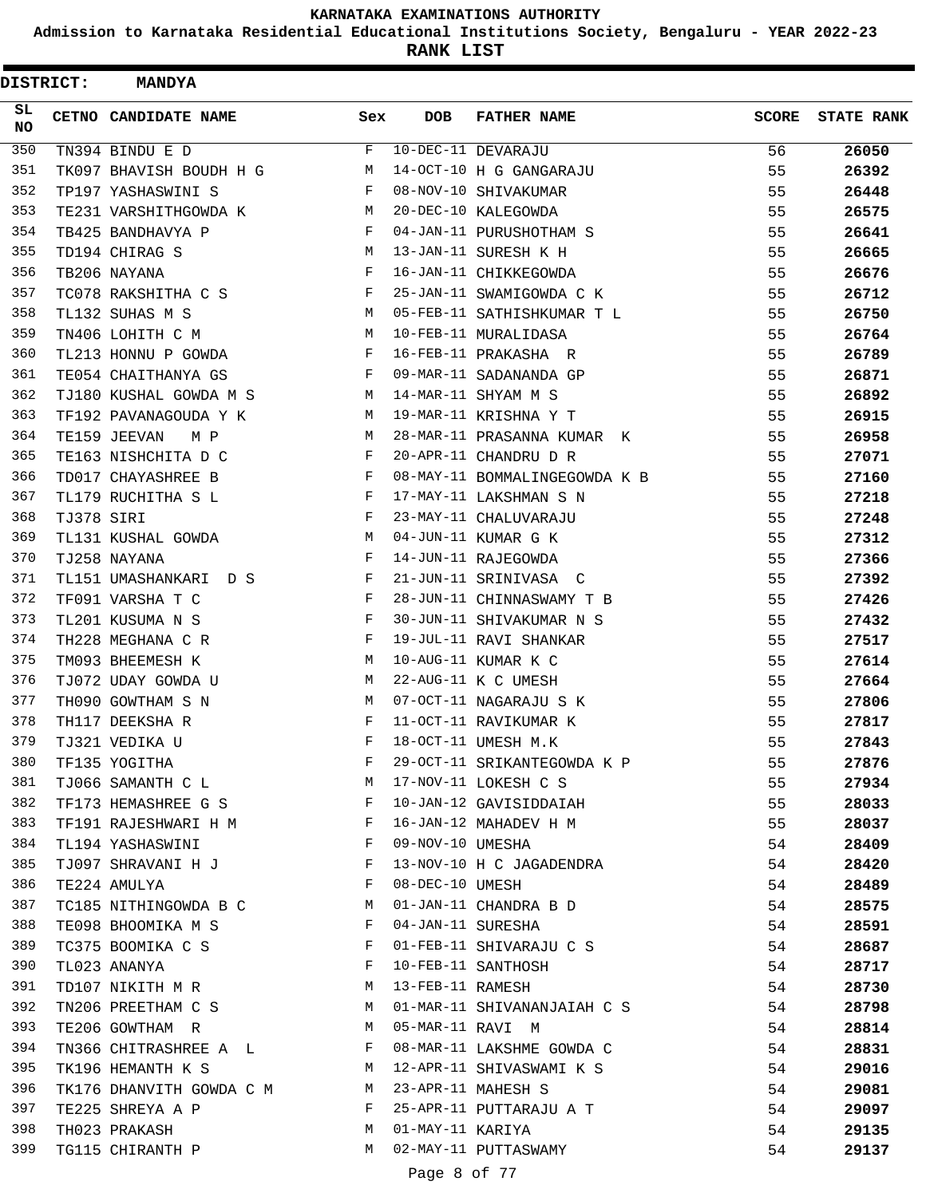# KARNATAKA EXAMINATIONS AUTHORITY

## Admission to Karnataka Residential Educational Institutions Society, Bengaluru - YEAR 2022-23

## RANK LIST

**DISTRICT: MANDYA**

| SL NO | CETNO | CANDIDATE NAME | Sex | DOB | FATHER NAME | SCORE | STATE RANK |
|---|---|---|---|---|---|---|---|
| 350 | TN394 | BINDU E D | F | 10-DEC-11 | DEVARAJU | 56 | **26050** |
| 351 | TK097 | BHAVISH BOUDH H G | M | 14-OCT-10 | H G GANGARAJU | 55 | **26392** |
| 352 | TP197 | YASHASWINI S | F | 08-NOV-10 | SHIVAKUMAR | 55 | **26448** |
| 353 | TE231 | VARSHITHGOWDA K | M | 20-DEC-10 | KALEGOWDA | 55 | **26575** |
| 354 | TB425 | BANDHAVYA P | F | 04-JAN-11 | PURUSHOTHAM S | 55 | **26641** |
| 355 | TD194 | CHIRAG S | M | 13-JAN-11 | SURESH K H | 55 | **26665** |
| 356 | TB206 | NAYANA | F | 16-JAN-11 | CHIKKEGOWDA | 55 | **26676** |
| 357 | TC078 | RAKSHITHA C S | F | 25-JAN-11 | SWAMIGOWDA C K | 55 | **26712** |
| 358 | TL132 | SUHAS M S | M | 05-FEB-11 | SATHISHKUMAR T L | 55 | **26750** |
| 359 | TN406 | LOHITH C M | M | 10-FEB-11 | MURALIDASA | 55 | **26764** |
| 360 | TL213 | HONNU P GOWDA | F | 16-FEB-11 | PRAKASHA R | 55 | **26789** |
| 361 | TE054 | CHAITHANYA GS | F | 09-MAR-11 | SADANANDA GP | 55 | **26871** |
| 362 | TJ180 | KUSHAL GOWDA M S | M | 14-MAR-11 | SHYAM M S | 55 | **26892** |
| 363 | TF192 | PAVANAGOUDA Y K | M | 19-MAR-11 | KRISHNA Y T | 55 | **26915** |
| 364 | TE159 | JEEVAN M P | M | 28-MAR-11 | PRASANNA KUMAR K | 55 | **26958** |
| 365 | TE163 | NISHCHITA D C | F | 20-APR-11 | CHANDRU D R | 55 | **27071** |
| 366 | TD017 | CHAYASHREE B | F | 08-MAY-11 | BOMMALINGEGOWDA K B | 55 | **27160** |
| 367 | TL179 | RUCHITHA S L | F | 17-MAY-11 | LAKSHMAN S N | 55 | **27218** |
| 368 | TJ378 | SIRI | F | 23-MAY-11 | CHALUVARAJU | 55 | **27248** |
| 369 | TL131 | KUSHAL GOWDA | M | 04-JUN-11 | KUMAR G K | 55 | **27312** |
| 370 | TJ258 | NAYANA | F | 14-JUN-11 | RAJEGOWDA | 55 | **27366** |
| 371 | TL151 | UMASHANKARI D S | F | 21-JUN-11 | SRINIVASA C | 55 | **27392** |
| 372 | TF091 | VARSHA T C | F | 28-JUN-11 | CHINNASWAMY T B | 55 | **27426** |
| 373 | TL201 | KUSUMA N S | F | 30-JUN-11 | SHIVAKUMAR N S | 55 | **27432** |
| 374 | TH228 | MEGHANA C R | F | 19-JUL-11 | RAVI SHANKAR | 55 | **27517** |
| 375 | TM093 | BHEEMESH K | M | 10-AUG-11 | KUMAR K C | 55 | **27614** |
| 376 | TJ072 | UDAY GOWDA U | M | 22-AUG-11 | K C UMESH | 55 | **27664** |
| 377 | TH090 | GOWTHAM S N | M | 07-OCT-11 | NAGARAJU S K | 55 | **27806** |
| 378 | TH117 | DEEKSHA R | F | 11-OCT-11 | RAVIKUMAR K | 55 | **27817** |
| 379 | TJ321 | VEDIKA U | F | 18-OCT-11 | UMESH M.K | 55 | **27843** |
| 380 | TF135 | YOGITHA | F | 29-OCT-11 | SRIKANTEGOWDA K P | 55 | **27876** |
| 381 | TJ066 | SAMANTH C L | M | 17-NOV-11 | LOKESH C S | 55 | **27934** |
| 382 | TF173 | HEMASHREE G S | F | 10-JAN-12 | GAVISIDDAIAH | 55 | **28033** |
| 383 | TF191 | RAJESHWARI H M | F | 16-JAN-12 | MAHADEV H M | 55 | **28037** |
| 384 | TL194 | YASHASWINI | F | 09-NOV-10 | UMESHA | 54 | **28409** |
| 385 | TJ097 | SHRAVANI H J | F | 13-NOV-10 | H C JAGADENDRA | 54 | **28420** |
| 386 | TE224 | AMULYA | F | 08-DEC-10 | UMESH | 54 | **28489** |
| 387 | TC185 | NITHINGOWDA B C | M | 01-JAN-11 | CHANDRA B D | 54 | **28575** |
| 388 | TE098 | BHOOMIKA M S | F | 04-JAN-11 | SURESHA | 54 | **28591** |
| 389 | TC375 | BOOMIKA C S | F | 01-FEB-11 | SHIVARAJU C S | 54 | **28687** |
| 390 | TL023 | ANANYA | F | 10-FEB-11 | SANTHOSH | 54 | **28717** |
| 391 | TD107 | NIKITH M R | M | 13-FEB-11 | RAMESH | 54 | **28730** |
| 392 | TN206 | PREETHAM C S | M | 01-MAR-11 | SHIVANANJAIAH C S | 54 | **28798** |
| 393 | TE206 | GOWTHAM R | M | 05-MAR-11 | RAVI M | 54 | **28814** |
| 394 | TN366 | CHITRASHREE A L | F | 08-MAR-11 | LAKSHME GOWDA C | 54 | **28831** |
| 395 | TK196 | HEMANTH K S | M | 12-APR-11 | SHIVASWAMI K S | 54 | **29016** |
| 396 | TK176 | DHANVITH GOWDA C M | M | 23-APR-11 | MAHESH S | 54 | **29081** |
| 397 | TE225 | SHREYA A P | F | 25-APR-11 | PUTTARAJU A T | 54 | **29097** |
| 398 | TH023 | PRAKASH | M | 01-MAY-11 | KARIYA | 54 | **29135** |
| 399 | TG115 | CHIRANTH P | M | 02-MAY-11 | PUTTASWAMY | 54 | **29137** |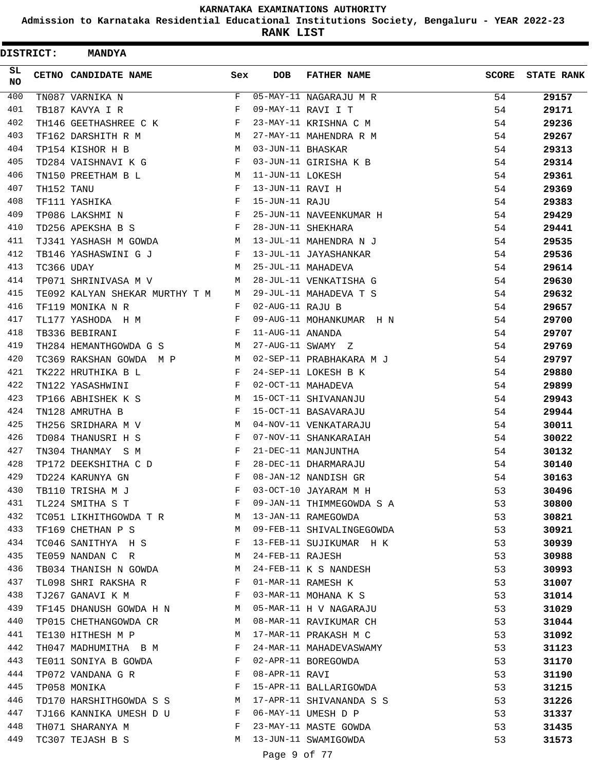**KARNATAKA EXAMINATIONS AUTHORITY**

**Admission to Karnataka Residential Educational Institutions Society, Bengaluru - YEAR 2022-23**

**RANK LIST**

**DISTRICT: MANDYA**

| SL NO | CETNO | CANDIDATE NAME | Sex | DOB | FATHER NAME | SCORE | STATE RANK |
|---|---|---|---|---|---|---|---|
| 400 | TN087 | VARNIKA N | F | 05-MAY-11 | NAGARAJU M R | 54 | 29157 |
| 401 | TB187 | KAVYA I R | F | 09-MAY-11 | RAVI I T | 54 | 29171 |
| 402 | TH146 | GEETHASHREE C K | F | 23-MAY-11 | KRISHNA C M | 54 | 29236 |
| 403 | TF162 | DARSHITH R M | M | 27-MAY-11 | MAHENDRA R M | 54 | 29267 |
| 404 | TP154 | KISHOR H B | M | 03-JUN-11 | BHASKAR | 54 | 29313 |
| 405 | TD284 | VAISHNAVI K G | F | 03-JUN-11 | GIRISHA K B | 54 | 29314 |
| 406 | TN150 | PREETHAM B L | M | 11-JUN-11 | LOKESH | 54 | 29361 |
| 407 | TH152 | TANU | F | 13-JUN-11 | RAVI H | 54 | 29369 |
| 408 | TF111 | YASHIKA | F | 15-JUN-11 | RAJU | 54 | 29383 |
| 409 | TP086 | LAKSHMI N | F | 25-JUN-11 | NAVEENKUMAR H | 54 | 29429 |
| 410 | TD256 | APEKSHA B S | F | 28-JUN-11 | SHEKHARA | 54 | 29441 |
| 411 | TJ341 | YASHASH M GOWDA | M | 13-JUL-11 | MAHENDRA N J | 54 | 29535 |
| 412 | TB146 | YASHASWINI G J | F | 13-JUL-11 | JAYASHANKAR | 54 | 29536 |
| 413 | TC366 | UDAY | M | 25-JUL-11 | MAHADEVA | 54 | 29614 |
| 414 | TP071 | SHRINIVASA M V | M | 28-JUL-11 | VENKATISHA G | 54 | 29630 |
| 415 | TE092 | KALYAN SHEKAR MURTHY T M | M | 29-JUL-11 | MAHADEVA T S | 54 | 29632 |
| 416 | TF119 | MONIKA N R | F | 02-AUG-11 | RAJU B | 54 | 29657 |
| 417 | TL177 | YASHODA H M | F | 09-AUG-11 | MOHANKUMAR H N | 54 | 29700 |
| 418 | TB336 | BEBIRANI | F | 11-AUG-11 | ANANDA | 54 | 29707 |
| 419 | TH284 | HEMANTHGOWDA G S | M | 27-AUG-11 | SWAMY Z | 54 | 29769 |
| 420 | TC369 | RAKSHAN GOWDA M P | M | 02-SEP-11 | PRABHAKARA M J | 54 | 29797 |
| 421 | TK222 | HRUTHIKA B L | F | 24-SEP-11 | LOKESH B K | 54 | 29880 |
| 422 | TN122 | YASASHWINI | F | 02-OCT-11 | MAHADEVA | 54 | 29899 |
| 423 | TP166 | ABHISHEK K S | M | 15-OCT-11 | SHIVANANJU | 54 | 29943 |
| 424 | TN128 | AMRUTHA B | F | 15-OCT-11 | BASAVARAJU | 54 | 29944 |
| 425 | TH256 | SRIDHARA M V | M | 04-NOV-11 | VENKATARAJU | 54 | 30011 |
| 426 | TD084 | THANUSRI H S | F | 07-NOV-11 | SHANKARAIAH | 54 | 30022 |
| 427 | TN304 | THANMAY S M | F | 21-DEC-11 | MANJUNTHA | 54 | 30132 |
| 428 | TP172 | DEEKSHITHA C D | F | 28-DEC-11 | DHARMARAJU | 54 | 30140 |
| 429 | TD224 | KARUNYA GN | F | 08-JAN-12 | NANDISH GR | 54 | 30163 |
| 430 | TB110 | TRISHA M J | F | 03-OCT-10 | JAYARAM M H | 53 | 30496 |
| 431 | TL224 | SMITHA S T | F | 09-JAN-11 | THIMMEGOWDA S A | 53 | 30800 |
| 432 | TC051 | LIKHITHGOWDA T R | M | 13-JAN-11 | RAMEGOWDA | 53 | 30821 |
| 433 | TF169 | CHETHAN P S | M | 09-FEB-11 | SHIVALINGEGOWDA | 53 | 30921 |
| 434 | TC046 | SANITHYA H S | F | 13-FEB-11 | SUJIKUMAR H K | 53 | 30939 |
| 435 | TE059 | NANDAN C R | M | 24-FEB-11 | RAJESH | 53 | 30988 |
| 436 | TB034 | THANISH N GOWDA | M | 24-FEB-11 | K S NANDESH | 53 | 30993 |
| 437 | TL098 | SHRI RAKSHA R | F | 01-MAR-11 | RAMESH K | 53 | 31007 |
| 438 | TJ267 | GANAVI K M | F | 03-MAR-11 | MOHANA K S | 53 | 31014 |
| 439 | TF145 | DHANUSH GOWDA H N | M | 05-MAR-11 | H V NAGARAJU | 53 | 31029 |
| 440 | TP015 | CHETHANGOWDA CR | M | 08-MAR-11 | RAVIKUMAR CH | 53 | 31044 |
| 441 | TE130 | HITHESH M P | M | 17-MAR-11 | PRAKASH M C | 53 | 31092 |
| 442 | TH047 | MADHUMITHA B M | F | 24-MAR-11 | MAHADEVASWAMY | 53 | 31123 |
| 443 | TE011 | SONIYA B GOWDA | F | 02-APR-11 | BOREGOWDA | 53 | 31170 |
| 444 | TP072 | VANDANA G R | F | 08-APR-11 | RAVI | 53 | 31190 |
| 445 | TP058 | MONIKA | F | 15-APR-11 | BALLARIGOWDA | 53 | 31215 |
| 446 | TD170 | HARSHITHGOWDA S S | M | 17-APR-11 | SHIVANANDA S S | 53 | 31226 |
| 447 | TJ166 | KANNIKA UMESH D U | F | 06-MAY-11 | UMESH D P | 53 | 31337 |
| 448 | TH071 | SHARANYA M | F | 23-MAY-11 | MASTE GOWDA | 53 | 31435 |
| 449 | TC307 | TEJASH B S | M | 13-JUN-11 | SWAMIGOWDA | 53 | 31573 |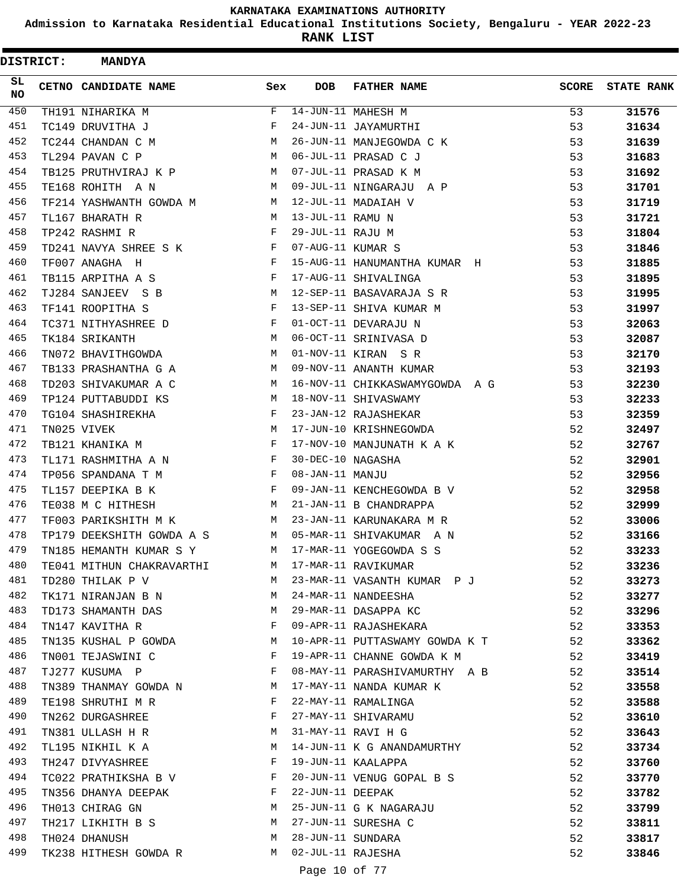# KARNATAKA EXAMINATIONS AUTHORITY

**Admission to Karnataka Residential Educational Institutions Society, Bengaluru - YEAR 2022-23**

**RANK LIST**

**DISTRICT: MANDYA**

| SL NO | CETNO | CANDIDATE NAME | Sex | DOB | FATHER NAME | SCORE | STATE RANK |
|---|---|---|---|---|---|---|---|
| 450 | TH191 | NIHARIKA M | F | 14-JUN-11 | MAHESH M | 53 | 31576 |
| 451 | TC149 | DRUVITHA J | F | 24-JUN-11 | JAYAMURTHI | 53 | 31634 |
| 452 | TC244 | CHANDAN C M | M | 26-JUN-11 | MANJEGOWDA C K | 53 | 31639 |
| 453 | TL294 | PAVAN C P | M | 06-JUL-11 | PRASAD C J | 53 | 31683 |
| 454 | TB125 | PRUTHVIRAJ K P | M | 07-JUL-11 | PRASAD K M | 53 | 31692 |
| 455 | TE168 | ROHITH A N | M | 09-JUL-11 | NINGARAJU A P | 53 | 31701 |
| 456 | TF214 | YASHWANTH GOWDA M | M | 12-JUL-11 | MADAIAH V | 53 | 31719 |
| 457 | TL167 | BHARATH R | M | 13-JUL-11 | RAMU N | 53 | 31721 |
| 458 | TP242 | RASHMI R | F | 29-JUL-11 | RAJU M | 53 | 31804 |
| 459 | TD241 | NAVYA SHREE S K | F | 07-AUG-11 | KUMAR S | 53 | 31846 |
| 460 | TF007 | ANAGHA H | F | 15-AUG-11 | HANUMANTHA KUMAR H | 53 | 31885 |
| 461 | TB115 | ARPITHA A S | F | 17-AUG-11 | SHIVALINGA | 53 | 31895 |
| 462 | TJ284 | SANJEEV S B | M | 12-SEP-11 | BASAVARAJA S R | 53 | 31995 |
| 463 | TF141 | ROOPITHA S | F | 13-SEP-11 | SHIVA KUMAR M | 53 | 31997 |
| 464 | TC371 | NITHYASHREE D | F | 01-OCT-11 | DEVARAJU N | 53 | 32063 |
| 465 | TK184 | SRIKANTH | M | 06-OCT-11 | SRINIVASA D | 53 | 32087 |
| 466 | TN072 | BHAVITHGOWDA | M | 01-NOV-11 | KIRAN S R | 53 | 32170 |
| 467 | TB133 | PRASHANTHA G A | M | 09-NOV-11 | ANANTH KUMAR | 53 | 32193 |
| 468 | TD203 | SHIVAKUMAR A C | M | 16-NOV-11 | CHIKKASWAMYGOWDA A G | 53 | 32230 |
| 469 | TP124 | PUTTABUDDI KS | M | 18-NOV-11 | SHIVASWAMY | 53 | 32233 |
| 470 | TG104 | SHASHIREKHA | F | 23-JAN-12 | RAJASHEKAR | 53 | 32359 |
| 471 | TN025 | VIVEK | M | 17-JUN-10 | KRISHNEGOWDA | 52 | 32497 |
| 472 | TB121 | KHANIKA M | F | 17-NOV-10 | MANJUNATH K A K | 52 | 32767 |
| 473 | TL171 | RASHMITHA A N | F | 30-DEC-10 | NAGASHA | 52 | 32901 |
| 474 | TP056 | SPANDANA T M | F | 08-JAN-11 | MANJU | 52 | 32956 |
| 475 | TL157 | DEEPIKA B K | F | 09-JAN-11 | KENCHEGOWDA B V | 52 | 32958 |
| 476 | TE038 | M C HITHESH | M | 21-JAN-11 | B CHANDRAPPA | 52 | 32999 |
| 477 | TF003 | PARIKSHITH M K | M | 23-JAN-11 | KARUNAKARA M R | 52 | 33006 |
| 478 | TP179 | DEEKSHITH GOWDA A S | M | 05-MAR-11 | SHIVAKUMAR A N | 52 | 33166 |
| 479 | TN185 | HEMANTH KUMAR S Y | M | 17-MAR-11 | YOGEGOWDA S S | 52 | 33233 |
| 480 | TE041 | MITHUN CHAKRAVARTHI | M | 17-MAR-11 | RAVIKUMAR | 52 | 33236 |
| 481 | TD280 | THILAK P V | M | 23-MAR-11 | VASANTH KUMAR P J | 52 | 33273 |
| 482 | TK171 | NIRANJAN B N | M | 24-MAR-11 | NANDEESHA | 52 | 33277 |
| 483 | TD173 | SHAMANTH DAS | M | 29-MAR-11 | DASAPPA KC | 52 | 33296 |
| 484 | TN147 | KAVITHA R | F | 09-APR-11 | RAJASHEKARA | 52 | 33353 |
| 485 | TN135 | KUSHAL P GOWDA | M | 10-APR-11 | PUTTASWAMY GOWDA K T | 52 | 33362 |
| 486 | TN001 | TEJASWINI C | F | 19-APR-11 | CHANNE GOWDA K M | 52 | 33419 |
| 487 | TJ277 | KUSUMA P | F | 08-MAY-11 | PARASHIVAMURTHY A B | 52 | 33514 |
| 488 | TN389 | THANMAY GOWDA N | M | 17-MAY-11 | NANDA KUMAR K | 52 | 33558 |
| 489 | TE198 | SHRUTHI M R | F | 22-MAY-11 | RAMALINGA | 52 | 33588 |
| 490 | TN262 | DURGASHREE | F | 27-MAY-11 | SHIVARAMU | 52 | 33610 |
| 491 | TN381 | ULLASH H R | M | 31-MAY-11 | RAVI H G | 52 | 33643 |
| 492 | TL195 | NIKHIL K A | M | 14-JUN-11 | K G ANANDAMURTHY | 52 | 33734 |
| 493 | TH247 | DIVYASHREE | F | 19-JUN-11 | KAALAPPA | 52 | 33760 |
| 494 | TC022 | PRATHIKSHA B V | F | 20-JUN-11 | VENUG GOPAL B S | 52 | 33770 |
| 495 | TN356 | DHANYA DEEPAK | F | 22-JUN-11 | DEEPAK | 52 | 33782 |
| 496 | TH013 | CHIRAG GN | M | 25-JUN-11 | G K NAGARAJU | 52 | 33799 |
| 497 | TH217 | LIKHITH B S | M | 27-JUN-11 | SURESHA C | 52 | 33811 |
| 498 | TH024 | DHANUSH | M | 28-JUN-11 | SUNDARA | 52 | 33817 |
| 499 | TK238 | HITHESH GOWDA R | M | 02-JUL-11 | RAJESHA | 52 | 33846 |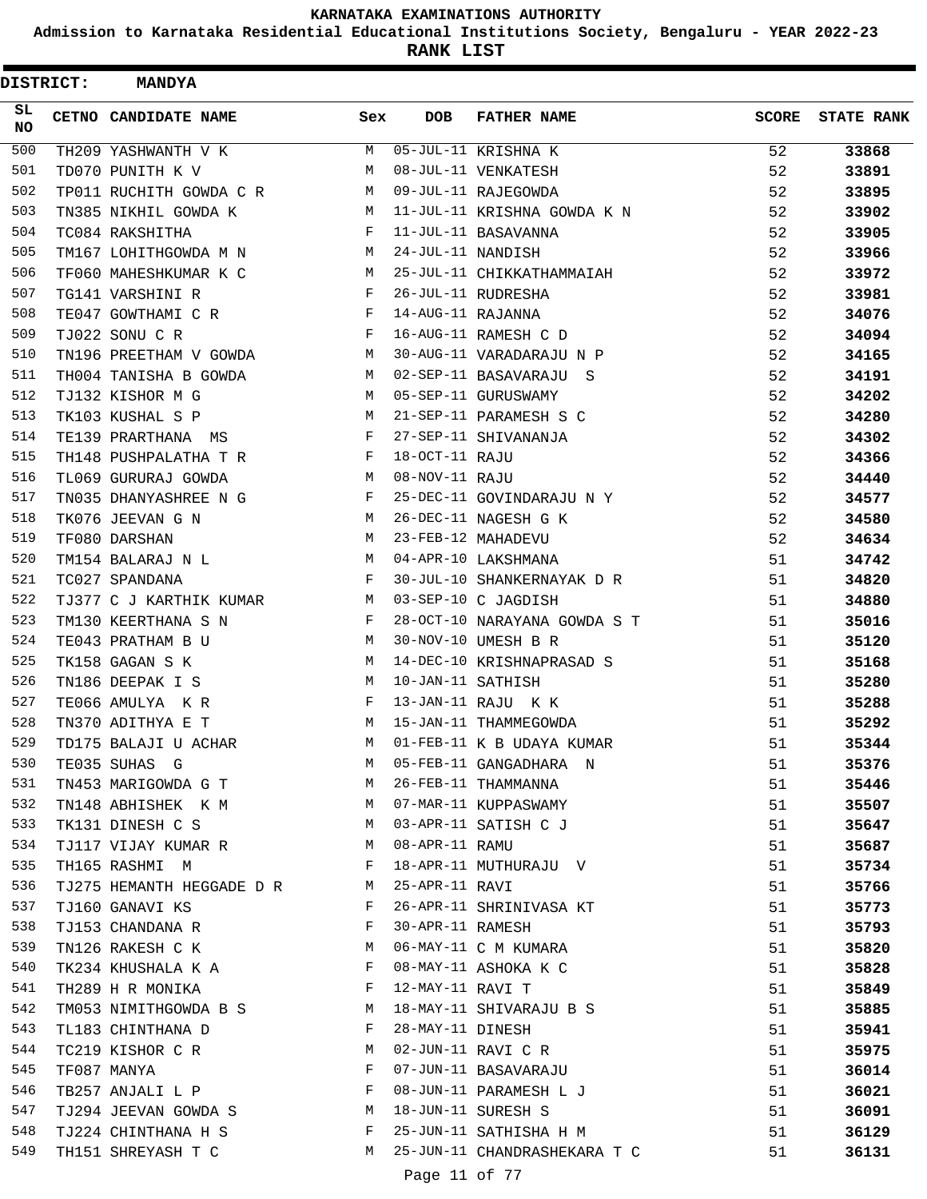**KARNATAKA EXAMINATIONS AUTHORITY**

**Admission to Karnataka Residential Educational Institutions Society, Bengaluru - YEAR 2022-23**

**RANK LIST**

**DISTRICT: MANDYA**

| SL NO | CETNO | CANDIDATE NAME | Sex | DOB | FATHER NAME | SCORE | STATE RANK |
|---|---|---|---|---|---|---|---|
| 500 | TH209 | YASHWANTH V K | M | 05-JUL-11 | KRISHNA K | 52 | 33868 |
| 501 | TD070 | PUNITH K V | M | 08-JUL-11 | VENKATESH | 52 | 33891 |
| 502 | TP011 | RUCHITH GOWDA C R | M | 09-JUL-11 | RAJEGOWDA | 52 | 33895 |
| 503 | TN385 | NIKHIL GOWDA K | M | 11-JUL-11 | KRISHNA GOWDA K N | 52 | 33902 |
| 504 | TC084 | RAKSHITHA | F | 11-JUL-11 | BASAVANNA | 52 | 33905 |
| 505 | TM167 | LOHITHGOWDA M N | M | 24-JUL-11 | NANDISH | 52 | 33966 |
| 506 | TF060 | MAHESHKUMAR K C | M | 25-JUL-11 | CHIKKATHAMMAIAH | 52 | 33972 |
| 507 | TG141 | VARSHINI R | F | 26-JUL-11 | RUDRESHA | 52 | 33981 |
| 508 | TE047 | GOWTHAMI C R | F | 14-AUG-11 | RAJANNA | 52 | 34076 |
| 509 | TJ022 | SONU C R | F | 16-AUG-11 | RAMESH C D | 52 | 34094 |
| 510 | TN196 | PREETHAM V GOWDA | M | 30-AUG-11 | VARADARAJU N P | 52 | 34165 |
| 511 | TH004 | TANISHA B GOWDA | M | 02-SEP-11 | BASAVARAJU S | 52 | 34191 |
| 512 | TJ132 | KISHOR M G | M | 05-SEP-11 | GURUSWAMY | 52 | 34202 |
| 513 | TK103 | KUSHAL S P | M | 21-SEP-11 | PARAMESH S C | 52 | 34280 |
| 514 | TE139 | PRARTHANA MS | F | 27-SEP-11 | SHIVANANJA | 52 | 34302 |
| 515 | TH148 | PUSHPALATHA T R | F | 18-OCT-11 | RAJU | 52 | 34366 |
| 516 | TL069 | GURURAJ GOWDA | M | 08-NOV-11 | RAJU | 52 | 34440 |
| 517 | TN035 | DHANYASHREE N G | F | 25-DEC-11 | GOVINDARAJU N Y | 52 | 34577 |
| 518 | TK076 | JEEVAN G N | M | 26-DEC-11 | NAGESH G K | 52 | 34580 |
| 519 | TF080 | DARSHAN | M | 23-FEB-12 | MAHADEVU | 52 | 34634 |
| 520 | TM154 | BALARAJ N L | M | 04-APR-10 | LAKSHMANA | 51 | 34742 |
| 521 | TC027 | SPANDANA | F | 30-JUL-10 | SHANKERNAYAK D R | 51 | 34820 |
| 522 | TJ377 | C J KARTHIK KUMAR | M | 03-SEP-10 | C JAGDISH | 51 | 34880 |
| 523 | TM130 | KEERTHANA S N | F | 28-OCT-10 | NARAYANA GOWDA S T | 51 | 35016 |
| 524 | TE043 | PRATHAM B U | M | 30-NOV-10 | UMESH B R | 51 | 35120 |
| 525 | TK158 | GAGAN S K | M | 14-DEC-10 | KRISHNAPRASAD S | 51 | 35168 |
| 526 | TN186 | DEEPAK I S | M | 10-JAN-11 | SATHISH | 51 | 35280 |
| 527 | TE066 | AMULYA K R | F | 13-JAN-11 | RAJU K K | 51 | 35288 |
| 528 | TN370 | ADITHYA E T | M | 15-JAN-11 | THAMMEGOWDA | 51 | 35292 |
| 529 | TD175 | BALAJI U ACHAR | M | 01-FEB-11 | K B UDAYA KUMAR | 51 | 35344 |
| 530 | TE035 | SUHAS G | M | 05-FEB-11 | GANGADHARA N | 51 | 35376 |
| 531 | TN453 | MARIGOWDA G T | M | 26-FEB-11 | THAMMANNA | 51 | 35446 |
| 532 | TN148 | ABHISHEK K M | M | 07-MAR-11 | KUPPASWAMY | 51 | 35507 |
| 533 | TK131 | DINESH C S | M | 03-APR-11 | SATISH C J | 51 | 35647 |
| 534 | TJ117 | VIJAY KUMAR R | M | 08-APR-11 | RAMU | 51 | 35687 |
| 535 | TH165 | RASHMI M | F | 18-APR-11 | MUTHURAJU V | 51 | 35734 |
| 536 | TJ275 | HEMANTH HEGGADE D R | M | 25-APR-11 | RAVI | 51 | 35766 |
| 537 | TJ160 | GANAVI KS | F | 26-APR-11 | SHRINIVASA KT | 51 | 35773 |
| 538 | TJ153 | CHANDANA R | F | 30-APR-11 | RAMESH | 51 | 35793 |
| 539 | TN126 | RAKESH C K | M | 06-MAY-11 | C M KUMARA | 51 | 35820 |
| 540 | TK234 | KHUSHALA K A | F | 08-MAY-11 | ASHOKA K C | 51 | 35828 |
| 541 | TH289 | H R MONIKA | F | 12-MAY-11 | RAVI T | 51 | 35849 |
| 542 | TM053 | NIMITHGOWDA B S | M | 18-MAY-11 | SHIVARAJU B S | 51 | 35885 |
| 543 | TL183 | CHINTHANA D | F | 28-MAY-11 | DINESH | 51 | 35941 |
| 544 | TC219 | KISHOR C R | M | 02-JUN-11 | RAVI C R | 51 | 35975 |
| 545 | TF087 | MANYA | F | 07-JUN-11 | BASAVARAJU | 51 | 36014 |
| 546 | TB257 | ANJALI L P | F | 08-JUN-11 | PARAMESH L J | 51 | 36021 |
| 547 | TJ294 | JEEVAN GOWDA S | M | 18-JUN-11 | SURESH S | 51 | 36091 |
| 548 | TJ224 | CHINTHANA H S | F | 25-JUN-11 | SATHISHA H M | 51 | 36129 |
| 549 | TH151 | SHREYASH T C | M | 25-JUN-11 | CHANDRASHEKARA T C | 51 | 36131 |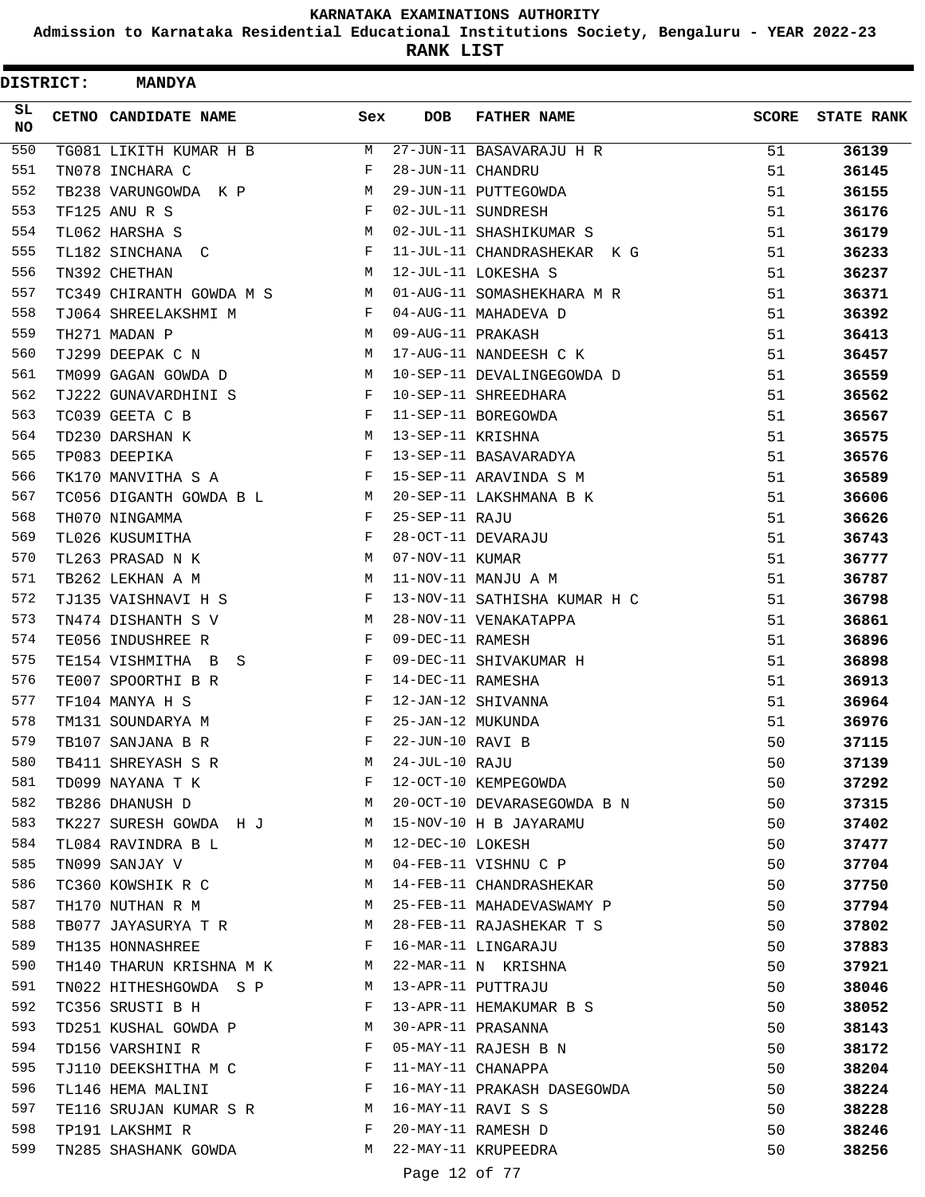KARNATAKA EXAMINATIONS AUTHORITY

Admission to Karnataka Residential Educational Institutions Society, Bengaluru - YEAR 2022-23

**RANK LIST**

**DISTRICT: MANDYA**

| SL NO | CETNO | CANDIDATE NAME | Sex | DOB | FATHER NAME | SCORE | STATE RANK |
|---|---|---|---|---|---|---|---|
| 550 | TG081 | LIKITH KUMAR H B | M | 27-JUN-11 | BASAVARAJU H R | 51 | 36139 |
| 551 | TN078 | INCHARA C | F | 28-JUN-11 | CHANDRU | 51 | 36145 |
| 552 | TB238 | VARUNGOWDA K P | M | 29-JUN-11 | PUTTEGOWDA | 51 | 36155 |
| 553 | TF125 | ANU R S | F | 02-JUL-11 | SUNDRESH | 51 | 36176 |
| 554 | TL062 | HARSHA S | M | 02-JUL-11 | SHASHIKUMAR S | 51 | 36179 |
| 555 | TL182 | SINCHANA C | F | 11-JUL-11 | CHANDRASHEKAR K G | 51 | 36233 |
| 556 | TN392 | CHETHAN | M | 12-JUL-11 | LOKESHA S | 51 | 36237 |
| 557 | TC349 | CHIRANTH GOWDA M S | M | 01-AUG-11 | SOMASHEKHARA M R | 51 | 36371 |
| 558 | TJ064 | SHREELAKSHMI M | F | 04-AUG-11 | MAHADEVA D | 51 | 36392 |
| 559 | TH271 | MADAN P | M | 09-AUG-11 | PRAKASH | 51 | 36413 |
| 560 | TJ299 | DEEPAK C N | M | 17-AUG-11 | NANDEESH C K | 51 | 36457 |
| 561 | TM099 | GAGAN GOWDA D | M | 10-SEP-11 | DEVALINGEGOWDA D | 51 | 36559 |
| 562 | TJ222 | GUNAVARDHINI S | F | 10-SEP-11 | SHREEDHARA | 51 | 36562 |
| 563 | TC039 | GEETA C B | F | 11-SEP-11 | BOREGOWDA | 51 | 36567 |
| 564 | TD230 | DARSHAN K | M | 13-SEP-11 | KRISHNA | 51 | 36575 |
| 565 | TP083 | DEEPIKA | F | 13-SEP-11 | BASAVARADYA | 51 | 36576 |
| 566 | TK170 | MANVITHA S A | F | 15-SEP-11 | ARAVINDA S M | 51 | 36589 |
| 567 | TC056 | DIGANTH GOWDA B L | M | 20-SEP-11 | LAKSHMANA B K | 51 | 36606 |
| 568 | TH070 | NINGAMMA | F | 25-SEP-11 | RAJU | 51 | 36626 |
| 569 | TL026 | KUSUMITHA | F | 28-OCT-11 | DEVARAJU | 51 | 36743 |
| 570 | TL263 | PRASAD N K | M | 07-NOV-11 | KUMAR | 51 | 36777 |
| 571 | TB262 | LEKHAN A M | M | 11-NOV-11 | MANJU A M | 51 | 36787 |
| 572 | TJ135 | VAISHNAVI H S | F | 13-NOV-11 | SATHISHA KUMAR H C | 51 | 36798 |
| 573 | TN474 | DISHANTH S V | M | 28-NOV-11 | VENAKATAPPA | 51 | 36861 |
| 574 | TE056 | INDUSHREE R | F | 09-DEC-11 | RAMESH | 51 | 36896 |
| 575 | TE154 | VISHMITHA B S | F | 09-DEC-11 | SHIVAKUMAR H | 51 | 36898 |
| 576 | TE007 | SPOORTHI B R | F | 14-DEC-11 | RAMESHA | 51 | 36913 |
| 577 | TF104 | MANYA H S | F | 12-JAN-12 | SHIVANNA | 51 | 36964 |
| 578 | TM131 | SOUNDARYA M | F | 25-JAN-12 | MUKUNDA | 51 | 36976 |
| 579 | TB107 | SANJANA B R | F | 22-JUN-10 | RAVI B | 50 | 37115 |
| 580 | TB411 | SHREYASH S R | M | 24-JUL-10 | RAJU | 50 | 37139 |
| 581 | TD099 | NAYANA T K | F | 12-OCT-10 | KEMPEGOWDA | 50 | 37292 |
| 582 | TB286 | DHANUSH D | M | 20-OCT-10 | DEVARASEGOWDA B N | 50 | 37315 |
| 583 | TK227 | SURESH GOWDA H J | M | 15-NOV-10 | H B JAYARAMU | 50 | 37402 |
| 584 | TL084 | RAVINDRA B L | M | 12-DEC-10 | LOKESH | 50 | 37477 |
| 585 | TN099 | SANJAY V | M | 04-FEB-11 | VISHNU C P | 50 | 37704 |
| 586 | TC360 | KOWSHIK R C | M | 14-FEB-11 | CHANDRASHEKAR | 50 | 37750 |
| 587 | TH170 | NUTHAN R M | M | 25-FEB-11 | MAHADEVASWAMY P | 50 | 37794 |
| 588 | TB077 | JAYASURYA T R | M | 28-FEB-11 | RAJASHEKAR T S | 50 | 37802 |
| 589 | TH135 | HONNASHREE | F | 16-MAR-11 | LINGARAJU | 50 | 37883 |
| 590 | TH140 | THARUN KRISHNA M K | M | 22-MAR-11 | N KRISHNA | 50 | 37921 |
| 591 | TN022 | HITHESHGOWDA S P | M | 13-APR-11 | PUTTRAJU | 50 | 38046 |
| 592 | TC356 | SRUSTI B H | F | 13-APR-11 | HEMAKUMAR B S | 50 | 38052 |
| 593 | TD251 | KUSHAL GOWDA P | M | 30-APR-11 | PRASANNA | 50 | 38143 |
| 594 | TD156 | VARSHINI R | F | 05-MAY-11 | RAJESH B N | 50 | 38172 |
| 595 | TJ110 | DEEKSHITHA M C | F | 11-MAY-11 | CHANAPPA | 50 | 38204 |
| 596 | TL146 | HEMA MALINI | F | 16-MAY-11 | PRAKASH DASEGOWDA | 50 | 38224 |
| 597 | TE116 | SRUJAN KUMAR S R | M | 16-MAY-11 | RAVI S S | 50 | 38228 |
| 598 | TP191 | LAKSHMI R | F | 20-MAY-11 | RAMESH D | 50 | 38246 |
| 599 | TN285 | SHASHANK GOWDA | M | 22-MAY-11 | KRUPEEDRA | 50 | 38256 |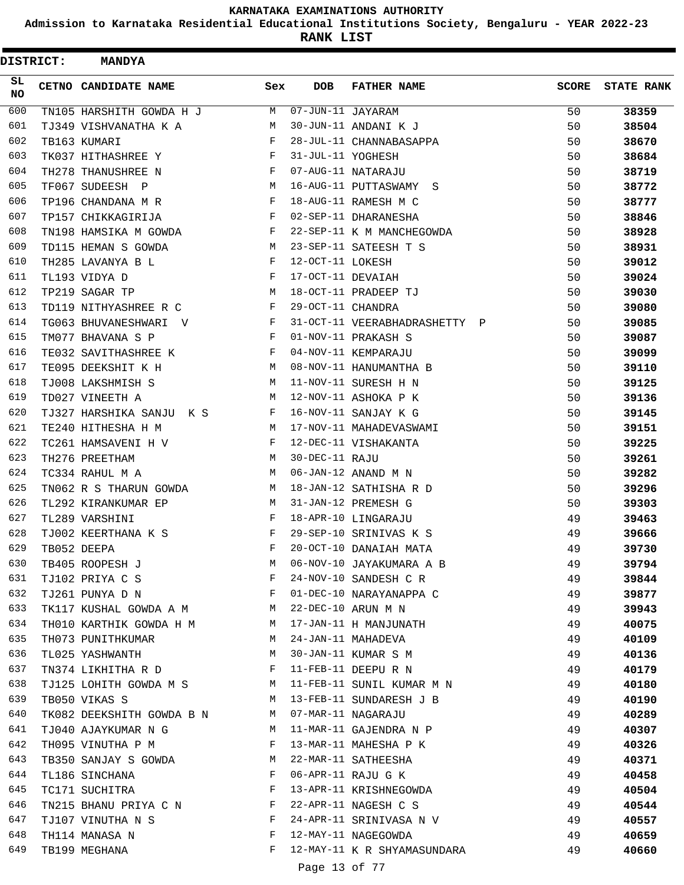# KARNATAKA EXAMINATIONS AUTHORITY

**Admission to Karnataka Residential Educational Institutions Society, Bengaluru - YEAR 2022-23**

**RANK LIST**

**DISTRICT: MANDYA**

| SL NO | CETNO | CANDIDATE NAME | Sex | DOB | FATHER NAME | SCORE | STATE RANK |
|---|---|---|---|---|---|---|---|
| 600 | TN105 | HARSHITH GOWDA H J | M | 07-JUN-11 | JAYARAM | 50 | 38359 |
| 601 | TJ349 | VISHVANATHA K A | M | 30-JUN-11 | ANDANI K J | 50 | 38504 |
| 602 | TB163 | KUMARI | F | 28-JUL-11 | CHANNABASAPPA | 50 | 38670 |
| 603 | TK037 | HITHASHREE Y | F | 31-JUL-11 | YOGHESH | 50 | 38684 |
| 604 | TH278 | THANUSHREE N | F | 07-AUG-11 | NATARAJU | 50 | 38719 |
| 605 | TF067 | SUDEESH P | M | 16-AUG-11 | PUTTASWAMY S | 50 | 38772 |
| 606 | TP196 | CHANDANA M R | F | 18-AUG-11 | RAMESH M C | 50 | 38777 |
| 607 | TP157 | CHIKKAGIRIJA | F | 02-SEP-11 | DHARANESHA | 50 | 38846 |
| 608 | TN198 | HAMSIKA M GOWDA | F | 22-SEP-11 | K M MANCHEGOWDA | 50 | 38928 |
| 609 | TD115 | HEMAN S GOWDA | M | 23-SEP-11 | SATEESH T S | 50 | 38931 |
| 610 | TH285 | LAVANYA B L | F | 12-OCT-11 | LOKESH | 50 | 39012 |
| 611 | TL193 | VIDYA D | F | 17-OCT-11 | DEVAIAH | 50 | 39024 |
| 612 | TP219 | SAGAR TP | M | 18-OCT-11 | PRADEEP TJ | 50 | 39030 |
| 613 | TD119 | NITHYASHREE R C | F | 29-OCT-11 | CHANDRA | 50 | 39080 |
| 614 | TG063 | BHUVANESHWARI V | F | 31-OCT-11 | VEERABHADRASHETTY P | 50 | 39085 |
| 615 | TM077 | BHAVANA S P | F | 01-NOV-11 | PRAKASH S | 50 | 39087 |
| 616 | TE032 | SAVITHASHREE K | F | 04-NOV-11 | KEMPARAJU | 50 | 39099 |
| 617 | TE095 | DEEKSHIT K H | M | 08-NOV-11 | HANUMANTHA B | 50 | 39110 |
| 618 | TJ008 | LAKSHMISH S | M | 11-NOV-11 | SURESH H N | 50 | 39125 |
| 619 | TD027 | VINEETH A | M | 12-NOV-11 | ASHOKA P K | 50 | 39136 |
| 620 | TJ327 | HARSHIKA SANJU K S | F | 16-NOV-11 | SANJAY K G | 50 | 39145 |
| 621 | TE240 | HITHESHA H M | M | 17-NOV-11 | MAHADEVASWAMI | 50 | 39151 |
| 622 | TC261 | HAMSAVENI H V | F | 12-DEC-11 | VISHAKANTA | 50 | 39225 |
| 623 | TH276 | PREETHAM | M | 30-DEC-11 | RAJU | 50 | 39261 |
| 624 | TC334 | RAHUL M A | M | 06-JAN-12 | ANAND M N | 50 | 39282 |
| 625 | TN062 | R S THARUN GOWDA | M | 18-JAN-12 | SATHISHA R D | 50 | 39296 |
| 626 | TL292 | KIRANKUMAR EP | M | 31-JAN-12 | PREMESH G | 50 | 39303 |
| 627 | TL289 | VARSHINI | F | 18-APR-10 | LINGARAJU | 49 | 39463 |
| 628 | TJ002 | KEERTHANA K S | F | 29-SEP-10 | SRINIVAS K S | 49 | 39666 |
| 629 | TB052 | DEEPA | F | 20-OCT-10 | DANAIAH MATA | 49 | 39730 |
| 630 | TB405 | ROOPESH J | M | 06-NOV-10 | JAYAKUMARA A B | 49 | 39794 |
| 631 | TJ102 | PRIYA C S | F | 24-NOV-10 | SANDESH C R | 49 | 39844 |
| 632 | TJ261 | PUNYA D N | F | 01-DEC-10 | NARAYANAPPA C | 49 | 39877 |
| 633 | TK117 | KUSHAL GOWDA A M | M | 22-DEC-10 | ARUN M N | 49 | 39943 |
| 634 | TH010 | KARTHIK GOWDA H M | M | 17-JAN-11 | H MANJUNATH | 49 | 40075 |
| 635 | TH073 | PUNITHKUMAR | M | 24-JAN-11 | MAHADEVA | 49 | 40109 |
| 636 | TL025 | YASHWANTH | M | 30-JAN-11 | KUMAR S M | 49 | 40136 |
| 637 | TN374 | LIKHITHA R D | F | 11-FEB-11 | DEEPU R N | 49 | 40179 |
| 638 | TJ125 | LOHITH GOWDA M S | M | 11-FEB-11 | SUNIL KUMAR M N | 49 | 40180 |
| 639 | TB050 | VIKAS S | M | 13-FEB-11 | SUNDARESH J B | 49 | 40190 |
| 640 | TK082 | DEEKSHITH GOWDA B N | M | 07-MAR-11 | NAGARAJU | 49 | 40289 |
| 641 | TJ040 | AJAYKUMAR N G | M | 11-MAR-11 | GAJENDRA N P | 49 | 40307 |
| 642 | TH095 | VINUTHA P M | F | 13-MAR-11 | MAHESHA P K | 49 | 40326 |
| 643 | TB350 | SANJAY S GOWDA | M | 22-MAR-11 | SATHEESHA | 49 | 40371 |
| 644 | TL186 | SINCHANA | F | 06-APR-11 | RAJU G K | 49 | 40458 |
| 645 | TC171 | SUCHITRA | F | 13-APR-11 | KRISHNEGOWDA | 49 | 40504 |
| 646 | TN215 | BHANU PRIYA C N | F | 22-APR-11 | NAGESH C S | 49 | 40544 |
| 647 | TJ107 | VINUTHA N S | F | 24-APR-11 | SRINIVASA N V | 49 | 40557 |
| 648 | TH114 | MANASA N | F | 12-MAY-11 | NAGEGOWDA | 49 | 40659 |
| 649 | TB199 | MEGHANA | F | 12-MAY-11 | K R SHYAMASUNDARA | 49 | 40660 |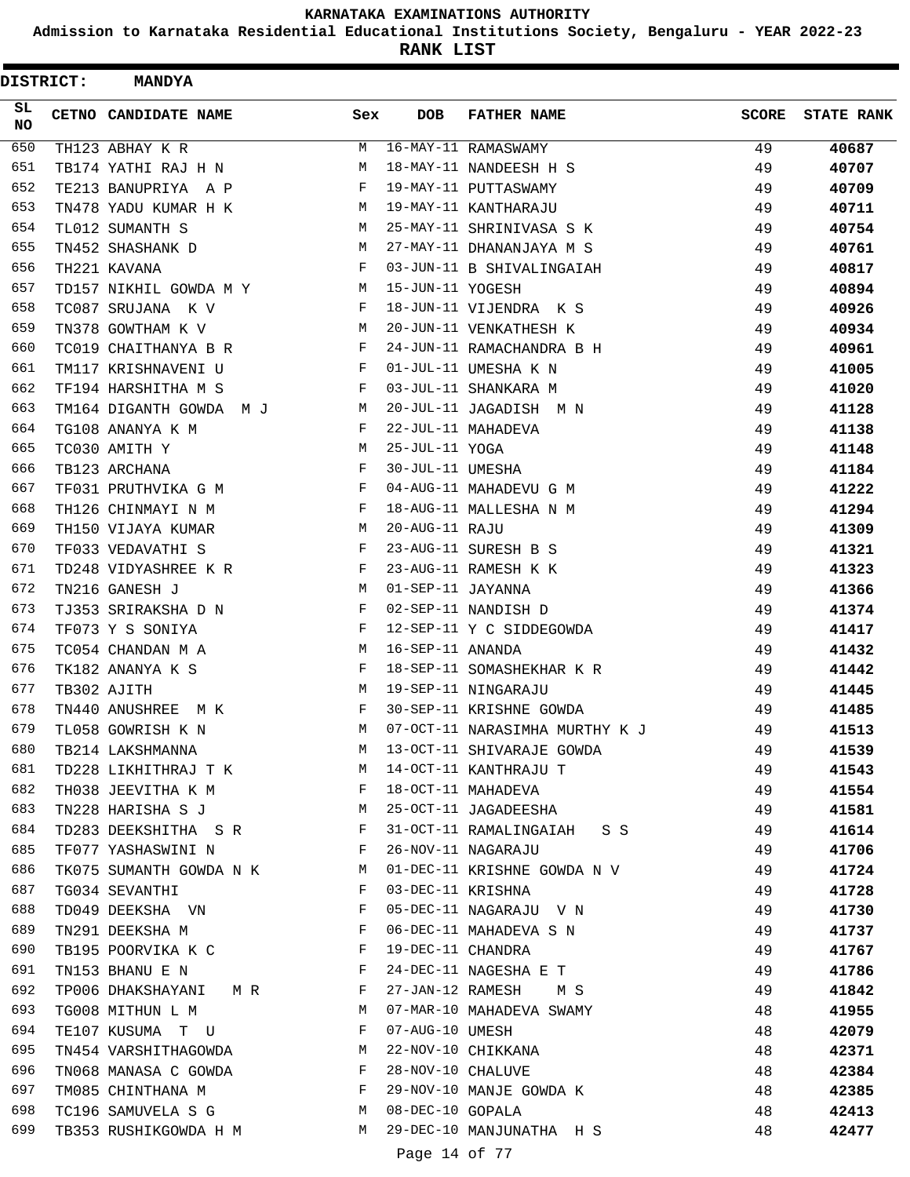# KARNATAKA EXAMINATIONS AUTHORITY

**Admission to Karnataka Residential Educational Institutions Society, Bengaluru - YEAR 2022-23**

**RANK LIST**

**DISTRICT: MANDYA**

| SL NO | CETNO | CANDIDATE NAME | Sex | DOB | FATHER NAME | SCORE | STATE RANK |
|---|---|---|---|---|---|---|---|
| 650 | TH123 | ABHAY K R | M | 16-MAY-11 | RAMASWAMY | 49 | 40687 |
| 651 | TB174 | YATHI RAJ H N | M | 18-MAY-11 | NANDEESH H S | 49 | 40707 |
| 652 | TE213 | BANUPRIYA A P | F | 19-MAY-11 | PUTTASWAMY | 49 | 40709 |
| 653 | TN478 | YADU KUMAR H K | M | 19-MAY-11 | KANTHARAJU | 49 | 40711 |
| 654 | TL012 | SUMANTH S | M | 25-MAY-11 | SHRINIVASA S K | 49 | 40754 |
| 655 | TN452 | SHASHANK D | M | 27-MAY-11 | DHANANJAYA M S | 49 | 40761 |
| 656 | TH221 | KAVANA | F | 03-JUN-11 | B SHIVALINGAIAH | 49 | 40817 |
| 657 | TD157 | NIKHIL GOWDA M Y | M | 15-JUN-11 | YOGESH | 49 | 40894 |
| 658 | TC087 | SRUJANA K V | F | 18-JUN-11 | VIJENDRA K S | 49 | 40926 |
| 659 | TN378 | GOWTHAM K V | M | 20-JUN-11 | VENKATHESH K | 49 | 40934 |
| 660 | TC019 | CHAITHANYA B R | F | 24-JUN-11 | RAMACHANDRA B H | 49 | 40961 |
| 661 | TM117 | KRISHNAVENI U | F | 01-JUL-11 | UMESHA K N | 49 | 41005 |
| 662 | TF194 | HARSHITHA M S | F | 03-JUL-11 | SHANKARA M | 49 | 41020 |
| 663 | TM164 | DIGANTH GOWDA M J | M | 20-JUL-11 | JAGADISH M N | 49 | 41128 |
| 664 | TG108 | ANANYA K M | F | 22-JUL-11 | MAHADEVA | 49 | 41138 |
| 665 | TC030 | AMITH Y | M | 25-JUL-11 | YOGA | 49 | 41148 |
| 666 | TB123 | ARCHANA | F | 30-JUL-11 | UMESHA | 49 | 41184 |
| 667 | TF031 | PRUTHVIKA G M | F | 04-AUG-11 | MAHADEVU G M | 49 | 41222 |
| 668 | TH126 | CHINMAYI N M | F | 18-AUG-11 | MALLESHA N M | 49 | 41294 |
| 669 | TH150 | VIJAYA KUMAR | M | 20-AUG-11 | RAJU | 49 | 41309 |
| 670 | TF033 | VEDAVATHI S | F | 23-AUG-11 | SURESH B S | 49 | 41321 |
| 671 | TD248 | VIDYASHREE K R | F | 23-AUG-11 | RAMESH K K | 49 | 41323 |
| 672 | TN216 | GANESH J | M | 01-SEP-11 | JAYANNA | 49 | 41366 |
| 673 | TJ353 | SRIRAKSHA D N | F | 02-SEP-11 | NANDISH D | 49 | 41374 |
| 674 | TF073 | Y S SONIYA | F | 12-SEP-11 | Y C SIDDEGOWDA | 49 | 41417 |
| 675 | TC054 | CHANDAN M A | M | 16-SEP-11 | ANANDA | 49 | 41432 |
| 676 | TK182 | ANANYA K S | F | 18-SEP-11 | SOMASHEKHAR K R | 49 | 41442 |
| 677 | TB302 | AJITH | M | 19-SEP-11 | NINGARAJU | 49 | 41445 |
| 678 | TN440 | ANUSHREE M K | F | 30-SEP-11 | KRISHNE GOWDA | 49 | 41485 |
| 679 | TL058 | GOWRISH K N | M | 07-OCT-11 | NARASIMHA MURTHY K J | 49 | 41513 |
| 680 | TB214 | LAKSHMANNA | M | 13-OCT-11 | SHIVARAJE GOWDA | 49 | 41539 |
| 681 | TD228 | LIKHITHRAJ T K | M | 14-OCT-11 | KANTHRAJU T | 49 | 41543 |
| 682 | TH038 | JEEVITHA K M | F | 18-OCT-11 | MAHADEVA | 49 | 41554 |
| 683 | TN228 | HARISHA S J | M | 25-OCT-11 | JAGADEESHA | 49 | 41581 |
| 684 | TD283 | DEEKSHITHA S R | F | 31-OCT-11 | RAMALINGAIAH S S | 49 | 41614 |
| 685 | TF077 | YASHASWINI N | F | 26-NOV-11 | NAGARAJU | 49 | 41706 |
| 686 | TK075 | SUMANTH GOWDA N K | M | 01-DEC-11 | KRISHNE GOWDA N V | 49 | 41724 |
| 687 | TG034 | SEVANTHI | F | 03-DEC-11 | KRISHNA | 49 | 41728 |
| 688 | TD049 | DEEKSHA VN | F | 05-DEC-11 | NAGARAJU V N | 49 | 41730 |
| 689 | TN291 | DEEKSHA M | F | 06-DEC-11 | MAHADEVA S N | 49 | 41737 |
| 690 | TB195 | POORVIKA K C | F | 19-DEC-11 | CHANDRA | 49 | 41767 |
| 691 | TN153 | BHANU E N | F | 24-DEC-11 | NAGESHA E T | 49 | 41786 |
| 692 | TP006 | DHAKSHAYANI M R | F | 27-JAN-12 | RAMESH M S | 49 | 41842 |
| 693 | TG008 | MITHUN L M | M | 07-MAR-10 | MAHADEVA SWAMY | 48 | 41955 |
| 694 | TE107 | KUSUMA T U | F | 07-AUG-10 | UMESH | 48 | 42079 |
| 695 | TN454 | VARSHITHAGOWDA | M | 22-NOV-10 | CHIKKANA | 48 | 42371 |
| 696 | TN068 | MANASA C GOWDA | F | 28-NOV-10 | CHALUVE | 48 | 42384 |
| 697 | TM085 | CHINTHANA M | F | 29-NOV-10 | MANJE GOWDA K | 48 | 42385 |
| 698 | TC196 | SAMUVELA S G | M | 08-DEC-10 | GOPALA | 48 | 42413 |
| 699 | TB353 | RUSHIKGOWDA H M | M | 29-DEC-10 | MANJUNATHA H S | 48 | 42477 |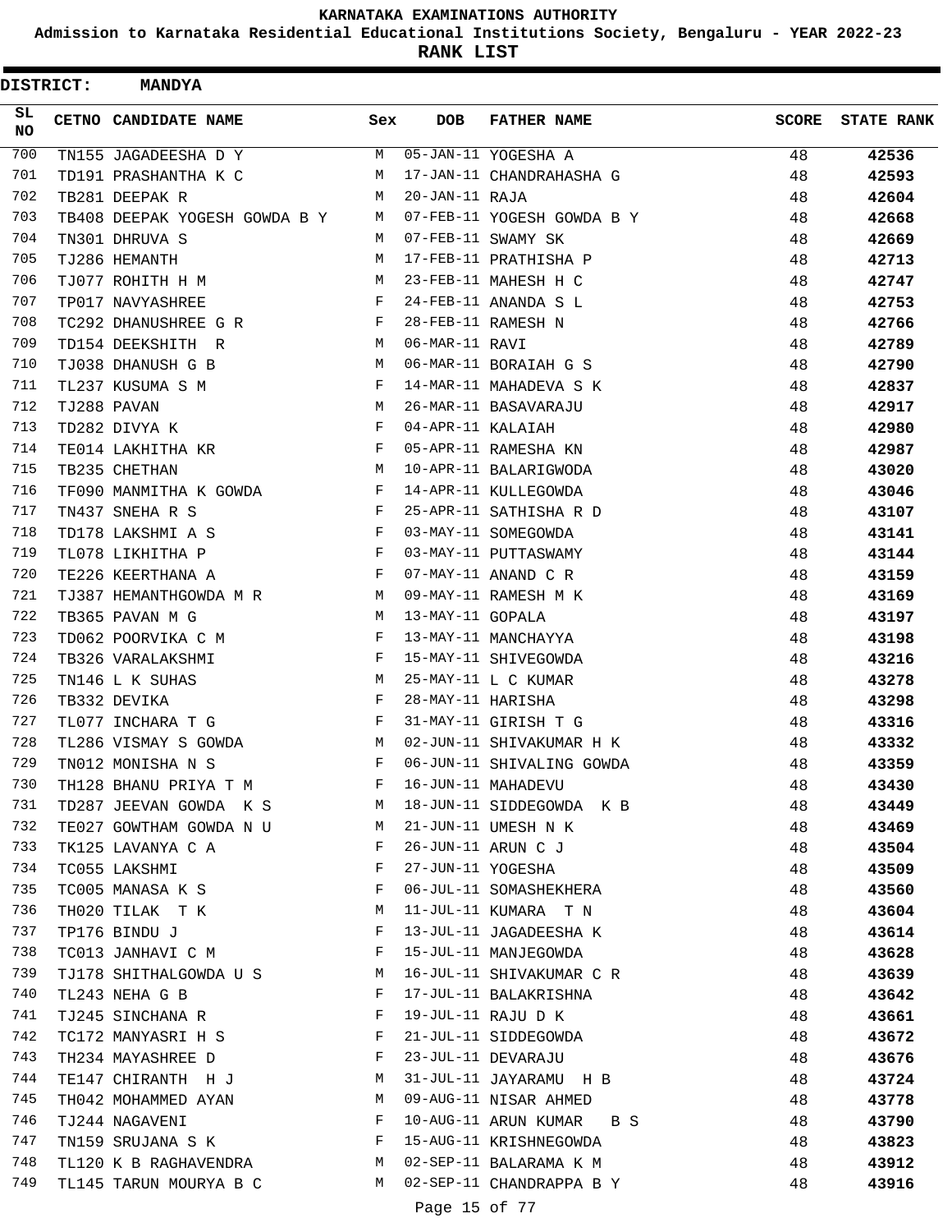KARNATAKA EXAMINATIONS AUTHORITY

Admission to Karnataka Residential Educational Institutions Society, Bengaluru - YEAR 2022-23

**RANK LIST**

**DISTRICT: MANDYA**

| SL NO | CETNO | CANDIDATE NAME | Sex | DOB | FATHER NAME | SCORE | STATE RANK |
|---|---|---|---|---|---|---|---|
| 700 | TN155 | JAGADEESHA D Y | M | 05-JAN-11 | YOGESHA A | 48 | **42536** |
| 701 | TD191 | PRASHANTHA K C | M | 17-JAN-11 | CHANDRAHASHA G | 48 | **42593** |
| 702 | TB281 | DEEPAK R | M | 20-JAN-11 | RAJA | 48 | **42604** |
| 703 | TB408 | DEEPAK YOGESH GOWDA B Y | M | 07-FEB-11 | YOGESH GOWDA B Y | 48 | **42668** |
| 704 | TN301 | DHRUVA S | M | 07-FEB-11 | SWAMY SK | 48 | **42669** |
| 705 | TJ286 | HEMANTH | M | 17-FEB-11 | PRATHISHA P | 48 | **42713** |
| 706 | TJ077 | ROHITH H M | M | 23-FEB-11 | MAHESH H C | 48 | **42747** |
| 707 | TP017 | NAVYASHREE | F | 24-FEB-11 | ANANDA S L | 48 | **42753** |
| 708 | TC292 | DHANUSHREE G R | F | 28-FEB-11 | RAMESH N | 48 | **42766** |
| 709 | TD154 | DEEKSHITH R | M | 06-MAR-11 | RAVI | 48 | **42789** |
| 710 | TJ038 | DHANUSH G B | M | 06-MAR-11 | BORAIAH G S | 48 | **42790** |
| 711 | TL237 | KUSUMA S M | F | 14-MAR-11 | MAHADEVA S K | 48 | **42837** |
| 712 | TJ288 | PAVAN | M | 26-MAR-11 | BASAVARAJU | 48 | **42917** |
| 713 | TD282 | DIVYA K | F | 04-APR-11 | KALAIAH | 48 | **42980** |
| 714 | TE014 | LAKHITHA KR | F | 05-APR-11 | RAMESHA KN | 48 | **42987** |
| 715 | TB235 | CHETHAN | M | 10-APR-11 | BALARIGWODA | 48 | **43020** |
| 716 | TF090 | MANMITHA K GOWDA | F | 14-APR-11 | KULLEGOWDA | 48 | **43046** |
| 717 | TN437 | SNEHA R S | F | 25-APR-11 | SATHISHA R D | 48 | **43107** |
| 718 | TD178 | LAKSHMI A S | F | 03-MAY-11 | SOMEGOWDA | 48 | **43141** |
| 719 | TL078 | LIKHITHA P | F | 03-MAY-11 | PUTTASWAMY | 48 | **43144** |
| 720 | TE226 | KEERTHANA A | F | 07-MAY-11 | ANAND C R | 48 | **43159** |
| 721 | TJ387 | HEMANTHGOWDA M R | M | 09-MAY-11 | RAMESH M K | 48 | **43169** |
| 722 | TB365 | PAVAN M G | M | 13-MAY-11 | GOPALA | 48 | **43197** |
| 723 | TD062 | POORVIKA C M | F | 13-MAY-11 | MANCHAYYA | 48 | **43198** |
| 724 | TB326 | VARALAKSHMI | F | 15-MAY-11 | SHIVEGOWDA | 48 | **43216** |
| 725 | TN146 | L K SUHAS | M | 25-MAY-11 | L C KUMAR | 48 | **43278** |
| 726 | TB332 | DEVIKA | F | 28-MAY-11 | HARISHA | 48 | **43298** |
| 727 | TL077 | INCHARA T G | F | 31-MAY-11 | GIRISH T G | 48 | **43316** |
| 728 | TL286 | VISMAY S GOWDA | M | 02-JUN-11 | SHIVAKUMAR H K | 48 | **43332** |
| 729 | TN012 | MONISHA N S | F | 06-JUN-11 | SHIVALING GOWDA | 48 | **43359** |
| 730 | TH128 | BHANU PRIYA T M | F | 16-JUN-11 | MAHADEVU | 48 | **43430** |
| 731 | TD287 | JEEVAN GOWDA K S | M | 18-JUN-11 | SIDDEGOWDA K B | 48 | **43449** |
| 732 | TE027 | GOWTHAM GOWDA N U | M | 21-JUN-11 | UMESH N K | 48 | **43469** |
| 733 | TK125 | LAVANYA C A | F | 26-JUN-11 | ARUN C J | 48 | **43504** |
| 734 | TC055 | LAKSHMI | F | 27-JUN-11 | YOGESHA | 48 | **43509** |
| 735 | TC005 | MANASA K S | F | 06-JUL-11 | SOMASHEKHERA | 48 | **43560** |
| 736 | TH020 | TILAK T K | M | 11-JUL-11 | KUMARA T N | 48 | **43604** |
| 737 | TP176 | BINDU J | F | 13-JUL-11 | JAGADEESHA K | 48 | **43614** |
| 738 | TC013 | JANHAVI C M | F | 15-JUL-11 | MANJEGOWDA | 48 | **43628** |
| 739 | TJ178 | SHITHALGOWDA U S | M | 16-JUL-11 | SHIVAKUMAR C R | 48 | **43639** |
| 740 | TL243 | NEHA G B | F | 17-JUL-11 | BALAKRISHNA | 48 | **43642** |
| 741 | TJ245 | SINCHANA R | F | 19-JUL-11 | RAJU D K | 48 | **43661** |
| 742 | TC172 | MANYASRI H S | F | 21-JUL-11 | SIDDEGOWDA | 48 | **43672** |
| 743 | TH234 | MAYASHREE D | F | 23-JUL-11 | DEVARAJU | 48 | **43676** |
| 744 | TE147 | CHIRANTH H J | M | 31-JUL-11 | JAYARAMU H B | 48 | **43724** |
| 745 | TH042 | MOHAMMED AYAN | M | 09-AUG-11 | NISAR AHMED | 48 | **43778** |
| 746 | TJ244 | NAGAVENI | F | 10-AUG-11 | ARUN KUMAR B S | 48 | **43790** |
| 747 | TN159 | SRUJANA S K | F | 15-AUG-11 | KRISHNEGOWDA | 48 | **43823** |
| 748 | TL120 | K B RAGHAVENDRA | M | 02-SEP-11 | BALARAMA K M | 48 | **43912** |
| 749 | TL145 | TARUN MOURYA B C | M | 02-SEP-11 | CHANDRAPPA B Y | 48 | **43916** |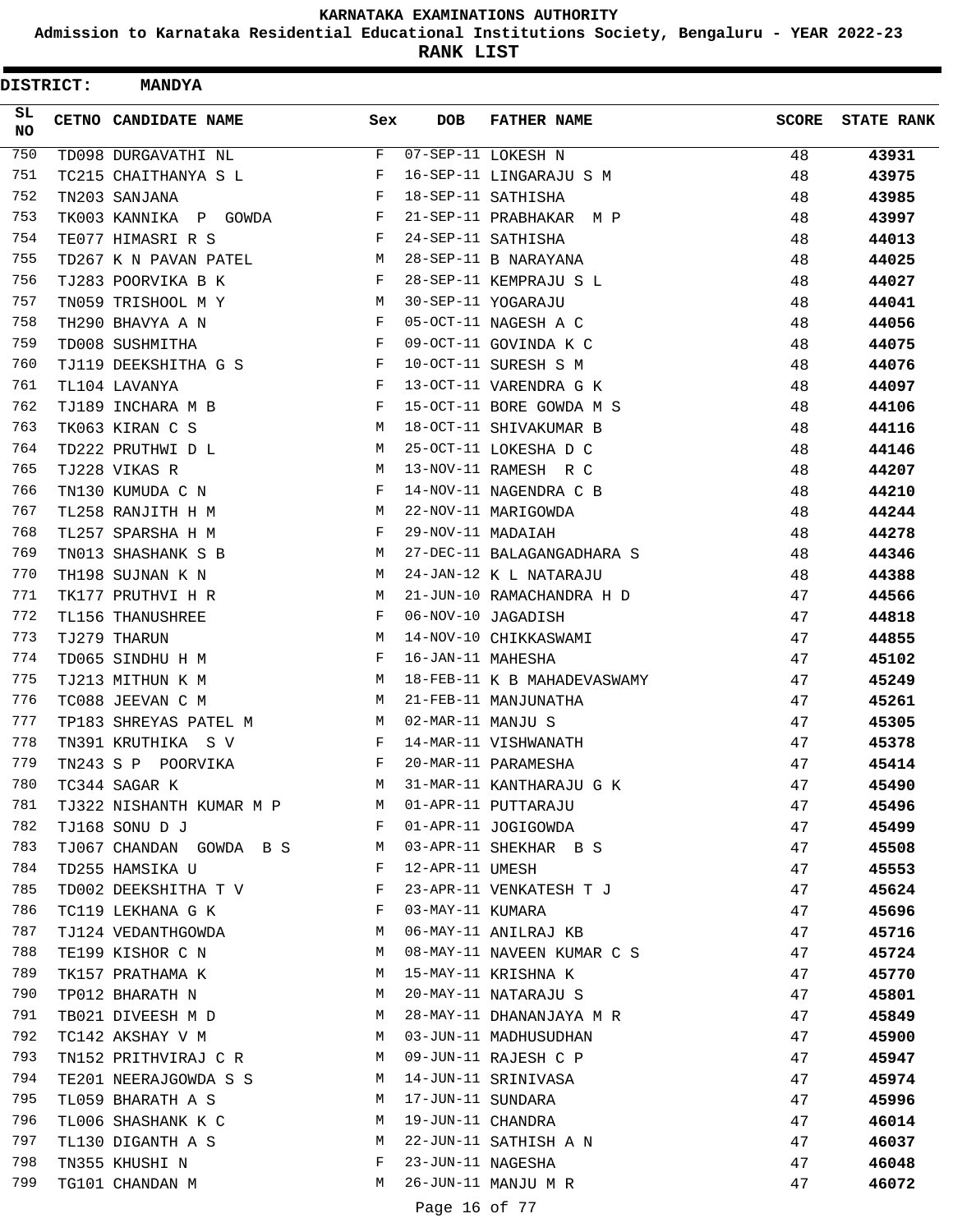**KARNATAKA EXAMINATIONS AUTHORITY**

**Admission to Karnataka Residential Educational Institutions Society, Bengaluru - YEAR 2022-23**

**RANK LIST**

**DISTRICT: MANDYA**

| SL NO | CETNO | CANDIDATE NAME | Sex | DOB | FATHER NAME | SCORE | STATE RANK |
|---|---|---|---|---|---|---|---|
| 750 | TD098 | DURGAVATHI NL | F | 07-SEP-11 | LOKESH N | 48 | 43931 |
| 751 | TC215 | CHAITHANYA S L | F | 16-SEP-11 | LINGARAJU S M | 48 | 43975 |
| 752 | TN203 | SANJANA | F | 18-SEP-11 | SATHISHA | 48 | 43985 |
| 753 | TK003 | KANNIKA P GOWDA | F | 21-SEP-11 | PRABHAKAR M P | 48 | 43997 |
| 754 | TE077 | HIMASRI R S | F | 24-SEP-11 | SATHISHA | 48 | 44013 |
| 755 | TD267 | K N PAVAN PATEL | M | 28-SEP-11 | B NARAYANA | 48 | 44025 |
| 756 | TJ283 | POORVIKA B K | F | 28-SEP-11 | KEMPRAJU S L | 48 | 44027 |
| 757 | TN059 | TRISHOOL M Y | M | 30-SEP-11 | YOGARAJU | 48 | 44041 |
| 758 | TH290 | BHAVYA A N | F | 05-OCT-11 | NAGESH A C | 48 | 44056 |
| 759 | TD008 | SUSHMITHA | F | 09-OCT-11 | GOVINDA K C | 48 | 44075 |
| 760 | TJ119 | DEEKSHITHA G S | F | 10-OCT-11 | SURESH S M | 48 | 44076 |
| 761 | TL104 | LAVANYA | F | 13-OCT-11 | VARENDRA G K | 48 | 44097 |
| 762 | TJ189 | INCHARA M B | F | 15-OCT-11 | BORE GOWDA M S | 48 | 44106 |
| 763 | TK063 | KIRAN C S | M | 18-OCT-11 | SHIVAKUMAR B | 48 | 44116 |
| 764 | TD222 | PRUTHWI D L | M | 25-OCT-11 | LOKESHA D C | 48 | 44146 |
| 765 | TJ228 | VIKAS R | M | 13-NOV-11 | RAMESH R C | 48 | 44207 |
| 766 | TN130 | KUMUDA C N | F | 14-NOV-11 | NAGENDRA C B | 48 | 44210 |
| 767 | TL258 | RANJITH H M | M | 22-NOV-11 | MARIGOWDA | 48 | 44244 |
| 768 | TL257 | SPARSHA H M | F | 29-NOV-11 | MADAIAH | 48 | 44278 |
| 769 | TN013 | SHASHANK S B | M | 27-DEC-11 | BALAGANGADHARA S | 48 | 44346 |
| 770 | TH198 | SUJNAN K N | M | 24-JAN-12 | K L NATARAJU | 48 | 44388 |
| 771 | TK177 | PRUTHVI H R | M | 21-JUN-10 | RAMACHANDRA H D | 47 | 44566 |
| 772 | TL156 | THANUSHREE | F | 06-NOV-10 | JAGADISH | 47 | 44818 |
| 773 | TJ279 | THARUN | M | 14-NOV-10 | CHIKKASWAMI | 47 | 44855 |
| 774 | TD065 | SINDHU H M | F | 16-JAN-11 | MAHESHA | 47 | 45102 |
| 775 | TJ213 | MITHUN K M | M | 18-FEB-11 | K B MAHADEVASWAMY | 47 | 45249 |
| 776 | TC088 | JEEVAN C M | M | 21-FEB-11 | MANJUNATHA | 47 | 45261 |
| 777 | TP183 | SHREYAS PATEL M | M | 02-MAR-11 | MANJU S | 47 | 45305 |
| 778 | TN391 | KRUTHIKA S V | F | 14-MAR-11 | VISHWANATH | 47 | 45378 |
| 779 | TN243 | S P POORVIKA | F | 20-MAR-11 | PARAMESHA | 47 | 45414 |
| 780 | TC344 | SAGAR K | M | 31-MAR-11 | KANTHARAJU G K | 47 | 45490 |
| 781 | TJ322 | NISHANTH KUMAR M P | M | 01-APR-11 | PUTTARAJU | 47 | 45496 |
| 782 | TJ168 | SONU D J | F | 01-APR-11 | JOGIGOWDA | 47 | 45499 |
| 783 | TJ067 | CHANDAN GOWDA B S | M | 03-APR-11 | SHEKHAR B S | 47 | 45508 |
| 784 | TD255 | HAMSIKA U | F | 12-APR-11 | UMESH | 47 | 45553 |
| 785 | TD002 | DEEKSHITHA T V | F | 23-APR-11 | VENKATESH T J | 47 | 45624 |
| 786 | TC119 | LEKHANA G K | F | 03-MAY-11 | KUMARA | 47 | 45696 |
| 787 | TJ124 | VEDANTHGOWDA | M | 06-MAY-11 | ANILRAJ KB | 47 | 45716 |
| 788 | TE199 | KISHOR C N | M | 08-MAY-11 | NAVEEN KUMAR C S | 47 | 45724 |
| 789 | TK157 | PRATHAMA K | M | 15-MAY-11 | KRISHNA K | 47 | 45770 |
| 790 | TP012 | BHARATH N | M | 20-MAY-11 | NATARAJU S | 47 | 45801 |
| 791 | TB021 | DIVEESH M D | M | 28-MAY-11 | DHANANJAYA M R | 47 | 45849 |
| 792 | TC142 | AKSHAY V M | M | 03-JUN-11 | MADHUSUDHAN | 47 | 45900 |
| 793 | TN152 | PRITHVIRAJ C R | M | 09-JUN-11 | RAJESH C P | 47 | 45947 |
| 794 | TE201 | NEERAJGOWDA S S | M | 14-JUN-11 | SRINIVASA | 47 | 45974 |
| 795 | TL059 | BHARATH A S | M | 17-JUN-11 | SUNDARA | 47 | 45996 |
| 796 | TL006 | SHASHANK K C | M | 19-JUN-11 | CHANDRA | 47 | 46014 |
| 797 | TL130 | DIGANTH A S | M | 22-JUN-11 | SATHISH A N | 47 | 46037 |
| 798 | TN355 | KHUSHI N | F | 23-JUN-11 | NAGESHA | 47 | 46048 |
| 799 | TG101 | CHANDAN M | M | 26-JUN-11 | MANJU M R | 47 | 46072 |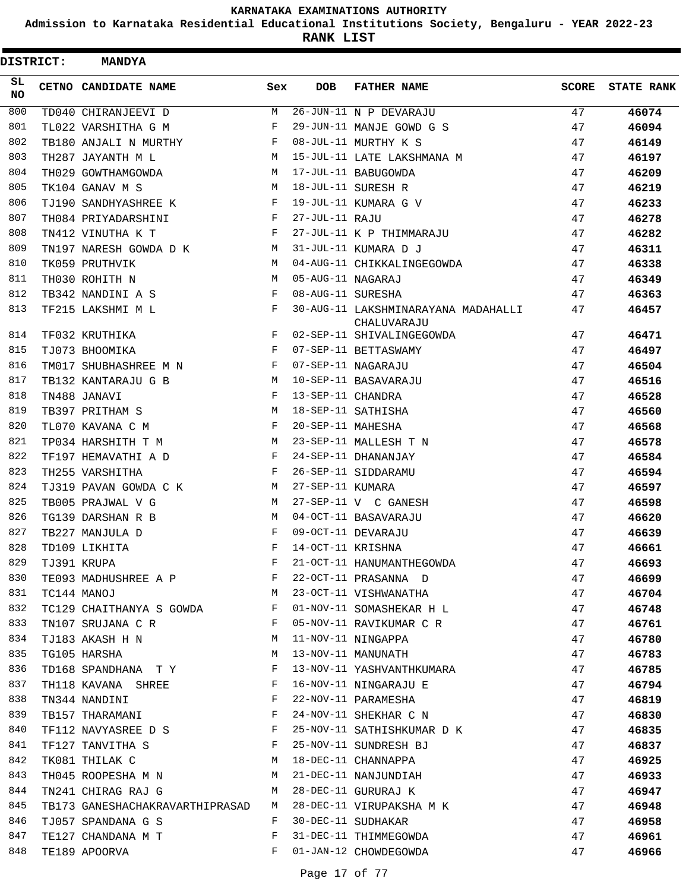KARNATAKA EXAMINATIONS AUTHORITY

Admission to Karnataka Residential Educational Institutions Society, Bengaluru - YEAR 2022-23

**RANK LIST**

**DISTRICT: MANDYA**

| SL NO | CETNO | CANDIDATE NAME | Sex | DOB | FATHER NAME | SCORE | STATE RANK |
|---|---|---|---|---|---|---|---|
| 800 | TD040 | CHIRANJEEVI D | M | 26-JUN-11 | N P DEVARAJU | 47 | **46074** |
| 801 | TL022 | VARSHITHA G M | F | 29-JUN-11 | MANJE GOWD G S | 47 | **46094** |
| 802 | TB180 | ANJALI N MURTHY | F | 08-JUL-11 | MURTHY K S | 47 | **46149** |
| 803 | TH287 | JAYANTH M L | M | 15-JUL-11 | LATE LAKSHMANA M | 47 | **46197** |
| 804 | TH029 | GOWTHAMGOWDA | M | 17-JUL-11 | BABUGOWDA | 47 | **46209** |
| 805 | TK104 | GANAV M S | M | 18-JUL-11 | SURESH R | 47 | **46219** |
| 806 | TJ190 | SANDHYASHREE K | F | 19-JUL-11 | KUMARA G V | 47 | **46233** |
| 807 | TH084 | PRIYADARSHINI | F | 27-JUL-11 | RAJU | 47 | **46278** |
| 808 | TN412 | VINUTHA K T | F | 27-JUL-11 | K P THIMMARAJU | 47 | **46282** |
| 809 | TN197 | NARESH GOWDA D K | M | 31-JUL-11 | KUMARA D J | 47 | **46311** |
| 810 | TK059 | PRUTHVIK | M | 04-AUG-11 | CHIKKALINGEGOWDA | 47 | **46338** |
| 811 | TH030 | ROHITH N | M | 05-AUG-11 | NAGARAJ | 47 | **46349** |
| 812 | TB342 | NANDINI A S | F | 08-AUG-11 | SURESHA | 47 | **46363** |
| 813 | TF215 | LAKSHMI M L | F | 30-AUG-11 | LAKSHMINARAYANA MADAHALLI CHALUVARAJU | 47 | **46457** |
| 814 | TF032 | KRUTHIKA | F | 02-SEP-11 | SHIVALINGEGOWDA | 47 | **46471** |
| 815 | TJ073 | BHOOMIKA | F | 07-SEP-11 | BETTASWAMY | 47 | **46497** |
| 816 | TM017 | SHUBHASHREE M N | F | 07-SEP-11 | NAGARAJU | 47 | **46504** |
| 817 | TB132 | KANTARAJU G B | M | 10-SEP-11 | BASAVARAJU | 47 | **46516** |
| 818 | TN488 | JANAVI | F | 13-SEP-11 | CHANDRA | 47 | **46528** |
| 819 | TB397 | PRITHAM S | M | 18-SEP-11 | SATHISHA | 47 | **46560** |
| 820 | TL070 | KAVANA C M | F | 20-SEP-11 | MAHESHA | 47 | **46568** |
| 821 | TP034 | HARSHITH T M | M | 23-SEP-11 | MALLESH T N | 47 | **46578** |
| 822 | TF197 | HEMAVATHI A D | F | 24-SEP-11 | DHANANJAY | 47 | **46584** |
| 823 | TH255 | VARSHITHA | F | 26-SEP-11 | SIDDARAMU | 47 | **46594** |
| 824 | TJ319 | PAVAN GOWDA C K | M | 27-SEP-11 | KUMARA | 47 | **46597** |
| 825 | TB005 | PRAJWAL V G | M | 27-SEP-11 | V C GANESH | 47 | **46598** |
| 826 | TG139 | DARSHAN R B | M | 04-OCT-11 | BASAVARAJU | 47 | **46620** |
| 827 | TB227 | MANJULA D | F | 09-OCT-11 | DEVARAJU | 47 | **46639** |
| 828 | TD109 | LIKHITA | F | 14-OCT-11 | KRISHNA | 47 | **46661** |
| 829 | TJ391 | KRUPA | F | 21-OCT-11 | HANUMANTHEGOWDA | 47 | **46693** |
| 830 | TE093 | MADHUSHREE A P | F | 22-OCT-11 | PRASANNA D | 47 | **46699** |
| 831 | TC144 | MANOJ | M | 23-OCT-11 | VISHWANATHA | 47 | **46704** |
| 832 | TC129 | CHAITHANYA S GOWDA | F | 01-NOV-11 | SOMASHEKAR H L | 47 | **46748** |
| 833 | TN107 | SRUJANA C R | F | 05-NOV-11 | RAVIKUMAR C R | 47 | **46761** |
| 834 | TJ183 | AKASH H N | M | 11-NOV-11 | NINGAPPA | 47 | **46780** |
| 835 | TG105 | HARSHA | M | 13-NOV-11 | MANUNATH | 47 | **46783** |
| 836 | TD168 | SPANDHANA T Y | F | 13-NOV-11 | YASHVANTHKUMARA | 47 | **46785** |
| 837 | TH118 | KAVANA SHREE | F | 16-NOV-11 | NINGARAJU E | 47 | **46794** |
| 838 | TN344 | NANDINI | F | 22-NOV-11 | PARAMESHA | 47 | **46819** |
| 839 | TB157 | THARAMANI | F | 24-NOV-11 | SHEKHAR C N | 47 | **46830** |
| 840 | TF112 | NAVYASREE D S | F | 25-NOV-11 | SATHISHKUMAR D K | 47 | **46835** |
| 841 | TF127 | TANVITHA S | F | 25-NOV-11 | SUNDRESH BJ | 47 | **46837** |
| 842 | TK081 | THILAK C | M | 18-DEC-11 | CHANNAPPA | 47 | **46925** |
| 843 | TH045 | ROOPESHA M N | M | 21-DEC-11 | NANJUNDIAH | 47 | **46933** |
| 844 | TN241 | CHIRAG RAJ G | M | 28-DEC-11 | GURURAJ K | 47 | **46947** |
| 845 | TB173 | GANESHACHAKRAVARTHIPRASAD | M | 28-DEC-11 | VIRUPAKSHA M K | 47 | **46948** |
| 846 | TJ057 | SPANDANA G S | F | 30-DEC-11 | SUDHAKAR | 47 | **46958** |
| 847 | TE127 | CHANDANA M T | F | 31-DEC-11 | THIMMEGOWDA | 47 | **46961** |
| 848 | TE189 | APOORVA | F | 01-JAN-12 | CHOWDEGOWDA | 47 | **46966** |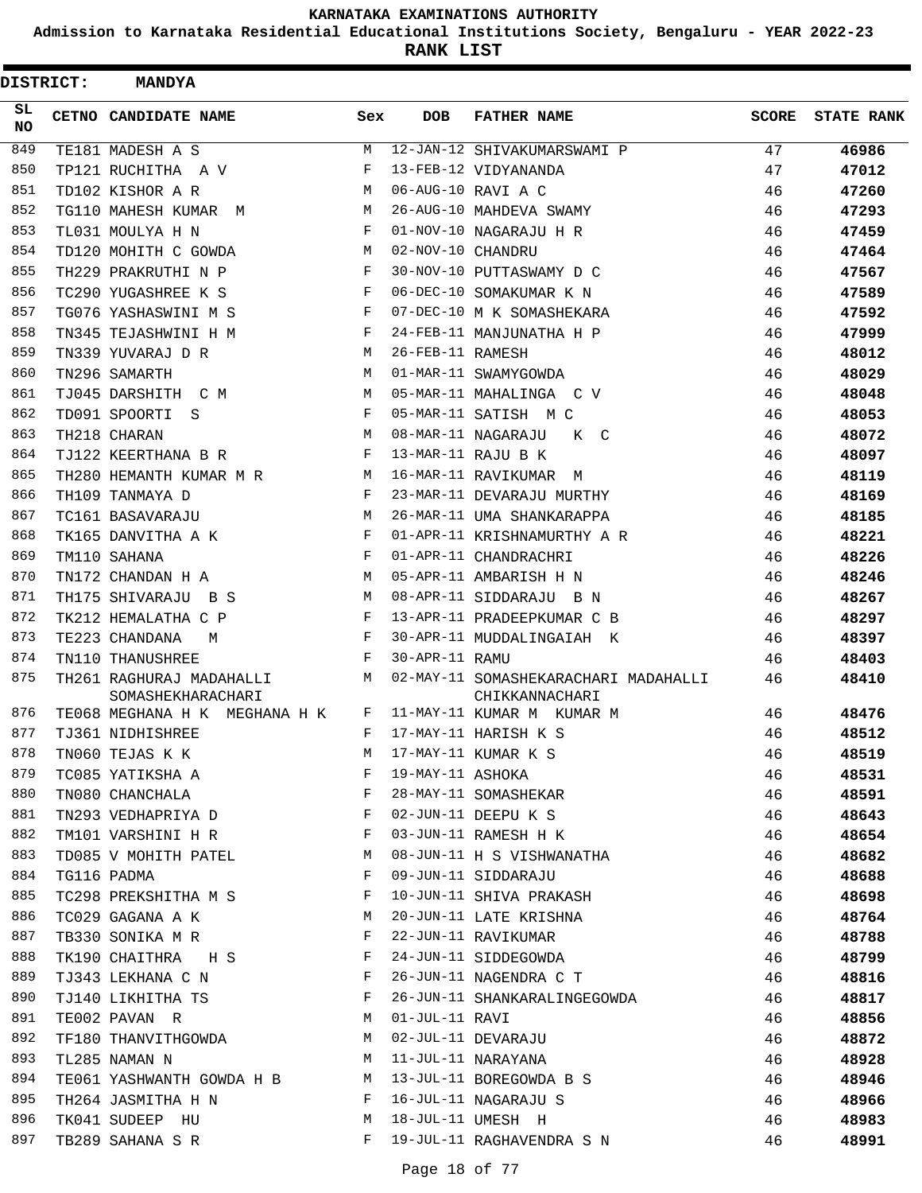KARNATAKA EXAMINATIONS AUTHORITY

Admission to Karnataka Residential Educational Institutions Society, Bengaluru - YEAR 2022-23

**RANK LIST**

**DISTRICT: MANDYA**

| SL NO | CETNO | CANDIDATE NAME | Sex | DOB | FATHER NAME | SCORE | STATE RANK |
|---|---|---|---|---|---|---|---|
| 849 | TE181 | MADESH A S | M | 12-JAN-12 | SHIVAKUMARSWAMI P | 47 | 46986 |
| 850 | TP121 | RUCHITHA A V | F | 13-FEB-12 | VIDYANANDA | 47 | 47012 |
| 851 | TD102 | KISHOR A R | M | 06-AUG-10 | RAVI A C | 46 | 47260 |
| 852 | TG110 | MAHESH KUMAR M | M | 26-AUG-10 | MAHDEVA SWAMY | 46 | 47293 |
| 853 | TL031 | MOULYA H N | F | 01-NOV-10 | NAGARAJU H R | 46 | 47459 |
| 854 | TD120 | MOHITH C GOWDA | M | 02-NOV-10 | CHANDRU | 46 | 47464 |
| 855 | TH229 | PRAKRUTHI N P | F | 30-NOV-10 | PUTTASWAMY D C | 46 | 47567 |
| 856 | TC290 | YUGASHREE K S | F | 06-DEC-10 | SOMAKUMAR K N | 46 | 47589 |
| 857 | TG076 | YASHASWINI M S | F | 07-DEC-10 | M K SOMASHEKARA | 46 | 47592 |
| 858 | TN345 | TEJASHWINI H M | F | 24-FEB-11 | MANJUNATHA H P | 46 | 47999 |
| 859 | TN339 | YUVARAJ D R | M | 26-FEB-11 | RAMESH | 46 | 48012 |
| 860 | TN296 | SAMARTH | M | 01-MAR-11 | SWAMYGOWDA | 46 | 48029 |
| 861 | TJ045 | DARSHITH C M | M | 05-MAR-11 | MAHALINGA C V | 46 | 48048 |
| 862 | TD091 | SPOORTI S | F | 05-MAR-11 | SATISH M C | 46 | 48053 |
| 863 | TH218 | CHARAN | M | 08-MAR-11 | NAGARAJU K C | 46 | 48072 |
| 864 | TJ122 | KEERTHANA B R | F | 13-MAR-11 | RAJU B K | 46 | 48097 |
| 865 | TH280 | HEMANTH KUMAR M R | M | 16-MAR-11 | RAVIKUMAR M | 46 | 48119 |
| 866 | TH109 | TANMAYA D | F | 23-MAR-11 | DEVARAJU MURTHY | 46 | 48169 |
| 867 | TC161 | BASAVARAJU | M | 26-MAR-11 | UMA SHANKARAPPA | 46 | 48185 |
| 868 | TK165 | DANVITHA A K | F | 01-APR-11 | KRISHNAMURTHY A R | 46 | 48221 |
| 869 | TM110 | SAHANA | F | 01-APR-11 | CHANDRACHRI | 46 | 48226 |
| 870 | TN172 | CHANDAN H A | M | 05-APR-11 | AMBARISH H N | 46 | 48246 |
| 871 | TH175 | SHIVARAJU B S | M | 08-APR-11 | SIDDARAJU B N | 46 | 48267 |
| 872 | TK212 | HEMALATHA C P | F | 13-APR-11 | PRADEEPKUMAR C B | 46 | 48297 |
| 873 | TE223 | CHANDANA M | F | 30-APR-11 | MUDDALINGAIAH K | 46 | 48397 |
| 874 | TN110 | THANUSHREE | F | 30-APR-11 | RAMU | 46 | 48403 |
| 875 | TH261 | RAGHURAJ MADAHALLI SOMASHEKHARACHARI | M | 02-MAY-11 | SOMASHEKARACHARI MADAHALLI CHIKKANNACHARI | 46 | 48410 |
| 876 | TE068 | MEGHANA H K MEGHANA H K | F | 11-MAY-11 | KUMAR M KUMAR M | 46 | 48476 |
| 877 | TJ361 | NIDHISHREE | F | 17-MAY-11 | HARISH K S | 46 | 48512 |
| 878 | TN060 | TEJAS K K | M | 17-MAY-11 | KUMAR K S | 46 | 48519 |
| 879 | TC085 | YATIKSHA A | F | 19-MAY-11 | ASHOKA | 46 | 48531 |
| 880 | TN080 | CHANCHALA | F | 28-MAY-11 | SOMASHEKAR | 46 | 48591 |
| 881 | TN293 | VEDHAPRIYA D | F | 02-JUN-11 | DEEPU K S | 46 | 48643 |
| 882 | TM101 | VARSHINI H R | F | 03-JUN-11 | RAMESH H K | 46 | 48654 |
| 883 | TD085 | V MOHITH PATEL | M | 08-JUN-11 | H S VISHWANATHA | 46 | 48682 |
| 884 | TG116 | PADMA | F | 09-JUN-11 | SIDDARAJU | 46 | 48688 |
| 885 | TC298 | PREKSHITHA M S | F | 10-JUN-11 | SHIVA PRAKASH | 46 | 48698 |
| 886 | TC029 | GAGANA A K | M | 20-JUN-11 | LATE KRISHNA | 46 | 48764 |
| 887 | TB330 | SONIKA M R | F | 22-JUN-11 | RAVIKUMAR | 46 | 48788 |
| 888 | TK190 | CHAITHRA H S | F | 24-JUN-11 | SIDDEGOWDA | 46 | 48799 |
| 889 | TJ343 | LEKHANA C N | F | 26-JUN-11 | NAGENDRA C T | 46 | 48816 |
| 890 | TJ140 | LIKHITHA TS | F | 26-JUN-11 | SHANKARALINGEGOWDA | 46 | 48817 |
| 891 | TE002 | PAVAN R | M | 01-JUL-11 | RAVI | 46 | 48856 |
| 892 | TF180 | THANVITHGOWDA | M | 02-JUL-11 | DEVARAJU | 46 | 48872 |
| 893 | TL285 | NAMAN N | M | 11-JUL-11 | NARAYANA | 46 | 48928 |
| 894 | TE061 | YASHWANTH GOWDA H B | M | 13-JUL-11 | BOREGOWDA B S | 46 | 48946 |
| 895 | TH264 | JASMITHA H N | F | 16-JUL-11 | NAGARAJU S | 46 | 48966 |
| 896 | TK041 | SUDEEP HU | M | 18-JUL-11 | UMESH H | 46 | 48983 |
| 897 | TB289 | SAHANA S R | F | 19-JUL-11 | RAGHAVENDRA S N | 46 | 48991 |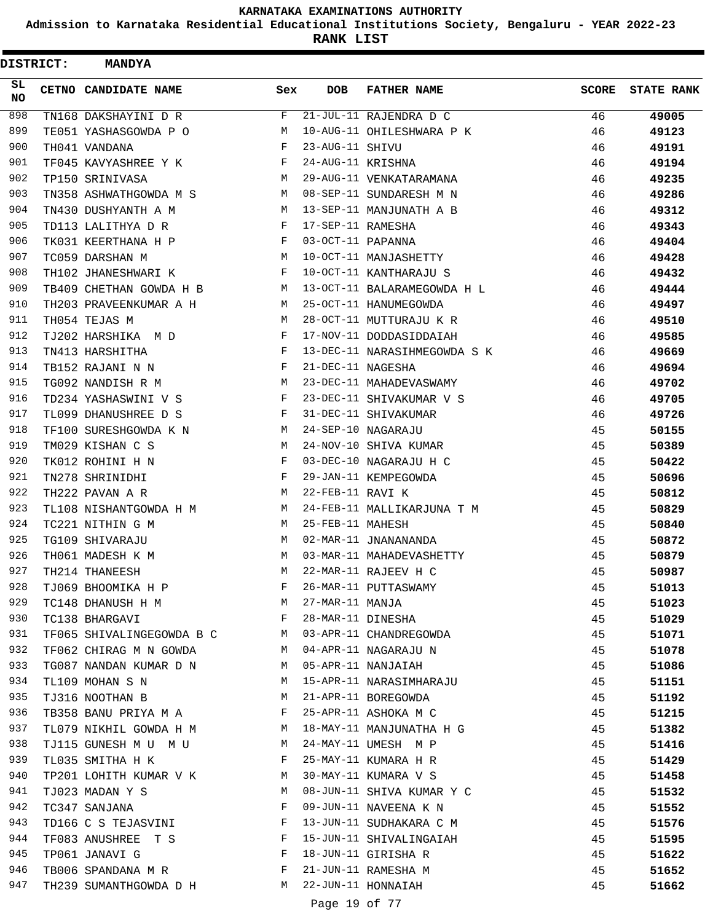# KARNATAKA EXAMINATIONS AUTHORITY

**Admission to Karnataka Residential Educational Institutions Society, Bengaluru - YEAR 2022-23**

**RANK LIST**

**DISTRICT: MANDYA**

| SL NO | CETNO | CANDIDATE NAME | Sex | DOB | FATHER NAME | SCORE | STATE RANK |
|---|---|---|---|---|---|---|---|
| 898 | TN168 | DAKSHAYINI D R | F | 21-JUL-11 | RAJENDRA D C | 46 | 49005 |
| 899 | TE051 | YASHASGOWDA P O | M | 10-AUG-11 | OHILESHWARA P K | 46 | 49123 |
| 900 | TH041 | VANDANA | F | 23-AUG-11 | SHIVU | 46 | 49191 |
| 901 | TF045 | KAVYASHREE Y K | F | 24-AUG-11 | KRISHNA | 46 | 49194 |
| 902 | TP150 | SRINIVASA | M | 29-AUG-11 | VENKATARAMANA | 46 | 49235 |
| 903 | TN358 | ASHWATHGOWDA M S | M | 08-SEP-11 | SUNDARESH M N | 46 | 49286 |
| 904 | TN430 | DUSHYANTH A M | M | 13-SEP-11 | MANJUNATH A B | 46 | 49312 |
| 905 | TD113 | LALITHYA D R | F | 17-SEP-11 | RAMESHA | 46 | 49343 |
| 906 | TK031 | KEERTHANA H P | F | 03-OCT-11 | PAPANNA | 46 | 49404 |
| 907 | TC059 | DARSHAN M | M | 10-OCT-11 | MANJASHETTY | 46 | 49428 |
| 908 | TH102 | JHANESHWARI K | F | 10-OCT-11 | KANTHARAJU S | 46 | 49432 |
| 909 | TB409 | CHETHAN GOWDA H B | M | 13-OCT-11 | BALARAMEGOWDA H L | 46 | 49444 |
| 910 | TH203 | PRAVEENKUMAR A H | M | 25-OCT-11 | HANUMEGOWDA | 46 | 49497 |
| 911 | TH054 | TEJAS M | M | 28-OCT-11 | MUTTURAJU K R | 46 | 49510 |
| 912 | TJ202 | HARSHIKA M D | F | 17-NOV-11 | DODDASIDDAIAH | 46 | 49585 |
| 913 | TN413 | HARSHITHA | F | 13-DEC-11 | NARASIHMEGOWDA S K | 46 | 49669 |
| 914 | TB152 | RAJANI N N | F | 21-DEC-11 | NAGESHA | 46 | 49694 |
| 915 | TG092 | NANDISH R M | M | 23-DEC-11 | MAHADEVASWAMY | 46 | 49702 |
| 916 | TD234 | YASHASWINI V S | F | 23-DEC-11 | SHIVAKUMAR V S | 46 | 49705 |
| 917 | TL099 | DHANUSHREE D S | F | 31-DEC-11 | SHIVAKUMAR | 46 | 49726 |
| 918 | TF100 | SURESHGOWDA K N | M | 24-SEP-10 | NAGARAJU | 45 | 50155 |
| 919 | TM029 | KISHAN C S | M | 24-NOV-10 | SHIVA KUMAR | 45 | 50389 |
| 920 | TK012 | ROHINI H N | F | 03-DEC-10 | NAGARAJU H C | 45 | 50422 |
| 921 | TN278 | SHRINIDHI | F | 29-JAN-11 | KEMPEGOWDA | 45 | 50696 |
| 922 | TH222 | PAVAN A R | M | 22-FEB-11 | RAVI K | 45 | 50812 |
| 923 | TL108 | NISHANTGOWDA H M | M | 24-FEB-11 | MALLIKARJUNA T M | 45 | 50829 |
| 924 | TC221 | NITHIN G M | M | 25-FEB-11 | MAHESH | 45 | 50840 |
| 925 | TG109 | SHIVARAJU | M | 02-MAR-11 | JNANANANDA | 45 | 50872 |
| 926 | TH061 | MADESH K M | M | 03-MAR-11 | MAHADEVASHETTY | 45 | 50879 |
| 927 | TH214 | THANEESH | M | 22-MAR-11 | RAJEEV H C | 45 | 50987 |
| 928 | TJ069 | BHOOMIKA H P | F | 26-MAR-11 | PUTTASWAMY | 45 | 51013 |
| 929 | TC148 | DHANUSH H M | M | 27-MAR-11 | MANJA | 45 | 51023 |
| 930 | TC138 | BHARGAVI | F | 28-MAR-11 | DINESHA | 45 | 51029 |
| 931 | TF065 | SHIVALINGEGOWDA B C | M | 03-APR-11 | CHANDREGOWDA | 45 | 51071 |
| 932 | TF062 | CHIRAG M N GOWDA | M | 04-APR-11 | NAGARAJU N | 45 | 51078 |
| 933 | TG087 | NANDAN KUMAR D N | M | 05-APR-11 | NANJAIAH | 45 | 51086 |
| 934 | TL109 | MOHAN S N | M | 15-APR-11 | NARASIMHARAJU | 45 | 51151 |
| 935 | TJ316 | NOOTHAN B | M | 21-APR-11 | BOREGOWDA | 45 | 51192 |
| 936 | TB358 | BANU PRIYA M A | F | 25-APR-11 | ASHOKA M C | 45 | 51215 |
| 937 | TL079 | NIKHIL GOWDA H M | M | 18-MAY-11 | MANJUNATHA H G | 45 | 51382 |
| 938 | TJ115 | GUNESH M U M U | M | 24-MAY-11 | UMESH M P | 45 | 51416 |
| 939 | TL035 | SMITHA H K | F | 25-MAY-11 | KUMARA H R | 45 | 51429 |
| 940 | TP201 | LOHITH KUMAR V K | M | 30-MAY-11 | KUMARA V S | 45 | 51458 |
| 941 | TJ023 | MADAN Y S | M | 08-JUN-11 | SHIVA KUMAR Y C | 45 | 51532 |
| 942 | TC347 | SANJANA | F | 09-JUN-11 | NAVEENA K N | 45 | 51552 |
| 943 | TD166 | C S TEJASVINI | F | 13-JUN-11 | SUDHAKARA C M | 45 | 51576 |
| 944 | TF083 | ANUSHREE T S | F | 15-JUN-11 | SHIVALINGAIAH | 45 | 51595 |
| 945 | TP061 | JANAVI G | F | 18-JUN-11 | GIRISHA R | 45 | 51622 |
| 946 | TB006 | SPANDANA M R | F | 21-JUN-11 | RAMESHA M | 45 | 51652 |
| 947 | TH239 | SUMANTHGOWDA D H | M | 22-JUN-11 | HONNAIAH | 45 | 51662 |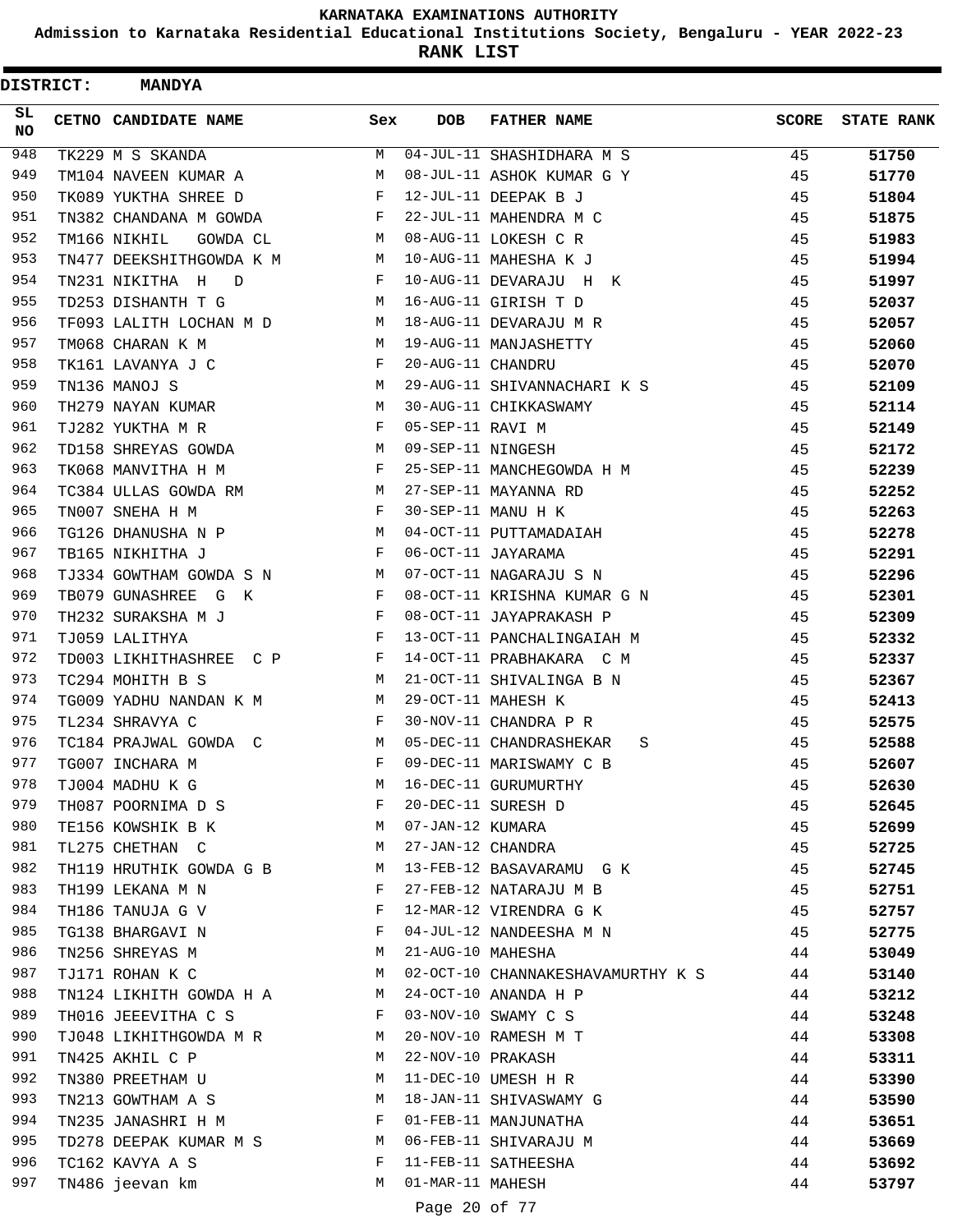# KARNATAKA EXAMINATIONS AUTHORITY

**Admission to Karnataka Residential Educational Institutions Society, Bengaluru - YEAR 2022-23**

**RANK LIST**

**DISTRICT: MANDYA**

| SL NO | CETNO | CANDIDATE NAME | Sex | DOB | FATHER NAME | SCORE | STATE RANK |
|---|---|---|---|---|---|---|---|
| 948 | TK229 | M S SKANDA | M | 04-JUL-11 | SHASHIDHARA M S | 45 | 51750 |
| 949 | TM104 | NAVEEN KUMAR A | M | 08-JUL-11 | ASHOK KUMAR G Y | 45 | 51770 |
| 950 | TK089 | YUKTHA SHREE D | F | 12-JUL-11 | DEEPAK B J | 45 | 51804 |
| 951 | TN382 | CHANDANA M GOWDA | F | 22-JUL-11 | MAHENDRA M C | 45 | 51875 |
| 952 | TM166 | NIKHIL GOWDA CL | M | 08-AUG-11 | LOKESH C R | 45 | 51983 |
| 953 | TN477 | DEEKSHITHGOWDA K M | M | 10-AUG-11 | MAHESHA K J | 45 | 51994 |
| 954 | TN231 | NIKITHA H D | F | 10-AUG-11 | DEVARAJU H K | 45 | 51997 |
| 955 | TD253 | DISHANTH T G | M | 16-AUG-11 | GIRISH T D | 45 | 52037 |
| 956 | TF093 | LALITH LOCHAN M D | M | 18-AUG-11 | DEVARAJU M R | 45 | 52057 |
| 957 | TM068 | CHARAN K M | M | 19-AUG-11 | MANJASHETTY | 45 | 52060 |
| 958 | TK161 | LAVANYA J C | F | 20-AUG-11 | CHANDRU | 45 | 52070 |
| 959 | TN136 | MANOJ S | M | 29-AUG-11 | SHIVANNACHARI K S | 45 | 52109 |
| 960 | TH279 | NAYAN KUMAR | M | 30-AUG-11 | CHIKKASWAMY | 45 | 52114 |
| 961 | TJ282 | YUKTHA M R | F | 05-SEP-11 | RAVI M | 45 | 52149 |
| 962 | TD158 | SHREYAS GOWDA | M | 09-SEP-11 | NINGESH | 45 | 52172 |
| 963 | TK068 | MANVITHA H M | F | 25-SEP-11 | MANCHEGOWDA H M | 45 | 52239 |
| 964 | TC384 | ULLAS GOWDA RM | M | 27-SEP-11 | MAYANNA RD | 45 | 52252 |
| 965 | TN007 | SNEHA H M | F | 30-SEP-11 | MANU H K | 45 | 52263 |
| 966 | TG126 | DHANUSHA N P | M | 04-OCT-11 | PUTTAMADAIAH | 45 | 52278 |
| 967 | TB165 | NIKHITHA J | F | 06-OCT-11 | JAYARAMA | 45 | 52291 |
| 968 | TJ334 | GOWTHAM GOWDA S N | M | 07-OCT-11 | NAGARAJU S N | 45 | 52296 |
| 969 | TB079 | GUNASHREE G K | F | 08-OCT-11 | KRISHNA KUMAR G N | 45 | 52301 |
| 970 | TH232 | SURAKSHA M J | F | 08-OCT-11 | JAYAPRAKASH P | 45 | 52309 |
| 971 | TJ059 | LALITHYA | F | 13-OCT-11 | PANCHALINGAIAH M | 45 | 52332 |
| 972 | TD003 | LIKHITHASHREE C P | F | 14-OCT-11 | PRABHAKARA C M | 45 | 52337 |
| 973 | TC294 | MOHITH B S | M | 21-OCT-11 | SHIVALINGA B N | 45 | 52367 |
| 974 | TG009 | YADHU NANDAN K M | M | 29-OCT-11 | MAHESH K | 45 | 52413 |
| 975 | TL234 | SHRAVYA C | F | 30-NOV-11 | CHANDRA P R | 45 | 52575 |
| 976 | TC184 | PRAJWAL GOWDA C | M | 05-DEC-11 | CHANDRASHEKAR S | 45 | 52588 |
| 977 | TG007 | INCHARA M | F | 09-DEC-11 | MARISWAMY C B | 45 | 52607 |
| 978 | TJ004 | MADHU K G | M | 16-DEC-11 | GURUMURTHY | 45 | 52630 |
| 979 | TH087 | POORNIMA D S | F | 20-DEC-11 | SURESH D | 45 | 52645 |
| 980 | TE156 | KOWSHIK B K | M | 07-JAN-12 | KUMARA | 45 | 52699 |
| 981 | TL275 | CHETHAN C | M | 27-JAN-12 | CHANDRA | 45 | 52725 |
| 982 | TH119 | HRUTHIK GOWDA G B | M | 13-FEB-12 | BASAVARAMU G K | 45 | 52745 |
| 983 | TH199 | LEKANA M N | F | 27-FEB-12 | NATARAJU M B | 45 | 52751 |
| 984 | TH186 | TANUJA G V | F | 12-MAR-12 | VIRENDRA G K | 45 | 52757 |
| 985 | TG138 | BHARGAVI N | F | 04-JUL-12 | NANDEESHA M N | 45 | 52775 |
| 986 | TN256 | SHREYAS M | M | 21-AUG-10 | MAHESHA | 44 | 53049 |
| 987 | TJ171 | ROHAN K C | M | 02-OCT-10 | CHANNAKESHAVAMURTHY K S | 44 | 53140 |
| 988 | TN124 | LIKHITH GOWDA H A | M | 24-OCT-10 | ANANDA H P | 44 | 53212 |
| 989 | TH016 | JEEEVITHA C S | F | 03-NOV-10 | SWAMY C S | 44 | 53248 |
| 990 | TJ048 | LIKHITHGOWDA M R | M | 20-NOV-10 | RAMESH M T | 44 | 53308 |
| 991 | TN425 | AKHIL C P | M | 22-NOV-10 | PRAKASH | 44 | 53311 |
| 992 | TN380 | PREETHAM U | M | 11-DEC-10 | UMESH H R | 44 | 53390 |
| 993 | TN213 | GOWTHAM A S | M | 18-JAN-11 | SHIVASWAMY G | 44 | 53590 |
| 994 | TN235 | JANASHRI H M | F | 01-FEB-11 | MANJUNATHA | 44 | 53651 |
| 995 | TD278 | DEEPAK KUMAR M S | M | 06-FEB-11 | SHIVARAJU M | 44 | 53669 |
| 996 | TC162 | KAVYA A S | F | 11-FEB-11 | SATHEESHA | 44 | 53692 |
| 997 | TN486 | jeevan km | M | 01-MAR-11 | MAHESH | 44 | 53797 |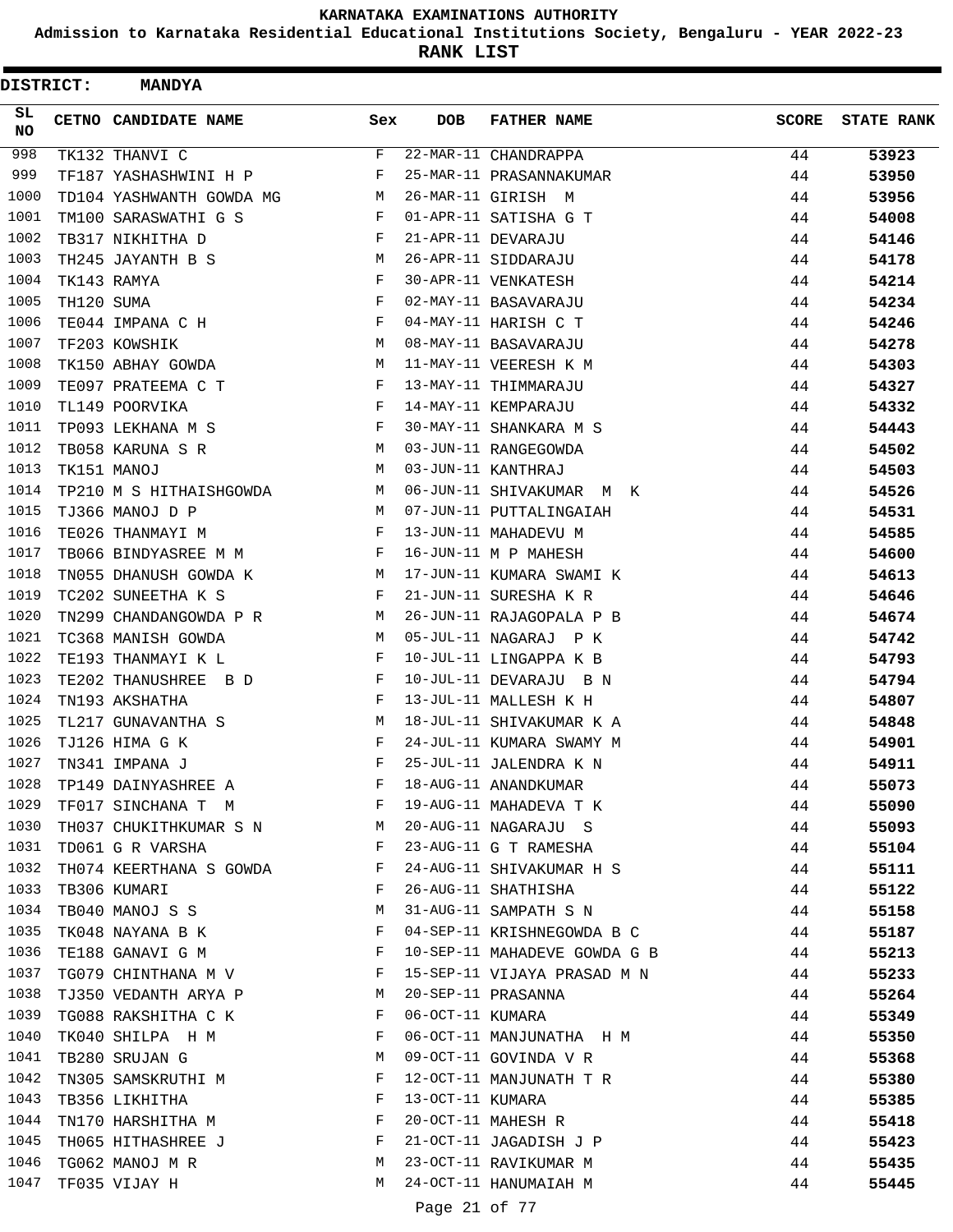# KARNATAKA EXAMINATIONS AUTHORITY

## Admission to Karnataka Residential Educational Institutions Society, Bengaluru - YEAR 2022-23

## RANK LIST

**DISTRICT: MANDYA**

| SL NO | CETNO | CANDIDATE NAME | Sex | DOB | FATHER NAME | SCORE | STATE RANK |
|---|---|---|---|---|---|---|---|
| 998 | TK132 | THANVI C | F | 22-MAR-11 | CHANDRAPPA | 44 | 53923 |
| 999 | TF187 | YASHASHWINI H P | F | 25-MAR-11 | PRASANNAKUMAR | 44 | 53950 |
| 1000 | TD104 | YASHWANTH GOWDA MG | M | 26-MAR-11 | GIRISH M | 44 | 53956 |
| 1001 | TM100 | SARASWATHI G S | F | 01-APR-11 | SATISHA G T | 44 | 54008 |
| 1002 | TB317 | NIKHITHA D | F | 21-APR-11 | DEVARAJU | 44 | 54146 |
| 1003 | TH245 | JAYANTH B S | M | 26-APR-11 | SIDDARAJU | 44 | 54178 |
| 1004 | TK143 | RAMYA | F | 30-APR-11 | VENKATESH | 44 | 54214 |
| 1005 | TH120 | SUMA | F | 02-MAY-11 | BASAVARAJU | 44 | 54234 |
| 1006 | TE044 | IMPANA C H | F | 04-MAY-11 | HARISH C T | 44 | 54246 |
| 1007 | TF203 | KOWSHIK | M | 08-MAY-11 | BASAVARAJU | 44 | 54278 |
| 1008 | TK150 | ABHAY GOWDA | M | 11-MAY-11 | VEERESH K M | 44 | 54303 |
| 1009 | TE097 | PRATEEMA C T | F | 13-MAY-11 | THIMMARAJU | 44 | 54327 |
| 1010 | TL149 | POORVIKA | F | 14-MAY-11 | KEMPARAJU | 44 | 54332 |
| 1011 | TP093 | LEKHANA M S | F | 30-MAY-11 | SHANKARA M S | 44 | 54443 |
| 1012 | TB058 | KARUNA S R | M | 03-JUN-11 | RANGEGOWDA | 44 | 54502 |
| 1013 | TK151 | MANOJ | M | 03-JUN-11 | KANTHRAJ | 44 | 54503 |
| 1014 | TP210 | M S HITHAISHGOWDA | M | 06-JUN-11 | SHIVAKUMAR M K | 44 | 54526 |
| 1015 | TJ366 | MANOJ D P | M | 07-JUN-11 | PUTTALINGAIAH | 44 | 54531 |
| 1016 | TE026 | THANMAYI M | F | 13-JUN-11 | MAHADEVU M | 44 | 54585 |
| 1017 | TB066 | BINDYASREE M M | F | 16-JUN-11 | M P MAHESH | 44 | 54600 |
| 1018 | TN055 | DHANUSH GOWDA K | M | 17-JUN-11 | KUMARA SWAMI K | 44 | 54613 |
| 1019 | TC202 | SUNEETHA K S | F | 21-JUN-11 | SURESHA K R | 44 | 54646 |
| 1020 | TN299 | CHANDANGOWDA P R | M | 26-JUN-11 | RAJAGOPALA P B | 44 | 54674 |
| 1021 | TC368 | MANISH GOWDA | M | 05-JUL-11 | NAGARAJ P K | 44 | 54742 |
| 1022 | TE193 | THANMAYI K L | F | 10-JUL-11 | LINGAPPA K B | 44 | 54793 |
| 1023 | TE202 | THANUSHREE B D | F | 10-JUL-11 | DEVARAJU B N | 44 | 54794 |
| 1024 | TN193 | AKSHATHA | F | 13-JUL-11 | MALLESH K H | 44 | 54807 |
| 1025 | TL217 | GUNAVANTHA S | M | 18-JUL-11 | SHIVAKUMAR K A | 44 | 54848 |
| 1026 | TJ126 | HIMA G K | F | 24-JUL-11 | KUMARA SWAMY M | 44 | 54901 |
| 1027 | TN341 | IMPANA J | F | 25-JUL-11 | JALENDRA K N | 44 | 54911 |
| 1028 | TP149 | DAINYASHREE A | F | 18-AUG-11 | ANANDKUMAR | 44 | 55073 |
| 1029 | TF017 | SINCHANA T M | F | 19-AUG-11 | MAHADEVA T K | 44 | 55090 |
| 1030 | TH037 | CHUKITHKUMAR S N | M | 20-AUG-11 | NAGARAJU S | 44 | 55093 |
| 1031 | TD061 | G R VARSHA | F | 23-AUG-11 | G T RAMESHA | 44 | 55104 |
| 1032 | TH074 | KEERTHANA S GOWDA | F | 24-AUG-11 | SHIVAKUMAR H S | 44 | 55111 |
| 1033 | TB306 | KUMARI | F | 26-AUG-11 | SHATHISHA | 44 | 55122 |
| 1034 | TB040 | MANOJ S S | M | 31-AUG-11 | SAMPATH S N | 44 | 55158 |
| 1035 | TK048 | NAYANA B K | F | 04-SEP-11 | KRISHNEGOWDA B C | 44 | 55187 |
| 1036 | TE188 | GANAVI G M | F | 10-SEP-11 | MAHADEVE GOWDA G B | 44 | 55213 |
| 1037 | TG079 | CHINTHANA M V | F | 15-SEP-11 | VIJAYA PRASAD M N | 44 | 55233 |
| 1038 | TJ350 | VEDANTH ARYA P | M | 20-SEP-11 | PRASANNA | 44 | 55264 |
| 1039 | TG088 | RAKSHITHA C K | F | 06-OCT-11 | KUMARA | 44 | 55349 |
| 1040 | TK040 | SHILPA H M | F | 06-OCT-11 | MANJUNATHA H M | 44 | 55350 |
| 1041 | TB280 | SRUJAN G | M | 09-OCT-11 | GOVINDA V R | 44 | 55368 |
| 1042 | TN305 | SAMSKRUTHI M | F | 12-OCT-11 | MANJUNATH T R | 44 | 55380 |
| 1043 | TB356 | LIKHITHA | F | 13-OCT-11 | KUMARA | 44 | 55385 |
| 1044 | TN170 | HARSHITHA M | F | 20-OCT-11 | MAHESH R | 44 | 55418 |
| 1045 | TH065 | HITHASHREE J | F | 21-OCT-11 | JAGADISH J P | 44 | 55423 |
| 1046 | TG062 | MANOJ M R | M | 23-OCT-11 | RAVIKUMAR M | 44 | 55435 |
| 1047 | TF035 | VIJAY H | M | 24-OCT-11 | HANUMAIAH M | 44 | 55445 |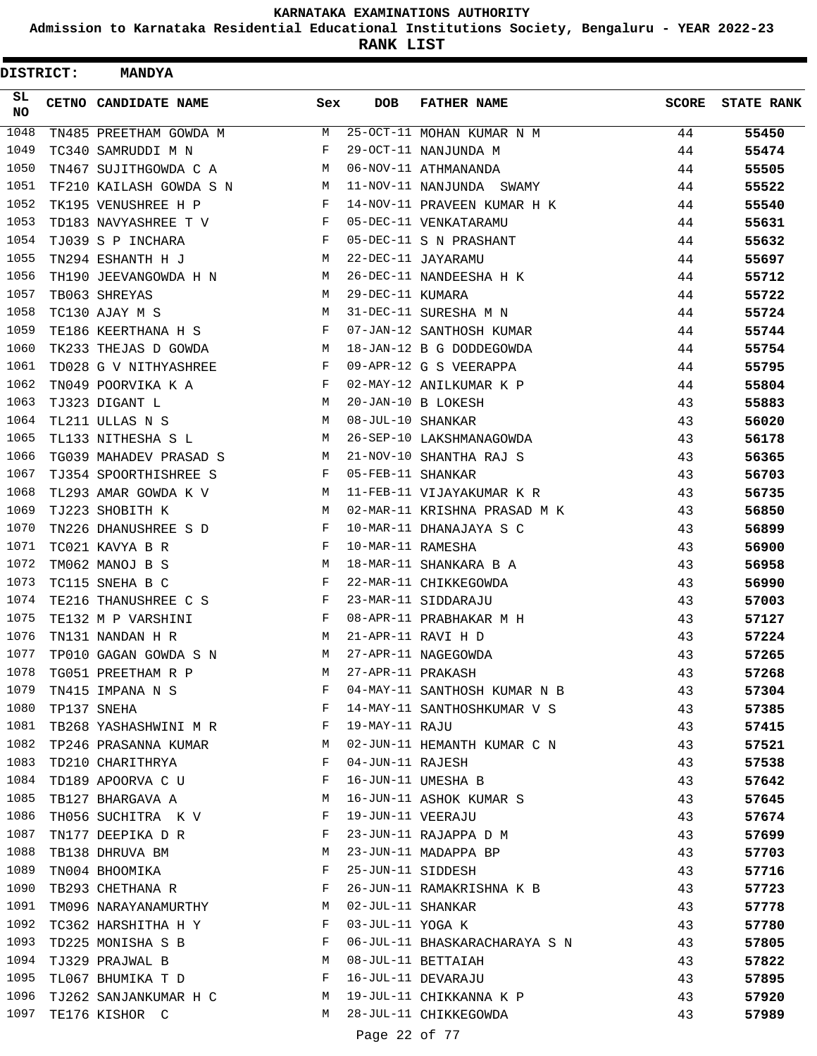# KARNATAKA EXAMINATIONS AUTHORITY

## Admission to Karnataka Residential Educational Institutions Society, Bengaluru - YEAR 2022-23

## RANK LIST

**DISTRICT: MANDYA**

| SL NO | CETNO | CANDIDATE NAME | Sex | DOB | FATHER NAME | SCORE | STATE RANK |
|---|---|---|---|---|---|---|---|
| 1048 | TN485 | PREETHAM GOWDA M | M | 25-OCT-11 | MOHAN KUMAR N M | 44 | **55450** |
| 1049 | TC340 | SAMRUDDI M N | F | 29-OCT-11 | NANJUNDA M | 44 | **55474** |
| 1050 | TN467 | SUJITHGOWDA C A | M | 06-NOV-11 | ATHMANANDA | 44 | **55505** |
| 1051 | TF210 | KAILASH GOWDA S N | M | 11-NOV-11 | NANJUNDA SWAMY | 44 | **55522** |
| 1052 | TK195 | VENUSHREE H P | F | 14-NOV-11 | PRAVEEN KUMAR H K | 44 | **55540** |
| 1053 | TD183 | NAVYASHREE T V | F | 05-DEC-11 | VENKATARAMU | 44 | **55631** |
| 1054 | TJ039 | S P INCHARA | F | 05-DEC-11 | S N PRASHANT | 44 | **55632** |
| 1055 | TN294 | ESHANTH H J | M | 22-DEC-11 | JAYARAMU | 44 | **55697** |
| 1056 | TH190 | JEEVANGOWDA H N | M | 26-DEC-11 | NANDEESHA H K | 44 | **55712** |
| 1057 | TB063 | SHREYAS | M | 29-DEC-11 | KUMARA | 44 | **55722** |
| 1058 | TC130 | AJAY M S | M | 31-DEC-11 | SURESHA M N | 44 | **55724** |
| 1059 | TE186 | KEERTHANA H S | F | 07-JAN-12 | SANTHOSH KUMAR | 44 | **55744** |
| 1060 | TK233 | THEJAS D GOWDA | M | 18-JAN-12 | B G DODDEGOWDA | 44 | **55754** |
| 1061 | TD028 | G V NITHYASHREE | F | 09-APR-12 | G S VEERAPPA | 44 | **55795** |
| 1062 | TN049 | POORVIKA K A | F | 02-MAY-12 | ANILKUMAR K P | 44 | **55804** |
| 1063 | TJ323 | DIGANT L | M | 20-JAN-10 | B LOKESH | 43 | **55883** |
| 1064 | TL211 | ULLAS N S | M | 08-JUL-10 | SHANKAR | 43 | **56020** |
| 1065 | TL133 | NITHESHA S L | M | 26-SEP-10 | LAKSHMANAGOWDA | 43 | **56178** |
| 1066 | TG039 | MAHADEV PRASAD S | M | 21-NOV-10 | SHANTHA RAJ S | 43 | **56365** |
| 1067 | TJ354 | SPOORTHISHREE S | F | 05-FEB-11 | SHANKAR | 43 | **56703** |
| 1068 | TL293 | AMAR GOWDA K V | M | 11-FEB-11 | VIJAYAKUMAR K R | 43 | **56735** |
| 1069 | TJ223 | SHOBITH K | M | 02-MAR-11 | KRISHNA PRASAD M K | 43 | **56850** |
| 1070 | TN226 | DHANUSHREE S D | F | 10-MAR-11 | DHANAJAYA S C | 43 | **56899** |
| 1071 | TC021 | KAVYA B R | F | 10-MAR-11 | RAMESHA | 43 | **56900** |
| 1072 | TM062 | MANOJ B S | M | 18-MAR-11 | SHANKARA B A | 43 | **56958** |
| 1073 | TC115 | SNEHA B C | F | 22-MAR-11 | CHIKKEGOWDA | 43 | **56990** |
| 1074 | TE216 | THANUSHREE C S | F | 23-MAR-11 | SIDDARAJU | 43 | **57003** |
| 1075 | TE132 | M P VARSHINI | F | 08-APR-11 | PRABHAKAR M H | 43 | **57127** |
| 1076 | TN131 | NANDAN H R | M | 21-APR-11 | RAVI H D | 43 | **57224** |
| 1077 | TP010 | GAGAN GOWDA S N | M | 27-APR-11 | NAGEGOWDA | 43 | **57265** |
| 1078 | TG051 | PREETHAM R P | M | 27-APR-11 | PRAKASH | 43 | **57268** |
| 1079 | TN415 | IMPANA N S | F | 04-MAY-11 | SANTHOSH KUMAR N B | 43 | **57304** |
| 1080 | TP137 | SNEHA | F | 14-MAY-11 | SANTHOSHKUMAR V S | 43 | **57385** |
| 1081 | TB268 | YASHASHWINI M R | F | 19-MAY-11 | RAJU | 43 | **57415** |
| 1082 | TP246 | PRASANNA KUMAR | M | 02-JUN-11 | HEMANTH KUMAR C N | 43 | **57521** |
| 1083 | TD210 | CHARITHRYA | F | 04-JUN-11 | RAJESH | 43 | **57538** |
| 1084 | TD189 | APOORVA C U | F | 16-JUN-11 | UMESHA B | 43 | **57642** |
| 1085 | TB127 | BHARGAVA A | M | 16-JUN-11 | ASHOK KUMAR S | 43 | **57645** |
| 1086 | TH056 | SUCHITRA K V | F | 19-JUN-11 | VEERAJU | 43 | **57674** |
| 1087 | TN177 | DEEPIKA D R | F | 23-JUN-11 | RAJAPPA D M | 43 | **57699** |
| 1088 | TB138 | DHRUVA BM | M | 23-JUN-11 | MADAPPA BP | 43 | **57703** |
| 1089 | TN004 | BHOOMIKA | F | 25-JUN-11 | SIDDESH | 43 | **57716** |
| 1090 | TB293 | CHETHANA R | F | 26-JUN-11 | RAMAKRISHNA K B | 43 | **57723** |
| 1091 | TM096 | NARAYANAMURTHY | M | 02-JUL-11 | SHANKAR | 43 | **57778** |
| 1092 | TC362 | HARSHITHA H Y | F | 03-JUL-11 | YOGA K | 43 | **57780** |
| 1093 | TD225 | MONISHA S B | F | 06-JUL-11 | BHASKARACHARAYA S N | 43 | **57805** |
| 1094 | TJ329 | PRAJWAL B | M | 08-JUL-11 | BETTAIAH | 43 | **57822** |
| 1095 | TL067 | BHUMIKA T D | F | 16-JUL-11 | DEVARAJU | 43 | **57895** |
| 1096 | TJ262 | SANJANKUMAR H C | M | 19-JUL-11 | CHIKKANNA K P | 43 | **57920** |
| 1097 | TE176 | KISHOR C | M | 28-JUL-11 | CHIKKEGOWDA | 43 | **57989** |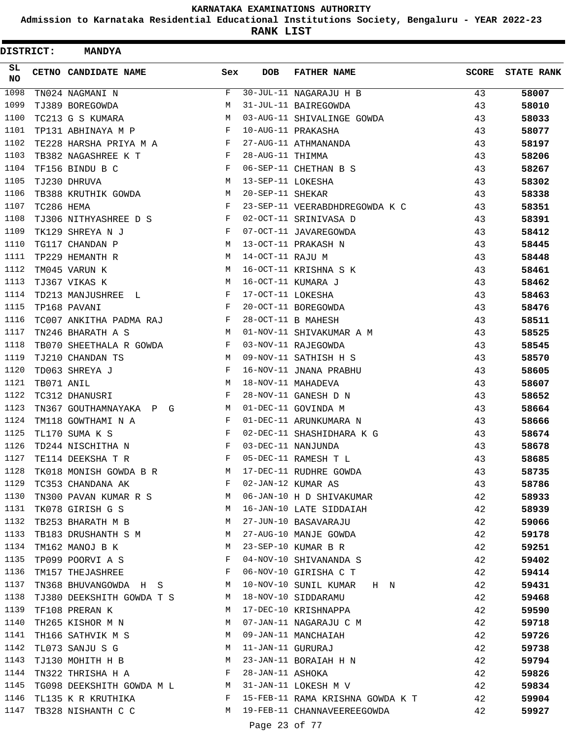KARNATAKA EXAMINATIONS AUTHORITY

Admission to Karnataka Residential Educational Institutions Society, Bengaluru - YEAR 2022-23

**RANK LIST**

**DISTRICT: MANDYA**

| SL NO | CETNO | CANDIDATE NAME | Sex | DOB | FATHER NAME | SCORE | STATE RANK |
|---|---|---|---|---|---|---|---|
| 1098 | TN024 | NAGMANI N | F | 30-JUL-11 | NAGARAJU H B | 43 | 58007 |
| 1099 | TJ389 | BOREGOWDA | M | 31-JUL-11 | BAIREGOWDA | 43 | 58010 |
| 1100 | TC213 | G S KUMARA | M | 03-AUG-11 | SHIVALINGE GOWDA | 43 | 58033 |
| 1101 | TP131 | ABHINAYA M P | F | 10-AUG-11 | PRAKASHA | 43 | 58077 |
| 1102 | TE228 | HARSHA PRIYA M A | F | 27-AUG-11 | ATHMANANDA | 43 | 58197 |
| 1103 | TB382 | NAGASHREE K T | F | 28-AUG-11 | THIMMA | 43 | 58206 |
| 1104 | TF156 | BINDU B C | F | 06-SEP-11 | CHETHAN B S | 43 | 58267 |
| 1105 | TJ230 | DHRUVA | M | 13-SEP-11 | LOKESHA | 43 | 58302 |
| 1106 | TB388 | KRUTHIK GOWDA | M | 20-SEP-11 | SHEKAR | 43 | 58338 |
| 1107 | TC286 | HEMA | F | 23-SEP-11 | VEERABDHDREGOWDA K C | 43 | 58351 |
| 1108 | TJ306 | NITHYASHREE D S | F | 02-OCT-11 | SRINIVASA D | 43 | 58391 |
| 1109 | TK129 | SHREYA N J | F | 07-OCT-11 | JAVAREGOWDA | 43 | 58412 |
| 1110 | TG117 | CHANDAN P | M | 13-OCT-11 | PRAKASH N | 43 | 58445 |
| 1111 | TP229 | HEMANTH R | M | 14-OCT-11 | RAJU M | 43 | 58448 |
| 1112 | TM045 | VARUN K | M | 16-OCT-11 | KRISHNA S K | 43 | 58461 |
| 1113 | TJ367 | VIKAS K | M | 16-OCT-11 | KUMARA J | 43 | 58462 |
| 1114 | TD213 | MANJUSHREE L | F | 17-OCT-11 | LOKESHA | 43 | 58463 |
| 1115 | TP168 | PAVANI | F | 20-OCT-11 | BOREGOWDA | 43 | 58476 |
| 1116 | TC007 | ANKITHA PADMA RAJ | F | 28-OCT-11 | B MAHESH | 43 | 58511 |
| 1117 | TN246 | BHARATH A S | M | 01-NOV-11 | SHIVAKUMAR A M | 43 | 58525 |
| 1118 | TB070 | SHEETHALA R GOWDA | F | 03-NOV-11 | RAJEGOWDA | 43 | 58545 |
| 1119 | TJ210 | CHANDAN TS | M | 09-NOV-11 | SATHISH H S | 43 | 58570 |
| 1120 | TD063 | SHREYA J | F | 16-NOV-11 | JNANA PRABHU | 43 | 58605 |
| 1121 | TB071 | ANIL | M | 18-NOV-11 | MAHADEVA | 43 | 58607 |
| 1122 | TC312 | DHANUSRI | F | 28-NOV-11 | GANESH D N | 43 | 58652 |
| 1123 | TN367 | GOUTHAMNAYAKA P G | M | 01-DEC-11 | GOVINDA M | 43 | 58664 |
| 1124 | TM118 | GOWTHAMI N A | F | 01-DEC-11 | ARUNKUMARA N | 43 | 58666 |
| 1125 | TL170 | SUMA K S | F | 02-DEC-11 | SHASHIDHARA K G | 43 | 58674 |
| 1126 | TD244 | NISCHITHA N | F | 03-DEC-11 | NANJUNDA | 43 | 58678 |
| 1127 | TE114 | DEEKSHA T R | F | 05-DEC-11 | RAMESH T L | 43 | 58685 |
| 1128 | TK018 | MONISH GOWDA B R | M | 17-DEC-11 | RUDHRE GOWDA | 43 | 58735 |
| 1129 | TC353 | CHANDANA AK | F | 02-JAN-12 | KUMAR AS | 43 | 58786 |
| 1130 | TN300 | PAVAN KUMAR R S | M | 06-JAN-10 | H D SHIVAKUMAR | 42 | 58933 |
| 1131 | TK078 | GIRISH G S | M | 16-JAN-10 | LATE SIDDAIAH | 42 | 58939 |
| 1132 | TB253 | BHARATH M B | M | 27-JUN-10 | BASAVARAJU | 42 | 59066 |
| 1133 | TB183 | DRUSHANTH S M | M | 27-AUG-10 | MANJE GOWDA | 42 | 59178 |
| 1134 | TM162 | MANOJ B K | M | 23-SEP-10 | KUMAR B R | 42 | 59251 |
| 1135 | TP099 | POORVI A S | F | 04-NOV-10 | SHIVANANDA S | 42 | 59402 |
| 1136 | TM157 | THEJASHREE | F | 06-NOV-10 | GIRISHA C T | 42 | 59414 |
| 1137 | TN368 | BHUVANGOWDA H S | M | 10-NOV-10 | SUNIL KUMAR H N | 42 | 59431 |
| 1138 | TJ380 | DEEKSHITH GOWDA T S | M | 18-NOV-10 | SIDDARAMU | 42 | 59468 |
| 1139 | TF108 | PRERAN K | M | 17-DEC-10 | KRISHNAPPA | 42 | 59590 |
| 1140 | TH265 | KISHOR M N | M | 07-JAN-11 | NAGARAJU C M | 42 | 59718 |
| 1141 | TH166 | SATHVIK M S | M | 09-JAN-11 | MANCHAIAH | 42 | 59726 |
| 1142 | TL073 | SANJU S G | M | 11-JAN-11 | GURURAJ | 42 | 59738 |
| 1143 | TJ130 | MOHITH H B | M | 23-JAN-11 | BORAIAH H N | 42 | 59794 |
| 1144 | TN322 | THRISHA H A | F | 28-JAN-11 | ASHOKA | 42 | 59826 |
| 1145 | TG098 | DEEKSHITH GOWDA M L | M | 31-JAN-11 | LOKESH M V | 42 | 59834 |
| 1146 | TL135 | K R KRUTHIKA | F | 15-FEB-11 | RAMA KRISHNA GOWDA K T | 42 | 59904 |
| 1147 | TB328 | NISHANTH C C | M | 19-FEB-11 | CHANNAVEEREEGOWDA | 42 | 59927 |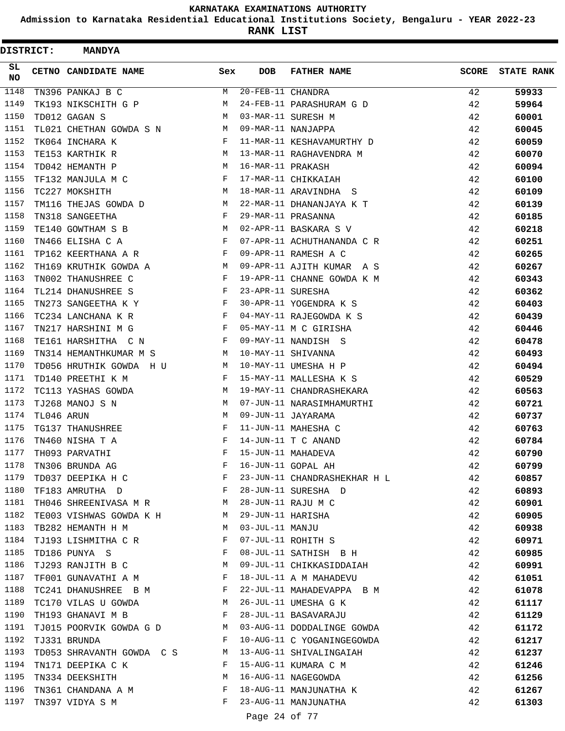# KARNATAKA EXAMINATIONS AUTHORITY

**Admission to Karnataka Residential Educational Institutions Society, Bengaluru - YEAR 2022-23**

**RANK LIST**

**DISTRICT: MANDYA**

| SL NO | CETNO | CANDIDATE NAME | Sex | DOB | FATHER NAME | SCORE | STATE RANK |
|---|---|---|---|---|---|---|---|
| 1148 | TN396 | PANKAJ B C | M | 20-FEB-11 | CHANDRA | 42 | 59933 |
| 1149 | TK193 | NIKSCHITH G P | M | 24-FEB-11 | PARASHURAM G D | 42 | 59964 |
| 1150 | TD012 | GAGAN S | M | 03-MAR-11 | SURESH M | 42 | 60001 |
| 1151 | TL021 | CHETHAN GOWDA S N | M | 09-MAR-11 | NANJAPPA | 42 | 60045 |
| 1152 | TK064 | INCHARA K | F | 11-MAR-11 | KESHAVAMURTHY D | 42 | 60059 |
| 1153 | TE153 | KARTHIK R | M | 13-MAR-11 | RAGHAVENDRA M | 42 | 60070 |
| 1154 | TD042 | HEMANTH P | M | 16-MAR-11 | PRAKASH | 42 | 60094 |
| 1155 | TF132 | MANJULA M C | F | 17-MAR-11 | CHIKKAIAH | 42 | 60100 |
| 1156 | TC227 | MOKSHITH | M | 18-MAR-11 | ARAVINDHA S | 42 | 60109 |
| 1157 | TM116 | THEJAS GOWDA D | M | 22-MAR-11 | DHANANJAYA K T | 42 | 60139 |
| 1158 | TN318 | SANGEETHA | F | 29-MAR-11 | PRASANNA | 42 | 60185 |
| 1159 | TE140 | GOWTHAM S B | M | 02-APR-11 | BASKARA S V | 42 | 60218 |
| 1160 | TN466 | ELISHA C A | F | 07-APR-11 | ACHUTHANANDA C R | 42 | 60251 |
| 1161 | TP162 | KEERTHANA A R | F | 09-APR-11 | RAMESH A C | 42 | 60265 |
| 1162 | TH169 | KRUTHIK GOWDA A | M | 09-APR-11 | AJITH KUMAR A S | 42 | 60267 |
| 1163 | TN002 | THANUSHREE C | F | 19-APR-11 | CHANNE GOWDA K M | 42 | 60343 |
| 1164 | TL214 | DHANUSHREE S | F | 23-APR-11 | SURESHA | 42 | 60362 |
| 1165 | TN273 | SANGEETHA K Y | F | 30-APR-11 | YOGENDRA K S | 42 | 60403 |
| 1166 | TC234 | LANCHANA K R | F | 04-MAY-11 | RAJEGOWDA K S | 42 | 60439 |
| 1167 | TN217 | HARSHINI M G | F | 05-MAY-11 | M C GIRISHA | 42 | 60446 |
| 1168 | TE161 | HARSHITHA C N | F | 09-MAY-11 | NANDISH S | 42 | 60478 |
| 1169 | TN314 | HEMANTHKUMAR M S | M | 10-MAY-11 | SHIVANNA | 42 | 60493 |
| 1170 | TD056 | HRUTHIK GOWDA H U | M | 10-MAY-11 | UMESHA H P | 42 | 60494 |
| 1171 | TD140 | PREETHI K M | F | 15-MAY-11 | MALLESHA K S | 42 | 60529 |
| 1172 | TC113 | YASHAS GOWDA | M | 19-MAY-11 | CHANDRASHEKARA | 42 | 60563 |
| 1173 | TJ268 | MANOJ S N | M | 07-JUN-11 | NARASIMHAMURTHI | 42 | 60721 |
| 1174 | TL046 | ARUN | M | 09-JUN-11 | JAYARAMA | 42 | 60737 |
| 1175 | TG137 | THANUSHREE | F | 11-JUN-11 | MAHESHA C | 42 | 60763 |
| 1176 | TN460 | NISHA T A | F | 14-JUN-11 | T C ANAND | 42 | 60784 |
| 1177 | TH093 | PARVATHI | F | 15-JUN-11 | MAHADEVA | 42 | 60790 |
| 1178 | TN306 | BRUNDA AG | F | 16-JUN-11 | GOPAL AH | 42 | 60799 |
| 1179 | TD037 | DEEPIKA H C | F | 23-JUN-11 | CHANDRASHEKHAR H L | 42 | 60857 |
| 1180 | TF183 | AMRUTHA D | F | 28-JUN-11 | SURESHA D | 42 | 60893 |
| 1181 | TH046 | SHREENIVASA M R | M | 28-JUN-11 | RAJU M C | 42 | 60901 |
| 1182 | TE003 | VISHWAS GOWDA K H | M | 29-JUN-11 | HARISHA | 42 | 60905 |
| 1183 | TB282 | HEMANTH H M | M | 03-JUL-11 | MANJU | 42 | 60938 |
| 1184 | TJ193 | LISHMITHA C R | F | 07-JUL-11 | ROHITH S | 42 | 60971 |
| 1185 | TD186 | PUNYA S | F | 08-JUL-11 | SATHISH B H | 42 | 60985 |
| 1186 | TJ293 | RANJITH B C | M | 09-JUL-11 | CHIKKASIDDAIAH | 42 | 60991 |
| 1187 | TF001 | GUNAVATHI A M | F | 18-JUL-11 | A M MAHADEVU | 42 | 61051 |
| 1188 | TC241 | DHANUSHREE B M | F | 22-JUL-11 | MAHADEVAPPA B M | 42 | 61078 |
| 1189 | TC170 | VILAS U GOWDA | M | 26-JUL-11 | UMESHA G K | 42 | 61117 |
| 1190 | TH193 | GHANAVI M B | F | 28-JUL-11 | BASAVARAJU | 42 | 61129 |
| 1191 | TJ015 | POORVIK GOWDA G D | M | 03-AUG-11 | DODDALINGE GOWDA | 42 | 61172 |
| 1192 | TJ331 | BRUNDA | F | 10-AUG-11 | C YOGANINGEGOWDA | 42 | 61217 |
| 1193 | TD053 | SHRAVANTH GOWDA C S | M | 13-AUG-11 | SHIVALINGAIAH | 42 | 61237 |
| 1194 | TN171 | DEEPIKA C K | F | 15-AUG-11 | KUMARA C M | 42 | 61246 |
| 1195 | TN334 | DEEKSHITH | M | 16-AUG-11 | NAGEGOWDA | 42 | 61256 |
| 1196 | TN361 | CHANDANA A M | F | 18-AUG-11 | MANJUNATHA K | 42 | 61267 |
| 1197 | TN397 | VIDYA S M | F | 23-AUG-11 | MANJUNATHA | 42 | 61303 |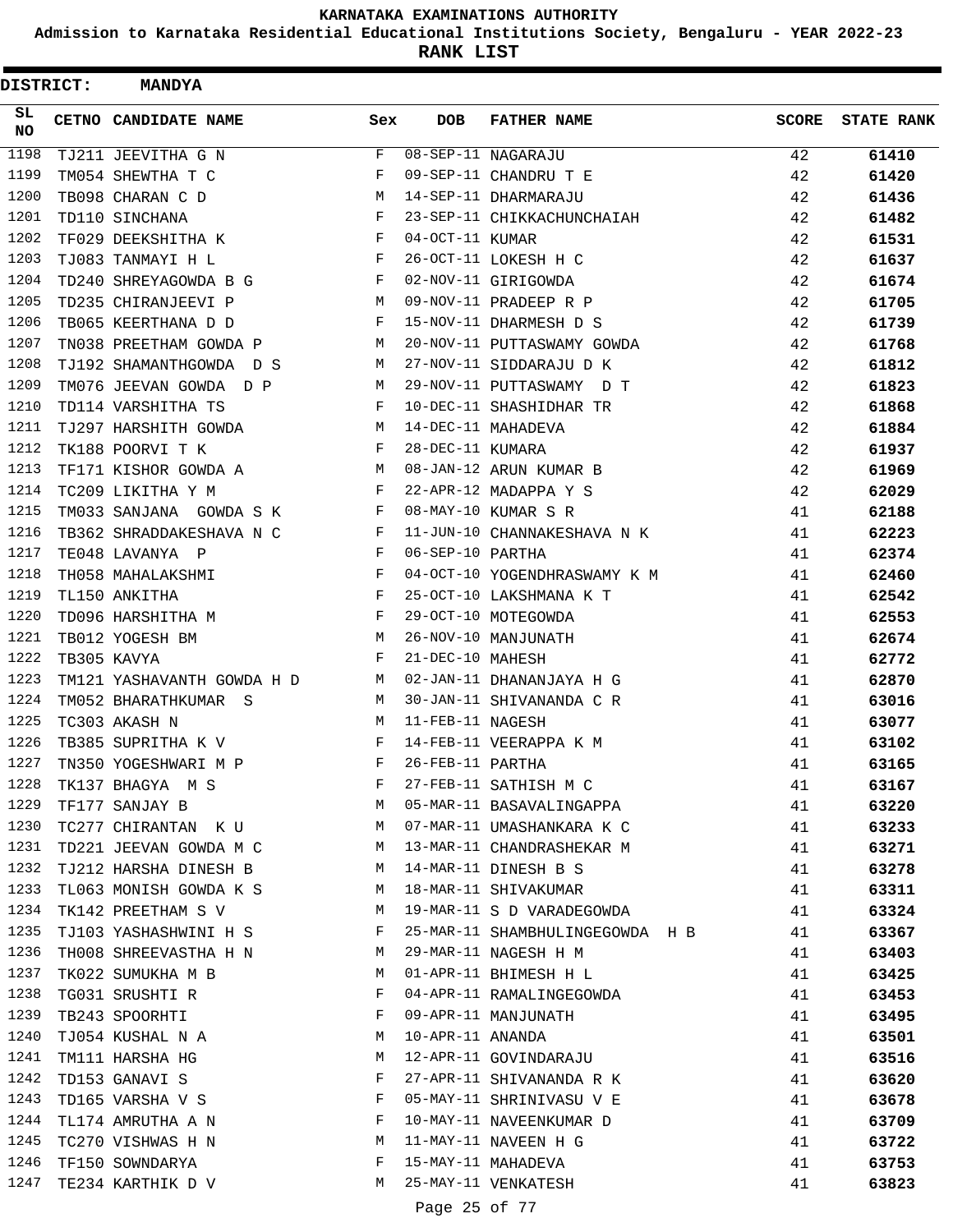# KARNATAKA EXAMINATIONS AUTHORITY

## Admission to Karnataka Residential Educational Institutions Society, Bengaluru - YEAR 2022-23

## RANK LIST

**DISTRICT: MANDYA**

| SL NO | CETNO | CANDIDATE NAME | Sex | DOB | FATHER NAME | SCORE | STATE RANK |
|---|---|---|---|---|---|---|---|
| 1198 | TJ211 | JEEVITHA G N | F | 08-SEP-11 | NAGARAJU | 42 | 61410 |
| 1199 | TM054 | SHEWTHA T C | F | 09-SEP-11 | CHANDRU T E | 42 | 61420 |
| 1200 | TB098 | CHARAN C D | M | 14-SEP-11 | DHARMARAJU | 42 | 61436 |
| 1201 | TD110 | SINCHANA | F | 23-SEP-11 | CHIKKACHUNCHAIAH | 42 | 61482 |
| 1202 | TF029 | DEEKSHITHA K | F | 04-OCT-11 | KUMAR | 42 | 61531 |
| 1203 | TJ083 | TANMAYI H L | F | 26-OCT-11 | LOKESH H C | 42 | 61637 |
| 1204 | TD240 | SHREYAGOWDA B G | F | 02-NOV-11 | GIRIGOWDA | 42 | 61674 |
| 1205 | TD235 | CHIRANJEEVI P | M | 09-NOV-11 | PRADEEP R P | 42 | 61705 |
| 1206 | TB065 | KEERTHANA D D | F | 15-NOV-11 | DHARMESH D S | 42 | 61739 |
| 1207 | TN038 | PREETHAM GOWDA P | M | 20-NOV-11 | PUTTASWAMY GOWDA | 42 | 61768 |
| 1208 | TJ192 | SHAMANTHGOWDA D S | M | 27-NOV-11 | SIDDARAJU D K | 42 | 61812 |
| 1209 | TM076 | JEEVAN GOWDA D P | M | 29-NOV-11 | PUTTASWAMY D T | 42 | 61823 |
| 1210 | TD114 | VARSHITHA TS | F | 10-DEC-11 | SHASHIDHAR TR | 42 | 61868 |
| 1211 | TJ297 | HARSHITH GOWDA | M | 14-DEC-11 | MAHADEVA | 42 | 61884 |
| 1212 | TK188 | POORVI T K | F | 28-DEC-11 | KUMARA | 42 | 61937 |
| 1213 | TF171 | KISHOR GOWDA A | M | 08-JAN-12 | ARUN KUMAR B | 42 | 61969 |
| 1214 | TC209 | LIKITHA Y M | F | 22-APR-12 | MADAPPA Y S | 42 | 62029 |
| 1215 | TM033 | SANJANA GOWDA S K | F | 08-MAY-10 | KUMAR S R | 41 | 62188 |
| 1216 | TB362 | SHRADDAKESHAVA N C | F | 11-JUN-10 | CHANNAKESHAVA N K | 41 | 62223 |
| 1217 | TE048 | LAVANYA P | F | 06-SEP-10 | PARTHA | 41 | 62374 |
| 1218 | TH058 | MAHALAKSHMI | F | 04-OCT-10 | YOGENDHRASWAMY K M | 41 | 62460 |
| 1219 | TL150 | ANKITHA | F | 25-OCT-10 | LAKSHMANA K T | 41 | 62542 |
| 1220 | TD096 | HARSHITHA M | F | 29-OCT-10 | MOTEGOWDA | 41 | 62553 |
| 1221 | TB012 | YOGESH BM | M | 26-NOV-10 | MANJUNATH | 41 | 62674 |
| 1222 | TB305 | KAVYA | F | 21-DEC-10 | MAHESH | 41 | 62772 |
| 1223 | TM121 | YASHAVANTH GOWDA H D | M | 02-JAN-11 | DHANANJAYA H G | 41 | 62870 |
| 1224 | TM052 | BHARATHKUMAR S | M | 30-JAN-11 | SHIVANANDA C R | 41 | 63016 |
| 1225 | TC303 | AKASH N | M | 11-FEB-11 | NAGESH | 41 | 63077 |
| 1226 | TB385 | SUPRITHA K V | F | 14-FEB-11 | VEERAPPA K M | 41 | 63102 |
| 1227 | TN350 | YOGESHWARI M P | F | 26-FEB-11 | PARTHA | 41 | 63165 |
| 1228 | TK137 | BHAGYA M S | F | 27-FEB-11 | SATHISH M C | 41 | 63167 |
| 1229 | TF177 | SANJAY B | M | 05-MAR-11 | BASAVALINGAPPA | 41 | 63220 |
| 1230 | TC277 | CHIRANTAN K U | M | 07-MAR-11 | UMASHANKARA K C | 41 | 63233 |
| 1231 | TD221 | JEEVAN GOWDA M C | M | 13-MAR-11 | CHANDRASHEKAR M | 41 | 63271 |
| 1232 | TJ212 | HARSHA DINESH B | M | 14-MAR-11 | DINESH B S | 41 | 63278 |
| 1233 | TL063 | MONISH GOWDA K S | M | 18-MAR-11 | SHIVAKUMAR | 41 | 63311 |
| 1234 | TK142 | PREETHAM S V | M | 19-MAR-11 | S D VARADEGOWDA | 41 | 63324 |
| 1235 | TJ103 | YASHASHWINI H S | F | 25-MAR-11 | SHAMBHULINGEGOWDA H B | 41 | 63367 |
| 1236 | TH008 | SHREEVASTHA H N | M | 29-MAR-11 | NAGESH H M | 41 | 63403 |
| 1237 | TK022 | SUMUKHA M B | M | 01-APR-11 | BHIMESH H L | 41 | 63425 |
| 1238 | TG031 | SRUSHTI R | F | 04-APR-11 | RAMALINGEGOWDA | 41 | 63453 |
| 1239 | TB243 | SPOORHTI | F | 09-APR-11 | MANJUNATH | 41 | 63495 |
| 1240 | TJ054 | KUSHAL N A | M | 10-APR-11 | ANANDA | 41 | 63501 |
| 1241 | TM111 | HARSHA HG | M | 12-APR-11 | GOVINDARAJU | 41 | 63516 |
| 1242 | TD153 | GANAVI S | F | 27-APR-11 | SHIVANANDA R K | 41 | 63620 |
| 1243 | TD165 | VARSHA V S | F | 05-MAY-11 | SHRINIVASU V E | 41 | 63678 |
| 1244 | TL174 | AMRUTHA A N | F | 10-MAY-11 | NAVEENKUMAR D | 41 | 63709 |
| 1245 | TC270 | VISHWAS H N | M | 11-MAY-11 | NAVEEN H G | 41 | 63722 |
| 1246 | TF150 | SOWNDARYA | F | 15-MAY-11 | MAHADEVA | 41 | 63753 |
| 1247 | TE234 | KARTHIK D V | M | 25-MAY-11 | VENKATESH | 41 | 63823 |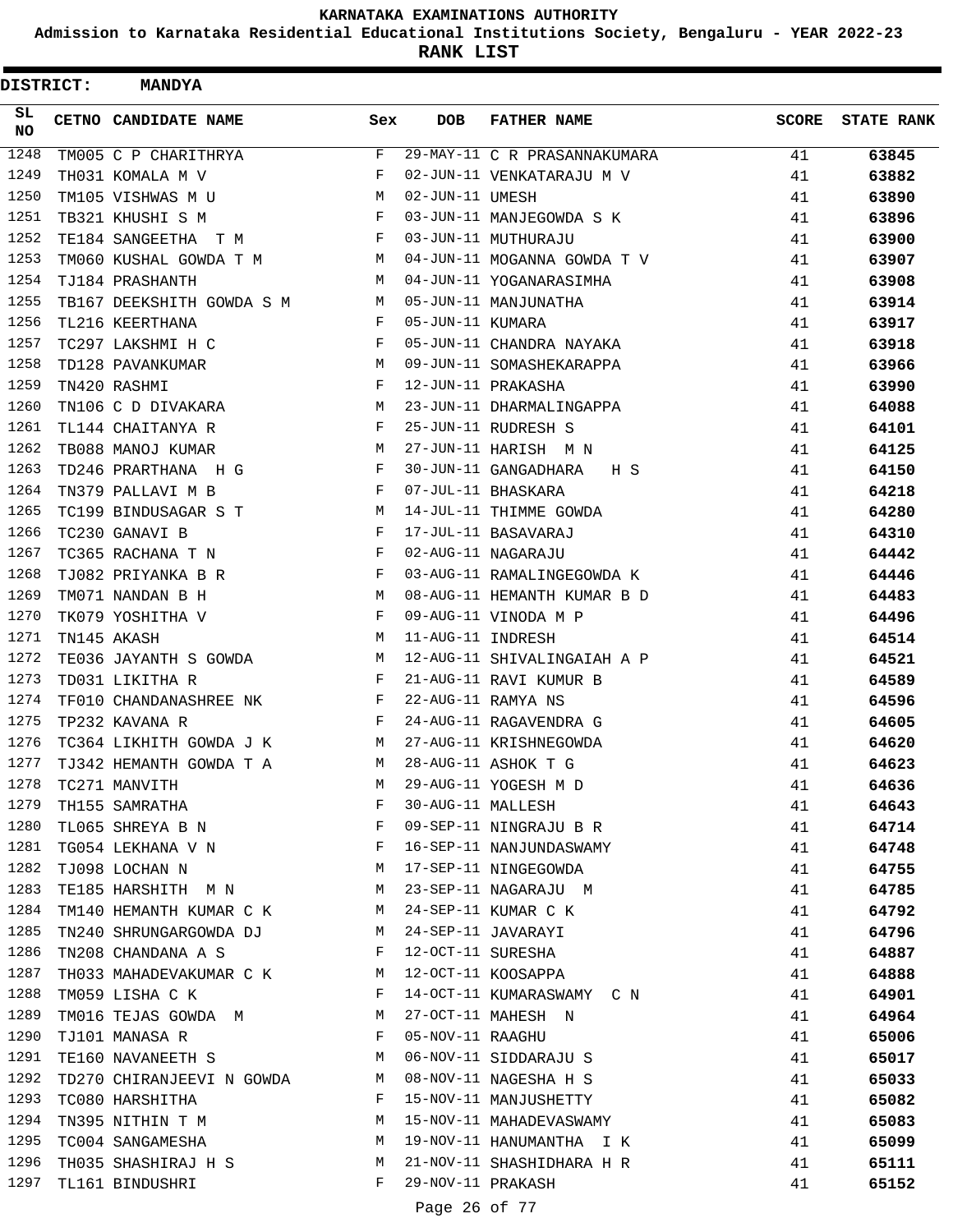# KARNATAKA EXAMINATIONS AUTHORITY

**Admission to Karnataka Residential Educational Institutions Society, Bengaluru - YEAR 2022-23**

**RANK LIST**

**DISTRICT: MANDYA**

| SL NO | CETNO | CANDIDATE NAME | Sex | DOB | FATHER NAME | SCORE | STATE RANK |
|---|---|---|---|---|---|---|---|
| 1248 | TM005 | C P CHARITHRYA | F | 29-MAY-11 | C R PRASANNAKUMARA | 41 | 63845 |
| 1249 | TH031 | KOMALA M V | F | 02-JUN-11 | VENKATARAJU M V | 41 | 63882 |
| 1250 | TM105 | VISHWAS M U | M | 02-JUN-11 | UMESH | 41 | 63890 |
| 1251 | TB321 | KHUSHI S M | F | 03-JUN-11 | MANJEGOWDA S K | 41 | 63896 |
| 1252 | TE184 | SANGEETHA T M | F | 03-JUN-11 | MUTHURAJU | 41 | 63900 |
| 1253 | TM060 | KUSHAL GOWDA T M | M | 04-JUN-11 | MOGANNA GOWDA T V | 41 | 63907 |
| 1254 | TJ184 | PRASHANTH | M | 04-JUN-11 | YOGANARASIMHA | 41 | 63908 |
| 1255 | TB167 | DEEKSHITH GOWDA S M | M | 05-JUN-11 | MANJUNATHA | 41 | 63914 |
| 1256 | TL216 | KEERTHANA | F | 05-JUN-11 | KUMARA | 41 | 63917 |
| 1257 | TC297 | LAKSHMI H C | F | 05-JUN-11 | CHANDRA NAYAKA | 41 | 63918 |
| 1258 | TD128 | PAVANKUMAR | M | 09-JUN-11 | SOMASHEKARAPPA | 41 | 63966 |
| 1259 | TN420 | RASHMI | F | 12-JUN-11 | PRAKASHA | 41 | 63990 |
| 1260 | TN106 | C D DIVAKARA | M | 23-JUN-11 | DHARMALINGAPPA | 41 | 64088 |
| 1261 | TL144 | CHAITANYA R | F | 25-JUN-11 | RUDRESH S | 41 | 64101 |
| 1262 | TB088 | MANOJ KUMAR | M | 27-JUN-11 | HARISH M N | 41 | 64125 |
| 1263 | TD246 | PRARTHANA H G | F | 30-JUN-11 | GANGADHARA H S | 41 | 64150 |
| 1264 | TN379 | PALLAVI M B | F | 07-JUL-11 | BHASKARA | 41 | 64218 |
| 1265 | TC199 | BINDUSAGAR S T | M | 14-JUL-11 | THIMME GOWDA | 41 | 64280 |
| 1266 | TC230 | GANAVI B | F | 17-JUL-11 | BASAVARAJ | 41 | 64310 |
| 1267 | TC365 | RACHANA T N | F | 02-AUG-11 | NAGARAJU | 41 | 64442 |
| 1268 | TJ082 | PRIYANKA B R | F | 03-AUG-11 | RAMALINGEGOWDA K | 41 | 64446 |
| 1269 | TM071 | NANDAN B H | M | 08-AUG-11 | HEMANTH KUMAR B D | 41 | 64483 |
| 1270 | TK079 | YOSHITHA V | F | 09-AUG-11 | VINODA M P | 41 | 64496 |
| 1271 | TN145 | AKASH | M | 11-AUG-11 | INDRESH | 41 | 64514 |
| 1272 | TE036 | JAYANTH S GOWDA | M | 12-AUG-11 | SHIVALINGAIAH A P | 41 | 64521 |
| 1273 | TD031 | LIKITHA R | F | 21-AUG-11 | RAVI KUMUR B | 41 | 64589 |
| 1274 | TF010 | CHANDANASHREE NK | F | 22-AUG-11 | RAMYA NS | 41 | 64596 |
| 1275 | TP232 | KAVANA R | F | 24-AUG-11 | RAGAVENDRA G | 41 | 64605 |
| 1276 | TC364 | LIKHITH GOWDA J K | M | 27-AUG-11 | KRISHNEGOWDA | 41 | 64620 |
| 1277 | TJ342 | HEMANTH GOWDA T A | M | 28-AUG-11 | ASHOK T G | 41 | 64623 |
| 1278 | TC271 | MANVITH | M | 29-AUG-11 | YOGESH M D | 41 | 64636 |
| 1279 | TH155 | SAMRATHA | F | 30-AUG-11 | MALLESH | 41 | 64643 |
| 1280 | TL065 | SHREYA B N | F | 09-SEP-11 | NINGRAJU B R | 41 | 64714 |
| 1281 | TG054 | LEKHANA V N | F | 16-SEP-11 | NANJUNDASWAMY | 41 | 64748 |
| 1282 | TJ098 | LOCHAN N | M | 17-SEP-11 | NINGEGOWDA | 41 | 64755 |
| 1283 | TE185 | HARSHITH M N | M | 23-SEP-11 | NAGARAJU M | 41 | 64785 |
| 1284 | TM140 | HEMANTH KUMAR C K | M | 24-SEP-11 | KUMAR C K | 41 | 64792 |
| 1285 | TN240 | SHRUNGARGOWDA DJ | M | 24-SEP-11 | JAVARAYI | 41 | 64796 |
| 1286 | TN208 | CHANDANA A S | F | 12-OCT-11 | SURESHA | 41 | 64887 |
| 1287 | TH033 | MAHADEVAKUMAR C K | M | 12-OCT-11 | KOOSAPPA | 41 | 64888 |
| 1288 | TM059 | LISHA C K | F | 14-OCT-11 | KUMARASWAMY C N | 41 | 64901 |
| 1289 | TM016 | TEJAS GOWDA M | M | 27-OCT-11 | MAHESH N | 41 | 64964 |
| 1290 | TJ101 | MANASA R | F | 05-NOV-11 | RAAGHU | 41 | 65006 |
| 1291 | TE160 | NAVANEETH S | M | 06-NOV-11 | SIDDARAJU S | 41 | 65017 |
| 1292 | TD270 | CHIRANJEEVI N GOWDA | M | 08-NOV-11 | NAGESHA H S | 41 | 65033 |
| 1293 | TC080 | HARSHITHA | F | 15-NOV-11 | MANJUSHETTY | 41 | 65082 |
| 1294 | TN395 | NITHIN T M | M | 15-NOV-11 | MAHADEVASWAMY | 41 | 65083 |
| 1295 | TC004 | SANGAMESHA | M | 19-NOV-11 | HANUMANTHA I K | 41 | 65099 |
| 1296 | TH035 | SHASHIRAJ H S | M | 21-NOV-11 | SHASHIDHARA H R | 41 | 65111 |
| 1297 | TL161 | BINDUSHRI | F | 29-NOV-11 | PRAKASH | 41 | 65152 |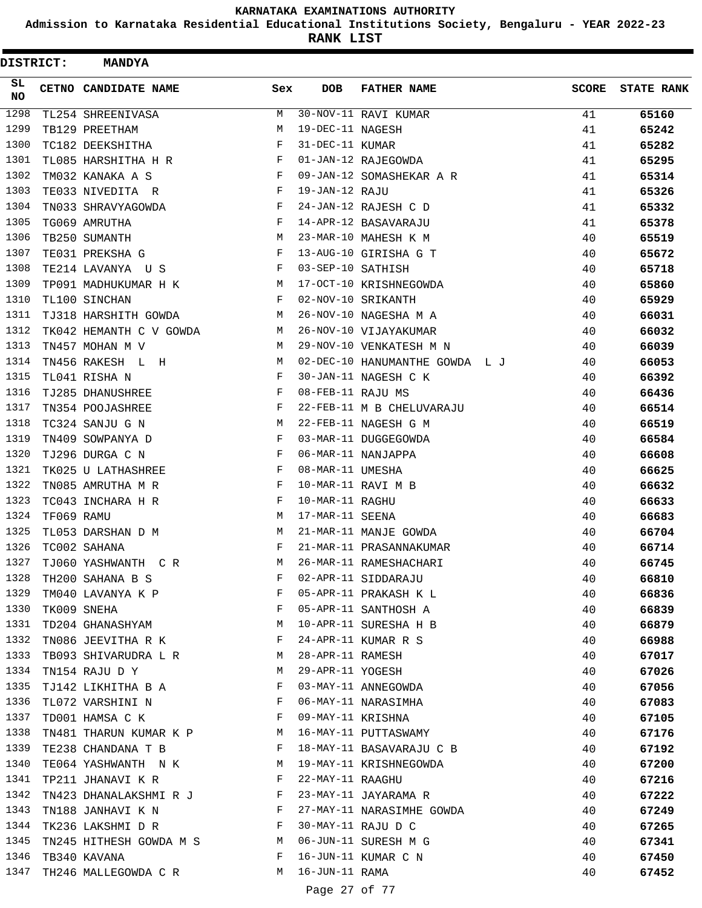KARNATAKA EXAMINATIONS AUTHORITY

Admission to Karnataka Residential Educational Institutions Society, Bengaluru - YEAR 2022-23

**RANK LIST**

**DISTRICT: MANDYA**

| SL NO | CETNO | CANDIDATE NAME | Sex | DOB | FATHER NAME | SCORE | STATE RANK |
|---|---|---|---|---|---|---|---|
| 1298 | TL254 | SHREENIVASA | M | 30-NOV-11 | RAVI KUMAR | 41 | 65160 |
| 1299 | TB129 | PREETHAM | M | 19-DEC-11 | NAGESH | 41 | 65242 |
| 1300 | TC182 | DEEKSHITHA | F | 31-DEC-11 | KUMAR | 41 | 65282 |
| 1301 | TL085 | HARSHITHA H R | F | 01-JAN-12 | RAJEGOWDA | 41 | 65295 |
| 1302 | TM032 | KANAKA A S | F | 09-JAN-12 | SOMASHEKAR A R | 41 | 65314 |
| 1303 | TE033 | NIVEDITA R | F | 19-JAN-12 | RAJU | 41 | 65326 |
| 1304 | TN033 | SHRAVYAGOWDA | F | 24-JAN-12 | RAJESH C D | 41 | 65332 |
| 1305 | TG069 | AMRUTHA | F | 14-APR-12 | BASAVARAJU | 41 | 65378 |
| 1306 | TB250 | SUMANTH | M | 23-MAR-10 | MAHESH K M | 40 | 65519 |
| 1307 | TE031 | PREKSHA G | F | 13-AUG-10 | GIRISHA G T | 40 | 65672 |
| 1308 | TE214 | LAVANYA U S | F | 03-SEP-10 | SATHISH | 40 | 65718 |
| 1309 | TP091 | MADHUKUMAR H K | M | 17-OCT-10 | KRISHNEGOWDA | 40 | 65860 |
| 1310 | TL100 | SINCHAN | F | 02-NOV-10 | SRIKANTH | 40 | 65929 |
| 1311 | TJ318 | HARSHITH GOWDA | M | 26-NOV-10 | NAGESHA M A | 40 | 66031 |
| 1312 | TK042 | HEMANTH C V GOWDA | M | 26-NOV-10 | VIJAYAKUMAR | 40 | 66032 |
| 1313 | TN457 | MOHAN M V | M | 29-NOV-10 | VENKATESH M N | 40 | 66039 |
| 1314 | TN456 | RAKESH L H | M | 02-DEC-10 | HANUMANTHE GOWDA L J | 40 | 66053 |
| 1315 | TL041 | RISHA N | F | 30-JAN-11 | NAGESH C K | 40 | 66392 |
| 1316 | TJ285 | DHANUSHREE | F | 08-FEB-11 | RAJU MS | 40 | 66436 |
| 1317 | TN354 | POOJASHREE | F | 22-FEB-11 | M B CHELUVARAJU | 40 | 66514 |
| 1318 | TC324 | SANJU G N | M | 22-FEB-11 | NAGESH G M | 40 | 66519 |
| 1319 | TN409 | SOWPANYA D | F | 03-MAR-11 | DUGGEGOWDA | 40 | 66584 |
| 1320 | TJ296 | DURGA C N | F | 06-MAR-11 | NANJAPPA | 40 | 66608 |
| 1321 | TK025 | U LATHASHREE | F | 08-MAR-11 | UMESHA | 40 | 66625 |
| 1322 | TN085 | AMRUTHA M R | F | 10-MAR-11 | RAVI M B | 40 | 66632 |
| 1323 | TC043 | INCHARA H R | F | 10-MAR-11 | RAGHU | 40 | 66633 |
| 1324 | TF069 | RAMU | M | 17-MAR-11 | SEENA | 40 | 66683 |
| 1325 | TL053 | DARSHAN D M | M | 21-MAR-11 | MANJE GOWDA | 40 | 66704 |
| 1326 | TC002 | SAHANA | F | 21-MAR-11 | PRASANNAKUMAR | 40 | 66714 |
| 1327 | TJ060 | YASHWANTH C R | M | 26-MAR-11 | RAMESHACHARI | 40 | 66745 |
| 1328 | TH200 | SAHANA B S | F | 02-APR-11 | SIDDARAJU | 40 | 66810 |
| 1329 | TM040 | LAVANYA K P | F | 05-APR-11 | PRAKASH K L | 40 | 66836 |
| 1330 | TK009 | SNEHA | F | 05-APR-11 | SANTHOSH A | 40 | 66839 |
| 1331 | TD204 | GHANASHYAM | M | 10-APR-11 | SURESHA H B | 40 | 66879 |
| 1332 | TN086 | JEEVITHA R K | F | 24-APR-11 | KUMAR R S | 40 | 66988 |
| 1333 | TB093 | SHIVARUDRA L R | M | 28-APR-11 | RAMESH | 40 | 67017 |
| 1334 | TN154 | RAJU D Y | M | 29-APR-11 | YOGESH | 40 | 67026 |
| 1335 | TJ142 | LIKHITHA B A | F | 03-MAY-11 | ANNEGOWDA | 40 | 67056 |
| 1336 | TL072 | VARSHINI N | F | 06-MAY-11 | NARASIMHA | 40 | 67083 |
| 1337 | TD001 | HAMSA C K | F | 09-MAY-11 | KRISHNA | 40 | 67105 |
| 1338 | TN481 | THARUN KUMAR K P | M | 16-MAY-11 | PUTTASWAMY | 40 | 67176 |
| 1339 | TE238 | CHANDANA T B | F | 18-MAY-11 | BASAVARAJU C B | 40 | 67192 |
| 1340 | TE064 | YASHWANTH N K | M | 19-MAY-11 | KRISHNEGOWDA | 40 | 67200 |
| 1341 | TP211 | JHANAVI K R | F | 22-MAY-11 | RAAGHU | 40 | 67216 |
| 1342 | TN423 | DHANALAKSHMI R J | F | 23-MAY-11 | JAYARAMA R | 40 | 67222 |
| 1343 | TN188 | JANHAVI K N | F | 27-MAY-11 | NARASIMHE GOWDA | 40 | 67249 |
| 1344 | TK236 | LAKSHMI D R | F | 30-MAY-11 | RAJU D C | 40 | 67265 |
| 1345 | TN245 | HITHESH GOWDA M S | M | 06-JUN-11 | SURESH M G | 40 | 67341 |
| 1346 | TB340 | KAVANA | F | 16-JUN-11 | KUMAR C N | 40 | 67450 |
| 1347 | TH246 | MALLEGOWDA C R | M | 16-JUN-11 | RAMA | 40 | 67452 |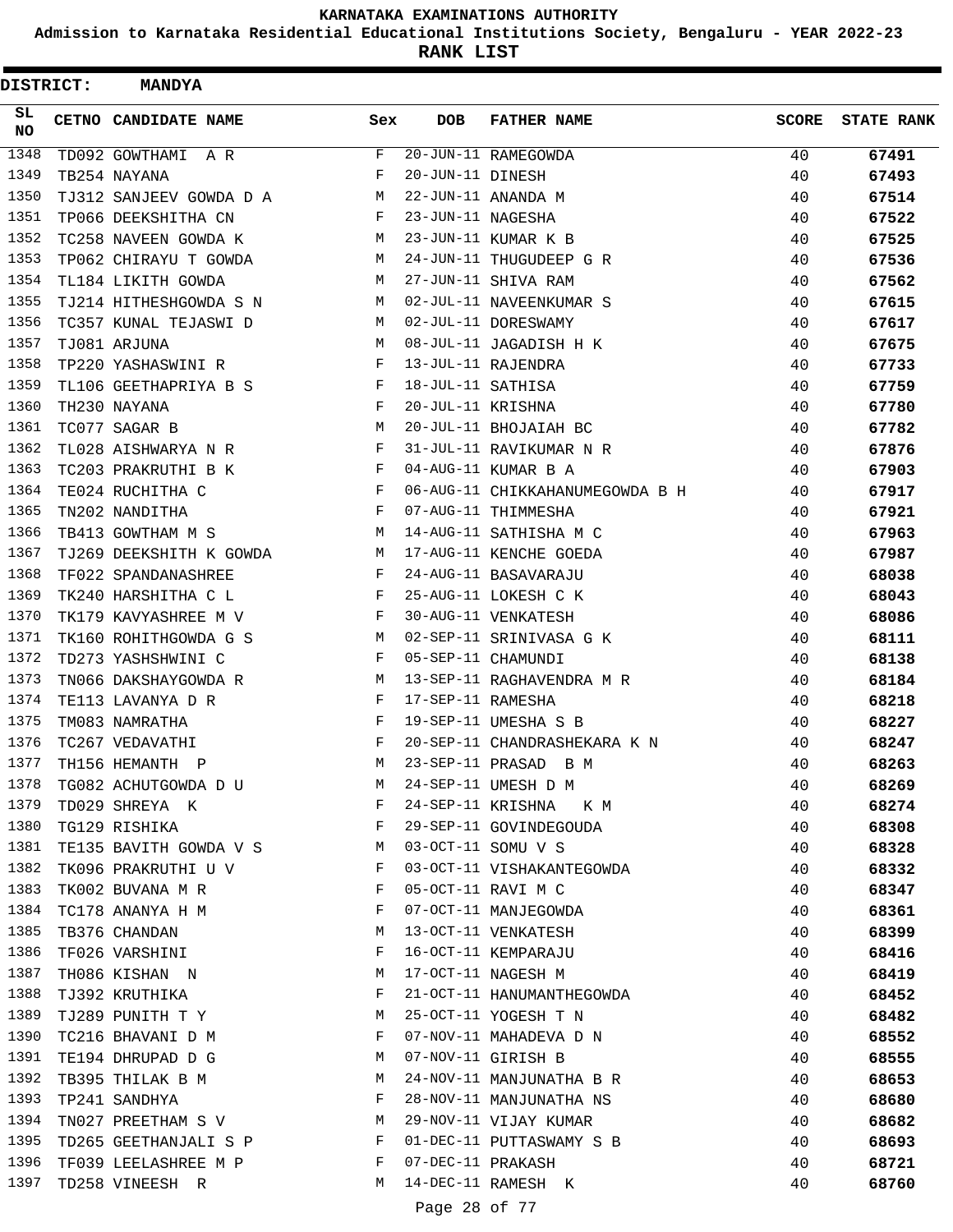# KARNATAKA EXAMINATIONS AUTHORITY

**Admission to Karnataka Residential Educational Institutions Society, Bengaluru - YEAR 2022-23**

**RANK LIST**

**DISTRICT: MANDYA**

| SL NO | CETNO | CANDIDATE NAME | Sex | DOB | FATHER NAME | SCORE | STATE RANK |
|---|---|---|---|---|---|---|---|
| 1348 | TD092 | GOWTHAMI A R | F | 20-JUN-11 | RAMEGOWDA | 40 | 67491 |
| 1349 | TB254 | NAYANA | F | 20-JUN-11 | DINESH | 40 | 67493 |
| 1350 | TJ312 | SANJEEV GOWDA D A | M | 22-JUN-11 | ANANDA M | 40 | 67514 |
| 1351 | TP066 | DEEKSHITHA CN | F | 23-JUN-11 | NAGESHA | 40 | 67522 |
| 1352 | TC258 | NAVEEN GOWDA K | M | 23-JUN-11 | KUMAR K B | 40 | 67525 |
| 1353 | TP062 | CHIRAYU T GOWDA | M | 24-JUN-11 | THUGUDEEP G R | 40 | 67536 |
| 1354 | TL184 | LIKITH GOWDA | M | 27-JUN-11 | SHIVA RAM | 40 | 67562 |
| 1355 | TJ214 | HITHESHGOWDA S N | M | 02-JUL-11 | NAVEENKUMAR S | 40 | 67615 |
| 1356 | TC357 | KUNAL TEJASWI D | M | 02-JUL-11 | DORESWAMY | 40 | 67617 |
| 1357 | TJ081 | ARJUNA | M | 08-JUL-11 | JAGADISH H K | 40 | 67675 |
| 1358 | TP220 | YASHASWINI R | F | 13-JUL-11 | RAJENDRA | 40 | 67733 |
| 1359 | TL106 | GEETHAPRIYA B S | F | 18-JUL-11 | SATHISA | 40 | 67759 |
| 1360 | TH230 | NAYANA | F | 20-JUL-11 | KRISHNA | 40 | 67780 |
| 1361 | TC077 | SAGAR B | M | 20-JUL-11 | BHOJAIAH BC | 40 | 67782 |
| 1362 | TL028 | AISHWARYA N R | F | 31-JUL-11 | RAVIKUMAR N R | 40 | 67876 |
| 1363 | TC203 | PRAKRUTHI B K | F | 04-AUG-11 | KUMAR B A | 40 | 67903 |
| 1364 | TE024 | RUCHITHA C | F | 06-AUG-11 | CHIKKAHANUMEGOWDA B H | 40 | 67917 |
| 1365 | TN202 | NANDITHA | F | 07-AUG-11 | THIMMESHA | 40 | 67921 |
| 1366 | TB413 | GOWTHAM M S | M | 14-AUG-11 | SATHISHA M C | 40 | 67963 |
| 1367 | TJ269 | DEEKSHITH K GOWDA | M | 17-AUG-11 | KENCHE GOEDA | 40 | 67987 |
| 1368 | TF022 | SPANDANASHREE | F | 24-AUG-11 | BASAVARAJU | 40 | 68038 |
| 1369 | TK240 | HARSHITHA C L | F | 25-AUG-11 | LOKESH C K | 40 | 68043 |
| 1370 | TK179 | KAVYASHREE M V | F | 30-AUG-11 | VENKATESH | 40 | 68086 |
| 1371 | TK160 | ROHITHGOWDA G S | M | 02-SEP-11 | SRINIVASA G K | 40 | 68111 |
| 1372 | TD273 | YASHSHWINI C | F | 05-SEP-11 | CHAMUNDI | 40 | 68138 |
| 1373 | TN066 | DAKSHAYGOWDA R | M | 13-SEP-11 | RAGHAVENDRA M R | 40 | 68184 |
| 1374 | TE113 | LAVANYA D R | F | 17-SEP-11 | RAMESHA | 40 | 68218 |
| 1375 | TM083 | NAMRATHA | F | 19-SEP-11 | UMESHA S B | 40 | 68227 |
| 1376 | TC267 | VEDAVATHI | F | 20-SEP-11 | CHANDRASHEKARA K N | 40 | 68247 |
| 1377 | TH156 | HEMANTH P | M | 23-SEP-11 | PRASAD B M | 40 | 68263 |
| 1378 | TG082 | ACHUTGOWDA D U | M | 24-SEP-11 | UMESH D M | 40 | 68269 |
| 1379 | TD029 | SHREYA K | F | 24-SEP-11 | KRISHNA K M | 40 | 68274 |
| 1380 | TG129 | RISHIKA | F | 29-SEP-11 | GOVINDEGOUDA | 40 | 68308 |
| 1381 | TE135 | BAVITH GOWDA V S | M | 03-OCT-11 | SOMU V S | 40 | 68328 |
| 1382 | TK096 | PRAKRUTHI U V | F | 03-OCT-11 | VISHAKANTEGOWDA | 40 | 68332 |
| 1383 | TK002 | BUVANA M R | F | 05-OCT-11 | RAVI M C | 40 | 68347 |
| 1384 | TC178 | ANANYA H M | F | 07-OCT-11 | MANJEGOWDA | 40 | 68361 |
| 1385 | TB376 | CHANDAN | M | 13-OCT-11 | VENKATESH | 40 | 68399 |
| 1386 | TF026 | VARSHINI | F | 16-OCT-11 | KEMPARAJU | 40 | 68416 |
| 1387 | TH086 | KISHAN N | M | 17-OCT-11 | NAGESH M | 40 | 68419 |
| 1388 | TJ392 | KRUTHIKA | F | 21-OCT-11 | HANUMANTHEGOWDA | 40 | 68452 |
| 1389 | TJ289 | PUNITH T Y | M | 25-OCT-11 | YOGESH T N | 40 | 68482 |
| 1390 | TC216 | BHAVANI D M | F | 07-NOV-11 | MAHADEVA D N | 40 | 68552 |
| 1391 | TE194 | DHRUPAD D G | M | 07-NOV-11 | GIRISH B | 40 | 68555 |
| 1392 | TB395 | THILAK B M | M | 24-NOV-11 | MANJUNATHA B R | 40 | 68653 |
| 1393 | TP241 | SANDHYA | F | 28-NOV-11 | MANJUNATHA NS | 40 | 68680 |
| 1394 | TN027 | PREETHAM S V | M | 29-NOV-11 | VIJAY KUMAR | 40 | 68682 |
| 1395 | TD265 | GEETHANJALI S P | F | 01-DEC-11 | PUTTASWAMY S B | 40 | 68693 |
| 1396 | TF039 | LEELASHREE M P | F | 07-DEC-11 | PRAKASH | 40 | 68721 |
| 1397 | TD258 | VINEESH R | M | 14-DEC-11 | RAMESH K | 40 | 68760 |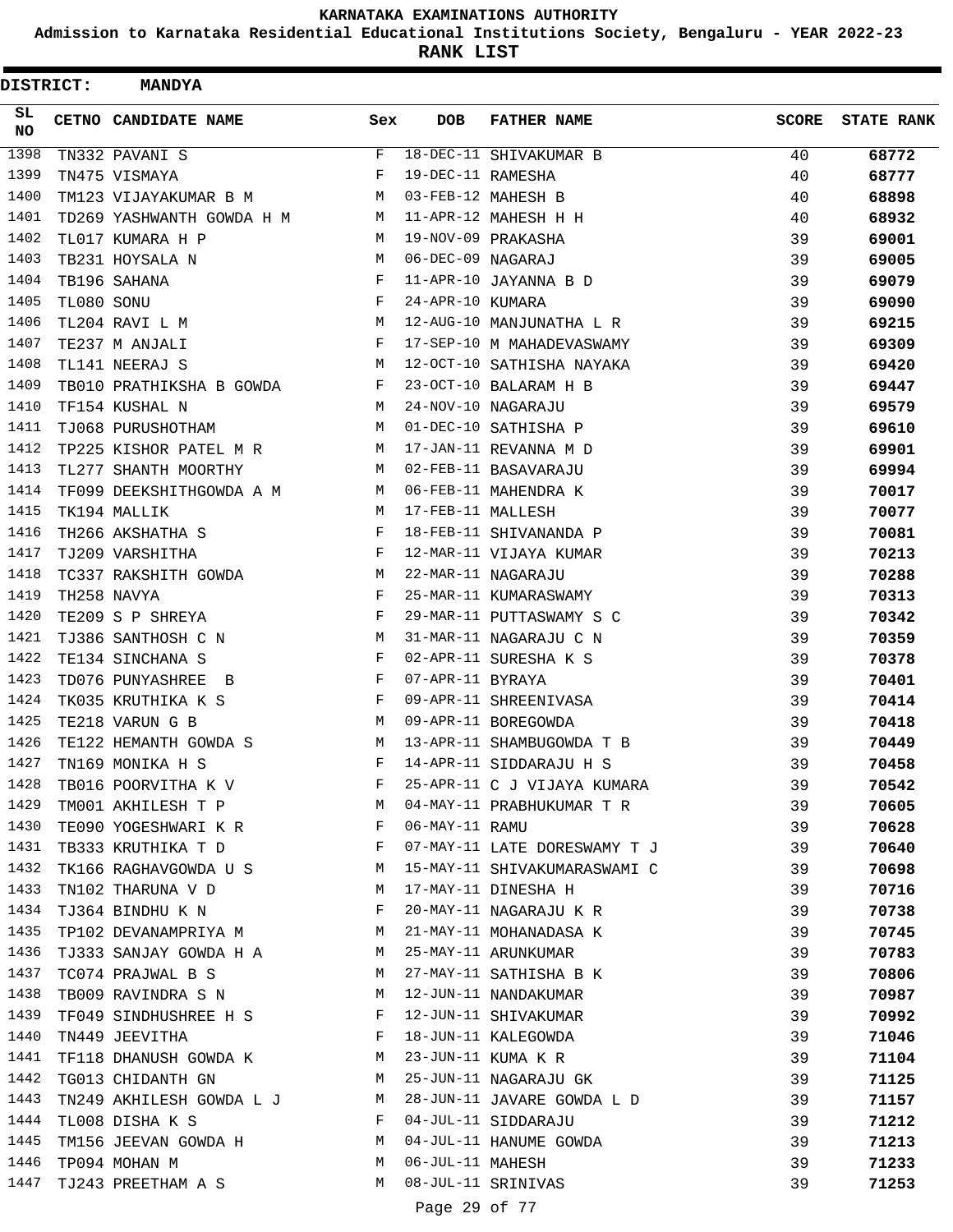# KARNATAKA EXAMINATIONS AUTHORITY

**Admission to Karnataka Residential Educational Institutions Society, Bengaluru - YEAR 2022-23**

**RANK LIST**

**DISTRICT: MANDYA**

| SL NO | CETNO | CANDIDATE NAME | Sex | DOB | FATHER NAME | SCORE | STATE RANK |
|---|---|---|---|---|---|---|---|
| 1398 | TN332 | PAVANI S | F | 18-DEC-11 | SHIVAKUMAR B | 40 | **68772** |
| 1399 | TN475 | VISMAYA | F | 19-DEC-11 | RAMESHA | 40 | **68777** |
| 1400 | TM123 | VIJAYAKUMAR B M | M | 03-FEB-12 | MAHESH B | 40 | **68898** |
| 1401 | TD269 | YASHWANTH GOWDA H M | M | 11-APR-12 | MAHESH H H | 40 | **68932** |
| 1402 | TL017 | KUMARA H P | M | 19-NOV-09 | PRAKASHA | 39 | **69001** |
| 1403 | TB231 | HOYSALA N | M | 06-DEC-09 | NAGARAJ | 39 | **69005** |
| 1404 | TB196 | SAHANA | F | 11-APR-10 | JAYANNA B D | 39 | **69079** |
| 1405 | TL080 | SONU | F | 24-APR-10 | KUMARA | 39 | **69090** |
| 1406 | TL204 | RAVI L M | M | 12-AUG-10 | MANJUNATHA L R | 39 | **69215** |
| 1407 | TE237 | M ANJALI | F | 17-SEP-10 | M MAHADEVASWAMY | 39 | **69309** |
| 1408 | TL141 | NEERAJ S | M | 12-OCT-10 | SATHISHA NAYAKA | 39 | **69420** |
| 1409 | TB010 | PRATHIKSHA B GOWDA | F | 23-OCT-10 | BALARAM H B | 39 | **69447** |
| 1410 | TF154 | KUSHAL N | M | 24-NOV-10 | NAGARAJU | 39 | **69579** |
| 1411 | TJ068 | PURUSHOTHAM | M | 01-DEC-10 | SATHISHA P | 39 | **69610** |
| 1412 | TP225 | KISHOR PATEL M R | M | 17-JAN-11 | REVANNA M D | 39 | **69901** |
| 1413 | TL277 | SHANTH MOORTHY | M | 02-FEB-11 | BASAVARAJU | 39 | **69994** |
| 1414 | TF099 | DEEKSHITHGOWDA A M | M | 06-FEB-11 | MAHENDRA K | 39 | **70017** |
| 1415 | TK194 | MALLIK | M | 17-FEB-11 | MALLESH | 39 | **70077** |
| 1416 | TH266 | AKSHATHA S | F | 18-FEB-11 | SHIVANANDA P | 39 | **70081** |
| 1417 | TJ209 | VARSHITHA | F | 12-MAR-11 | VIJAYA KUMAR | 39 | **70213** |
| 1418 | TC337 | RAKSHITH GOWDA | M | 22-MAR-11 | NAGARAJU | 39 | **70288** |
| 1419 | TH258 | NAVYA | F | 25-MAR-11 | KUMARASWAMY | 39 | **70313** |
| 1420 | TE209 | S P SHREYA | F | 29-MAR-11 | PUTTASWAMY S C | 39 | **70342** |
| 1421 | TJ386 | SANTHOSH C N | M | 31-MAR-11 | NAGARAJU C N | 39 | **70359** |
| 1422 | TE134 | SINCHANA S | F | 02-APR-11 | SURESHA K S | 39 | **70378** |
| 1423 | TD076 | PUNYASHREE B | F | 07-APR-11 | BYRAYA | 39 | **70401** |
| 1424 | TK035 | KRUTHIKA K S | F | 09-APR-11 | SHREENIVASA | 39 | **70414** |
| 1425 | TE218 | VARUN G B | M | 09-APR-11 | BOREGOWDA | 39 | **70418** |
| 1426 | TE122 | HEMANTH GOWDA S | M | 13-APR-11 | SHAMBUGOWDA T B | 39 | **70449** |
| 1427 | TN169 | MONIKA H S | F | 14-APR-11 | SIDDARAJU H S | 39 | **70458** |
| 1428 | TB016 | POORVITHA K V | F | 25-APR-11 | C J VIJAYA KUMARA | 39 | **70542** |
| 1429 | TM001 | AKHILESH T P | M | 04-MAY-11 | PRABHUKUMAR T R | 39 | **70605** |
| 1430 | TE090 | YOGESHWARI K R | F | 06-MAY-11 | RAMU | 39 | **70628** |
| 1431 | TB333 | KRUTHIKA T D | F | 07-MAY-11 | LATE DORESWAMY T J | 39 | **70640** |
| 1432 | TK166 | RAGHAVGOWDA U S | M | 15-MAY-11 | SHIVAKUMARASWAMI C | 39 | **70698** |
| 1433 | TN102 | THARUNA V D | M | 17-MAY-11 | DINESHA H | 39 | **70716** |
| 1434 | TJ364 | BINDHU K N | F | 20-MAY-11 | NAGARAJU K R | 39 | **70738** |
| 1435 | TP102 | DEVANAMPRIYA M | M | 21-MAY-11 | MOHANADASA K | 39 | **70745** |
| 1436 | TJ333 | SANJAY GOWDA H A | M | 25-MAY-11 | ARUNKUMAR | 39 | **70783** |
| 1437 | TC074 | PRAJWAL B S | M | 27-MAY-11 | SATHISHA B K | 39 | **70806** |
| 1438 | TB009 | RAVINDRA S N | M | 12-JUN-11 | NANDAKUMAR | 39 | **70987** |
| 1439 | TF049 | SINDHUSHREE H S | F | 12-JUN-11 | SHIVAKUMAR | 39 | **70992** |
| 1440 | TN449 | JEEVITHA | F | 18-JUN-11 | KALEGOWDA | 39 | **71046** |
| 1441 | TF118 | DHANUSH GOWDA K | M | 23-JUN-11 | KUMA K R | 39 | **71104** |
| 1442 | TG013 | CHIDANTH GN | M | 25-JUN-11 | NAGARAJU GK | 39 | **71125** |
| 1443 | TN249 | AKHILESH GOWDA L J | M | 28-JUN-11 | JAVARE GOWDA L D | 39 | **71157** |
| 1444 | TL008 | DISHA K S | F | 04-JUL-11 | SIDDARAJU | 39 | **71212** |
| 1445 | TM156 | JEEVAN GOWDA H | M | 04-JUL-11 | HANUME GOWDA | 39 | **71213** |
| 1446 | TP094 | MOHAN M | M | 06-JUL-11 | MAHESH | 39 | **71233** |
| 1447 | TJ243 | PREETHAM A S | M | 08-JUL-11 | SRINIVAS | 39 | **71253** |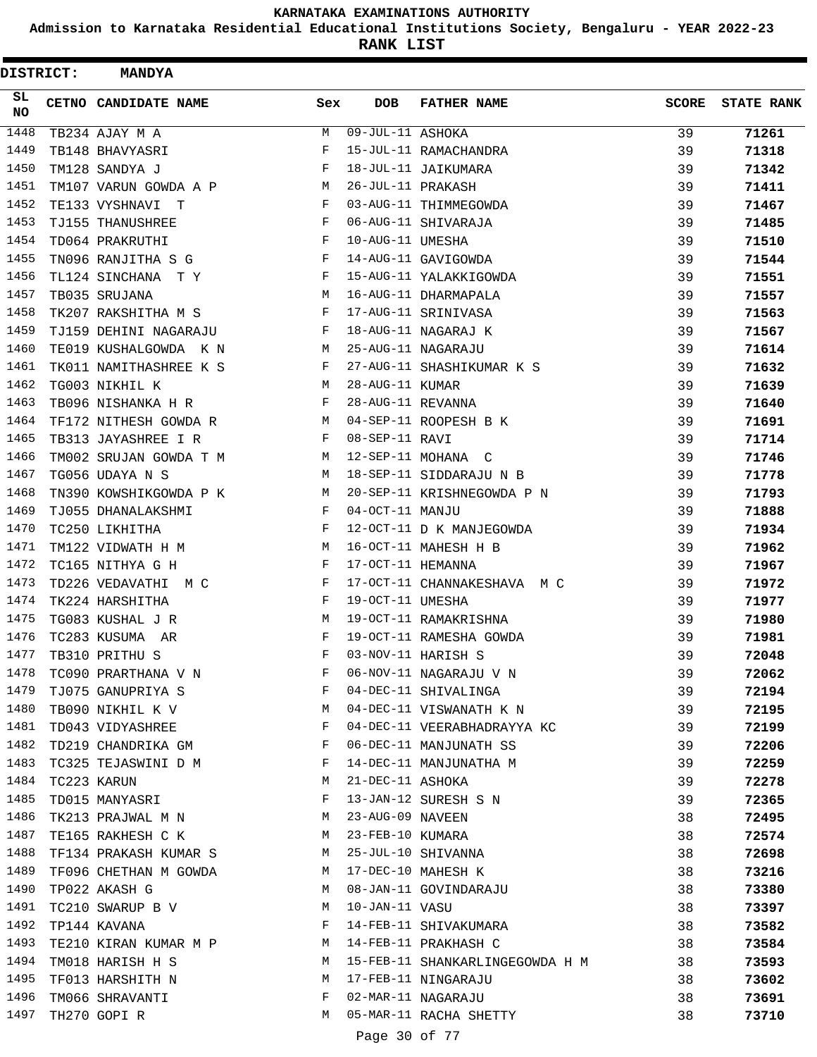# KARNATAKA EXAMINATIONS AUTHORITY

## Admission to Karnataka Residential Educational Institutions Society, Bengaluru - YEAR 2022-23

## RANK LIST

**DISTRICT: MANDYA**

| SL NO | CETNO | CANDIDATE NAME | Sex | DOB | FATHER NAME | SCORE | STATE RANK |
|---|---|---|---|---|---|---|---|
| 1448 | TB234 | AJAY M A | M | 09-JUL-11 | ASHOKA | 39 | 71261 |
| 1449 | TB148 | BHAVYASRI | F | 15-JUL-11 | RAMACHANDRA | 39 | 71318 |
| 1450 | TM128 | SANDYA J | F | 18-JUL-11 | JAIKUMARA | 39 | 71342 |
| 1451 | TM107 | VARUN GOWDA A P | M | 26-JUL-11 | PRAKASH | 39 | 71411 |
| 1452 | TE133 | VYSHNAVI T | F | 03-AUG-11 | THIMMEGOWDA | 39 | 71467 |
| 1453 | TJ155 | THANUSHREE | F | 06-AUG-11 | SHIVARAJA | 39 | 71485 |
| 1454 | TD064 | PRAKRUTHI | F | 10-AUG-11 | UMESHA | 39 | 71510 |
| 1455 | TN096 | RANJITHA S G | F | 14-AUG-11 | GAVIGOWDA | 39 | 71544 |
| 1456 | TL124 | SINCHANA T Y | F | 15-AUG-11 | YALAKKIGOWDA | 39 | 71551 |
| 1457 | TB035 | SRUJANA | M | 16-AUG-11 | DHARMAPALA | 39 | 71557 |
| 1458 | TK207 | RAKSHITHA M S | F | 17-AUG-11 | SRINIVASA | 39 | 71563 |
| 1459 | TJ159 | DEHINI NAGARAJU | F | 18-AUG-11 | NAGARAJ K | 39 | 71567 |
| 1460 | TE019 | KUSHALGOWDA K N | M | 25-AUG-11 | NAGARAJU | 39 | 71614 |
| 1461 | TK011 | NAMITHASHREE K S | F | 27-AUG-11 | SHASHIKUMAR K S | 39 | 71632 |
| 1462 | TG003 | NIKHIL K | M | 28-AUG-11 | KUMAR | 39 | 71639 |
| 1463 | TB096 | NISHANKA H R | F | 28-AUG-11 | REVANNA | 39 | 71640 |
| 1464 | TF172 | NITHESH GOWDA R | M | 04-SEP-11 | ROOPESH B K | 39 | 71691 |
| 1465 | TB313 | JAYASHREE I R | F | 08-SEP-11 | RAVI | 39 | 71714 |
| 1466 | TM002 | SRUJAN GOWDA T M | M | 12-SEP-11 | MOHANA C | 39 | 71746 |
| 1467 | TG056 | UDAYA N S | M | 18-SEP-11 | SIDDARAJU N B | 39 | 71778 |
| 1468 | TN390 | KOWSHIKGOWDA P K | M | 20-SEP-11 | KRISHNEGOWDA P N | 39 | 71793 |
| 1469 | TJ055 | DHANALAKSHMI | F | 04-OCT-11 | MANJU | 39 | 71888 |
| 1470 | TC250 | LIKHITHA | F | 12-OCT-11 | D K MANJEGOWDA | 39 | 71934 |
| 1471 | TM122 | VIDWATH H M | M | 16-OCT-11 | MAHESH H B | 39 | 71962 |
| 1472 | TC165 | NITHYA G H | F | 17-OCT-11 | HEMANNA | 39 | 71967 |
| 1473 | TD226 | VEDAVATHI M C | F | 17-OCT-11 | CHANNAKESHAVA M C | 39 | 71972 |
| 1474 | TK224 | HARSHITHA | F | 19-OCT-11 | UMESHA | 39 | 71977 |
| 1475 | TG083 | KUSHAL J R | M | 19-OCT-11 | RAMAKRISHNA | 39 | 71980 |
| 1476 | TC283 | KUSUMA AR | F | 19-OCT-11 | RAMESHA GOWDA | 39 | 71981 |
| 1477 | TB310 | PRITHU S | F | 03-NOV-11 | HARISH S | 39 | 72048 |
| 1478 | TC090 | PRARTHANA V N | F | 06-NOV-11 | NAGARAJU V N | 39 | 72062 |
| 1479 | TJ075 | GANUPRIYA S | F | 04-DEC-11 | SHIVALINGA | 39 | 72194 |
| 1480 | TB090 | NIKHIL K V | M | 04-DEC-11 | VISWANATH K N | 39 | 72195 |
| 1481 | TD043 | VIDYASHREE | F | 04-DEC-11 | VEERABHADRAYYA KC | 39 | 72199 |
| 1482 | TD219 | CHANDRIKA GM | F | 06-DEC-11 | MANJUNATH SS | 39 | 72206 |
| 1483 | TC325 | TEJASWINI D M | F | 14-DEC-11 | MANJUNATHA M | 39 | 72259 |
| 1484 | TC223 | KARUN | M | 21-DEC-11 | ASHOKA | 39 | 72278 |
| 1485 | TD015 | MANYASRI | F | 13-JAN-12 | SURESH S N | 39 | 72365 |
| 1486 | TK213 | PRAJWAL M N | M | 23-AUG-09 | NAVEEN | 38 | 72495 |
| 1487 | TE165 | RAKHESH C K | M | 23-FEB-10 | KUMARA | 38 | 72574 |
| 1488 | TF134 | PRAKASH KUMAR S | M | 25-JUL-10 | SHIVANNA | 38 | 72698 |
| 1489 | TF096 | CHETHAN M GOWDA | M | 17-DEC-10 | MAHESH K | 38 | 73216 |
| 1490 | TP022 | AKASH G | M | 08-JAN-11 | GOVINDARAJU | 38 | 73380 |
| 1491 | TC210 | SWARUP B V | M | 10-JAN-11 | VASU | 38 | 73397 |
| 1492 | TP144 | KAVANA | F | 14-FEB-11 | SHIVAKUMARA | 38 | 73582 |
| 1493 | TE210 | KIRAN KUMAR M P | M | 14-FEB-11 | PRAKHASH C | 38 | 73584 |
| 1494 | TM018 | HARISH H S | M | 15-FEB-11 | SHANKARLINGEGOWDA H M | 38 | 73593 |
| 1495 | TF013 | HARSHITH N | M | 17-FEB-11 | NINGARAJU | 38 | 73602 |
| 1496 | TM066 | SHRAVANTI | F | 02-MAR-11 | NAGARAJU | 38 | 73691 |
| 1497 | TH270 | GOPI R | M | 05-MAR-11 | RACHA SHETTY | 38 | 73710 |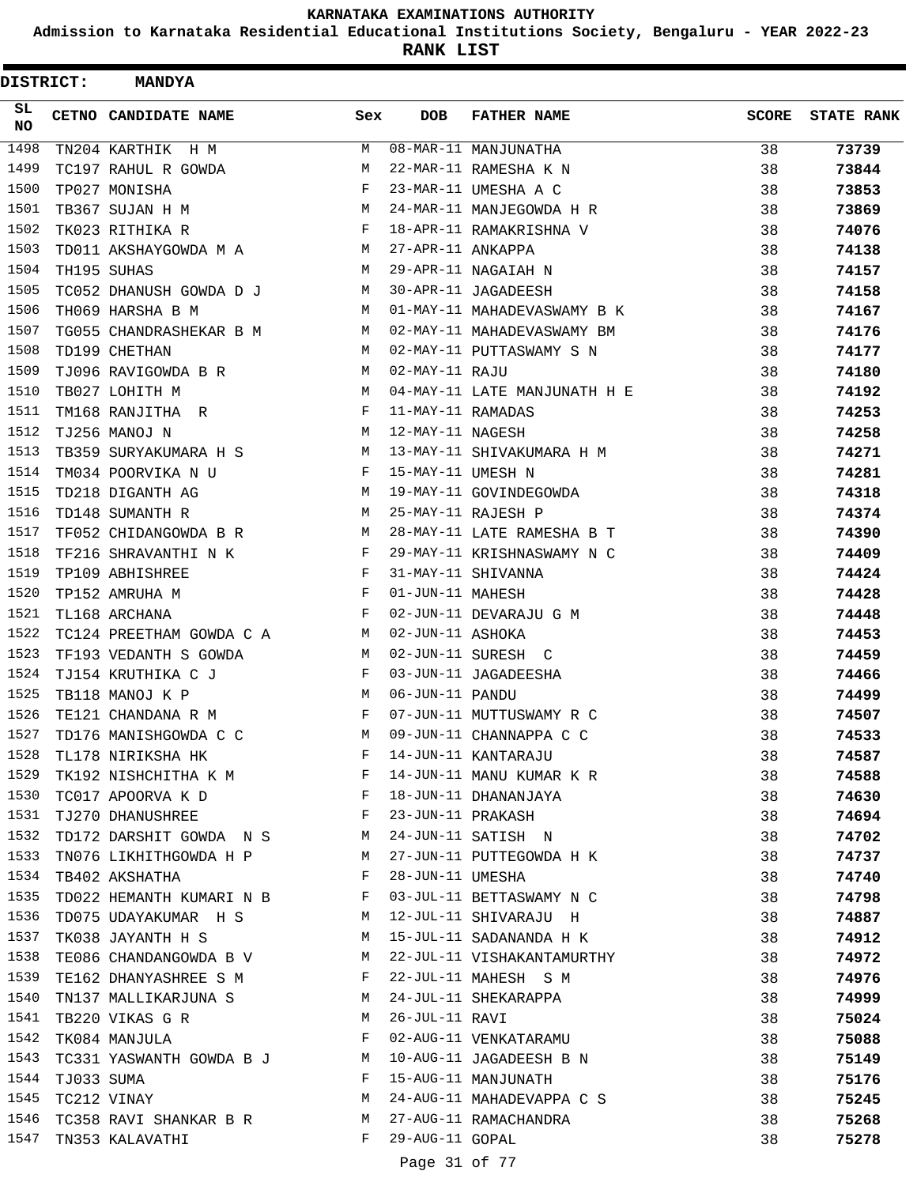# KARNATAKA EXAMINATIONS AUTHORITY

**Admission to Karnataka Residential Educational Institutions Society, Bengaluru - YEAR 2022-23**

**RANK LIST**

**DISTRICT: MANDYA**

| SL NO | CETNO | CANDIDATE NAME | Sex | DOB | FATHER NAME | SCORE | STATE RANK |
|---|---|---|---|---|---|---|---|
| 1498 | TN204 | KARTHIK H M | M | 08-MAR-11 | MANJUNATHA | 38 | 73739 |
| 1499 | TC197 | RAHUL R GOWDA | M | 22-MAR-11 | RAMESHA K N | 38 | 73844 |
| 1500 | TP027 | MONISHA | F | 23-MAR-11 | UMESHA A C | 38 | 73853 |
| 1501 | TB367 | SUJAN H M | M | 24-MAR-11 | MANJEGOWDA H R | 38 | 73869 |
| 1502 | TK023 | RITHIKA R | F | 18-APR-11 | RAMAKRISHNA V | 38 | 74076 |
| 1503 | TD011 | AKSHAYGOWDA M A | M | 27-APR-11 | ANKAPPA | 38 | 74138 |
| 1504 | TH195 | SUHAS | M | 29-APR-11 | NAGAIAH N | 38 | 74157 |
| 1505 | TC052 | DHANUSH GOWDA D J | M | 30-APR-11 | JAGADEESH | 38 | 74158 |
| 1506 | TH069 | HARSHA B M | M | 01-MAY-11 | MAHADEVASWAMY B K | 38 | 74167 |
| 1507 | TG055 | CHANDRASHEKAR B M | M | 02-MAY-11 | MAHADEVASWAMY BM | 38 | 74176 |
| 1508 | TD199 | CHETHAN | M | 02-MAY-11 | PUTTASWAMY S N | 38 | 74177 |
| 1509 | TJ096 | RAVIGOWDA B R | M | 02-MAY-11 | RAJU | 38 | 74180 |
| 1510 | TB027 | LOHITH M | M | 04-MAY-11 | LATE MANJUNATH H E | 38 | 74192 |
| 1511 | TM168 | RANJITHA R | F | 11-MAY-11 | RAMADAS | 38 | 74253 |
| 1512 | TJ256 | MANOJ N | M | 12-MAY-11 | NAGESH | 38 | 74258 |
| 1513 | TB359 | SURYAKUMARA H S | M | 13-MAY-11 | SHIVAKUMARA H M | 38 | 74271 |
| 1514 | TM034 | POORVIKA N U | F | 15-MAY-11 | UMESH N | 38 | 74281 |
| 1515 | TD218 | DIGANTH AG | M | 19-MAY-11 | GOVINDEGOWDA | 38 | 74318 |
| 1516 | TD148 | SUMANTH R | M | 25-MAY-11 | RAJESH P | 38 | 74374 |
| 1517 | TF052 | CHIDANGOWDA B R | M | 28-MAY-11 | LATE RAMESHA B T | 38 | 74390 |
| 1518 | TF216 | SHRAVANTHI N K | F | 29-MAY-11 | KRISHNASWAMY N C | 38 | 74409 |
| 1519 | TP109 | ABHISHREE | F | 31-MAY-11 | SHIVANNA | 38 | 74424 |
| 1520 | TP152 | AMRUHA M | F | 01-JUN-11 | MAHESH | 38 | 74428 |
| 1521 | TL168 | ARCHANA | F | 02-JUN-11 | DEVARAJU G M | 38 | 74448 |
| 1522 | TC124 | PREETHAM GOWDA C A | M | 02-JUN-11 | ASHOKA | 38 | 74453 |
| 1523 | TF193 | VEDANTH S GOWDA | M | 02-JUN-11 | SURESH C | 38 | 74459 |
| 1524 | TJ154 | KRUTHIKA C J | F | 03-JUN-11 | JAGADEESHA | 38 | 74466 |
| 1525 | TB118 | MANOJ K P | M | 06-JUN-11 | PANDU | 38 | 74499 |
| 1526 | TE121 | CHANDANA R M | F | 07-JUN-11 | MUTTUSWAMY R C | 38 | 74507 |
| 1527 | TD176 | MANISHGOWDA C C | M | 09-JUN-11 | CHANNAPPA C C | 38 | 74533 |
| 1528 | TL178 | NIRIKSHA HK | F | 14-JUN-11 | KANTARAJU | 38 | 74587 |
| 1529 | TK192 | NISHCHITHA K M | F | 14-JUN-11 | MANU KUMAR K R | 38 | 74588 |
| 1530 | TC017 | APOORVA K D | F | 18-JUN-11 | DHANANJAYA | 38 | 74630 |
| 1531 | TJ270 | DHANUSHREE | F | 23-JUN-11 | PRAKASH | 38 | 74694 |
| 1532 | TD172 | DARSHIT GOWDA N S | M | 24-JUN-11 | SATISH N | 38 | 74702 |
| 1533 | TN076 | LIKHITHGOWDA H P | M | 27-JUN-11 | PUTTEGOWDA H K | 38 | 74737 |
| 1534 | TB402 | AKSHATHA | F | 28-JUN-11 | UMESHA | 38 | 74740 |
| 1535 | TD022 | HEMANTH KUMARI N B | F | 03-JUL-11 | BETTASWAMY N C | 38 | 74798 |
| 1536 | TD075 | UDAYAKUMAR H S | M | 12-JUL-11 | SHIVARAJU H | 38 | 74887 |
| 1537 | TK038 | JAYANTH H S | M | 15-JUL-11 | SADANANDA H K | 38 | 74912 |
| 1538 | TE086 | CHANDANGOWDA B V | M | 22-JUL-11 | VISHAKANTAMURTHY | 38 | 74972 |
| 1539 | TE162 | DHANYASHREE S M | F | 22-JUL-11 | MAHESH S M | 38 | 74976 |
| 1540 | TN137 | MALLIKARJUNA S | M | 24-JUL-11 | SHEKARAPPA | 38 | 74999 |
| 1541 | TB220 | VIKAS G R | M | 26-JUL-11 | RAVI | 38 | 75024 |
| 1542 | TK084 | MANJULA | F | 02-AUG-11 | VENKATARAMU | 38 | 75088 |
| 1543 | TC331 | YASWANTH GOWDA B J | M | 10-AUG-11 | JAGADEESH B N | 38 | 75149 |
| 1544 | TJ033 | SUMA | F | 15-AUG-11 | MANJUNATH | 38 | 75176 |
| 1545 | TC212 | VINAY | M | 24-AUG-11 | MAHADEVAPPA C S | 38 | 75245 |
| 1546 | TC358 | RAVI SHANKAR B R | M | 27-AUG-11 | RAMACHANDRA | 38 | 75268 |
| 1547 | TN353 | KALAVATHI | F | 29-AUG-11 | GOPAL | 38 | 75278 |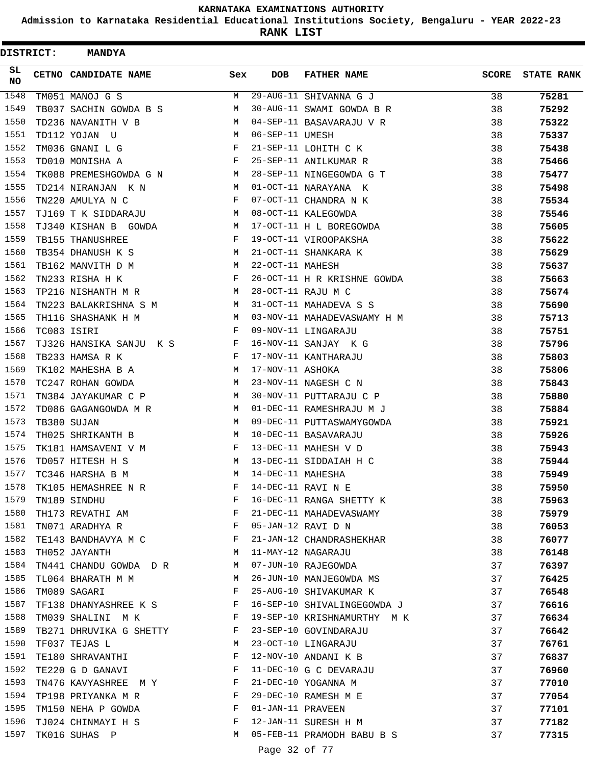# KARNATAKA EXAMINATIONS AUTHORITY

**Admission to Karnataka Residential Educational Institutions Society, Bengaluru - YEAR 2022-23**

**RANK LIST**

**DISTRICT: MANDYA**

| SL NO | CETNO | CANDIDATE NAME | Sex | DOB | FATHER NAME | SCORE | STATE RANK |
|---|---|---|---|---|---|---|---|
| 1548 | TM051 | MANOJ G S | M | 29-AUG-11 | SHIVANNA G J | 38 | **75281** |
| 1549 | TB037 | SACHIN GOWDA B S | M | 30-AUG-11 | SWAMI GOWDA B R | 38 | **75292** |
| 1550 | TD236 | NAVANITH V B | M | 04-SEP-11 | BASAVARAJU V R | 38 | **75322** |
| 1551 | TD112 | YOJAN U | M | 06-SEP-11 | UMESH | 38 | **75337** |
| 1552 | TM036 | GNANI L G | F | 21-SEP-11 | LOHITH C K | 38 | **75438** |
| 1553 | TD010 | MONISHA A | F | 25-SEP-11 | ANILKUMAR R | 38 | **75466** |
| 1554 | TK088 | PREMESHGOWDA G N | M | 28-SEP-11 | NINGEGOWDA G T | 38 | **75477** |
| 1555 | TD214 | NIRANJAN K N | M | 01-OCT-11 | NARAYANA K | 38 | **75498** |
| 1556 | TN220 | AMULYA N C | F | 07-OCT-11 | CHANDRA N K | 38 | **75534** |
| 1557 | TJ169 | T K SIDDARAJU | M | 08-OCT-11 | KALEGOWDA | 38 | **75546** |
| 1558 | TJ340 | KISHAN B GOWDA | M | 17-OCT-11 | H L BOREGOWDA | 38 | **75605** |
| 1559 | TB155 | THANUSHREE | F | 19-OCT-11 | VIROOPAKSHA | 38 | **75622** |
| 1560 | TB354 | DHANUSH K S | M | 21-OCT-11 | SHANKARA K | 38 | **75629** |
| 1561 | TB162 | MANVITH D M | M | 22-OCT-11 | MAHESH | 38 | **75637** |
| 1562 | TN233 | RISHA H K | F | 26-OCT-11 | H R KRISHNE GOWDA | 38 | **75663** |
| 1563 | TP216 | NISHANTH M R | M | 28-OCT-11 | RAJU M C | 38 | **75674** |
| 1564 | TN223 | BALAKRISHNA S M | M | 31-OCT-11 | MAHADEVA S S | 38 | **75690** |
| 1565 | TH116 | SHASHANK H M | M | 03-NOV-11 | MAHADEVASWAMY H M | 38 | **75713** |
| 1566 | TC083 | ISIRI | F | 09-NOV-11 | LINGARAJU | 38 | **75751** |
| 1567 | TJ326 | HANSIKA SANJU K S | F | 16-NOV-11 | SANJAY K G | 38 | **75796** |
| 1568 | TB233 | HAMSA R K | F | 17-NOV-11 | KANTHARAJU | 38 | **75803** |
| 1569 | TK102 | MAHESHA B A | M | 17-NOV-11 | ASHOKA | 38 | **75806** |
| 1570 | TC247 | ROHAN GOWDA | M | 23-NOV-11 | NAGESH C N | 38 | **75843** |
| 1571 | TN384 | JAYAKUMAR C P | M | 30-NOV-11 | PUTTARAJU C P | 38 | **75880** |
| 1572 | TD086 | GAGANGOWDA M R | M | 01-DEC-11 | RAMESHRAJU M J | 38 | **75884** |
| 1573 | TB380 | SUJAN | M | 09-DEC-11 | PUTTASWAMYGOWDA | 38 | **75921** |
| 1574 | TH025 | SHRIKANTH B | M | 10-DEC-11 | BASAVARAJU | 38 | **75926** |
| 1575 | TK181 | HAMSAVENI V M | F | 13-DEC-11 | MAHESH V D | 38 | **75943** |
| 1576 | TD057 | HITESH H S | M | 13-DEC-11 | SIDDAIAH H C | 38 | **75944** |
| 1577 | TC346 | HARSHA B M | M | 14-DEC-11 | MAHESHA | 38 | **75949** |
| 1578 | TK105 | HEMASHREE N R | F | 14-DEC-11 | RAVI N E | 38 | **75950** |
| 1579 | TN189 | SINDHU | F | 16-DEC-11 | RANGA SHETTY K | 38 | **75963** |
| 1580 | TH173 | REVATHI AM | F | 21-DEC-11 | MAHADEVASWAMY | 38 | **75979** |
| 1581 | TN071 | ARADHYA R | F | 05-JAN-12 | RAVI D N | 38 | **76053** |
| 1582 | TE143 | BANDHAVYA M C | F | 21-JAN-12 | CHANDRASHEKHAR | 38 | **76077** |
| 1583 | TH052 | JAYANTH | M | 11-MAY-12 | NAGARAJU | 38 | **76148** |
| 1584 | TN441 | CHANDU GOWDA D R | M | 07-JUN-10 | RAJEGOWDA | 37 | **76397** |
| 1585 | TL064 | BHARATH M M | M | 26-JUN-10 | MANJEGOWDA MS | 37 | **76425** |
| 1586 | TM089 | SAGARI | F | 25-AUG-10 | SHIVAKUMAR K | 37 | **76548** |
| 1587 | TF138 | DHANYASHREE K S | F | 16-SEP-10 | SHIVALINGEGOWDA J | 37 | **76616** |
| 1588 | TM039 | SHALINI M K | F | 19-SEP-10 | KRISHNAMURTHY M K | 37 | **76634** |
| 1589 | TB271 | DHRUVIKA G SHETTY | F | 23-SEP-10 | GOVINDARAJU | 37 | **76642** |
| 1590 | TF037 | TEJAS L | M | 23-OCT-10 | LINGARAJU | 37 | **76761** |
| 1591 | TE180 | SHRAVANTHI | F | 12-NOV-10 | ANDANI K B | 37 | **76837** |
| 1592 | TE220 | G D GANAVI | F | 11-DEC-10 | G C DEVARAJU | 37 | **76960** |
| 1593 | TN476 | KAVYASHREE M Y | F | 21-DEC-10 | YOGANNA M | 37 | **77010** |
| 1594 | TP198 | PRIYANKA M R | F | 29-DEC-10 | RAMESH M E | 37 | **77054** |
| 1595 | TM150 | NEHA P GOWDA | F | 01-JAN-11 | PRAVEEN | 37 | **77101** |
| 1596 | TJ024 | CHINMAYI H S | F | 12-JAN-11 | SURESH H M | 37 | **77182** |
| 1597 | TK016 | SUHAS P | M | 05-FEB-11 | PRAMODH BABU B S | 37 | **77315** |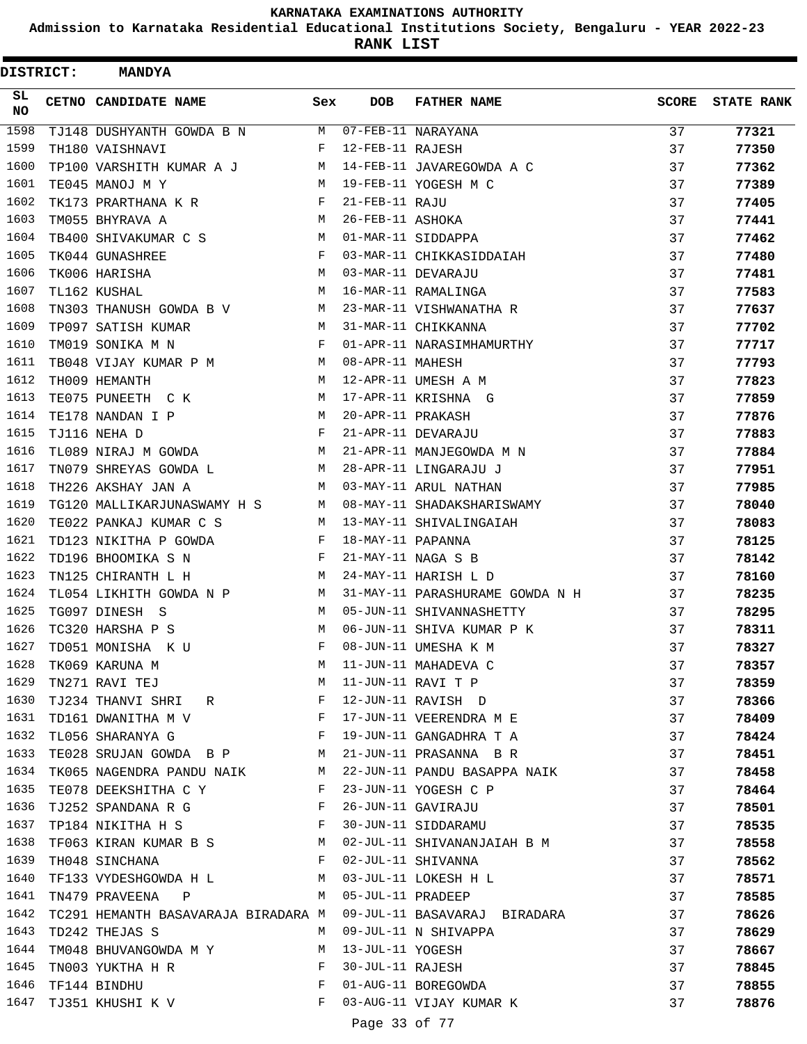KARNATAKA EXAMINATIONS AUTHORITY

Admission to Karnataka Residential Educational Institutions Society, Bengaluru - YEAR 2022-23

RANK LIST

**DISTRICT: MANDYA**

| SL NO | CETNO | CANDIDATE NAME | Sex | DOB | FATHER NAME | SCORE | STATE RANK |
|---|---|---|---|---|---|---|---|
| 1598 | TJ148 | DUSHYANTH GOWDA B N | M | 07-FEB-11 | NARAYANA | 37 | 77321 |
| 1599 | TH180 | VAISHNAVI | F | 12-FEB-11 | RAJESH | 37 | 77350 |
| 1600 | TP100 | VARSHITH KUMAR A J | M | 14-FEB-11 | JAVAREGOWDA A C | 37 | 77362 |
| 1601 | TE045 | MANOJ M Y | M | 19-FEB-11 | YOGESH M C | 37 | 77389 |
| 1602 | TK173 | PRARTHANA K R | F | 21-FEB-11 | RAJU | 37 | 77405 |
| 1603 | TM055 | BHYRAVA A | M | 26-FEB-11 | ASHOKA | 37 | 77441 |
| 1604 | TB400 | SHIVAKUMAR C S | M | 01-MAR-11 | SIDDAPPA | 37 | 77462 |
| 1605 | TK044 | GUNASHREE | F | 03-MAR-11 | CHIKKASIDDAIAH | 37 | 77480 |
| 1606 | TK006 | HARISHA | M | 03-MAR-11 | DEVARAJU | 37 | 77481 |
| 1607 | TL162 | KUSHAL | M | 16-MAR-11 | RAMALINGA | 37 | 77583 |
| 1608 | TN303 | THANUSH GOWDA B V | M | 23-MAR-11 | VISHWANATHA R | 37 | 77637 |
| 1609 | TP097 | SATISH KUMAR | M | 31-MAR-11 | CHIKKANNA | 37 | 77702 |
| 1610 | TM019 | SONIKA M N | F | 01-APR-11 | NARASIMHAMURTHY | 37 | 77717 |
| 1611 | TB048 | VIJAY KUMAR P M | M | 08-APR-11 | MAHESH | 37 | 77793 |
| 1612 | TH009 | HEMANTH | M | 12-APR-11 | UMESH A M | 37 | 77823 |
| 1613 | TE075 | PUNEETH C K | M | 17-APR-11 | KRISHNA G | 37 | 77859 |
| 1614 | TE178 | NANDAN I P | M | 20-APR-11 | PRAKASH | 37 | 77876 |
| 1615 | TJ116 | NEHA D | F | 21-APR-11 | DEVARAJU | 37 | 77883 |
| 1616 | TL089 | NIRAJ M GOWDA | M | 21-APR-11 | MANJEGOWDA M N | 37 | 77884 |
| 1617 | TN079 | SHREYAS GOWDA L | M | 28-APR-11 | LINGARAJU J | 37 | 77951 |
| 1618 | TH226 | AKSHAY JAN A | M | 03-MAY-11 | ARUL NATHAN | 37 | 77985 |
| 1619 | TG120 | MALLIKARJUNASWAMY H S | M | 08-MAY-11 | SHADAKSHARISWAMY | 37 | 78040 |
| 1620 | TE022 | PANKAJ KUMAR C S | M | 13-MAY-11 | SHIVALINGAIAH | 37 | 78083 |
| 1621 | TD123 | NIKITHA P GOWDA | F | 18-MAY-11 | PAPANNA | 37 | 78125 |
| 1622 | TD196 | BHOOMIKA S N | F | 21-MAY-11 | NAGA S B | 37 | 78142 |
| 1623 | TN125 | CHIRANTH L H | M | 24-MAY-11 | HARISH L D | 37 | 78160 |
| 1624 | TL054 | LIKHITH GOWDA N P | M | 31-MAY-11 | PARASHURAME GOWDA N H | 37 | 78235 |
| 1625 | TG097 | DINESH S | M | 05-JUN-11 | SHIVANNASHETTY | 37 | 78295 |
| 1626 | TC320 | HARSHA P S | M | 06-JUN-11 | SHIVA KUMAR P K | 37 | 78311 |
| 1627 | TD051 | MONISHA K U | F | 08-JUN-11 | UMESHA K M | 37 | 78327 |
| 1628 | TK069 | KARUNA M | M | 11-JUN-11 | MAHADEVA C | 37 | 78357 |
| 1629 | TN271 | RAVI TEJ | M | 11-JUN-11 | RAVI T P | 37 | 78359 |
| 1630 | TJ234 | THANVI SHRI R | F | 12-JUN-11 | RAVISH D | 37 | 78366 |
| 1631 | TD161 | DWANITHA M V | F | 17-JUN-11 | VEERENDRA M E | 37 | 78409 |
| 1632 | TL056 | SHARANYA G | F | 19-JUN-11 | GANGADHRA T A | 37 | 78424 |
| 1633 | TE028 | SRUJAN GOWDA B P | M | 21-JUN-11 | PRASANNA B R | 37 | 78451 |
| 1634 | TK065 | NAGENDRA PANDU NAIK | M | 22-JUN-11 | PANDU BASAPPA NAIK | 37 | 78458 |
| 1635 | TE078 | DEEKSHITHA C Y | F | 23-JUN-11 | YOGESH C P | 37 | 78464 |
| 1636 | TJ252 | SPANDANA R G | F | 26-JUN-11 | GAVIRAJU | 37 | 78501 |
| 1637 | TP184 | NIKITHA H S | F | 30-JUN-11 | SIDDARAMU | 37 | 78535 |
| 1638 | TF063 | KIRAN KUMAR B S | M | 02-JUL-11 | SHIVANANJAIAH B M | 37 | 78558 |
| 1639 | TH048 | SINCHANA | F | 02-JUL-11 | SHIVANNA | 37 | 78562 |
| 1640 | TF133 | VYDESHGOWDA H L | M | 03-JUL-11 | LOKESH H L | 37 | 78571 |
| 1641 | TN479 | PRAVEENA P | M | 05-JUL-11 | PRADEEP | 37 | 78585 |
| 1642 | TC291 | HEMANTH BASAVARAJA BIRADARA | M | 09-JUL-11 | BASAVARAJ BIRADARA | 37 | 78626 |
| 1643 | TD242 | THEJAS S | M | 09-JUL-11 | N SHIVAPPA | 37 | 78629 |
| 1644 | TM048 | BHUVANGOWDA M Y | M | 13-JUL-11 | YOGESH | 37 | 78667 |
| 1645 | TN003 | YUKTHA H R | F | 30-JUL-11 | RAJESH | 37 | 78845 |
| 1646 | TF144 | BINDHU | F | 01-AUG-11 | BOREGOWDA | 37 | 78855 |
| 1647 | TJ351 | KHUSHI K V | F | 03-AUG-11 | VIJAY KUMAR K | 37 | 78876 |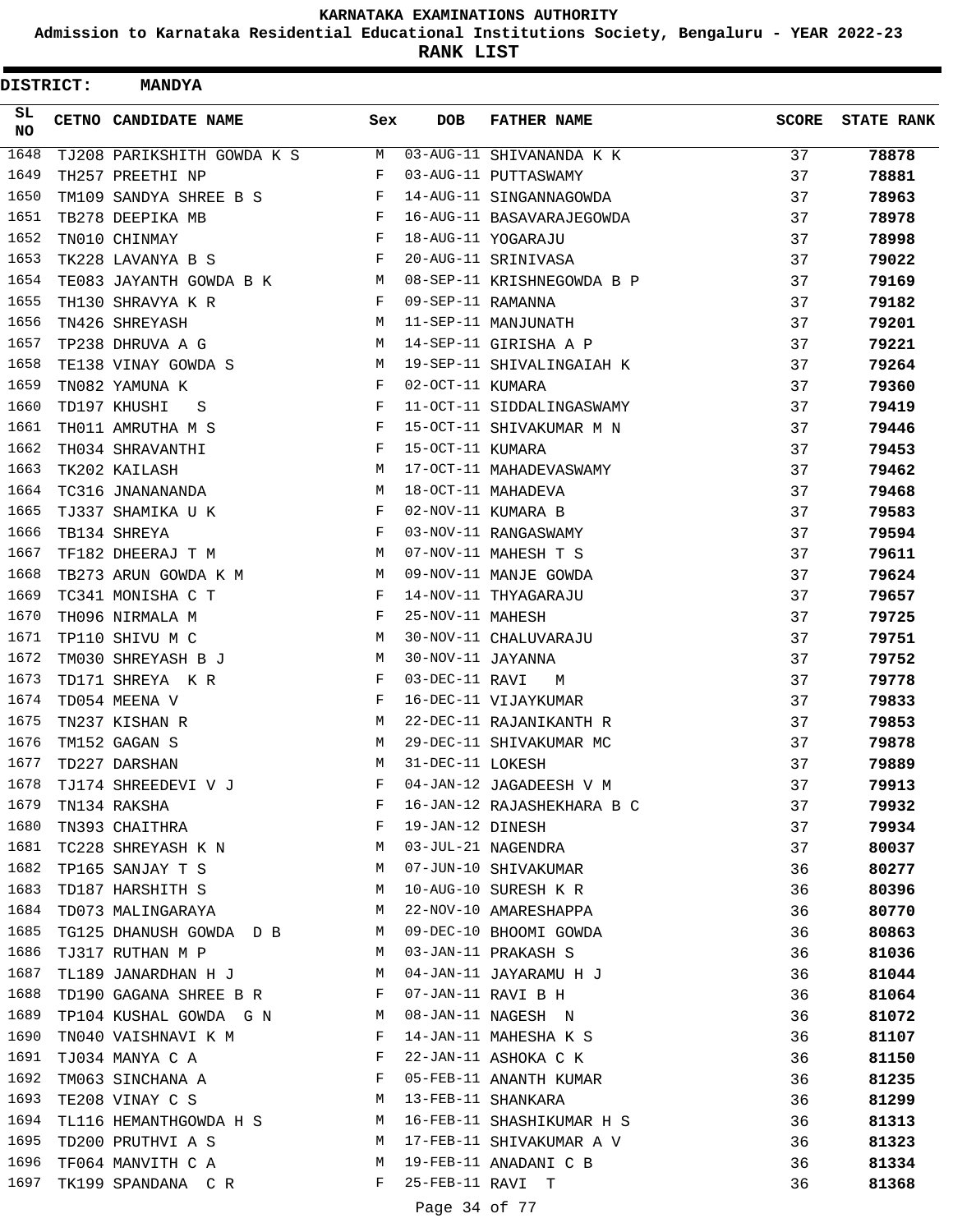# KARNATAKA EXAMINATIONS AUTHORITY

## Admission to Karnataka Residential Educational Institutions Society, Bengaluru - YEAR 2022-23

## RANK LIST

**DISTRICT: MANDYA**

| SL NO | CETNO | CANDIDATE NAME | Sex | DOB | FATHER NAME | SCORE | STATE RANK |
|---|---|---|---|---|---|---|---|
| 1648 | TJ208 | PARIKSHITH GOWDA K S | M | 03-AUG-11 | SHIVANANDA K K | 37 | **78878** |
| 1649 | TH257 | PREETHI NP | F | 03-AUG-11 | PUTTASWAMY | 37 | **78881** |
| 1650 | TM109 | SANDYA SHREE B S | F | 14-AUG-11 | SINGANNAGOWDA | 37 | **78963** |
| 1651 | TB278 | DEEPIKA MB | F | 16-AUG-11 | BASAVARAJEGOWDA | 37 | **78978** |
| 1652 | TN010 | CHINMAY | F | 18-AUG-11 | YOGARAJU | 37 | **78998** |
| 1653 | TK228 | LAVANYA B S | F | 20-AUG-11 | SRINIVASA | 37 | **79022** |
| 1654 | TE083 | JAYANTH GOWDA B K | M | 08-SEP-11 | KRISHNEGOWDA B P | 37 | **79169** |
| 1655 | TH130 | SHRAVYA K R | F | 09-SEP-11 | RAMANNA | 37 | **79182** |
| 1656 | TN426 | SHREYASH | M | 11-SEP-11 | MANJUNATH | 37 | **79201** |
| 1657 | TP238 | DHRUVA A G | M | 14-SEP-11 | GIRISHA A P | 37 | **79221** |
| 1658 | TE138 | VINAY GOWDA S | M | 19-SEP-11 | SHIVALINGAIAH K | 37 | **79264** |
| 1659 | TN082 | YAMUNA K | F | 02-OCT-11 | KUMARA | 37 | **79360** |
| 1660 | TD197 | KHUSHI S | F | 11-OCT-11 | SIDDALINGASWAMY | 37 | **79419** |
| 1661 | TH011 | AMRUTHA M S | F | 15-OCT-11 | SHIVAKUMAR M N | 37 | **79446** |
| 1662 | TH034 | SHRAVANTHI | F | 15-OCT-11 | KUMARA | 37 | **79453** |
| 1663 | TK202 | KAILASH | M | 17-OCT-11 | MAHADEVASWAMY | 37 | **79462** |
| 1664 | TC316 | JNANANANDA | M | 18-OCT-11 | MAHADEVA | 37 | **79468** |
| 1665 | TJ337 | SHAMIKA U K | F | 02-NOV-11 | KUMARA B | 37 | **79583** |
| 1666 | TB134 | SHREYA | F | 03-NOV-11 | RANGASWAMY | 37 | **79594** |
| 1667 | TF182 | DHEERAJ T M | M | 07-NOV-11 | MAHESH T S | 37 | **79611** |
| 1668 | TB273 | ARUN GOWDA K M | M | 09-NOV-11 | MANJE GOWDA | 37 | **79624** |
| 1669 | TC341 | MONISHA C T | F | 14-NOV-11 | THYAGARAJU | 37 | **79657** |
| 1670 | TH096 | NIRMALA M | F | 25-NOV-11 | MAHESH | 37 | **79725** |
| 1671 | TP110 | SHIVU M C | M | 30-NOV-11 | CHALUVARAJU | 37 | **79751** |
| 1672 | TM030 | SHREYASH B J | M | 30-NOV-11 | JAYANNA | 37 | **79752** |
| 1673 | TD171 | SHREYA K R | F | 03-DEC-11 | RAVI M | 37 | **79778** |
| 1674 | TD054 | MEENA V | F | 16-DEC-11 | VIJAYKUMAR | 37 | **79833** |
| 1675 | TN237 | KISHAN R | M | 22-DEC-11 | RAJANIKANTH R | 37 | **79853** |
| 1676 | TM152 | GAGAN S | M | 29-DEC-11 | SHIVAKUMAR MC | 37 | **79878** |
| 1677 | TD227 | DARSHAN | M | 31-DEC-11 | LOKESH | 37 | **79889** |
| 1678 | TJ174 | SHREEDEVI V J | F | 04-JAN-12 | JAGADEESH V M | 37 | **79913** |
| 1679 | TN134 | RAKSHA | F | 16-JAN-12 | RAJASHEKHARA B C | 37 | **79932** |
| 1680 | TN393 | CHAITHRA | F | 19-JAN-12 | DINESH | 37 | **79934** |
| 1681 | TC228 | SHREYASH K N | M | 03-JUL-21 | NAGENDRA | 37 | **80037** |
| 1682 | TP165 | SANJAY T S | M | 07-JUN-10 | SHIVAKUMAR | 36 | **80277** |
| 1683 | TD187 | HARSHITH S | M | 10-AUG-10 | SURESH K R | 36 | **80396** |
| 1684 | TD073 | MALINGARAYA | M | 22-NOV-10 | AMARESHAPPA | 36 | **80770** |
| 1685 | TG125 | DHANUSH GOWDA D B | M | 09-DEC-10 | BHOOMI GOWDA | 36 | **80863** |
| 1686 | TJ317 | RUTHAN M P | M | 03-JAN-11 | PRAKASH S | 36 | **81036** |
| 1687 | TL189 | JANARDHAN H J | M | 04-JAN-11 | JAYARAMU H J | 36 | **81044** |
| 1688 | TD190 | GAGANA SHREE B R | F | 07-JAN-11 | RAVI B H | 36 | **81064** |
| 1689 | TP104 | KUSHAL GOWDA G N | M | 08-JAN-11 | NAGESH N | 36 | **81072** |
| 1690 | TN040 | VAISHNAVI K M | F | 14-JAN-11 | MAHESHA K S | 36 | **81107** |
| 1691 | TJ034 | MANYA C A | F | 22-JAN-11 | ASHOKA C K | 36 | **81150** |
| 1692 | TM063 | SINCHANA A | F | 05-FEB-11 | ANANTH KUMAR | 36 | **81235** |
| 1693 | TE208 | VINAY C S | M | 13-FEB-11 | SHANKARA | 36 | **81299** |
| 1694 | TL116 | HEMANTHGOWDA H S | M | 16-FEB-11 | SHASHIKUMAR H S | 36 | **81313** |
| 1695 | TD200 | PRUTHVI A S | M | 17-FEB-11 | SHIVAKUMAR A V | 36 | **81323** |
| 1696 | TF064 | MANVITH C A | M | 19-FEB-11 | ANADANI C B | 36 | **81334** |
| 1697 | TK199 | SPANDANA C R | F | 25-FEB-11 | RAVI T | 36 | **81368** |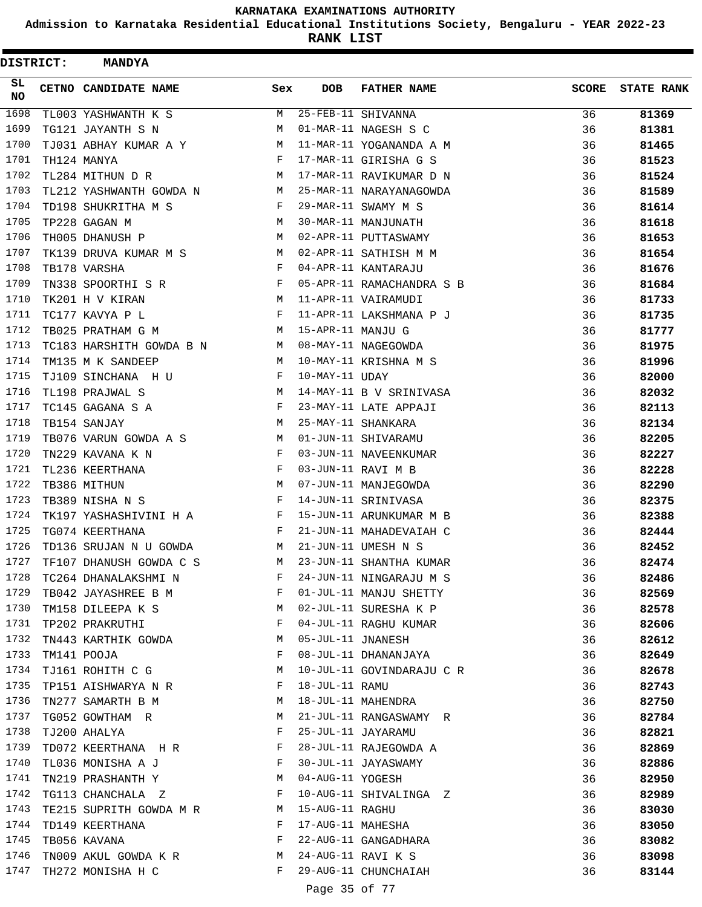# KARNATAKA EXAMINATIONS AUTHORITY

**Admission to Karnataka Residential Educational Institutions Society, Bengaluru - YEAR 2022-23**

**RANK LIST**

**DISTRICT: MANDYA**

| SL NO | CETNO | CANDIDATE NAME | Sex | DOB | FATHER NAME | SCORE | STATE RANK |
|---|---|---|---|---|---|---|---|
| 1698 | TL003 | YASHWANTH K S | M | 25-FEB-11 | SHIVANNA | 36 | **81369** |
| 1699 | TG121 | JAYANTH S N | M | 01-MAR-11 | NAGESH S C | 36 | **81381** |
| 1700 | TJ031 | ABHAY KUMAR A Y | M | 11-MAR-11 | YOGANANDA A M | 36 | **81465** |
| 1701 | TH124 | MANYA | F | 17-MAR-11 | GIRISHA G S | 36 | **81523** |
| 1702 | TL284 | MITHUN D R | M | 17-MAR-11 | RAVIKUMAR D N | 36 | **81524** |
| 1703 | TL212 | YASHWANTH GOWDA N | M | 25-MAR-11 | NARAYANAGOWDA | 36 | **81589** |
| 1704 | TD198 | SHUKRITHA M S | F | 29-MAR-11 | SWAMY M S | 36 | **81614** |
| 1705 | TP228 | GAGAN M | M | 30-MAR-11 | MANJUNATH | 36 | **81618** |
| 1706 | TH005 | DHANUSH P | M | 02-APR-11 | PUTTASWAMY | 36 | **81653** |
| 1707 | TK139 | DRUVA KUMAR M S | M | 02-APR-11 | SATHISH M M | 36 | **81654** |
| 1708 | TB178 | VARSHA | F | 04-APR-11 | KANTARAJU | 36 | **81676** |
| 1709 | TN338 | SPOORTHI S R | F | 05-APR-11 | RAMACHANDRA S B | 36 | **81684** |
| 1710 | TK201 | H V KIRAN | M | 11-APR-11 | VAIRAMUDI | 36 | **81733** |
| 1711 | TC177 | KAVYA P L | F | 11-APR-11 | LAKSHMANA P J | 36 | **81735** |
| 1712 | TB025 | PRATHAM G M | M | 15-APR-11 | MANJU G | 36 | **81777** |
| 1713 | TC183 | HARSHITH GOWDA B N | M | 08-MAY-11 | NAGEGOWDA | 36 | **81975** |
| 1714 | TM135 | M K SANDEEP | M | 10-MAY-11 | KRISHNA M S | 36 | **81996** |
| 1715 | TJ109 | SINCHANA H U | F | 10-MAY-11 | UDAY | 36 | **82000** |
| 1716 | TL198 | PRAJWAL S | M | 14-MAY-11 | B V SRINIVASA | 36 | **82032** |
| 1717 | TC145 | GAGANA S A | F | 23-MAY-11 | LATE APPAJI | 36 | **82113** |
| 1718 | TB154 | SANJAY | M | 25-MAY-11 | SHANKARA | 36 | **82134** |
| 1719 | TB076 | VARUN GOWDA A S | M | 01-JUN-11 | SHIVARAMU | 36 | **82205** |
| 1720 | TN229 | KAVANA K N | F | 03-JUN-11 | NAVEENKUMAR | 36 | **82227** |
| 1721 | TL236 | KEERTHANA | F | 03-JUN-11 | RAVI M B | 36 | **82228** |
| 1722 | TB386 | MITHUN | M | 07-JUN-11 | MANJEGOWDA | 36 | **82290** |
| 1723 | TB389 | NISHA N S | F | 14-JUN-11 | SRINIVASA | 36 | **82375** |
| 1724 | TK197 | YASHASHIVINI H A | F | 15-JUN-11 | ARUNKUMAR M B | 36 | **82388** |
| 1725 | TG074 | KEERTHANA | F | 21-JUN-11 | MAHADEVAIAH C | 36 | **82444** |
| 1726 | TD136 | SRUJAN N U GOWDA | M | 21-JUN-11 | UMESH N S | 36 | **82452** |
| 1727 | TF107 | DHANUSH GOWDA C S | M | 23-JUN-11 | SHANTHA KUMAR | 36 | **82474** |
| 1728 | TC264 | DHANALAKSHMI N | F | 24-JUN-11 | NINGARAJU M S | 36 | **82486** |
| 1729 | TB042 | JAYASHREE B M | F | 01-JUL-11 | MANJU SHETTY | 36 | **82569** |
| 1730 | TM158 | DILEEPA K S | M | 02-JUL-11 | SURESHA K P | 36 | **82578** |
| 1731 | TP202 | PRAKRUTHI | F | 04-JUL-11 | RAGHU KUMAR | 36 | **82606** |
| 1732 | TN443 | KARTHIK GOWDA | M | 05-JUL-11 | JNANESH | 36 | **82612** |
| 1733 | TM141 | POOJA | F | 08-JUL-11 | DHANANJAYA | 36 | **82649** |
| 1734 | TJ161 | ROHITH C G | M | 10-JUL-11 | GOVINDARAJU C R | 36 | **82678** |
| 1735 | TP151 | AISHWARYA N R | F | 18-JUL-11 | RAMU | 36 | **82743** |
| 1736 | TN277 | SAMARTH B M | M | 18-JUL-11 | MAHENDRA | 36 | **82750** |
| 1737 | TG052 | GOWTHAM R | M | 21-JUL-11 | RANGASWAMY R | 36 | **82784** |
| 1738 | TJ200 | AHALYA | F | 25-JUL-11 | JAYARAMU | 36 | **82821** |
| 1739 | TD072 | KEERTHANA H R | F | 28-JUL-11 | RAJEGOWDA A | 36 | **82869** |
| 1740 | TL036 | MONISHA A J | F | 30-JUL-11 | JAYASWAMY | 36 | **82886** |
| 1741 | TN219 | PRASHANTH Y | M | 04-AUG-11 | YOGESH | 36 | **82950** |
| 1742 | TG113 | CHANCHALA Z | F | 10-AUG-11 | SHIVALINGA Z | 36 | **82989** |
| 1743 | TE215 | SUPRITH GOWDA M R | M | 15-AUG-11 | RAGHU | 36 | **83030** |
| 1744 | TD149 | KEERTHANA | F | 17-AUG-11 | MAHESHA | 36 | **83050** |
| 1745 | TB056 | KAVANA | F | 22-AUG-11 | GANGADHARA | 36 | **83082** |
| 1746 | TN009 | AKUL GOWDA K R | M | 24-AUG-11 | RAVI K S | 36 | **83098** |
| 1747 | TH272 | MONISHA H C | F | 29-AUG-11 | CHUNCHAIAH | 36 | **83144** |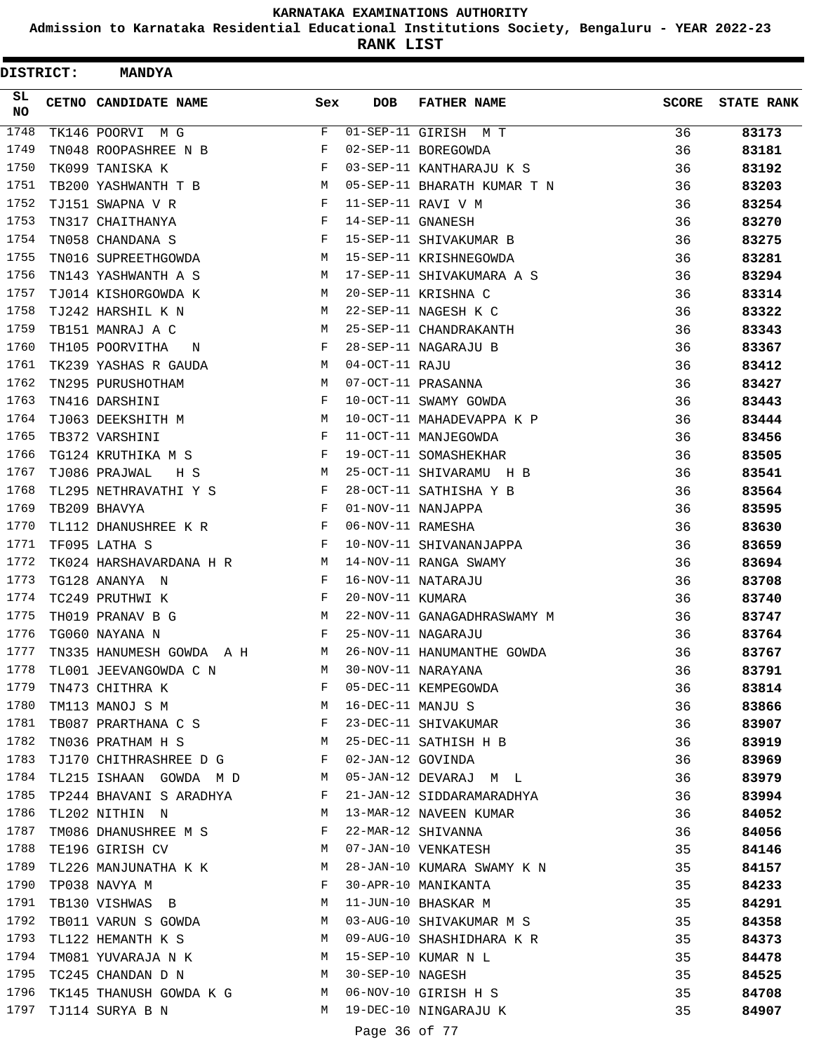KARNATAKA EXAMINATIONS AUTHORITY

Admission to Karnataka Residential Educational Institutions Society, Bengaluru - YEAR 2022-23

**RANK LIST**

**DISTRICT: MANDYA**

| SL NO | CETNO | CANDIDATE NAME | Sex | DOB | FATHER NAME | SCORE | STATE RANK |
|---|---|---|---|---|---|---|---|
| 1748 | TK146 | POORVI M G | F | 01-SEP-11 | GIRISH M T | 36 | 83173 |
| 1749 | TN048 | ROOPASHREE N B | F | 02-SEP-11 | BOREGOWDA | 36 | 83181 |
| 1750 | TK099 | TANISKA K | F | 03-SEP-11 | KANTHARAJU K S | 36 | 83192 |
| 1751 | TB200 | YASHWANTH T B | M | 05-SEP-11 | BHARATH KUMAR T N | 36 | 83203 |
| 1752 | TJ151 | SWAPNA V R | F | 11-SEP-11 | RAVI V M | 36 | 83254 |
| 1753 | TN317 | CHAITHANYA | F | 14-SEP-11 | GNANESH | 36 | 83270 |
| 1754 | TN058 | CHANDANA S | F | 15-SEP-11 | SHIVAKUMAR B | 36 | 83275 |
| 1755 | TN016 | SUPREETHGOWDA | M | 15-SEP-11 | KRISHNEGOWDA | 36 | 83281 |
| 1756 | TN143 | YASHWANTH A S | M | 17-SEP-11 | SHIVAKUMARA A S | 36 | 83294 |
| 1757 | TJ014 | KISHORGOWDA K | M | 20-SEP-11 | KRISHNA C | 36 | 83314 |
| 1758 | TJ242 | HARSHIL K N | M | 22-SEP-11 | NAGESH K C | 36 | 83322 |
| 1759 | TB151 | MANRAJ A C | M | 25-SEP-11 | CHANDRAKANTH | 36 | 83343 |
| 1760 | TH105 | POORVITHA N | F | 28-SEP-11 | NAGARAJU B | 36 | 83367 |
| 1761 | TK239 | YASHAS R GAUDA | M | 04-OCT-11 | RAJU | 36 | 83412 |
| 1762 | TN295 | PURUSHOTHAM | M | 07-OCT-11 | PRASANNA | 36 | 83427 |
| 1763 | TN416 | DARSHINI | F | 10-OCT-11 | SWAMY GOWDA | 36 | 83443 |
| 1764 | TJ063 | DEEKSHITH M | M | 10-OCT-11 | MAHADEVAPPA K P | 36 | 83444 |
| 1765 | TB372 | VARSHINI | F | 11-OCT-11 | MANJEGOWDA | 36 | 83456 |
| 1766 | TG124 | KRUTHIKA M S | F | 19-OCT-11 | SOMASHEKHAR | 36 | 83505 |
| 1767 | TJ086 | PRAJWAL H S | M | 25-OCT-11 | SHIVARAMU H B | 36 | 83541 |
| 1768 | TL295 | NETHRAVATHI Y S | F | 28-OCT-11 | SATHISHA Y B | 36 | 83564 |
| 1769 | TB209 | BHAVYA | F | 01-NOV-11 | NANJAPPA | 36 | 83595 |
| 1770 | TL112 | DHANUSHREE K R | F | 06-NOV-11 | RAMESHA | 36 | 83630 |
| 1771 | TF095 | LATHA S | F | 10-NOV-11 | SHIVANANJAPPA | 36 | 83659 |
| 1772 | TK024 | HARSHAVARDANA H R | M | 14-NOV-11 | RANGA SWAMY | 36 | 83694 |
| 1773 | TG128 | ANANYA N | F | 16-NOV-11 | NATARAJU | 36 | 83708 |
| 1774 | TC249 | PRUTHWI K | F | 20-NOV-11 | KUMARA | 36 | 83740 |
| 1775 | TH019 | PRANAV B G | M | 22-NOV-11 | GANAGADHRASWAMY M | 36 | 83747 |
| 1776 | TG060 | NAYANA N | F | 25-NOV-11 | NAGARAJU | 36 | 83764 |
| 1777 | TN335 | HANUMESH GOWDA A H | M | 26-NOV-11 | HANUMANTHE GOWDA | 36 | 83767 |
| 1778 | TL001 | JEEVANGOWDA C N | M | 30-NOV-11 | NARAYANA | 36 | 83791 |
| 1779 | TN473 | CHITHRA K | F | 05-DEC-11 | KEMPEGOWDA | 36 | 83814 |
| 1780 | TM113 | MANOJ S M | M | 16-DEC-11 | MANJU S | 36 | 83866 |
| 1781 | TB087 | PRARTHANA C S | F | 23-DEC-11 | SHIVAKUMAR | 36 | 83907 |
| 1782 | TN036 | PRATHAM H S | M | 25-DEC-11 | SATHISH H B | 36 | 83919 |
| 1783 | TJ170 | CHITHRASHREE D G | F | 02-JAN-12 | GOVINDA | 36 | 83969 |
| 1784 | TL215 | ISHAAN GOWDA M D | M | 05-JAN-12 | DEVARAJ M L | 36 | 83979 |
| 1785 | TP244 | BHAVANI S ARADHYA | F | 21-JAN-12 | SIDDARAMARADHYA | 36 | 83994 |
| 1786 | TL202 | NITHIN N | M | 13-MAR-12 | NAVEEN KUMAR | 36 | 84052 |
| 1787 | TM086 | DHANUSHREE M S | F | 22-MAR-12 | SHIVANNA | 36 | 84056 |
| 1788 | TE196 | GIRISH CV | M | 07-JAN-10 | VENKATESH | 35 | 84146 |
| 1789 | TL226 | MANJUNATHA K K | M | 28-JAN-10 | KUMARA SWAMY K N | 35 | 84157 |
| 1790 | TP038 | NAVYA M | F | 30-APR-10 | MANIKANTA | 35 | 84233 |
| 1791 | TB130 | VISHWAS B | M | 11-JUN-10 | BHASKAR M | 35 | 84291 |
| 1792 | TB011 | VARUN S GOWDA | M | 03-AUG-10 | SHIVAKUMAR M S | 35 | 84358 |
| 1793 | TL122 | HEMANTH K S | M | 09-AUG-10 | SHASHIDHARA K R | 35 | 84373 |
| 1794 | TM081 | YUVARAJA N K | M | 15-SEP-10 | KUMAR N L | 35 | 84478 |
| 1795 | TC245 | CHANDAN D N | M | 30-SEP-10 | NAGESH | 35 | 84525 |
| 1796 | TK145 | THANUSH GOWDA K G | M | 06-NOV-10 | GIRISH H S | 35 | 84708 |
| 1797 | TJ114 | SURYA B N | M | 19-DEC-10 | NINGARAJU K | 35 | 84907 |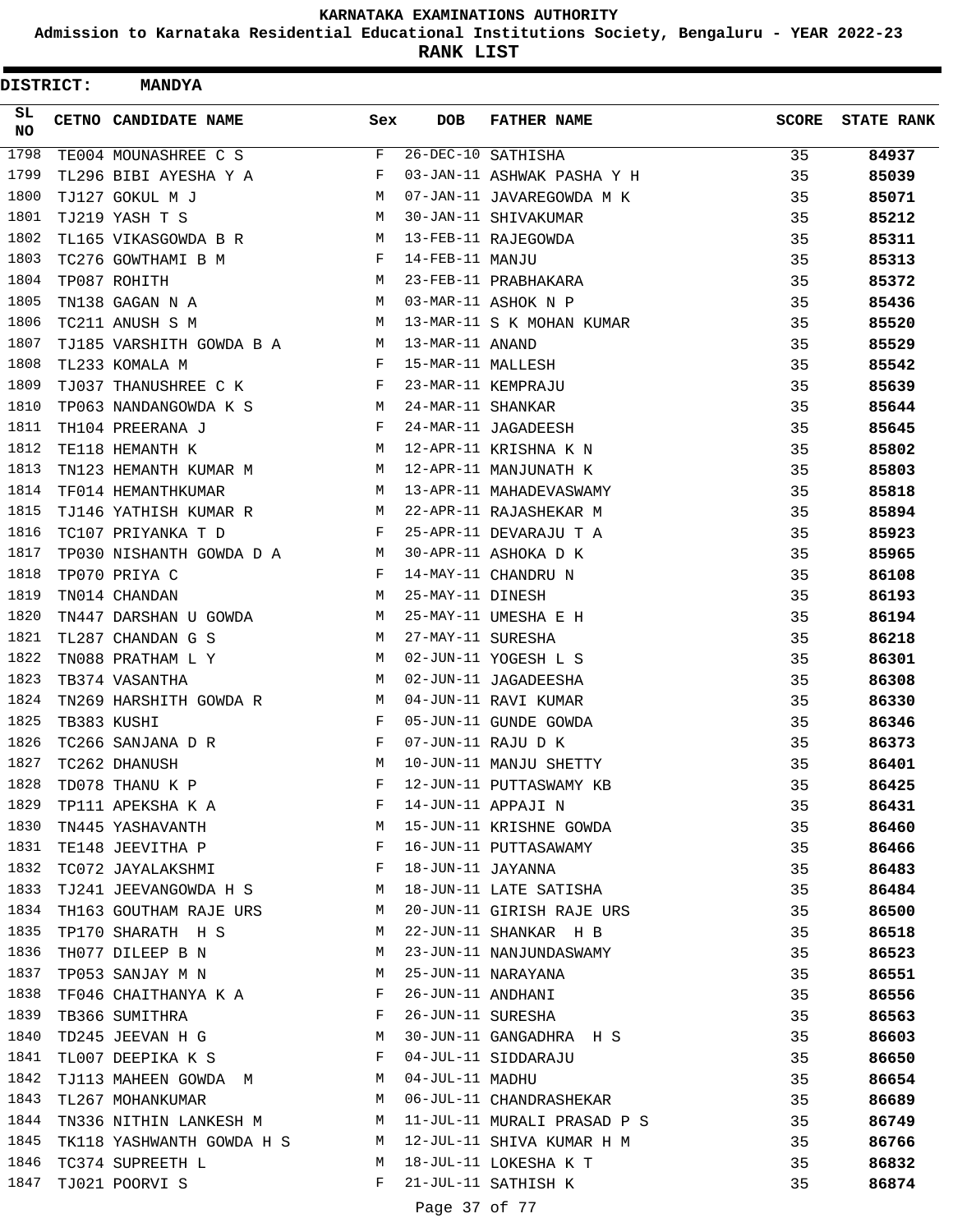# KARNATAKA EXAMINATIONS AUTHORITY

**Admission to Karnataka Residential Educational Institutions Society, Bengaluru - YEAR 2022-23**

**RANK LIST**

**DISTRICT: MANDYA**

| SL NO | CETNO | CANDIDATE NAME | Sex | DOB | FATHER NAME | SCORE | STATE RANK |
|---|---|---|---|---|---|---|---|
| 1798 | TE004 | MOUNASHREE C S | F | 26-DEC-10 | SATHISHA | 35 | **84937** |
| 1799 | TL296 | BIBI AYESHA Y A | F | 03-JAN-11 | ASHWAK PASHA Y H | 35 | **85039** |
| 1800 | TJ127 | GOKUL M J | M | 07-JAN-11 | JAVAREGOWDA M K | 35 | **85071** |
| 1801 | TJ219 | YASH T S | M | 30-JAN-11 | SHIVAKUMAR | 35 | **85212** |
| 1802 | TL165 | VIKASGOWDA B R | M | 13-FEB-11 | RAJEGOWDA | 35 | **85311** |
| 1803 | TC276 | GOWTHAMI B M | F | 14-FEB-11 | MANJU | 35 | **85313** |
| 1804 | TP087 | ROHITH | M | 23-FEB-11 | PRABHAKARA | 35 | **85372** |
| 1805 | TN138 | GAGAN N A | M | 03-MAR-11 | ASHOK N P | 35 | **85436** |
| 1806 | TC211 | ANUSH S M | M | 13-MAR-11 | S K MOHAN KUMAR | 35 | **85520** |
| 1807 | TJ185 | VARSHITH GOWDA B A | M | 13-MAR-11 | ANAND | 35 | **85529** |
| 1808 | TL233 | KOMALA M | F | 15-MAR-11 | MALLESH | 35 | **85542** |
| 1809 | TJ037 | THANUSHREE C K | F | 23-MAR-11 | KEMPRAJU | 35 | **85639** |
| 1810 | TP063 | NANDANGOWDA K S | M | 24-MAR-11 | SHANKAR | 35 | **85644** |
| 1811 | TH104 | PREERANA J | F | 24-MAR-11 | JAGADEESH | 35 | **85645** |
| 1812 | TE118 | HEMANTH K | M | 12-APR-11 | KRISHNA K N | 35 | **85802** |
| 1813 | TN123 | HEMANTH KUMAR M | M | 12-APR-11 | MANJUNATH K | 35 | **85803** |
| 1814 | TF014 | HEMANTHKUMAR | M | 13-APR-11 | MAHADEVASWAMY | 35 | **85818** |
| 1815 | TJ146 | YATHISH KUMAR R | M | 22-APR-11 | RAJASHEKAR M | 35 | **85894** |
| 1816 | TC107 | PRIYANKA T D | F | 25-APR-11 | DEVARAJU T A | 35 | **85923** |
| 1817 | TP030 | NISHANTH GOWDA D A | M | 30-APR-11 | ASHOKA D K | 35 | **85965** |
| 1818 | TP070 | PRIYA C | F | 14-MAY-11 | CHANDRU N | 35 | **86108** |
| 1819 | TN014 | CHANDAN | M | 25-MAY-11 | DINESH | 35 | **86193** |
| 1820 | TN447 | DARSHAN U GOWDA | M | 25-MAY-11 | UMESHA E H | 35 | **86194** |
| 1821 | TL287 | CHANDAN G S | M | 27-MAY-11 | SURESHA | 35 | **86218** |
| 1822 | TN088 | PRATHAM L Y | M | 02-JUN-11 | YOGESH L S | 35 | **86301** |
| 1823 | TB374 | VASANTHA | M | 02-JUN-11 | JAGADEESHA | 35 | **86308** |
| 1824 | TN269 | HARSHITH GOWDA R | M | 04-JUN-11 | RAVI KUMAR | 35 | **86330** |
| 1825 | TB383 | KUSHI | F | 05-JUN-11 | GUNDE GOWDA | 35 | **86346** |
| 1826 | TC266 | SANJANA D R | F | 07-JUN-11 | RAJU D K | 35 | **86373** |
| 1827 | TC262 | DHANUSH | M | 10-JUN-11 | MANJU SHETTY | 35 | **86401** |
| 1828 | TD078 | THANU K P | F | 12-JUN-11 | PUTTASWAMY KB | 35 | **86425** |
| 1829 | TP111 | APEKSHA K A | F | 14-JUN-11 | APPAJI N | 35 | **86431** |
| 1830 | TN445 | YASHAVANTH | M | 15-JUN-11 | KRISHNE GOWDA | 35 | **86460** |
| 1831 | TE148 | JEEVITHA P | F | 16-JUN-11 | PUTTASAWAMY | 35 | **86466** |
| 1832 | TC072 | JAYALAKSHMI | F | 18-JUN-11 | JAYANNA | 35 | **86483** |
| 1833 | TJ241 | JEEVANGOWDA H S | M | 18-JUN-11 | LATE SATISHA | 35 | **86484** |
| 1834 | TH163 | GOUTHAM RAJE URS | M | 20-JUN-11 | GIRISH RAJE URS | 35 | **86500** |
| 1835 | TP170 | SHARATH H S | M | 22-JUN-11 | SHANKAR H B | 35 | **86518** |
| 1836 | TH077 | DILEEP B N | M | 23-JUN-11 | NANJUNDASWAMY | 35 | **86523** |
| 1837 | TP053 | SANJAY M N | M | 25-JUN-11 | NARAYANA | 35 | **86551** |
| 1838 | TF046 | CHAITHANYA K A | F | 26-JUN-11 | ANDHANI | 35 | **86556** |
| 1839 | TB366 | SUMITHRA | F | 26-JUN-11 | SURESHA | 35 | **86563** |
| 1840 | TD245 | JEEVAN H G | M | 30-JUN-11 | GANGADHRA H S | 35 | **86603** |
| 1841 | TL007 | DEEPIKA K S | F | 04-JUL-11 | SIDDARAJU | 35 | **86650** |
| 1842 | TJ113 | MAHEEN GOWDA M | M | 04-JUL-11 | MADHU | 35 | **86654** |
| 1843 | TL267 | MOHANKUMAR | M | 06-JUL-11 | CHANDRASHEKAR | 35 | **86689** |
| 1844 | TN336 | NITHIN LANKESH M | M | 11-JUL-11 | MURALI PRASAD P S | 35 | **86749** |
| 1845 | TK118 | YASHWANTH GOWDA H S | M | 12-JUL-11 | SHIVA KUMAR H M | 35 | **86766** |
| 1846 | TC374 | SUPREETH L | M | 18-JUL-11 | LOKESHA K T | 35 | **86832** |
| 1847 | TJ021 | POORVI S | F | 21-JUL-11 | SATHISH K | 35 | **86874** |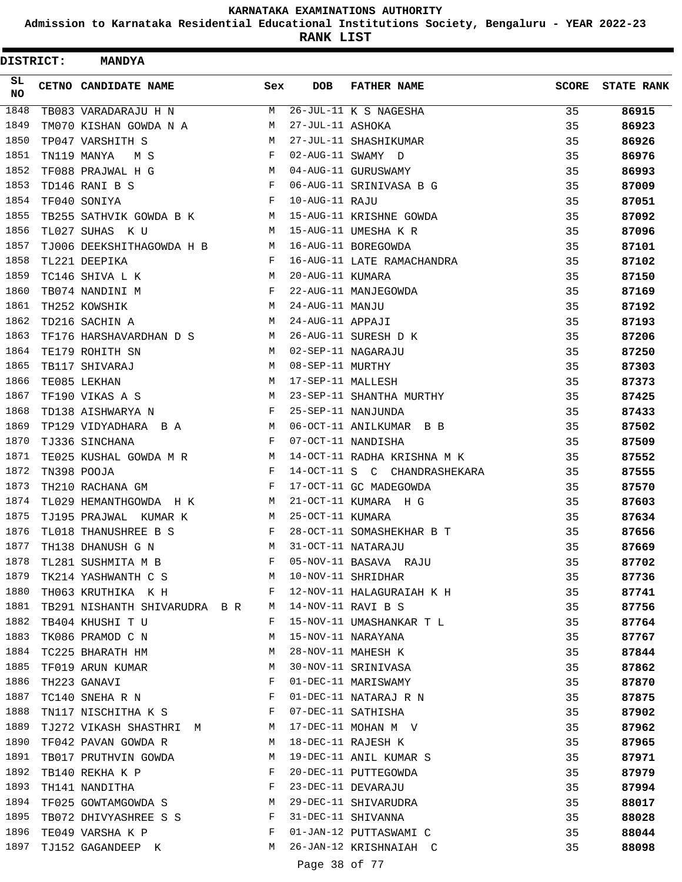# KARNATAKA EXAMINATIONS AUTHORITY

**Admission to Karnataka Residential Educational Institutions Society, Bengaluru - YEAR 2022-23**

**RANK LIST**

**DISTRICT: MANDYA**

| SL NO | CETNO | CANDIDATE NAME | Sex | DOB | FATHER NAME | SCORE | STATE RANK |
|---|---|---|---|---|---|---|---|
| 1848 | TB083 | VARADARAJU H N | M | 26-JUL-11 | K S NAGESHA | 35 | 86915 |
| 1849 | TM070 | KISHAN GOWDA N A | M | 27-JUL-11 | ASHOKA | 35 | 86923 |
| 1850 | TP047 | VARSHITH S | M | 27-JUL-11 | SHASHIKUMAR | 35 | 86926 |
| 1851 | TN119 | MANYA M S | F | 02-AUG-11 | SWAMY D | 35 | 86976 |
| 1852 | TF088 | PRAJWAL H G | M | 04-AUG-11 | GURUSWAMY | 35 | 86993 |
| 1853 | TD146 | RANI B S | F | 06-AUG-11 | SRINIVASA B G | 35 | 87009 |
| 1854 | TF040 | SONIYA | F | 10-AUG-11 | RAJU | 35 | 87051 |
| 1855 | TB255 | SATHVIK GOWDA B K | M | 15-AUG-11 | KRISHNE GOWDA | 35 | 87092 |
| 1856 | TL027 | SUHAS K U | M | 15-AUG-11 | UMESHA K R | 35 | 87096 |
| 1857 | TJ006 | DEEKSHITHAGOWDA H B | M | 16-AUG-11 | BOREGOWDA | 35 | 87101 |
| 1858 | TL221 | DEEPIKA | F | 16-AUG-11 | LATE RAMACHANDRA | 35 | 87102 |
| 1859 | TC146 | SHIVA L K | M | 20-AUG-11 | KUMARA | 35 | 87150 |
| 1860 | TB074 | NANDINI M | F | 22-AUG-11 | MANJEGOWDA | 35 | 87169 |
| 1861 | TH252 | KOWSHIK | M | 24-AUG-11 | MANJU | 35 | 87192 |
| 1862 | TD216 | SACHIN A | M | 24-AUG-11 | APPAJI | 35 | 87193 |
| 1863 | TF176 | HARSHAVARDHAN D S | M | 26-AUG-11 | SURESH D K | 35 | 87206 |
| 1864 | TE179 | ROHITH SN | M | 02-SEP-11 | NAGARAJU | 35 | 87250 |
| 1865 | TB117 | SHIVARAJ | M | 08-SEP-11 | MURTHY | 35 | 87303 |
| 1866 | TE085 | LEKHAN | M | 17-SEP-11 | MALLESH | 35 | 87373 |
| 1867 | TF190 | VIKAS A S | M | 23-SEP-11 | SHANTHA MURTHY | 35 | 87425 |
| 1868 | TD138 | AISHWARYA N | F | 25-SEP-11 | NANJUNDA | 35 | 87433 |
| 1869 | TP129 | VIDYADHARA B A | M | 06-OCT-11 | ANILKUMAR B B | 35 | 87502 |
| 1870 | TJ336 | SINCHANA | F | 07-OCT-11 | NANDISHA | 35 | 87509 |
| 1871 | TE025 | KUSHAL GOWDA M R | M | 14-OCT-11 | RADHA KRISHNA M K | 35 | 87552 |
| 1872 | TN398 | POOJA | F | 14-OCT-11 | S C CHANDRASHEKARA | 35 | 87555 |
| 1873 | TH210 | RACHANA GM | F | 17-OCT-11 | GC MADEGOWDA | 35 | 87570 |
| 1874 | TL029 | HEMANTHGOWDA H K | M | 21-OCT-11 | KUMARA H G | 35 | 87603 |
| 1875 | TJ195 | PRAJWAL KUMAR K | M | 25-OCT-11 | KUMARA | 35 | 87634 |
| 1876 | TL018 | THANUSHREE B S | F | 28-OCT-11 | SOMASHEKHAR B T | 35 | 87656 |
| 1877 | TH138 | DHANUSH G N | M | 31-OCT-11 | NATARAJU | 35 | 87669 |
| 1878 | TL281 | SUSHMITA M B | F | 05-NOV-11 | BASAVA RAJU | 35 | 87702 |
| 1879 | TK214 | YASHWANTH C S | M | 10-NOV-11 | SHRIDHAR | 35 | 87736 |
| 1880 | TH063 | KRUTHIKA K H | F | 12-NOV-11 | HALAGURAIAH K H | 35 | 87741 |
| 1881 | TB291 | NISHANTH SHIVARUDRA B R | M | 14-NOV-11 | RAVI B S | 35 | 87756 |
| 1882 | TB404 | KHUSHI T U | F | 15-NOV-11 | UMASHANKAR T L | 35 | 87764 |
| 1883 | TK086 | PRAMOD C N | M | 15-NOV-11 | NARAYANA | 35 | 87767 |
| 1884 | TC225 | BHARATH HM | M | 28-NOV-11 | MAHESH K | 35 | 87844 |
| 1885 | TF019 | ARUN KUMAR | M | 30-NOV-11 | SRINIVASA | 35 | 87862 |
| 1886 | TH223 | GANAVI | F | 01-DEC-11 | MARISWAMY | 35 | 87870 |
| 1887 | TC140 | SNEHA R N | F | 01-DEC-11 | NATARAJ R N | 35 | 87875 |
| 1888 | TN117 | NISCHITHA K S | F | 07-DEC-11 | SATHISHA | 35 | 87902 |
| 1889 | TJ272 | VIKASH SHASTHRI M | M | 17-DEC-11 | MOHAN M V | 35 | 87962 |
| 1890 | TF042 | PAVAN GOWDA R | M | 18-DEC-11 | RAJESH K | 35 | 87965 |
| 1891 | TB017 | PRUTHVIN GOWDA | M | 19-DEC-11 | ANIL KUMAR S | 35 | 87971 |
| 1892 | TB140 | REKHA K P | F | 20-DEC-11 | PUTTEGOWDA | 35 | 87979 |
| 1893 | TH141 | NANDITHA | F | 23-DEC-11 | DEVARAJU | 35 | 87994 |
| 1894 | TF025 | GOWTAMGOWDA S | M | 29-DEC-11 | SHIVARUDRA | 35 | 88017 |
| 1895 | TB072 | DHIVYASHREE S S | F | 31-DEC-11 | SHIVANNA | 35 | 88028 |
| 1896 | TE049 | VARSHA K P | F | 01-JAN-12 | PUTTASWAMI C | 35 | 88044 |
| 1897 | TJ152 | GAGANDEEP K | M | 26-JAN-12 | KRISHNAIAH C | 35 | 88098 |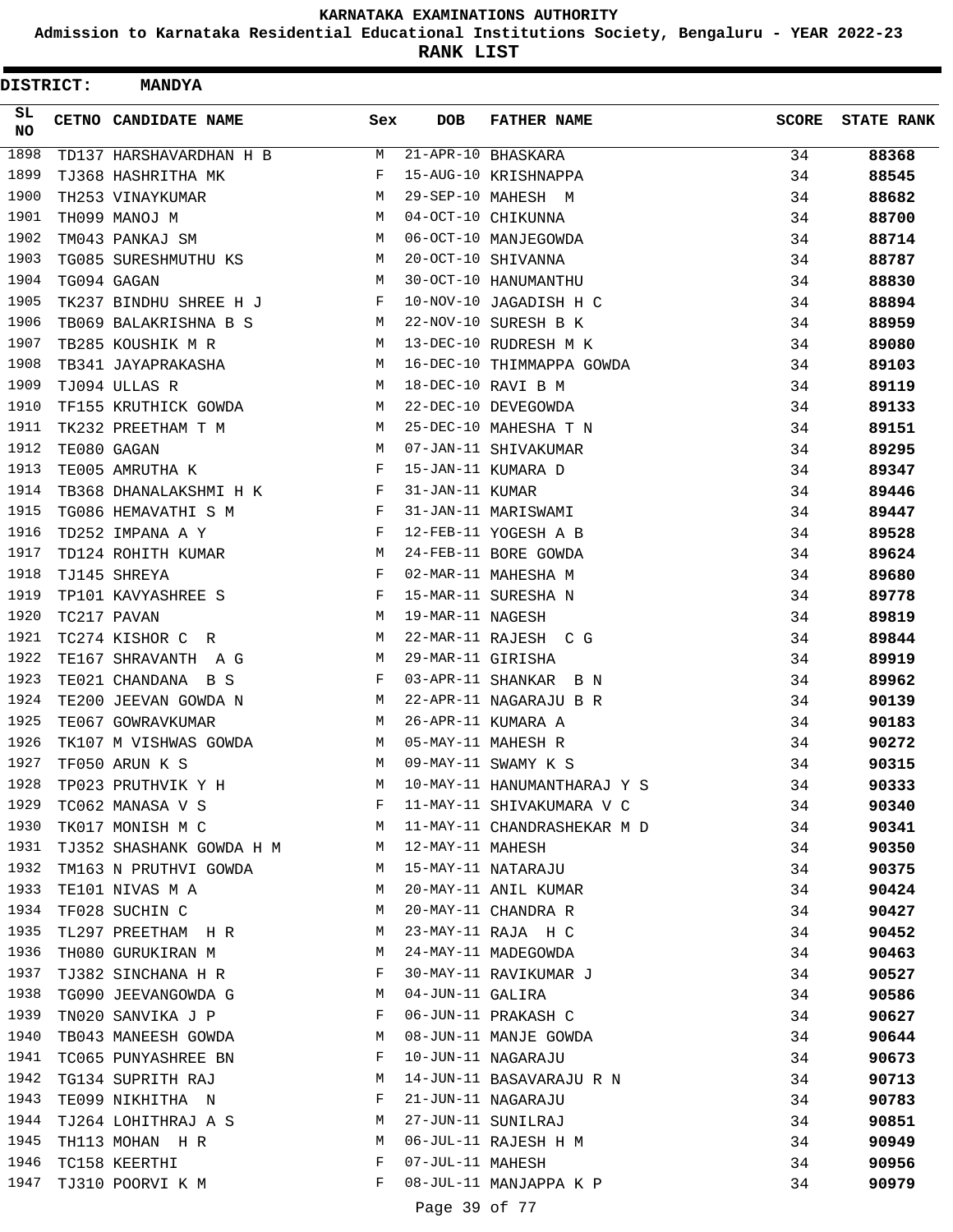KARNATAKA EXAMINATIONS AUTHORITY

Admission to Karnataka Residential Educational Institutions Society, Bengaluru - YEAR 2022-23

**RANK LIST**

**DISTRICT: MANDYA**

| SL NO | CETNO | CANDIDATE NAME | Sex | DOB | FATHER NAME | SCORE | STATE RANK |
|---|---|---|---|---|---|---|---|
| 1898 | TD137 | HARSHAVARDHAN H B | M | 21-APR-10 | BHASKARA | 34 | 88368 |
| 1899 | TJ368 | HASHRITHA MK | F | 15-AUG-10 | KRISHNAPPA | 34 | 88545 |
| 1900 | TH253 | VINAYKUMAR | M | 29-SEP-10 | MAHESH M | 34 | 88682 |
| 1901 | TH099 | MANOJ M | M | 04-OCT-10 | CHIKUNNA | 34 | 88700 |
| 1902 | TM043 | PANKAJ SM | M | 06-OCT-10 | MANJEGOWDA | 34 | 88714 |
| 1903 | TG085 | SURESHMUTHU KS | M | 20-OCT-10 | SHIVANNA | 34 | 88787 |
| 1904 | TG094 | GAGAN | M | 30-OCT-10 | HANUMANTHU | 34 | 88830 |
| 1905 | TK237 | BINDHU SHREE H J | F | 10-NOV-10 | JAGADISH H C | 34 | 88894 |
| 1906 | TB069 | BALAKRISHNA B S | M | 22-NOV-10 | SURESH B K | 34 | 88959 |
| 1907 | TB285 | KOUSHIK M R | M | 13-DEC-10 | RUDRESH M K | 34 | 89080 |
| 1908 | TB341 | JAYAPRAKASHA | M | 16-DEC-10 | THIMMAPPA GOWDA | 34 | 89103 |
| 1909 | TJ094 | ULLAS R | M | 18-DEC-10 | RAVI B M | 34 | 89119 |
| 1910 | TF155 | KRUTHICK GOWDA | M | 22-DEC-10 | DEVEGOWDA | 34 | 89133 |
| 1911 | TK232 | PREETHAM T M | M | 25-DEC-10 | MAHESHA T N | 34 | 89151 |
| 1912 | TE080 | GAGAN | M | 07-JAN-11 | SHIVAKUMAR | 34 | 89295 |
| 1913 | TE005 | AMRUTHA K | F | 15-JAN-11 | KUMARA D | 34 | 89347 |
| 1914 | TB368 | DHANALAKSHMI H K | F | 31-JAN-11 | KUMAR | 34 | 89446 |
| 1915 | TG086 | HEMAVATHI S M | F | 31-JAN-11 | MARISWAMI | 34 | 89447 |
| 1916 | TD252 | IMPANA A Y | F | 12-FEB-11 | YOGESH A B | 34 | 89528 |
| 1917 | TD124 | ROHITH KUMAR | M | 24-FEB-11 | BORE GOWDA | 34 | 89624 |
| 1918 | TJ145 | SHREYA | F | 02-MAR-11 | MAHESHA M | 34 | 89680 |
| 1919 | TP101 | KAVYASHREE S | F | 15-MAR-11 | SURESHA N | 34 | 89778 |
| 1920 | TC217 | PAVAN | M | 19-MAR-11 | NAGESH | 34 | 89819 |
| 1921 | TC274 | KISHOR C R | M | 22-MAR-11 | RAJESH C G | 34 | 89844 |
| 1922 | TE167 | SHRAVANTH A G | M | 29-MAR-11 | GIRISHA | 34 | 89919 |
| 1923 | TE021 | CHANDANA B S | F | 03-APR-11 | SHANKAR B N | 34 | 89962 |
| 1924 | TE200 | JEEVAN GOWDA N | M | 22-APR-11 | NAGARAJU B R | 34 | 90139 |
| 1925 | TE067 | GOWRAVKUMAR | M | 26-APR-11 | KUMARA A | 34 | 90183 |
| 1926 | TK107 | M VISHWAS GOWDA | M | 05-MAY-11 | MAHESH R | 34 | 90272 |
| 1927 | TF050 | ARUN K S | M | 09-MAY-11 | SWAMY K S | 34 | 90315 |
| 1928 | TP023 | PRUTHVIK Y H | M | 10-MAY-11 | HANUMANTHARAJ Y S | 34 | 90333 |
| 1929 | TC062 | MANASA V S | F | 11-MAY-11 | SHIVAKUMARA V C | 34 | 90340 |
| 1930 | TK017 | MONISH M C | M | 11-MAY-11 | CHANDRASHEKAR M D | 34 | 90341 |
| 1931 | TJ352 | SHASHANK GOWDA H M | M | 12-MAY-11 | MAHESH | 34 | 90350 |
| 1932 | TM163 | N PRUTHVI GOWDA | M | 15-MAY-11 | NATARAJU | 34 | 90375 |
| 1933 | TE101 | NIVAS M A | M | 20-MAY-11 | ANIL KUMAR | 34 | 90424 |
| 1934 | TF028 | SUCHIN C | M | 20-MAY-11 | CHANDRA R | 34 | 90427 |
| 1935 | TL297 | PREETHAM H R | M | 23-MAY-11 | RAJA H C | 34 | 90452 |
| 1936 | TH080 | GURUKIRAN M | M | 24-MAY-11 | MADEGOWDA | 34 | 90463 |
| 1937 | TJ382 | SINCHANA H R | F | 30-MAY-11 | RAVIKUMAR J | 34 | 90527 |
| 1938 | TG090 | JEEVANGOWDA G | M | 04-JUN-11 | GALIRA | 34 | 90586 |
| 1939 | TN020 | SANVIKA J P | F | 06-JUN-11 | PRAKASH C | 34 | 90627 |
| 1940 | TB043 | MANEESH GOWDA | M | 08-JUN-11 | MANJE GOWDA | 34 | 90644 |
| 1941 | TC065 | PUNYASHREE BN | F | 10-JUN-11 | NAGARAJU | 34 | 90673 |
| 1942 | TG134 | SUPRITH RAJ | M | 14-JUN-11 | BASAVARAJU R N | 34 | 90713 |
| 1943 | TE099 | NIKHITHA N | F | 21-JUN-11 | NAGARAJU | 34 | 90783 |
| 1944 | TJ264 | LOHITHRAJ A S | M | 27-JUN-11 | SUNILRAJ | 34 | 90851 |
| 1945 | TH113 | MOHAN H R | M | 06-JUL-11 | RAJESH H M | 34 | 90949 |
| 1946 | TC158 | KEERTHI | F | 07-JUL-11 | MAHESH | 34 | 90956 |
| 1947 | TJ310 | POORVI K M | F | 08-JUL-11 | MANJAPPA K P | 34 | 90979 |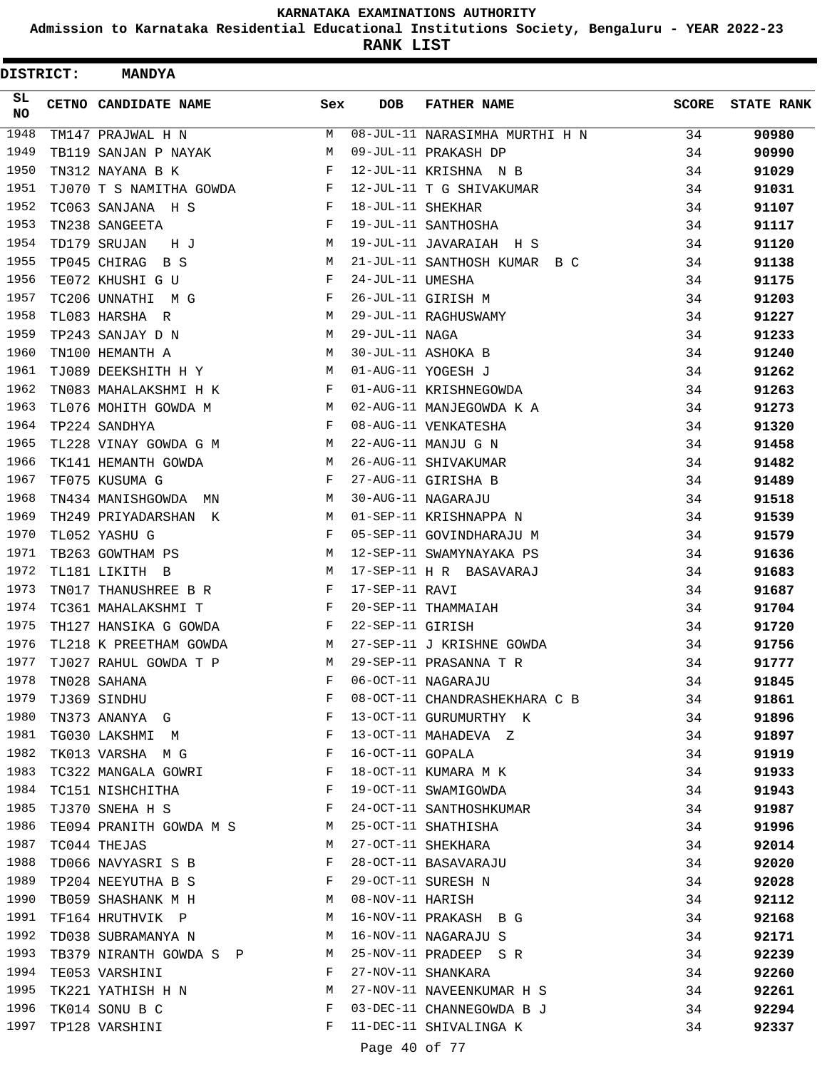KARNATAKA EXAMINATIONS AUTHORITY

Admission to Karnataka Residential Educational Institutions Society, Bengaluru - YEAR 2022-23

**RANK LIST**

**DISTRICT: MANDYA**

| SL NO | CETNO | CANDIDATE NAME | Sex | DOB | FATHER NAME | SCORE | STATE RANK |
|---|---|---|---|---|---|---|---|
| 1948 | TM147 | PRAJWAL H N | M | 08-JUL-11 | NARASIMHA MURTHI H N | 34 | 90980 |
| 1949 | TB119 | SANJAN P NAYAK | M | 09-JUL-11 | PRAKASH DP | 34 | 90990 |
| 1950 | TN312 | NAYANA B K | F | 12-JUL-11 | KRISHNA N B | 34 | 91029 |
| 1951 | TJ070 | T S NAMITHA GOWDA | F | 12-JUL-11 | T G SHIVAKUMAR | 34 | 91031 |
| 1952 | TC063 | SANJANA H S | F | 18-JUL-11 | SHEKHAR | 34 | 91107 |
| 1953 | TN238 | SANGEETA | F | 19-JUL-11 | SANTHOSHA | 34 | 91117 |
| 1954 | TD179 | SRUJAN H J | M | 19-JUL-11 | JAVARAIAH H S | 34 | 91120 |
| 1955 | TP045 | CHIRAG B S | M | 21-JUL-11 | SANTHOSH KUMAR B C | 34 | 91138 |
| 1956 | TE072 | KHUSHI G U | F | 24-JUL-11 | UMESHA | 34 | 91175 |
| 1957 | TC206 | UNNATHI M G | F | 26-JUL-11 | GIRISH M | 34 | 91203 |
| 1958 | TL083 | HARSHA R | M | 29-JUL-11 | RAGHUSWAMY | 34 | 91227 |
| 1959 | TP243 | SANJAY D N | M | 29-JUL-11 | NAGA | 34 | 91233 |
| 1960 | TN100 | HEMANTH A | M | 30-JUL-11 | ASHOKA B | 34 | 91240 |
| 1961 | TJ089 | DEEKSHITH H Y | M | 01-AUG-11 | YOGESH J | 34 | 91262 |
| 1962 | TN083 | MAHALAKSHMI H K | F | 01-AUG-11 | KRISHNEGOWDA | 34 | 91263 |
| 1963 | TL076 | MOHITH GOWDA M | M | 02-AUG-11 | MANJEGOWDA K A | 34 | 91273 |
| 1964 | TP224 | SANDHYA | F | 08-AUG-11 | VENKATESHA | 34 | 91320 |
| 1965 | TL228 | VINAY GOWDA G M | M | 22-AUG-11 | MANJU G N | 34 | 91458 |
| 1966 | TK141 | HEMANTH GOWDA | M | 26-AUG-11 | SHIVAKUMAR | 34 | 91482 |
| 1967 | TF075 | KUSUMA G | F | 27-AUG-11 | GIRISHA B | 34 | 91489 |
| 1968 | TN434 | MANISHGOWDA MN | M | 30-AUG-11 | NAGARAJU | 34 | 91518 |
| 1969 | TH249 | PRIYADARSHAN K | M | 01-SEP-11 | KRISHNAPPA N | 34 | 91539 |
| 1970 | TL052 | YASHU G | F | 05-SEP-11 | GOVINDHARAJU M | 34 | 91579 |
| 1971 | TB263 | GOWTHAM PS | M | 12-SEP-11 | SWAMYNAYAKA PS | 34 | 91636 |
| 1972 | TL181 | LIKITH B | M | 17-SEP-11 | H R BASAVARAJ | 34 | 91683 |
| 1973 | TN017 | THANUSHREE B R | F | 17-SEP-11 | RAVI | 34 | 91687 |
| 1974 | TC361 | MAHALAKSHMI T | F | 20-SEP-11 | THAMMAIAH | 34 | 91704 |
| 1975 | TH127 | HANSIKA G GOWDA | F | 22-SEP-11 | GIRISH | 34 | 91720 |
| 1976 | TL218 | K PREETHAM GOWDA | M | 27-SEP-11 | J KRISHNE GOWDA | 34 | 91756 |
| 1977 | TJ027 | RAHUL GOWDA T P | M | 29-SEP-11 | PRASANNA T R | 34 | 91777 |
| 1978 | TN028 | SAHANA | F | 06-OCT-11 | NAGARAJU | 34 | 91845 |
| 1979 | TJ369 | SINDHU | F | 08-OCT-11 | CHANDRASHEKHARA C B | 34 | 91861 |
| 1980 | TN373 | ANANYA G | F | 13-OCT-11 | GURUMURTHY K | 34 | 91896 |
| 1981 | TG030 | LAKSHMI M | F | 13-OCT-11 | MAHADEVA Z | 34 | 91897 |
| 1982 | TK013 | VARSHA M G | F | 16-OCT-11 | GOPALA | 34 | 91919 |
| 1983 | TC322 | MANGALA GOWRI | F | 18-OCT-11 | KUMARA M K | 34 | 91933 |
| 1984 | TC151 | NISHCHITHA | F | 19-OCT-11 | SWAMIGOWDA | 34 | 91943 |
| 1985 | TJ370 | SNEHA H S | F | 24-OCT-11 | SANTHOSHKUMAR | 34 | 91987 |
| 1986 | TE094 | PRANITH GOWDA M S | M | 25-OCT-11 | SHATHISHA | 34 | 91996 |
| 1987 | TC044 | THEJAS | M | 27-OCT-11 | SHEKHARA | 34 | 92014 |
| 1988 | TD066 | NAVYASRI S B | F | 28-OCT-11 | BASAVARAJU | 34 | 92020 |
| 1989 | TP204 | NEEYUTHA B S | F | 29-OCT-11 | SURESH N | 34 | 92028 |
| 1990 | TB059 | SHASHANK M H | M | 08-NOV-11 | HARISH | 34 | 92112 |
| 1991 | TF164 | HRUTHVIK P | M | 16-NOV-11 | PRAKASH B G | 34 | 92168 |
| 1992 | TD038 | SUBRAMANYA N | M | 16-NOV-11 | NAGARAJU S | 34 | 92171 |
| 1993 | TB379 | NIRANTH GOWDA S P | M | 25-NOV-11 | PRADEEP S R | 34 | 92239 |
| 1994 | TE053 | VARSHINI | F | 27-NOV-11 | SHANKARA | 34 | 92260 |
| 1995 | TK221 | YATHISH H N | M | 27-NOV-11 | NAVEENKUMAR H S | 34 | 92261 |
| 1996 | TK014 | SONU B C | F | 03-DEC-11 | CHANNEGOWDA B J | 34 | 92294 |
| 1997 | TP128 | VARSHINI | F | 11-DEC-11 | SHIVALINGA K | 34 | 92337 |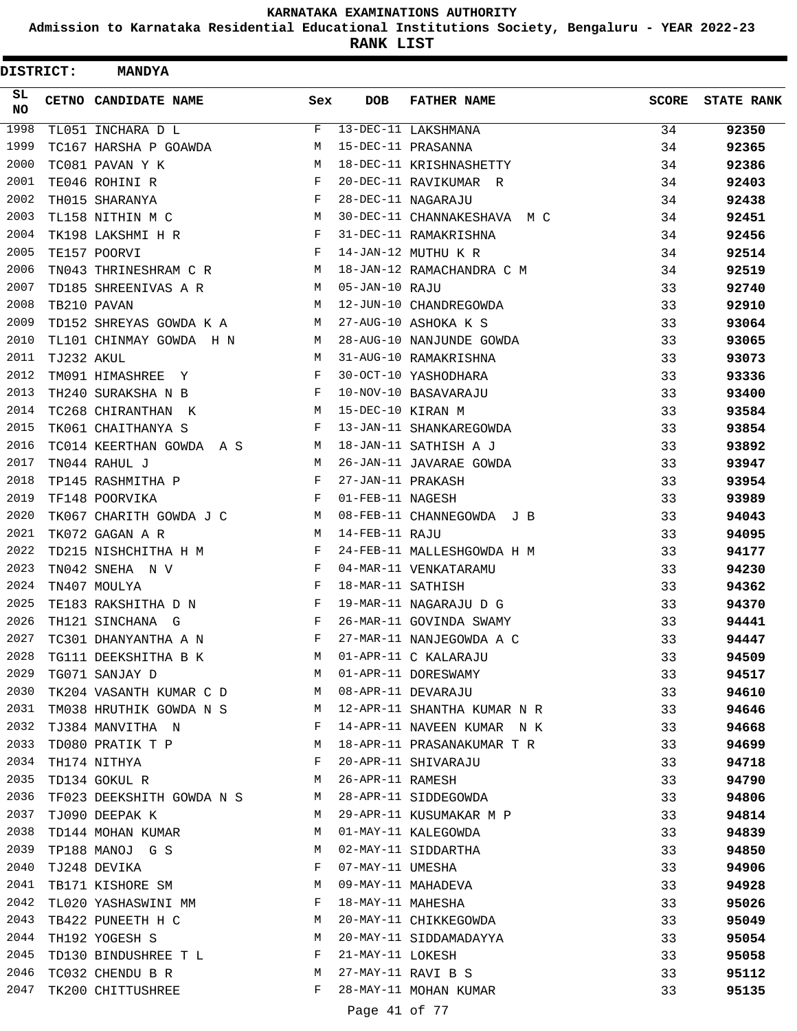# KARNATAKA EXAMINATIONS AUTHORITY

## Admission to Karnataka Residential Educational Institutions Society, Bengaluru - YEAR 2022-23

## RANK LIST

**DISTRICT: MANDYA**

| SL NO | CETNO | CANDIDATE NAME | Sex | DOB | FATHER NAME | SCORE | STATE RANK |
|---|---|---|---|---|---|---|---|
| 1998 | TL051 | INCHARA D L | F | 13-DEC-11 | LAKSHMANA | 34 | 92350 |
| 1999 | TC167 | HARSHA P GOAWDA | M | 15-DEC-11 | PRASANNA | 34 | 92365 |
| 2000 | TC081 | PAVAN Y K | M | 18-DEC-11 | KRISHNASHETTY | 34 | 92386 |
| 2001 | TE046 | ROHINI R | F | 20-DEC-11 | RAVIKUMAR R | 34 | 92403 |
| 2002 | TH015 | SHARANYA | F | 28-DEC-11 | NAGARAJU | 34 | 92438 |
| 2003 | TL158 | NITHIN M C | M | 30-DEC-11 | CHANNAKESHAVA M C | 34 | 92451 |
| 2004 | TK198 | LAKSHMI H R | F | 31-DEC-11 | RAMAKRISHNA | 34 | 92456 |
| 2005 | TE157 | POORVI | F | 14-JAN-12 | MUTHU K R | 34 | 92514 |
| 2006 | TN043 | THRINESHRAM C R | M | 18-JAN-12 | RAMACHANDRA C M | 34 | 92519 |
| 2007 | TD185 | SHREENIVAS A R | M | 05-JAN-10 | RAJU | 33 | 92740 |
| 2008 | TB210 | PAVAN | M | 12-JUN-10 | CHANDREGOWDA | 33 | 92910 |
| 2009 | TD152 | SHREYAS GOWDA K A | M | 27-AUG-10 | ASHOKA K S | 33 | 93064 |
| 2010 | TL101 | CHINMAY GOWDA H N | M | 28-AUG-10 | NANJUNDE GOWDA | 33 | 93065 |
| 2011 | TJ232 | AKUL | M | 31-AUG-10 | RAMAKRISHNA | 33 | 93073 |
| 2012 | TM091 | HIMASHREE Y | F | 30-OCT-10 | YASHODHARA | 33 | 93336 |
| 2013 | TH240 | SURAKSHA N B | F | 10-NOV-10 | BASAVARAJU | 33 | 93400 |
| 2014 | TC268 | CHIRANTHAN K | M | 15-DEC-10 | KIRAN M | 33 | 93584 |
| 2015 | TK061 | CHAITHANYA S | F | 13-JAN-11 | SHANKAREGOWDA | 33 | 93854 |
| 2016 | TC014 | KEERTHAN GOWDA A S | M | 18-JAN-11 | SATHISH A J | 33 | 93892 |
| 2017 | TN044 | RAHUL J | M | 26-JAN-11 | JAVARAE GOWDA | 33 | 93947 |
| 2018 | TP145 | RASHMITHA P | F | 27-JAN-11 | PRAKASH | 33 | 93954 |
| 2019 | TF148 | POORVIKA | F | 01-FEB-11 | NAGESH | 33 | 93989 |
| 2020 | TK067 | CHARITH GOWDA J C | M | 08-FEB-11 | CHANNEGOWDA J B | 33 | 94043 |
| 2021 | TK072 | GAGAN A R | M | 14-FEB-11 | RAJU | 33 | 94095 |
| 2022 | TD215 | NISHCHITHA H M | F | 24-FEB-11 | MALLESHGOWDA H M | 33 | 94177 |
| 2023 | TN042 | SNEHA N V | F | 04-MAR-11 | VENKATARAMU | 33 | 94230 |
| 2024 | TN407 | MOULYA | F | 18-MAR-11 | SATHISH | 33 | 94362 |
| 2025 | TE183 | RAKSHITHA D N | F | 19-MAR-11 | NAGARAJU D G | 33 | 94370 |
| 2026 | TH121 | SINCHANA G | F | 26-MAR-11 | GOVINDA SWAMY | 33 | 94441 |
| 2027 | TC301 | DHANYANTHA A N | F | 27-MAR-11 | NANJEGOWDA A C | 33 | 94447 |
| 2028 | TG111 | DEEKSHITHA B K | M | 01-APR-11 | C KALARAJU | 33 | 94509 |
| 2029 | TG071 | SANJAY D | M | 01-APR-11 | DORESWAMY | 33 | 94517 |
| 2030 | TK204 | VASANTH KUMAR C D | M | 08-APR-11 | DEVARAJU | 33 | 94610 |
| 2031 | TM038 | HRUTHIK GOWDA N S | M | 12-APR-11 | SHANTHA KUMAR N R | 33 | 94646 |
| 2032 | TJ384 | MANVITHA N | F | 14-APR-11 | NAVEEN KUMAR N K | 33 | 94668 |
| 2033 | TD080 | PRATIK T P | M | 18-APR-11 | PRASANAKUMAR T R | 33 | 94699 |
| 2034 | TH174 | NITHYA | F | 20-APR-11 | SHIVARAJU | 33 | 94718 |
| 2035 | TD134 | GOKUL R | M | 26-APR-11 | RAMESH | 33 | 94790 |
| 2036 | TF023 | DEEKSHITH GOWDA N S | M | 28-APR-11 | SIDDEGOWDA | 33 | 94806 |
| 2037 | TJ090 | DEEPAK K | M | 29-APR-11 | KUSUMAKAR M P | 33 | 94814 |
| 2038 | TD144 | MOHAN KUMAR | M | 01-MAY-11 | KALEGOWDA | 33 | 94839 |
| 2039 | TP188 | MANOJ G S | M | 02-MAY-11 | SIDDARTHA | 33 | 94850 |
| 2040 | TJ248 | DEVIKA | F | 07-MAY-11 | UMESHA | 33 | 94906 |
| 2041 | TB171 | KISHORE SM | M | 09-MAY-11 | MAHADEVA | 33 | 94928 |
| 2042 | TL020 | YASHASWINI MM | F | 18-MAY-11 | MAHESHA | 33 | 95026 |
| 2043 | TB422 | PUNEETH H C | M | 20-MAY-11 | CHIKKEGOWDA | 33 | 95049 |
| 2044 | TH192 | YOGESH S | M | 20-MAY-11 | SIDDAMADAYYA | 33 | 95054 |
| 2045 | TD130 | BINDUSHREE T L | F | 21-MAY-11 | LOKESH | 33 | 95058 |
| 2046 | TC032 | CHENDU B R | M | 27-MAY-11 | RAVI B S | 33 | 95112 |
| 2047 | TK200 | CHITTUSHREE | F | 28-MAY-11 | MOHAN KUMAR | 33 | 95135 |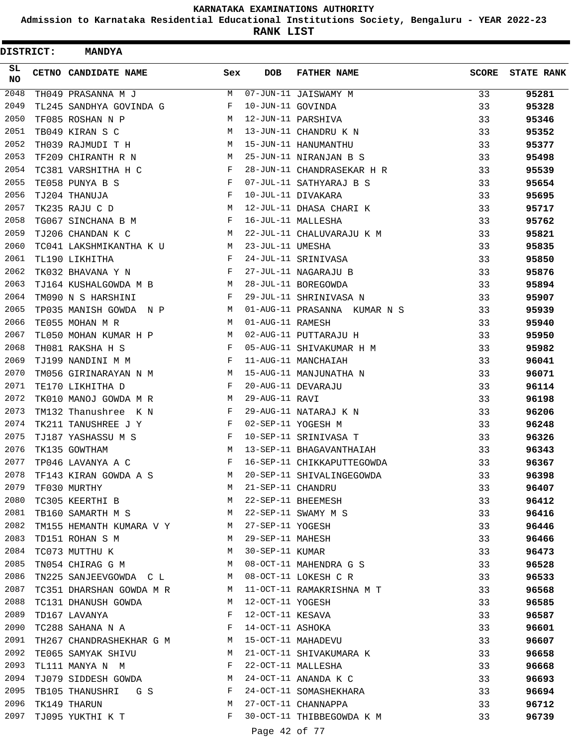# KARNATAKA EXAMINATIONS AUTHORITY

**Admission to Karnataka Residential Educational Institutions Society, Bengaluru - YEAR 2022-23**

**RANK LIST**

**DISTRICT: MANDYA**

| SL NO | CETNO | CANDIDATE NAME | Sex | DOB | FATHER NAME | SCORE | STATE RANK |
|---|---|---|---|---|---|---|---|
| 2048 | TH049 | PRASANNA M J | M | 07-JUN-11 | JAISWAMY M | 33 | 95281 |
| 2049 | TL245 | SANDHYA GOVINDA G | F | 10-JUN-11 | GOVINDA | 33 | 95328 |
| 2050 | TF085 | ROSHAN N P | M | 12-JUN-11 | PARSHIVA | 33 | 95346 |
| 2051 | TB049 | KIRAN S C | M | 13-JUN-11 | CHANDRU K N | 33 | 95352 |
| 2052 | TH039 | RAJMUDI T H | M | 15-JUN-11 | HANUMANTHU | 33 | 95377 |
| 2053 | TF209 | CHIRANTH R N | M | 25-JUN-11 | NIRANJAN B S | 33 | 95498 |
| 2054 | TC381 | VARSHITHA H C | F | 28-JUN-11 | CHANDRASEKAR H R | 33 | 95539 |
| 2055 | TE058 | PUNYA B S | F | 07-JUL-11 | SATHYARAJ B S | 33 | 95654 |
| 2056 | TJ204 | THANUJA | F | 10-JUL-11 | DIVAKARA | 33 | 95695 |
| 2057 | TK235 | RAJU C D | M | 12-JUL-11 | DHASA CHARI K | 33 | 95717 |
| 2058 | TG067 | SINCHANA B M | F | 16-JUL-11 | MALLESHA | 33 | 95762 |
| 2059 | TJ206 | CHANDAN K C | M | 22-JUL-11 | CHALUVARAJU K M | 33 | 95821 |
| 2060 | TC041 | LAKSHMIKANTHA K U | M | 23-JUL-11 | UMESHA | 33 | 95835 |
| 2061 | TL190 | LIKHITHA | F | 24-JUL-11 | SRINIVASA | 33 | 95850 |
| 2062 | TK032 | BHAVANA Y N | F | 27-JUL-11 | NAGARAJU B | 33 | 95876 |
| 2063 | TJ164 | KUSHALGOWDA M B | M | 28-JUL-11 | BOREGOWDA | 33 | 95894 |
| 2064 | TM090 | N S HARSHINI | F | 29-JUL-11 | SHRINIVASA N | 33 | 95907 |
| 2065 | TP035 | MANISH GOWDA N P | M | 01-AUG-11 | PRASANNA KUMAR N S | 33 | 95939 |
| 2066 | TE055 | MOHAN M R | M | 01-AUG-11 | RAMESH | 33 | 95940 |
| 2067 | TL050 | MOHAN KUMAR H P | M | 02-AUG-11 | PUTTARAJU H | 33 | 95950 |
| 2068 | TH081 | RAKSHA H S | F | 05-AUG-11 | SHIVAKUMAR H M | 33 | 95982 |
| 2069 | TJ199 | NANDINI M M | F | 11-AUG-11 | MANCHAIAH | 33 | 96041 |
| 2070 | TM056 | GIRINARAYAN N M | M | 15-AUG-11 | MANJUNATHA N | 33 | 96071 |
| 2071 | TE170 | LIKHITHA D | F | 20-AUG-11 | DEVARAJU | 33 | 96114 |
| 2072 | TK010 | MANOJ GOWDA M R | M | 29-AUG-11 | RAVI | 33 | 96198 |
| 2073 | TM132 | Thanushree K N | F | 29-AUG-11 | NATARAJ K N | 33 | 96206 |
| 2074 | TK211 | TANUSHREE J Y | F | 02-SEP-11 | YOGESH M | 33 | 96248 |
| 2075 | TJ187 | YASHASSU M S | F | 10-SEP-11 | SRINIVASA T | 33 | 96326 |
| 2076 | TK135 | GOWTHAM | M | 13-SEP-11 | BHAGAVANTHAIAH | 33 | 96343 |
| 2077 | TP046 | LAVANYA A C | F | 16-SEP-11 | CHIKKAPUTTEGOWDA | 33 | 96367 |
| 2078 | TF143 | KIRAN GOWDA A S | M | 20-SEP-11 | SHIVALINGEGOWDA | 33 | 96398 |
| 2079 | TF030 | MURTHY | M | 21-SEP-11 | CHANDRU | 33 | 96407 |
| 2080 | TC305 | KEERTHI B | M | 22-SEP-11 | BHEEMESH | 33 | 96412 |
| 2081 | TB160 | SAMARTH M S | M | 22-SEP-11 | SWAMY M S | 33 | 96416 |
| 2082 | TM155 | HEMANTH KUMARA V Y | M | 27-SEP-11 | YOGESH | 33 | 96446 |
| 2083 | TD151 | ROHAN S M | M | 29-SEP-11 | MAHESH | 33 | 96466 |
| 2084 | TC073 | MUTTHU K | M | 30-SEP-11 | KUMAR | 33 | 96473 |
| 2085 | TN054 | CHIRAG G M | M | 08-OCT-11 | MAHENDRA G S | 33 | 96528 |
| 2086 | TN225 | SANJEEVGOWDA C L | M | 08-OCT-11 | LOKESH C R | 33 | 96533 |
| 2087 | TC351 | DHARSHAN GOWDA M R | M | 11-OCT-11 | RAMAKRISHNA M T | 33 | 96568 |
| 2088 | TC131 | DHANUSH GOWDA | M | 12-OCT-11 | YOGESH | 33 | 96585 |
| 2089 | TD167 | LAVANYA | F | 12-OCT-11 | KESAVA | 33 | 96587 |
| 2090 | TC288 | SAHANA N A | F | 14-OCT-11 | ASHOKA | 33 | 96601 |
| 2091 | TH267 | CHANDRASHEKHAR G M | M | 15-OCT-11 | MAHADEVU | 33 | 96607 |
| 2092 | TE065 | SAMYAK SHIVU | M | 21-OCT-11 | SHIVAKUMARA K | 33 | 96658 |
| 2093 | TL111 | MANYA N M | F | 22-OCT-11 | MALLESHA | 33 | 96668 |
| 2094 | TJ079 | SIDDESH GOWDA | M | 24-OCT-11 | ANANDA K C | 33 | 96693 |
| 2095 | TB105 | THANUSHRI G S | F | 24-OCT-11 | SOMASHEKHARA | 33 | 96694 |
| 2096 | TK149 | THARUN | M | 27-OCT-11 | CHANNAPPA | 33 | 96712 |
| 2097 | TJ095 | YUKTHI K T | F | 30-OCT-11 | THIBBEGOWDA K M | 33 | 96739 |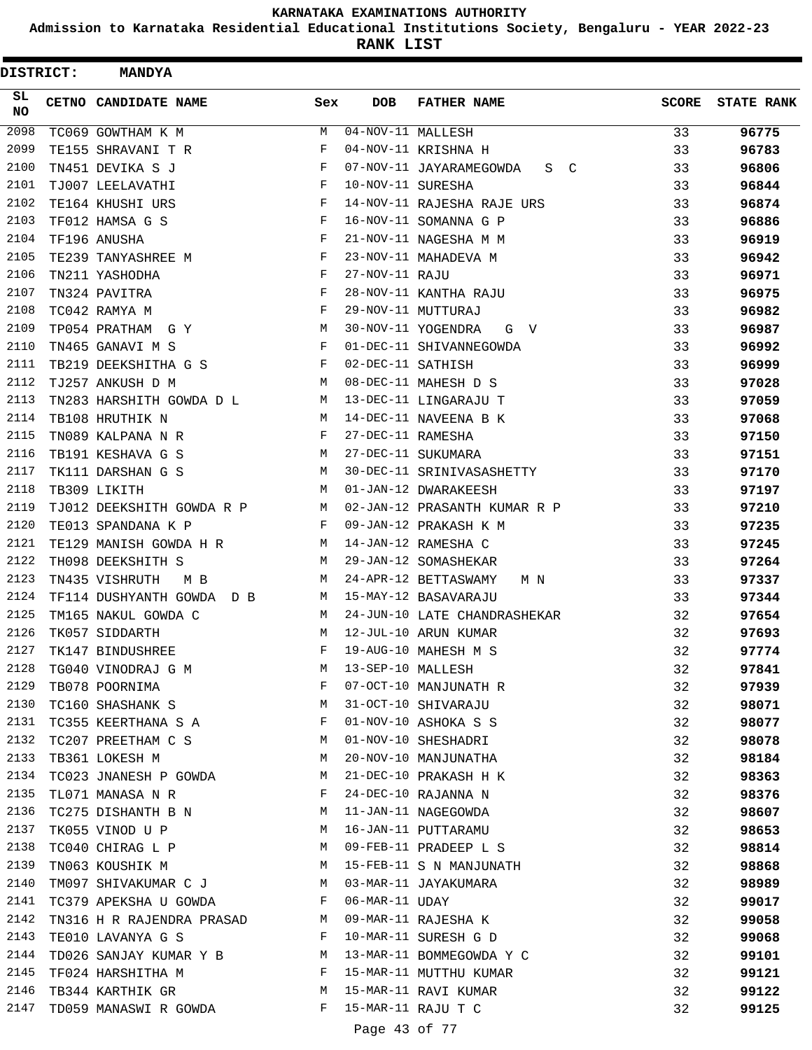# KARNATAKA EXAMINATIONS AUTHORITY

**Admission to Karnataka Residential Educational Institutions Society, Bengaluru - YEAR 2022-23**

**RANK LIST**

**DISTRICT: MANDYA**

| SL NO | CETNO | CANDIDATE NAME | Sex | DOB | FATHER NAME | SCORE | STATE RANK |
|---|---|---|---|---|---|---|---|
| 2098 | TC069 | GOWTHAM K M | M | 04-NOV-11 | MALLESH | 33 | **96775** |
| 2099 | TE155 | SHRAVANI T R | F | 04-NOV-11 | KRISHNA H | 33 | **96783** |
| 2100 | TN451 | DEVIKA S J | F | 07-NOV-11 | JAYARAMEGOWDA S C | 33 | **96806** |
| 2101 | TJ007 | LEELAVATHI | F | 10-NOV-11 | SURESHA | 33 | **96844** |
| 2102 | TE164 | KHUSHI URS | F | 14-NOV-11 | RAJESHA RAJE URS | 33 | **96874** |
| 2103 | TF012 | HAMSA G S | F | 16-NOV-11 | SOMANNA G P | 33 | **96886** |
| 2104 | TF196 | ANUSHA | F | 21-NOV-11 | NAGESHA M M | 33 | **96919** |
| 2105 | TE239 | TANYASHREE M | F | 23-NOV-11 | MAHADEVA M | 33 | **96942** |
| 2106 | TN211 | YASHODHA | F | 27-NOV-11 | RAJU | 33 | **96971** |
| 2107 | TN324 | PAVITRA | F | 28-NOV-11 | KANTHA RAJU | 33 | **96975** |
| 2108 | TC042 | RAMYA M | F | 29-NOV-11 | MUTTURAJ | 33 | **96982** |
| 2109 | TP054 | PRATHAM G Y | M | 30-NOV-11 | YOGENDRA G V | 33 | **96987** |
| 2110 | TN465 | GANAVI M S | F | 01-DEC-11 | SHIVANNEGOWDA | 33 | **96992** |
| 2111 | TB219 | DEEKSHITHA G S | F | 02-DEC-11 | SATHISH | 33 | **96999** |
| 2112 | TJ257 | ANKUSH D M | M | 08-DEC-11 | MAHESH D S | 33 | **97028** |
| 2113 | TN283 | HARSHITH GOWDA D L | M | 13-DEC-11 | LINGARAJU T | 33 | **97059** |
| 2114 | TB108 | HRUTHIK N | M | 14-DEC-11 | NAVEENA B K | 33 | **97068** |
| 2115 | TN089 | KALPANA N R | F | 27-DEC-11 | RAMESHA | 33 | **97150** |
| 2116 | TB191 | KESHAVA G S | M | 27-DEC-11 | SUKUMARA | 33 | **97151** |
| 2117 | TK111 | DARSHAN G S | M | 30-DEC-11 | SRINIVASASHETTY | 33 | **97170** |
| 2118 | TB309 | LIKITH | M | 01-JAN-12 | DWARAKEESH | 33 | **97197** |
| 2119 | TJ012 | DEEKSHITH GOWDA R P | M | 02-JAN-12 | PRASANTH KUMAR R P | 33 | **97210** |
| 2120 | TE013 | SPANDANA K P | F | 09-JAN-12 | PRAKASH K M | 33 | **97235** |
| 2121 | TE129 | MANISH GOWDA H R | M | 14-JAN-12 | RAMESHA C | 33 | **97245** |
| 2122 | TH098 | DEEKSHITH S | M | 29-JAN-12 | SOMASHEKAR | 33 | **97264** |
| 2123 | TN435 | VISHRUTH M B | M | 24-APR-12 | BETTASWAMY M N | 33 | **97337** |
| 2124 | TF114 | DUSHYANTH GOWDA D B | M | 15-MAY-12 | BASAVARAJU | 33 | **97344** |
| 2125 | TM165 | NAKUL GOWDA C | M | 24-JUN-10 | LATE CHANDRASHEKAR | 32 | **97654** |
| 2126 | TK057 | SIDDARTH | M | 12-JUL-10 | ARUN KUMAR | 32 | **97693** |
| 2127 | TK147 | BINDUSHREE | F | 19-AUG-10 | MAHESH M S | 32 | **97774** |
| 2128 | TG040 | VINODRAJ G M | M | 13-SEP-10 | MALLESH | 32 | **97841** |
| 2129 | TB078 | POORNIMA | F | 07-OCT-10 | MANJUNATH R | 32 | **97939** |
| 2130 | TC160 | SHASHANK S | M | 31-OCT-10 | SHIVARAJU | 32 | **98071** |
| 2131 | TC355 | KEERTHANA S A | F | 01-NOV-10 | ASHOKA S S | 32 | **98077** |
| 2132 | TC207 | PREETHAM C S | M | 01-NOV-10 | SHESHADRI | 32 | **98078** |
| 2133 | TB361 | LOKESH M | M | 20-NOV-10 | MANJUNATHA | 32 | **98184** |
| 2134 | TC023 | JNANESH P GOWDA | M | 21-DEC-10 | PRAKASH H K | 32 | **98363** |
| 2135 | TL071 | MANASA N R | F | 24-DEC-10 | RAJANNA N | 32 | **98376** |
| 2136 | TC275 | DISHANTH B N | M | 11-JAN-11 | NAGEGOWDA | 32 | **98607** |
| 2137 | TK055 | VINOD U P | M | 16-JAN-11 | PUTTARAMU | 32 | **98653** |
| 2138 | TC040 | CHIRAG L P | M | 09-FEB-11 | PRADEEP L S | 32 | **98814** |
| 2139 | TN063 | KOUSHIK M | M | 15-FEB-11 | S N MANJUNATH | 32 | **98868** |
| 2140 | TM097 | SHIVAKUMAR C J | M | 03-MAR-11 | JAYAKUMARA | 32 | **98989** |
| 2141 | TC379 | APEKSHA U GOWDA | F | 06-MAR-11 | UDAY | 32 | **99017** |
| 2142 | TN316 | H R RAJENDRA PRASAD | M | 09-MAR-11 | RAJESHA K | 32 | **99058** |
| 2143 | TE010 | LAVANYA G S | F | 10-MAR-11 | SURESH G D | 32 | **99068** |
| 2144 | TD026 | SANJAY KUMAR Y B | M | 13-MAR-11 | BOMMEGOWDA Y C | 32 | **99101** |
| 2145 | TF024 | HARSHITHA M | F | 15-MAR-11 | MUTTHU KUMAR | 32 | **99121** |
| 2146 | TB344 | KARTHIK GR | M | 15-MAR-11 | RAVI KUMAR | 32 | **99122** |
| 2147 | TD059 | MANASWI R GOWDA | F | 15-MAR-11 | RAJU T C | 32 | **99125** |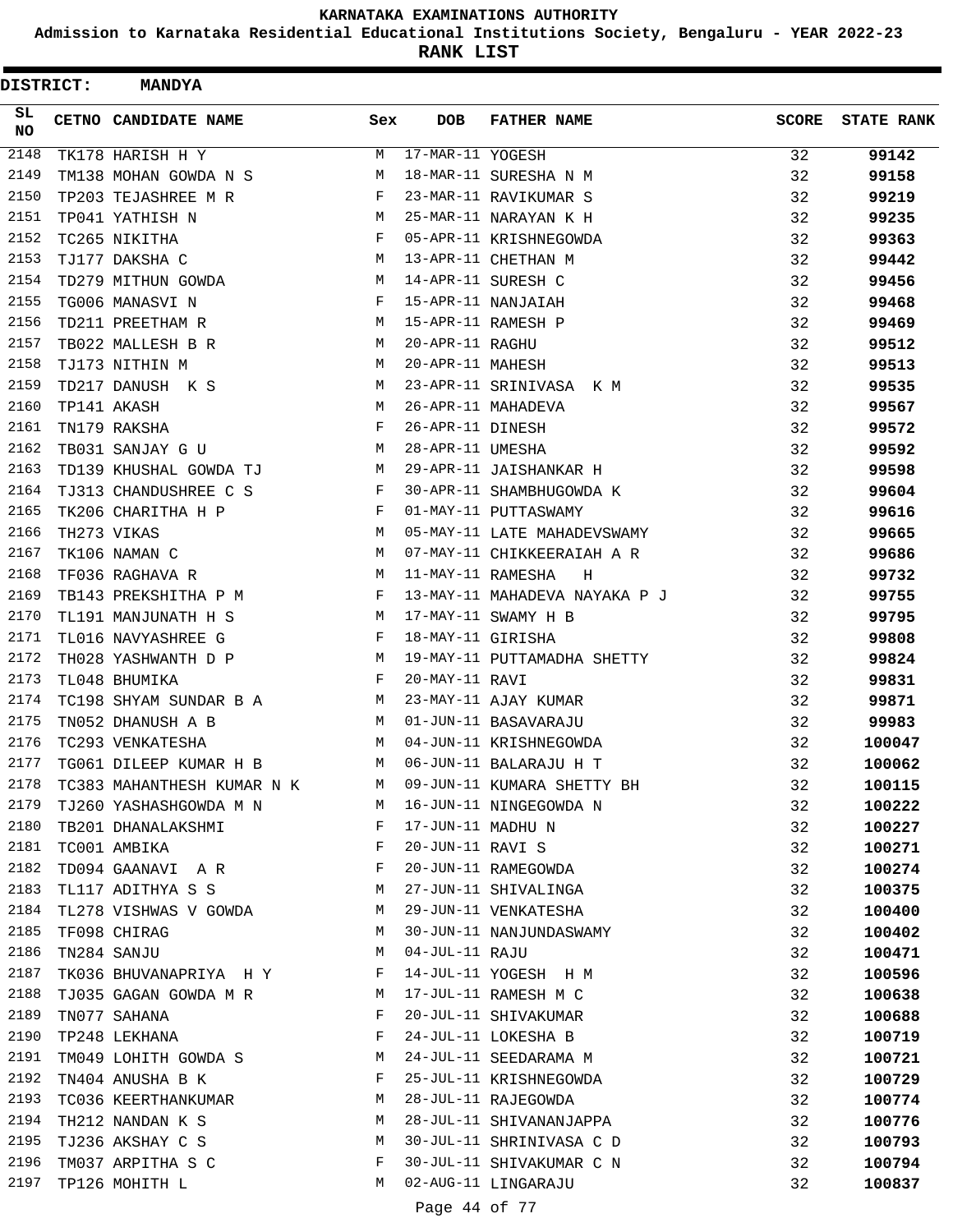# KARNATAKA EXAMINATIONS AUTHORITY

**Admission to Karnataka Residential Educational Institutions Society, Bengaluru - YEAR 2022-23**

**RANK LIST**

**DISTRICT: MANDYA**

| SL NO | CETNO | CANDIDATE NAME | Sex | DOB | FATHER NAME | SCORE | STATE RANK |
|---|---|---|---|---|---|---|---|
| 2148 | TK178 | HARISH H Y | M | 17-MAR-11 | YOGESH | 32 | **99142** |
| 2149 | TM138 | MOHAN GOWDA N S | M | 18-MAR-11 | SURESHA N M | 32 | **99158** |
| 2150 | TP203 | TEJASHREE M R | F | 23-MAR-11 | RAVIKUMAR S | 32 | **99219** |
| 2151 | TP041 | YATHISH N | M | 25-MAR-11 | NARAYAN K H | 32 | **99235** |
| 2152 | TC265 | NIKITHA | F | 05-APR-11 | KRISHNEGOWDA | 32 | **99363** |
| 2153 | TJ177 | DAKSHA C | M | 13-APR-11 | CHETHAN M | 32 | **99442** |
| 2154 | TD279 | MITHUN GOWDA | M | 14-APR-11 | SURESH C | 32 | **99456** |
| 2155 | TG006 | MANASVI N | F | 15-APR-11 | NANJAIAH | 32 | **99468** |
| 2156 | TD211 | PREETHAM R | M | 15-APR-11 | RAMESH P | 32 | **99469** |
| 2157 | TB022 | MALLESH B R | M | 20-APR-11 | RAGHU | 32 | **99512** |
| 2158 | TJ173 | NITHIN M | M | 20-APR-11 | MAHESH | 32 | **99513** |
| 2159 | TD217 | DANUSH K S | M | 23-APR-11 | SRINIVASA K M | 32 | **99535** |
| 2160 | TP141 | AKASH | M | 26-APR-11 | MAHADEVA | 32 | **99567** |
| 2161 | TN179 | RAKSHA | F | 26-APR-11 | DINESH | 32 | **99572** |
| 2162 | TB031 | SANJAY G U | M | 28-APR-11 | UMESHA | 32 | **99592** |
| 2163 | TD139 | KHUSHAL GOWDA TJ | M | 29-APR-11 | JAISHANKAR H | 32 | **99598** |
| 2164 | TJ313 | CHANDUSHREE C S | F | 30-APR-11 | SHAMBHUGOWDA K | 32 | **99604** |
| 2165 | TK206 | CHARITHA H P | F | 01-MAY-11 | PUTTASWAMY | 32 | **99616** |
| 2166 | TH273 | VIKAS | M | 05-MAY-11 | LATE MAHADEVSWAMY | 32 | **99665** |
| 2167 | TK106 | NAMAN C | M | 07-MAY-11 | CHIKKEERAIAH A R | 32 | **99686** |
| 2168 | TF036 | RAGHAVA R | M | 11-MAY-11 | RAMESHA H | 32 | **99732** |
| 2169 | TB143 | PREKSHITHA P M | F | 13-MAY-11 | MAHADEVA NAYAKA P J | 32 | **99755** |
| 2170 | TL191 | MANJUNATH H S | M | 17-MAY-11 | SWAMY H B | 32 | **99795** |
| 2171 | TL016 | NAVYASHREE G | F | 18-MAY-11 | GIRISHA | 32 | **99808** |
| 2172 | TH028 | YASHWANTH D P | M | 19-MAY-11 | PUTTAMADHA SHETTY | 32 | **99824** |
| 2173 | TL048 | BHUMIKA | F | 20-MAY-11 | RAVI | 32 | **99831** |
| 2174 | TC198 | SHYAM SUNDAR B A | M | 23-MAY-11 | AJAY KUMAR | 32 | **99871** |
| 2175 | TN052 | DHANUSH A B | M | 01-JUN-11 | BASAVARAJU | 32 | **99983** |
| 2176 | TC293 | VENKATESHA | M | 04-JUN-11 | KRISHNEGOWDA | 32 | **100047** |
| 2177 | TG061 | DILEEP KUMAR H B | M | 06-JUN-11 | BALARAJU H T | 32 | **100062** |
| 2178 | TC383 | MAHANTHESH KUMAR N K | M | 09-JUN-11 | KUMARA SHETTY BH | 32 | **100115** |
| 2179 | TJ260 | YASHASHGOWDA M N | M | 16-JUN-11 | NINGEGOWDA N | 32 | **100222** |
| 2180 | TB201 | DHANALAKSHMI | F | 17-JUN-11 | MADHU N | 32 | **100227** |
| 2181 | TC001 | AMBIKA | F | 20-JUN-11 | RAVI S | 32 | **100271** |
| 2182 | TD094 | GAANAVI A R | F | 20-JUN-11 | RAMEGOWDA | 32 | **100274** |
| 2183 | TL117 | ADITHYA S S | M | 27-JUN-11 | SHIVALINGA | 32 | **100375** |
| 2184 | TL278 | VISHWAS V GOWDA | M | 29-JUN-11 | VENKATESHA | 32 | **100400** |
| 2185 | TF098 | CHIRAG | M | 30-JUN-11 | NANJUNDASWAMY | 32 | **100402** |
| 2186 | TN284 | SANJU | M | 04-JUL-11 | RAJU | 32 | **100471** |
| 2187 | TK036 | BHUVANAPRIYA H Y | F | 14-JUL-11 | YOGESH H M | 32 | **100596** |
| 2188 | TJ035 | GAGAN GOWDA M R | M | 17-JUL-11 | RAMESH M C | 32 | **100638** |
| 2189 | TN077 | SAHANA | F | 20-JUL-11 | SHIVAKUMAR | 32 | **100688** |
| 2190 | TP248 | LEKHANA | F | 24-JUL-11 | LOKESHA B | 32 | **100719** |
| 2191 | TM049 | LOHITH GOWDA S | M | 24-JUL-11 | SEEDARAMA M | 32 | **100721** |
| 2192 | TN404 | ANUSHA B K | F | 25-JUL-11 | KRISHNEGOWDA | 32 | **100729** |
| 2193 | TC036 | KEERTHANKUMAR | M | 28-JUL-11 | RAJEGOWDA | 32 | **100774** |
| 2194 | TH212 | NANDAN K S | M | 28-JUL-11 | SHIVANANJAPPA | 32 | **100776** |
| 2195 | TJ236 | AKSHAY C S | M | 30-JUL-11 | SHRINIVASA C D | 32 | **100793** |
| 2196 | TM037 | ARPITHA S C | F | 30-JUL-11 | SHIVAKUMAR C N | 32 | **100794** |
| 2197 | TP126 | MOHITH L | M | 02-AUG-11 | LINGARAJU | 32 | **100837** |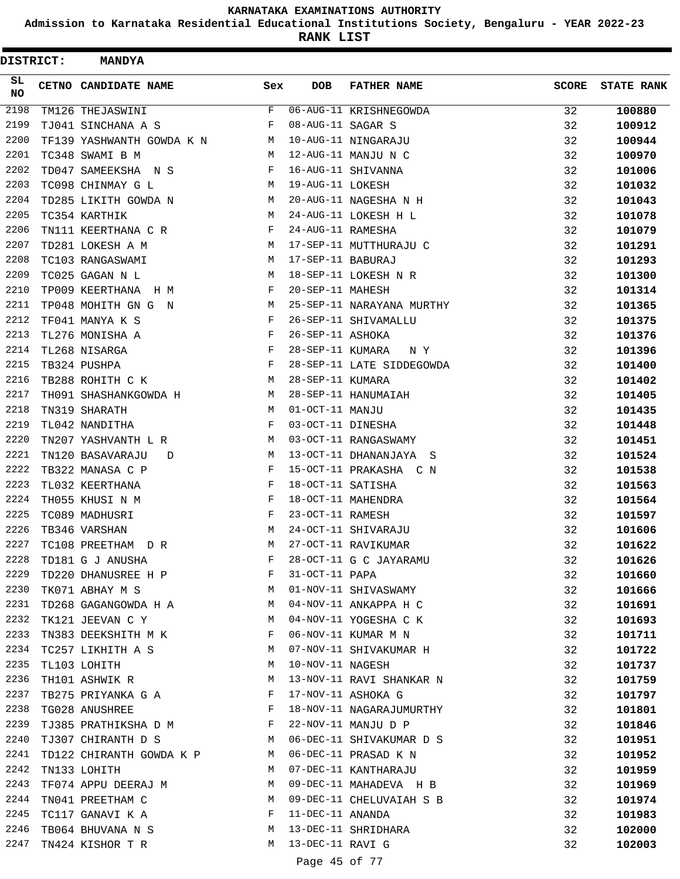# KARNATAKA EXAMINATIONS AUTHORITY

## Admission to Karnataka Residential Educational Institutions Society, Bengaluru - YEAR 2022-23

## RANK LIST

**DISTRICT: MANDYA**

| SL NO | CETNO | CANDIDATE NAME | Sex | DOB | FATHER NAME | SCORE | STATE RANK |
|---|---|---|---|---|---|---|---|
| 2198 | TM126 | THEJASWINI | F | 06-AUG-11 | KRISHNEGOWDA | 32 | **100880** |
| 2199 | TJ041 | SINCHANA A S | F | 08-AUG-11 | SAGAR S | 32 | **100912** |
| 2200 | TF139 | YASHWANTH GOWDA K N | M | 10-AUG-11 | NINGARAJU | 32 | **100944** |
| 2201 | TC348 | SWAMI B M | M | 12-AUG-11 | MANJU N C | 32 | **100970** |
| 2202 | TD047 | SAMEEKSHA N S | F | 16-AUG-11 | SHIVANNA | 32 | **101006** |
| 2203 | TC098 | CHINMAY G L | M | 19-AUG-11 | LOKESH | 32 | **101032** |
| 2204 | TD285 | LIKITH GOWDA N | M | 20-AUG-11 | NAGESHA N H | 32 | **101043** |
| 2205 | TC354 | KARTHIK | M | 24-AUG-11 | LOKESH H L | 32 | **101078** |
| 2206 | TN111 | KEERTHANA C R | F | 24-AUG-11 | RAMESHA | 32 | **101079** |
| 2207 | TD281 | LOKESH A M | M | 17-SEP-11 | MUTTHURAJU C | 32 | **101291** |
| 2208 | TC103 | RANGASWAMI | M | 17-SEP-11 | BABURAJ | 32 | **101293** |
| 2209 | TC025 | GAGAN N L | M | 18-SEP-11 | LOKESH N R | 32 | **101300** |
| 2210 | TP009 | KEERTHANA H M | F | 20-SEP-11 | MAHESH | 32 | **101314** |
| 2211 | TP048 | MOHITH GN G N | M | 25-SEP-11 | NARAYANA MURTHY | 32 | **101365** |
| 2212 | TF041 | MANYA K S | F | 26-SEP-11 | SHIVAMALLU | 32 | **101375** |
| 2213 | TL276 | MONISHA A | F | 26-SEP-11 | ASHOKA | 32 | **101376** |
| 2214 | TL268 | NISARGA | F | 28-SEP-11 | KUMARA N Y | 32 | **101396** |
| 2215 | TB324 | PUSHPA | F | 28-SEP-11 | LATE SIDDEGOWDA | 32 | **101400** |
| 2216 | TB288 | ROHITH C K | M | 28-SEP-11 | KUMARA | 32 | **101402** |
| 2217 | TH091 | SHASHANKGOWDA H | M | 28-SEP-11 | HANUMAIAH | 32 | **101405** |
| 2218 | TN319 | SHARATH | M | 01-OCT-11 | MANJU | 32 | **101435** |
| 2219 | TL042 | NANDITHA | F | 03-OCT-11 | DINESHA | 32 | **101448** |
| 2220 | TN207 | YASHVANTH L R | M | 03-OCT-11 | RANGASWAMY | 32 | **101451** |
| 2221 | TN120 | BASAVARAJU D | M | 13-OCT-11 | DHANANJAYA S | 32 | **101524** |
| 2222 | TB322 | MANASA C P | F | 15-OCT-11 | PRAKASHA C N | 32 | **101538** |
| 2223 | TL032 | KEERTHANA | F | 18-OCT-11 | SATISHA | 32 | **101563** |
| 2224 | TH055 | KHUSI N M | F | 18-OCT-11 | MAHENDRA | 32 | **101564** |
| 2225 | TC089 | MADHUSRI | F | 23-OCT-11 | RAMESH | 32 | **101597** |
| 2226 | TB346 | VARSHAN | M | 24-OCT-11 | SHIVARAJU | 32 | **101606** |
| 2227 | TC108 | PREETHAM D R | M | 27-OCT-11 | RAVIKUMAR | 32 | **101622** |
| 2228 | TD181 | G J ANUSHA | F | 28-OCT-11 | G C JAYARAMU | 32 | **101626** |
| 2229 | TD220 | DHANUSREE H P | F | 31-OCT-11 | PAPA | 32 | **101660** |
| 2230 | TK071 | ABHAY M S | M | 01-NOV-11 | SHIVASWAMY | 32 | **101666** |
| 2231 | TD268 | GAGANGOWDA H A | M | 04-NOV-11 | ANKAPPA H C | 32 | **101691** |
| 2232 | TK121 | JEEVAN C Y | M | 04-NOV-11 | YOGESHA C K | 32 | **101693** |
| 2233 | TN383 | DEEKSHITH M K | F | 06-NOV-11 | KUMAR M N | 32 | **101711** |
| 2234 | TC257 | LIKHITH A S | M | 07-NOV-11 | SHIVAKUMAR H | 32 | **101722** |
| 2235 | TL103 | LOHITH | M | 10-NOV-11 | NAGESH | 32 | **101737** |
| 2236 | TH101 | ASHWIK R | M | 13-NOV-11 | RAVI SHANKAR N | 32 | **101759** |
| 2237 | TB275 | PRIYANKA G A | F | 17-NOV-11 | ASHOKA G | 32 | **101797** |
| 2238 | TG028 | ANUSHREE | F | 18-NOV-11 | NAGARAJUMURTHY | 32 | **101801** |
| 2239 | TJ385 | PRATHIKSHA D M | F | 22-NOV-11 | MANJU D P | 32 | **101846** |
| 2240 | TJ307 | CHIRANTH D S | M | 06-DEC-11 | SHIVAKUMAR D S | 32 | **101951** |
| 2241 | TD122 | CHIRANTH GOWDA K P | M | 06-DEC-11 | PRASAD K N | 32 | **101952** |
| 2242 | TN133 | LOHITH | M | 07-DEC-11 | KANTHARAJU | 32 | **101959** |
| 2243 | TF074 | APPU DEERAJ M | M | 09-DEC-11 | MAHADEVA H B | 32 | **101969** |
| 2244 | TN041 | PREETHAM C | M | 09-DEC-11 | CHELUVAIAH S B | 32 | **101974** |
| 2245 | TC117 | GANAVI K A | F | 11-DEC-11 | ANANDA | 32 | **101983** |
| 2246 | TB064 | BHUVANA N S | M | 13-DEC-11 | SHRIDHARA | 32 | **102000** |
| 2247 | TN424 | KISHOR T R | M | 13-DEC-11 | RAVI G | 32 | **102003** |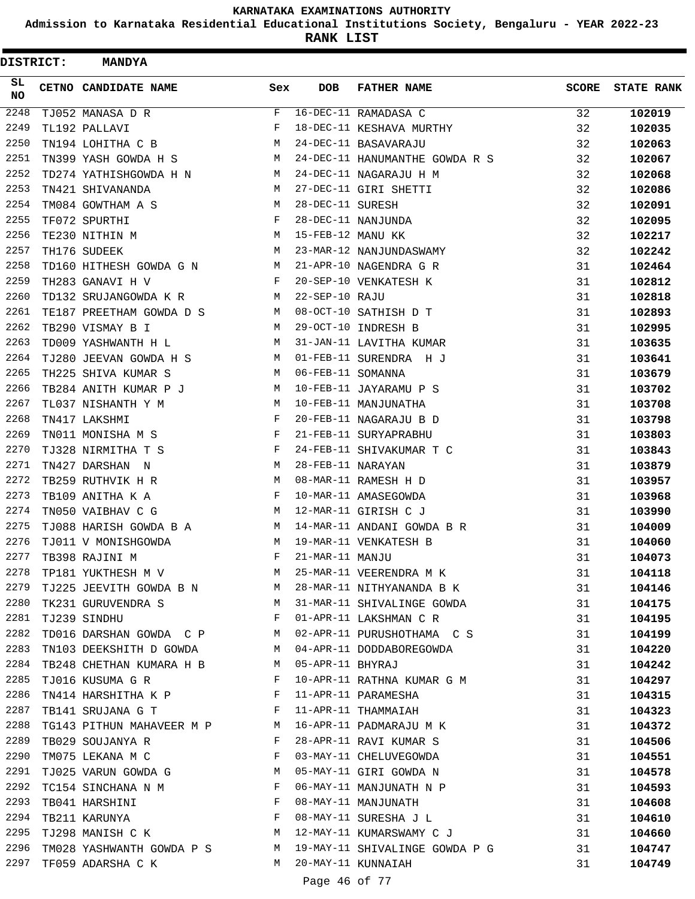**KARNATAKA EXAMINATIONS AUTHORITY**

**Admission to Karnataka Residential Educational Institutions Society, Bengaluru - YEAR 2022-23**

**RANK LIST**

**DISTRICT: MANDYA**

| SL NO | CETNO | CANDIDATE NAME | Sex | DOB | FATHER NAME | SCORE | STATE RANK |
|---|---|---|---|---|---|---|---|
| 2248 | TJ052 | MANASA D R | F | 16-DEC-11 | RAMADASA C | 32 | 102019 |
| 2249 | TL192 | PALLAVI | F | 18-DEC-11 | KESHAVA MURTHY | 32 | 102035 |
| 2250 | TN194 | LOHITHA C B | M | 24-DEC-11 | BASAVARAJU | 32 | 102063 |
| 2251 | TN399 | YASH GOWDA H S | M | 24-DEC-11 | HANUMANTHE GOWDA R S | 32 | 102067 |
| 2252 | TD274 | YATHISHGOWDA H N | M | 24-DEC-11 | NAGARAJU H M | 32 | 102068 |
| 2253 | TN421 | SHIVANANDA | M | 27-DEC-11 | GIRI SHETTI | 32 | 102086 |
| 2254 | TM084 | GOWTHAM A S | M | 28-DEC-11 | SURESH | 32 | 102091 |
| 2255 | TF072 | SPURTHI | F | 28-DEC-11 | NANJUNDA | 32 | 102095 |
| 2256 | TE230 | NITHIN M | M | 15-FEB-12 | MANU KK | 32 | 102217 |
| 2257 | TH176 | SUDEEK | M | 23-MAR-12 | NANJUNDASWAMY | 32 | 102242 |
| 2258 | TD160 | HITHESH GOWDA G N | M | 21-APR-10 | NAGENDRA G R | 31 | 102464 |
| 2259 | TH283 | GANAVI H V | F | 20-SEP-10 | VENKATESH K | 31 | 102812 |
| 2260 | TD132 | SRUJANGOWDA K R | M | 22-SEP-10 | RAJU | 31 | 102818 |
| 2261 | TE187 | PREETHAM GOWDA D S | M | 08-OCT-10 | SATHISH D T | 31 | 102893 |
| 2262 | TB290 | VISMAY B I | M | 29-OCT-10 | INDRESH B | 31 | 102995 |
| 2263 | TD009 | YASHWANTH H L | M | 31-JAN-11 | LAVITHA KUMAR | 31 | 103635 |
| 2264 | TJ280 | JEEVAN GOWDA H S | M | 01-FEB-11 | SURENDRA H J | 31 | 103641 |
| 2265 | TH225 | SHIVA KUMAR S | M | 06-FEB-11 | SOMANNA | 31 | 103679 |
| 2266 | TB284 | ANITH KUMAR P J | M | 10-FEB-11 | JAYARAMU P S | 31 | 103702 |
| 2267 | TL037 | NISHANTH Y M | M | 10-FEB-11 | MANJUNATHA | 31 | 103708 |
| 2268 | TN417 | LAKSHMI | F | 20-FEB-11 | NAGARAJU B D | 31 | 103798 |
| 2269 | TN011 | MONISHA M S | F | 21-FEB-11 | SURYAPRABHU | 31 | 103803 |
| 2270 | TJ328 | NIRMITHA T S | F | 24-FEB-11 | SHIVAKUMAR T C | 31 | 103843 |
| 2271 | TN427 | DARSHAN N | M | 28-FEB-11 | NARAYAN | 31 | 103879 |
| 2272 | TB259 | RUTHVIK H R | M | 08-MAR-11 | RAMESH H D | 31 | 103957 |
| 2273 | TB109 | ANITHA K A | F | 10-MAR-11 | AMASEGOWDA | 31 | 103968 |
| 2274 | TN050 | VAIBHAV C G | M | 12-MAR-11 | GIRISH C J | 31 | 103990 |
| 2275 | TJ088 | HARISH GOWDA B A | M | 14-MAR-11 | ANDANI GOWDA B R | 31 | 104009 |
| 2276 | TJ011 | V MONISHGOWDA | M | 19-MAR-11 | VENKATESH B | 31 | 104060 |
| 2277 | TB398 | RAJINI M | F | 21-MAR-11 | MANJU | 31 | 104073 |
| 2278 | TP181 | YUKTHESH M V | M | 25-MAR-11 | VEERENDRA M K | 31 | 104118 |
| 2279 | TJ225 | JEEVITH GOWDA B N | M | 28-MAR-11 | NITHYANANDA B K | 31 | 104146 |
| 2280 | TK231 | GURUVENDRA S | M | 31-MAR-11 | SHIVALINGE GOWDA | 31 | 104175 |
| 2281 | TJ239 | SINDHU | F | 01-APR-11 | LAKSHMAN C R | 31 | 104195 |
| 2282 | TD016 | DARSHAN GOWDA C P | M | 02-APR-11 | PURUSHOTHAMA C S | 31 | 104199 |
| 2283 | TN103 | DEEKSHITH D GOWDA | M | 04-APR-11 | DODDABOREGOWDA | 31 | 104220 |
| 2284 | TB248 | CHETHAN KUMARA H B | M | 05-APR-11 | BHYRAJ | 31 | 104242 |
| 2285 | TJ016 | KUSUMA G R | F | 10-APR-11 | RATHNA KUMAR G M | 31 | 104297 |
| 2286 | TN414 | HARSHITHA K P | F | 11-APR-11 | PARAMESHA | 31 | 104315 |
| 2287 | TB141 | SRUJANA G T | F | 11-APR-11 | THAMMAIAH | 31 | 104323 |
| 2288 | TG143 | PITHUN MAHAVEER M P | M | 16-APR-11 | PADMARAJU M K | 31 | 104372 |
| 2289 | TB029 | SOUJANYA R | F | 28-APR-11 | RAVI KUMAR S | 31 | 104506 |
| 2290 | TM075 | LEKANA M C | F | 03-MAY-11 | CHELUVEGOWDA | 31 | 104551 |
| 2291 | TJ025 | VARUN GOWDA G | M | 05-MAY-11 | GIRI GOWDA N | 31 | 104578 |
| 2292 | TC154 | SINCHANA N M | F | 06-MAY-11 | MANJUNATH N P | 31 | 104593 |
| 2293 | TB041 | HARSHINI | F | 08-MAY-11 | MANJUNATH | 31 | 104608 |
| 2294 | TB211 | KARUNYA | F | 08-MAY-11 | SURESHA J L | 31 | 104610 |
| 2295 | TJ298 | MANISH C K | M | 12-MAY-11 | KUMARSWAMY C J | 31 | 104660 |
| 2296 | TM028 | YASHWANTH GOWDA P S | M | 19-MAY-11 | SHIVALINGE GOWDA P G | 31 | 104747 |
| 2297 | TF059 | ADARSHA C K | M | 20-MAY-11 | KUNNAIAH | 31 | 104749 |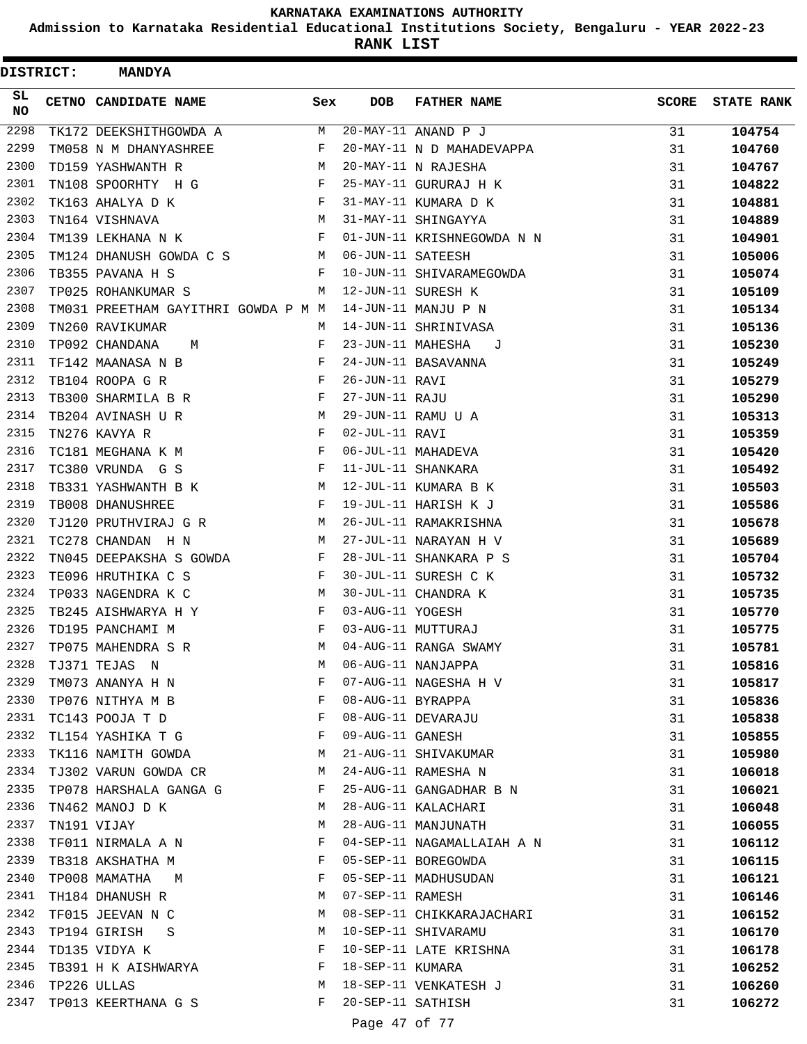# KARNATAKA EXAMINATIONS AUTHORITY

**Admission to Karnataka Residential Educational Institutions Society, Bengaluru - YEAR 2022-23**

**RANK LIST**

**DISTRICT: MANDYA**

| SL NO | CETNO | CANDIDATE NAME | Sex | DOB | FATHER NAME | SCORE | STATE RANK |
|---|---|---|---|---|---|---|---|
| 2298 | TK172 | DEEKSHITHGOWDA A | M | 20-MAY-11 | ANAND P J | 31 | 104754 |
| 2299 | TM058 | N M DHANYASHREE | F | 20-MAY-11 | N D MAHADEVAPPA | 31 | 104760 |
| 2300 | TD159 | YASHWANTH R | M | 20-MAY-11 | N RAJESHA | 31 | 104767 |
| 2301 | TN108 | SPOORHTY H G | F | 25-MAY-11 | GURURAJ H K | 31 | 104822 |
| 2302 | TK163 | AHALYA D K | F | 31-MAY-11 | KUMARA D K | 31 | 104881 |
| 2303 | TN164 | VISHNAVA | M | 31-MAY-11 | SHINGAYYA | 31 | 104889 |
| 2304 | TM139 | LEKHANA N K | F | 01-JUN-11 | KRISHNEGOWDA N N | 31 | 104901 |
| 2305 | TM124 | DHANUSH GOWDA C S | M | 06-JUN-11 | SATEESH | 31 | 105006 |
| 2306 | TB355 | PAVANA H S | F | 10-JUN-11 | SHIVARAMEGOWDA | 31 | 105074 |
| 2307 | TP025 | ROHANKUMAR S | M | 12-JUN-11 | SURESH K | 31 | 105109 |
| 2308 | TM031 | PREETHAM GAYITHRI GOWDA P M | M | 14-JUN-11 | MANJU P N | 31 | 105134 |
| 2309 | TN260 | RAVIKUMAR | M | 14-JUN-11 | SHRINIVASA | 31 | 105136 |
| 2310 | TP092 | CHANDANA M | F | 23-JUN-11 | MAHESHA J | 31 | 105230 |
| 2311 | TF142 | MAANASA N B | F | 24-JUN-11 | BASAVANNA | 31 | 105249 |
| 2312 | TB104 | ROOPA G R | F | 26-JUN-11 | RAVI | 31 | 105279 |
| 2313 | TB300 | SHARMILA B R | F | 27-JUN-11 | RAJU | 31 | 105290 |
| 2314 | TB204 | AVINASH U R | M | 29-JUN-11 | RAMU U A | 31 | 105313 |
| 2315 | TN276 | KAVYA R | F | 02-JUL-11 | RAVI | 31 | 105359 |
| 2316 | TC181 | MEGHANA K M | F | 06-JUL-11 | MAHADEVA | 31 | 105420 |
| 2317 | TC380 | VRUNDA G S | F | 11-JUL-11 | SHANKARA | 31 | 105492 |
| 2318 | TB331 | YASHWANTH B K | M | 12-JUL-11 | KUMARA B K | 31 | 105503 |
| 2319 | TB008 | DHANUSHREE | F | 19-JUL-11 | HARISH K J | 31 | 105586 |
| 2320 | TJ120 | PRUTHVIRAJ G R | M | 26-JUL-11 | RAMAKRISHNA | 31 | 105678 |
| 2321 | TC278 | CHANDAN H N | M | 27-JUL-11 | NARAYAN H V | 31 | 105689 |
| 2322 | TN045 | DEEPAKSHA S GOWDA | F | 28-JUL-11 | SHANKARA P S | 31 | 105704 |
| 2323 | TE096 | HRUTHIKA C S | F | 30-JUL-11 | SURESH C K | 31 | 105732 |
| 2324 | TP033 | NAGENDRA K C | M | 30-JUL-11 | CHANDRA K | 31 | 105735 |
| 2325 | TB245 | AISHWARYA H Y | F | 03-AUG-11 | YOGESH | 31 | 105770 |
| 2326 | TD195 | PANCHAMI M | F | 03-AUG-11 | MUTTURAJ | 31 | 105775 |
| 2327 | TP075 | MAHENDRA S R | M | 04-AUG-11 | RANGA SWAMY | 31 | 105781 |
| 2328 | TJ371 | TEJAS N | M | 06-AUG-11 | NANJAPPA | 31 | 105816 |
| 2329 | TM073 | ANANYA H N | F | 07-AUG-11 | NAGESHA H V | 31 | 105817 |
| 2330 | TP076 | NITHYA M B | F | 08-AUG-11 | BYRAPPA | 31 | 105836 |
| 2331 | TC143 | POOJA T D | F | 08-AUG-11 | DEVARAJU | 31 | 105838 |
| 2332 | TL154 | YASHIKA T G | F | 09-AUG-11 | GANESH | 31 | 105855 |
| 2333 | TK116 | NAMITH GOWDA | M | 21-AUG-11 | SHIVAKUMAR | 31 | 105980 |
| 2334 | TJ302 | VARUN GOWDA CR | M | 24-AUG-11 | RAMESHA N | 31 | 106018 |
| 2335 | TP078 | HARSHALA GANGA G | F | 25-AUG-11 | GANGADHAR B N | 31 | 106021 |
| 2336 | TN462 | MANOJ D K | M | 28-AUG-11 | KALACHARI | 31 | 106048 |
| 2337 | TN191 | VIJAY | M | 28-AUG-11 | MANJUNATH | 31 | 106055 |
| 2338 | TF011 | NIRMALA A N | F | 04-SEP-11 | NAGAMALLAIAH A N | 31 | 106112 |
| 2339 | TB318 | AKSHATHA M | F | 05-SEP-11 | BOREGOWDA | 31 | 106115 |
| 2340 | TP008 | MAMATHA M | F | 05-SEP-11 | MADHUSUDAN | 31 | 106121 |
| 2341 | TH184 | DHANUSH R | M | 07-SEP-11 | RAMESH | 31 | 106146 |
| 2342 | TF015 | JEEVAN N C | M | 08-SEP-11 | CHIKKARAJACHARI | 31 | 106152 |
| 2343 | TP194 | GIRISH S | M | 10-SEP-11 | SHIVARAMU | 31 | 106170 |
| 2344 | TD135 | VIDYA K | F | 10-SEP-11 | LATE KRISHNA | 31 | 106178 |
| 2345 | TB391 | H K AISHWARYA | F | 18-SEP-11 | KUMARA | 31 | 106252 |
| 2346 | TP226 | ULLAS | M | 18-SEP-11 | VENKATESH J | 31 | 106260 |
| 2347 | TP013 | KEERTHANA G S | F | 20-SEP-11 | SATHISH | 31 | 106272 |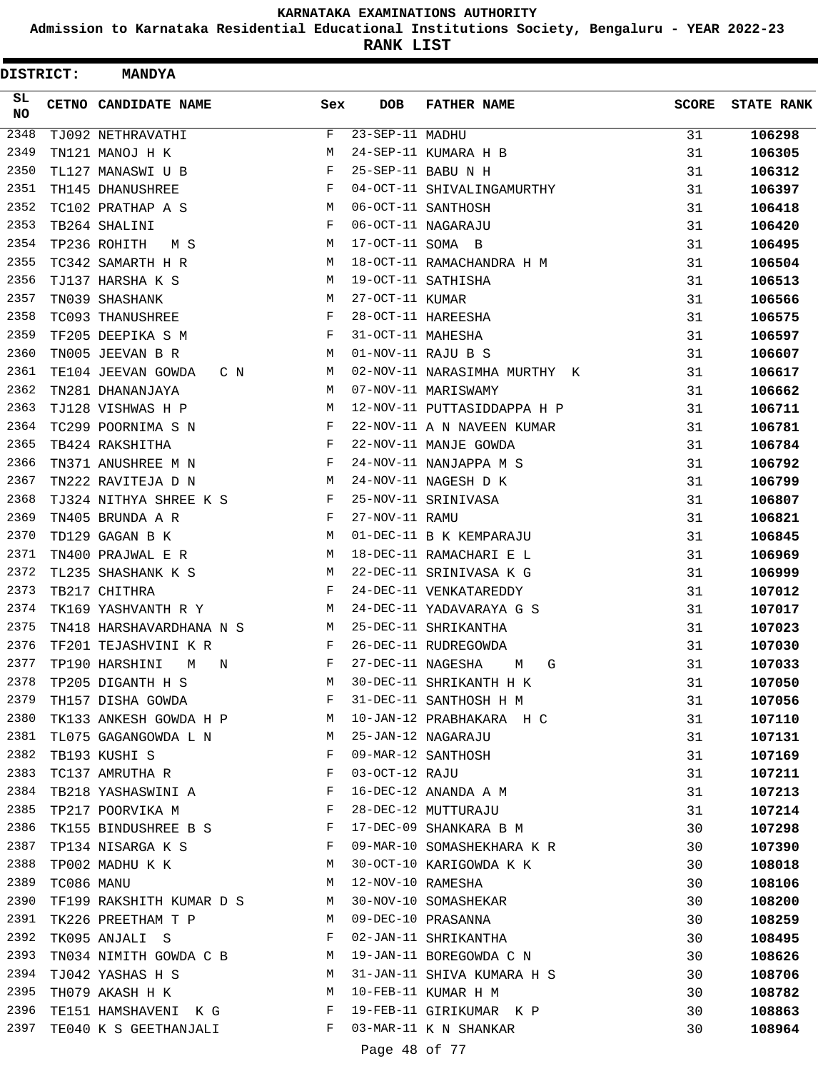# KARNATAKA EXAMINATIONS AUTHORITY

**Admission to Karnataka Residential Educational Institutions Society, Bengaluru - YEAR 2022-23**

**RANK LIST**

**DISTRICT: MANDYA**

| SL NO | CETNO | CANDIDATE NAME | Sex | DOB | FATHER NAME | SCORE | STATE RANK |
|---|---|---|---|---|---|---|---|
| 2348 | TJ092 | NETHRAVATHI | F | 23-SEP-11 | MADHU | 31 | 106298 |
| 2349 | TN121 | MANOJ H K | M | 24-SEP-11 | KUMARA H B | 31 | 106305 |
| 2350 | TL127 | MANASWI U B | F | 25-SEP-11 | BABU N H | 31 | 106312 |
| 2351 | TH145 | DHANUSHREE | F | 04-OCT-11 | SHIVALINGAMURTHY | 31 | 106397 |
| 2352 | TC102 | PRATHAP A S | M | 06-OCT-11 | SANTHOSH | 31 | 106418 |
| 2353 | TB264 | SHALINI | F | 06-OCT-11 | NAGARAJU | 31 | 106420 |
| 2354 | TP236 | ROHITH M S | M | 17-OCT-11 | SOMA B | 31 | 106495 |
| 2355 | TC342 | SAMARTH H R | M | 18-OCT-11 | RAMACHANDRA H M | 31 | 106504 |
| 2356 | TJ137 | HARSHA K S | M | 19-OCT-11 | SATHISHA | 31 | 106513 |
| 2357 | TN039 | SHASHANK | M | 27-OCT-11 | KUMAR | 31 | 106566 |
| 2358 | TC093 | THANUSHREE | F | 28-OCT-11 | HAREESHA | 31 | 106575 |
| 2359 | TF205 | DEEPIKA S M | F | 31-OCT-11 | MAHESHA | 31 | 106597 |
| 2360 | TN005 | JEEVAN B R | M | 01-NOV-11 | RAJU B S | 31 | 106607 |
| 2361 | TE104 | JEEVAN GOWDA C N | M | 02-NOV-11 | NARASIMHA MURTHY K | 31 | 106617 |
| 2362 | TN281 | DHANANJAYA | M | 07-NOV-11 | MARISWAMY | 31 | 106662 |
| 2363 | TJ128 | VISHWAS H P | M | 12-NOV-11 | PUTTASIDDAPPA H P | 31 | 106711 |
| 2364 | TC299 | POORNIMA S N | F | 22-NOV-11 | A N NAVEEN KUMAR | 31 | 106781 |
| 2365 | TB424 | RAKSHITHA | F | 22-NOV-11 | MANJE GOWDA | 31 | 106784 |
| 2366 | TN371 | ANUSHREE M N | F | 24-NOV-11 | NANJAPPA M S | 31 | 106792 |
| 2367 | TN222 | RAVITEJA D N | M | 24-NOV-11 | NAGESH D K | 31 | 106799 |
| 2368 | TJ324 | NITHYA SHREE K S | F | 25-NOV-11 | SRINIVASA | 31 | 106807 |
| 2369 | TN405 | BRUNDA A R | F | 27-NOV-11 | RAMU | 31 | 106821 |
| 2370 | TD129 | GAGAN B K | M | 01-DEC-11 | B K KEMPARAJU | 31 | 106845 |
| 2371 | TN400 | PRAJWAL E R | M | 18-DEC-11 | RAMACHARI E L | 31 | 106969 |
| 2372 | TL235 | SHASHANK K S | M | 22-DEC-11 | SRINIVASA K G | 31 | 106999 |
| 2373 | TB217 | CHITHRA | F | 24-DEC-11 | VENKATAREDDY | 31 | 107012 |
| 2374 | TK169 | YASHVANTH R Y | M | 24-DEC-11 | YADAVARAYA G S | 31 | 107017 |
| 2375 | TN418 | HARSHAVARDHANA N S | M | 25-DEC-11 | SHRIKANTHA | 31 | 107023 |
| 2376 | TF201 | TEJASHVINI K R | F | 26-DEC-11 | RUDREGOWDA | 31 | 107030 |
| 2377 | TP190 | HARSHINI M N | F | 27-DEC-11 | NAGESHA M G | 31 | 107033 |
| 2378 | TP205 | DIGANTH H S | M | 30-DEC-11 | SHRIKANTH H K | 31 | 107050 |
| 2379 | TH157 | DISHA GOWDA | F | 31-DEC-11 | SANTHOSH H M | 31 | 107056 |
| 2380 | TK133 | ANKESH GOWDA H P | M | 10-JAN-12 | PRABHAKARA H C | 31 | 107110 |
| 2381 | TL075 | GAGANGOWDA L N | M | 25-JAN-12 | NAGARAJU | 31 | 107131 |
| 2382 | TB193 | KUSHI S | F | 09-MAR-12 | SANTHOSH | 31 | 107169 |
| 2383 | TC137 | AMRUTHA R | F | 03-OCT-12 | RAJU | 31 | 107211 |
| 2384 | TB218 | YASHASWINI A | F | 16-DEC-12 | ANANDA A M | 31 | 107213 |
| 2385 | TP217 | POORVIKA M | F | 28-DEC-12 | MUTTURAJU | 31 | 107214 |
| 2386 | TK155 | BINDUSHREE B S | F | 17-DEC-09 | SHANKARA B M | 30 | 107298 |
| 2387 | TP134 | NISARGA K S | F | 09-MAR-10 | SOMASHEKHARA K R | 30 | 107390 |
| 2388 | TP002 | MADHU K K | M | 30-OCT-10 | KARIGOWDA K K | 30 | 108018 |
| 2389 | TC086 | MANU | M | 12-NOV-10 | RAMESHA | 30 | 108106 |
| 2390 | TF199 | RAKSHITH KUMAR D S | M | 30-NOV-10 | SOMASHEKAR | 30 | 108200 |
| 2391 | TK226 | PREETHAM T P | M | 09-DEC-10 | PRASANNA | 30 | 108259 |
| 2392 | TK095 | ANJALI S | F | 02-JAN-11 | SHRIKANTHA | 30 | 108495 |
| 2393 | TN034 | NIMITH GOWDA C B | M | 19-JAN-11 | BOREGOWDA C N | 30 | 108626 |
| 2394 | TJ042 | YASHAS H S | M | 31-JAN-11 | SHIVA KUMARA H S | 30 | 108706 |
| 2395 | TH079 | AKASH H K | M | 10-FEB-11 | KUMAR H M | 30 | 108782 |
| 2396 | TE151 | HAMSHAVENI K G | F | 19-FEB-11 | GIRIKUMAR K P | 30 | 108863 |
| 2397 | TE040 | K S GEETHANJALI | F | 03-MAR-11 | K N SHANKAR | 30 | 108964 |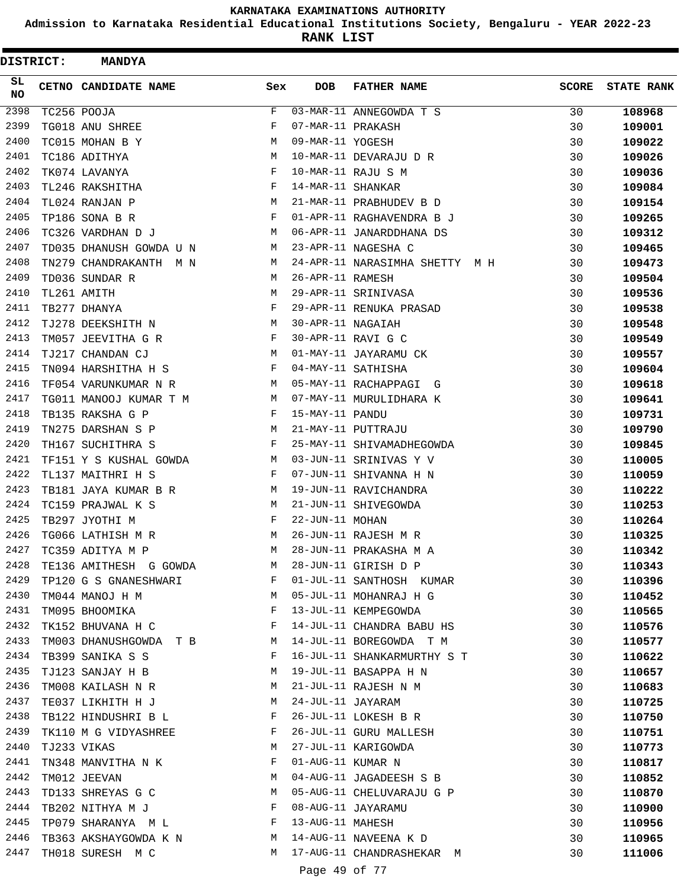**KARNATAKA EXAMINATIONS AUTHORITY**

**Admission to Karnataka Residential Educational Institutions Society, Bengaluru - YEAR 2022-23**

**RANK LIST**

**DISTRICT: MANDYA**

| SL NO | CETNO | CANDIDATE NAME | Sex | DOB | FATHER NAME | SCORE | STATE RANK |
|---|---|---|---|---|---|---|---|
| 2398 | TC256 | POOJA | F | 03-MAR-11 | ANNEGOWDA T S | 30 | 108968 |
| 2399 | TG018 | ANU SHREE | F | 07-MAR-11 | PRAKASH | 30 | 109001 |
| 2400 | TC015 | MOHAN B Y | M | 09-MAR-11 | YOGESH | 30 | 109022 |
| 2401 | TC186 | ADITHYA | M | 10-MAR-11 | DEVARAJU D R | 30 | 109026 |
| 2402 | TK074 | LAVANYA | F | 10-MAR-11 | RAJU S M | 30 | 109036 |
| 2403 | TL246 | RAKSHITHA | F | 14-MAR-11 | SHANKAR | 30 | 109084 |
| 2404 | TL024 | RANJAN P | M | 21-MAR-11 | PRABHUDEV B D | 30 | 109154 |
| 2405 | TP186 | SONA B R | F | 01-APR-11 | RAGHAVENDRA B J | 30 | 109265 |
| 2406 | TC326 | VARDHAN D J | M | 06-APR-11 | JANARDDHANA DS | 30 | 109312 |
| 2407 | TD035 | DHANUSH GOWDA U N | M | 23-APR-11 | NAGESHA C | 30 | 109465 |
| 2408 | TN279 | CHANDRAKANTH M N | M | 24-APR-11 | NARASIMHA SHETTY M H | 30 | 109473 |
| 2409 | TD036 | SUNDAR R | M | 26-APR-11 | RAMESH | 30 | 109504 |
| 2410 | TL261 | AMITH | M | 29-APR-11 | SRINIVASA | 30 | 109536 |
| 2411 | TB277 | DHANYA | F | 29-APR-11 | RENUKA PRASAD | 30 | 109538 |
| 2412 | TJ278 | DEEKSHITH N | M | 30-APR-11 | NAGAIAH | 30 | 109548 |
| 2413 | TM057 | JEEVITHA G R | F | 30-APR-11 | RAVI G C | 30 | 109549 |
| 2414 | TJ217 | CHANDAN CJ | M | 01-MAY-11 | JAYARAMU CK | 30 | 109557 |
| 2415 | TN094 | HARSHITHA H S | F | 04-MAY-11 | SATHISHA | 30 | 109604 |
| 2416 | TF054 | VARUNKUMAR N R | M | 05-MAY-11 | RACHAPPAGI G | 30 | 109618 |
| 2417 | TG011 | MANOOJ KUMAR T M | M | 07-MAY-11 | MURULIDHARA K | 30 | 109641 |
| 2418 | TB135 | RAKSHA G P | F | 15-MAY-11 | PANDU | 30 | 109731 |
| 2419 | TN275 | DARSHAN S P | M | 21-MAY-11 | PUTTRAJU | 30 | 109790 |
| 2420 | TH167 | SUCHITHRA S | F | 25-MAY-11 | SHIVAMADHEGOWDA | 30 | 109845 |
| 2421 | TF151 | Y S KUSHAL GOWDA | M | 03-JUN-11 | SRINIVAS Y V | 30 | 110005 |
| 2422 | TL137 | MAITHRI H S | F | 07-JUN-11 | SHIVANNA H N | 30 | 110059 |
| 2423 | TB181 | JAYA KUMAR B R | M | 19-JUN-11 | RAVICHANDRA | 30 | 110222 |
| 2424 | TC159 | PRAJWAL K S | M | 21-JUN-11 | SHIVEGOWDA | 30 | 110253 |
| 2425 | TB297 | JYOTHI M | F | 22-JUN-11 | MOHAN | 30 | 110264 |
| 2426 | TG066 | LATHISH M R | M | 26-JUN-11 | RAJESH M R | 30 | 110325 |
| 2427 | TC359 | ADITYA M P | M | 28-JUN-11 | PRAKASHA M A | 30 | 110342 |
| 2428 | TE136 | AMITHESH G GOWDA | M | 28-JUN-11 | GIRISH D P | 30 | 110343 |
| 2429 | TP120 | G S GNANESHWARI | F | 01-JUL-11 | SANTHOSH KUMAR | 30 | 110396 |
| 2430 | TM044 | MANOJ H M | M | 05-JUL-11 | MOHANRAJ H G | 30 | 110452 |
| 2431 | TM095 | BHOOMIKA | F | 13-JUL-11 | KEMPEGOWDA | 30 | 110565 |
| 2432 | TK152 | BHUVANA H C | F | 14-JUL-11 | CHANDRA BABU HS | 30 | 110576 |
| 2433 | TM003 | DHANUSHGOWDA T B | M | 14-JUL-11 | BOREGOWDA T M | 30 | 110577 |
| 2434 | TB399 | SANIKA S S | F | 16-JUL-11 | SHANKARMURTHY S T | 30 | 110622 |
| 2435 | TJ123 | SANJAY H B | M | 19-JUL-11 | BASAPPA H N | 30 | 110657 |
| 2436 | TM008 | KAILASH N R | M | 21-JUL-11 | RAJESH N M | 30 | 110683 |
| 2437 | TE037 | LIKHITH H J | M | 24-JUL-11 | JAYARAM | 30 | 110725 |
| 2438 | TB122 | HINDUSHRI B L | F | 26-JUL-11 | LOKESH B R | 30 | 110750 |
| 2439 | TK110 | M G VIDYASHREE | F | 26-JUL-11 | GURU MALLESH | 30 | 110751 |
| 2440 | TJ233 | VIKAS | M | 27-JUL-11 | KARIGOWDA | 30 | 110773 |
| 2441 | TN348 | MANVITHA N K | F | 01-AUG-11 | KUMAR N | 30 | 110817 |
| 2442 | TM012 | JEEVAN | M | 04-AUG-11 | JAGADEESH S B | 30 | 110852 |
| 2443 | TD133 | SHREYAS G C | M | 05-AUG-11 | CHELUVARAJU G P | 30 | 110870 |
| 2444 | TB202 | NITHYA M J | F | 08-AUG-11 | JAYARAMU | 30 | 110900 |
| 2445 | TP079 | SHARANYA M L | F | 13-AUG-11 | MAHESH | 30 | 110956 |
| 2446 | TB363 | AKSHAYGOWDA K N | M | 14-AUG-11 | NAVEENA K D | 30 | 110965 |
| 2447 | TH018 | SURESH M C | M | 17-AUG-11 | CHANDRASHEKAR M | 30 | 111006 |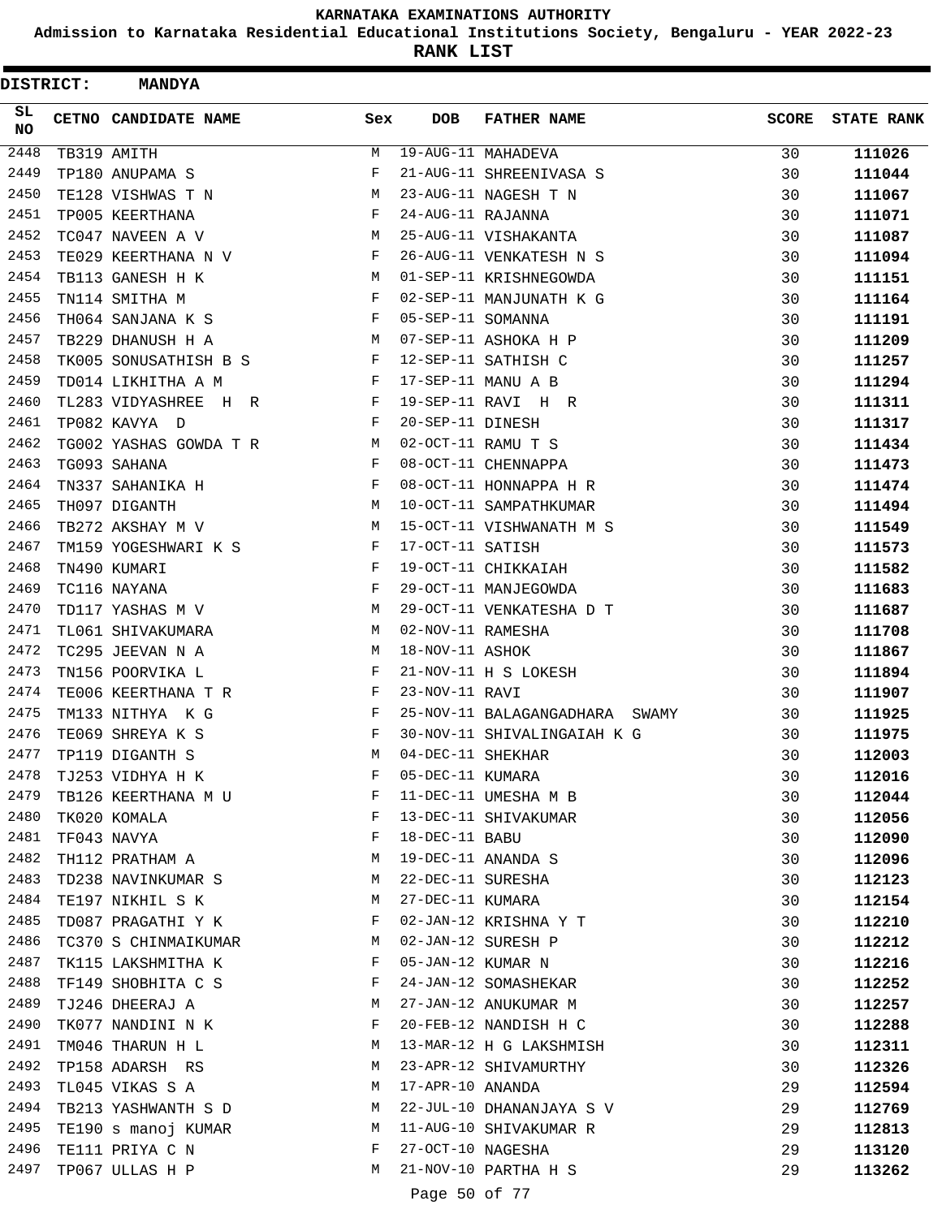**KARNATAKA EXAMINATIONS AUTHORITY**

**Admission to Karnataka Residential Educational Institutions Society, Bengaluru - YEAR 2022-23**

**RANK LIST**

**DISTRICT: MANDYA**

| SL NO | CETNO | CANDIDATE NAME | Sex | DOB | FATHER NAME | SCORE | STATE RANK |
|---|---|---|---|---|---|---|---|
| 2448 | TB319 | AMITH | M | 19-AUG-11 | MAHADEVA | 30 | **111026** |
| 2449 | TP180 | ANUPAMA S | F | 21-AUG-11 | SHREENIVASA S | 30 | **111044** |
| 2450 | TE128 | VISHWAS T N | M | 23-AUG-11 | NAGESH T N | 30 | **111067** |
| 2451 | TP005 | KEERTHANA | F | 24-AUG-11 | RAJANNA | 30 | **111071** |
| 2452 | TC047 | NAVEEN A V | M | 25-AUG-11 | VISHAKANTA | 30 | **111087** |
| 2453 | TE029 | KEERTHANA N V | F | 26-AUG-11 | VENKATESH N S | 30 | **111094** |
| 2454 | TB113 | GANESH H K | M | 01-SEP-11 | KRISHNEGOWDA | 30 | **111151** |
| 2455 | TN114 | SMITHA M | F | 02-SEP-11 | MANJUNATH K G | 30 | **111164** |
| 2456 | TH064 | SANJANA K S | F | 05-SEP-11 | SOMANNA | 30 | **111191** |
| 2457 | TB229 | DHANUSH H A | M | 07-SEP-11 | ASHOKA H P | 30 | **111209** |
| 2458 | TK005 | SONUSATHISH B S | F | 12-SEP-11 | SATHISH C | 30 | **111257** |
| 2459 | TD014 | LIKHITHA A M | F | 17-SEP-11 | MANU A B | 30 | **111294** |
| 2460 | TL283 | VIDYASHREE H R | F | 19-SEP-11 | RAVI H R | 30 | **111311** |
| 2461 | TP082 | KAVYA D | F | 20-SEP-11 | DINESH | 30 | **111317** |
| 2462 | TG002 | YASHAS GOWDA T R | M | 02-OCT-11 | RAMU T S | 30 | **111434** |
| 2463 | TG093 | SAHANA | F | 08-OCT-11 | CHENNAPPA | 30 | **111473** |
| 2464 | TN337 | SAHANIKA H | F | 08-OCT-11 | HONNAPPA H R | 30 | **111474** |
| 2465 | TH097 | DIGANTH | M | 10-OCT-11 | SAMPATHKUMAR | 30 | **111494** |
| 2466 | TB272 | AKSHAY M V | M | 15-OCT-11 | VISHWANATH M S | 30 | **111549** |
| 2467 | TM159 | YOGESHWARI K S | F | 17-OCT-11 | SATISH | 30 | **111573** |
| 2468 | TN490 | KUMARI | F | 19-OCT-11 | CHIKKAIAH | 30 | **111582** |
| 2469 | TC116 | NAYANA | F | 29-OCT-11 | MANJEGOWDA | 30 | **111683** |
| 2470 | TD117 | YASHAS M V | M | 29-OCT-11 | VENKATESHA D T | 30 | **111687** |
| 2471 | TL061 | SHIVAKUMARA | M | 02-NOV-11 | RAMESHA | 30 | **111708** |
| 2472 | TC295 | JEEVAN N A | M | 18-NOV-11 | ASHOK | 30 | **111867** |
| 2473 | TN156 | POORVIKA L | F | 21-NOV-11 | H S LOKESH | 30 | **111894** |
| 2474 | TE006 | KEERTHANA T R | F | 23-NOV-11 | RAVI | 30 | **111907** |
| 2475 | TM133 | NITHYA K G | F | 25-NOV-11 | BALAGANGADHARA SWAMY | 30 | **111925** |
| 2476 | TE069 | SHREYA K S | F | 30-NOV-11 | SHIVALINGAIAH K G | 30 | **111975** |
| 2477 | TP119 | DIGANTH S | M | 04-DEC-11 | SHEKHAR | 30 | **112003** |
| 2478 | TJ253 | VIDHYA H K | F | 05-DEC-11 | KUMARA | 30 | **112016** |
| 2479 | TB126 | KEERTHANA M U | F | 11-DEC-11 | UMESHA M B | 30 | **112044** |
| 2480 | TK020 | KOMALA | F | 13-DEC-11 | SHIVAKUMAR | 30 | **112056** |
| 2481 | TF043 | NAVYA | F | 18-DEC-11 | BABU | 30 | **112090** |
| 2482 | TH112 | PRATHAM A | M | 19-DEC-11 | ANANDA S | 30 | **112096** |
| 2483 | TD238 | NAVINKUMAR S | M | 22-DEC-11 | SURESHA | 30 | **112123** |
| 2484 | TE197 | NIKHIL S K | M | 27-DEC-11 | KUMARA | 30 | **112154** |
| 2485 | TD087 | PRAGATHI Y K | F | 02-JAN-12 | KRISHNA Y T | 30 | **112210** |
| 2486 | TC370 | S CHINMAIKUMAR | M | 02-JAN-12 | SURESH P | 30 | **112212** |
| 2487 | TK115 | LAKSHMITHA K | F | 05-JAN-12 | KUMAR N | 30 | **112216** |
| 2488 | TF149 | SHOBHITA C S | F | 24-JAN-12 | SOMASHEKAR | 30 | **112252** |
| 2489 | TJ246 | DHEERAJ A | M | 27-JAN-12 | ANUKUMAR M | 30 | **112257** |
| 2490 | TK077 | NANDINI N K | F | 20-FEB-12 | NANDISH H C | 30 | **112288** |
| 2491 | TM046 | THARUN H L | M | 13-MAR-12 | H G LAKSHMISH | 30 | **112311** |
| 2492 | TP158 | ADARSH RS | M | 23-APR-12 | SHIVAMURTHY | 30 | **112326** |
| 2493 | TL045 | VIKAS S A | M | 17-APR-10 | ANANDA | 29 | **112594** |
| 2494 | TB213 | YASHWANTH S D | M | 22-JUL-10 | DHANANJAYA S V | 29 | **112769** |
| 2495 | TE190 | s manoj KUMAR | M | 11-AUG-10 | SHIVAKUMAR R | 29 | **112813** |
| 2496 | TE111 | PRIYA C N | F | 27-OCT-10 | NAGESHA | 29 | **113120** |
| 2497 | TP067 | ULLAS H P | M | 21-NOV-10 | PARTHA H S | 29 | **113262** |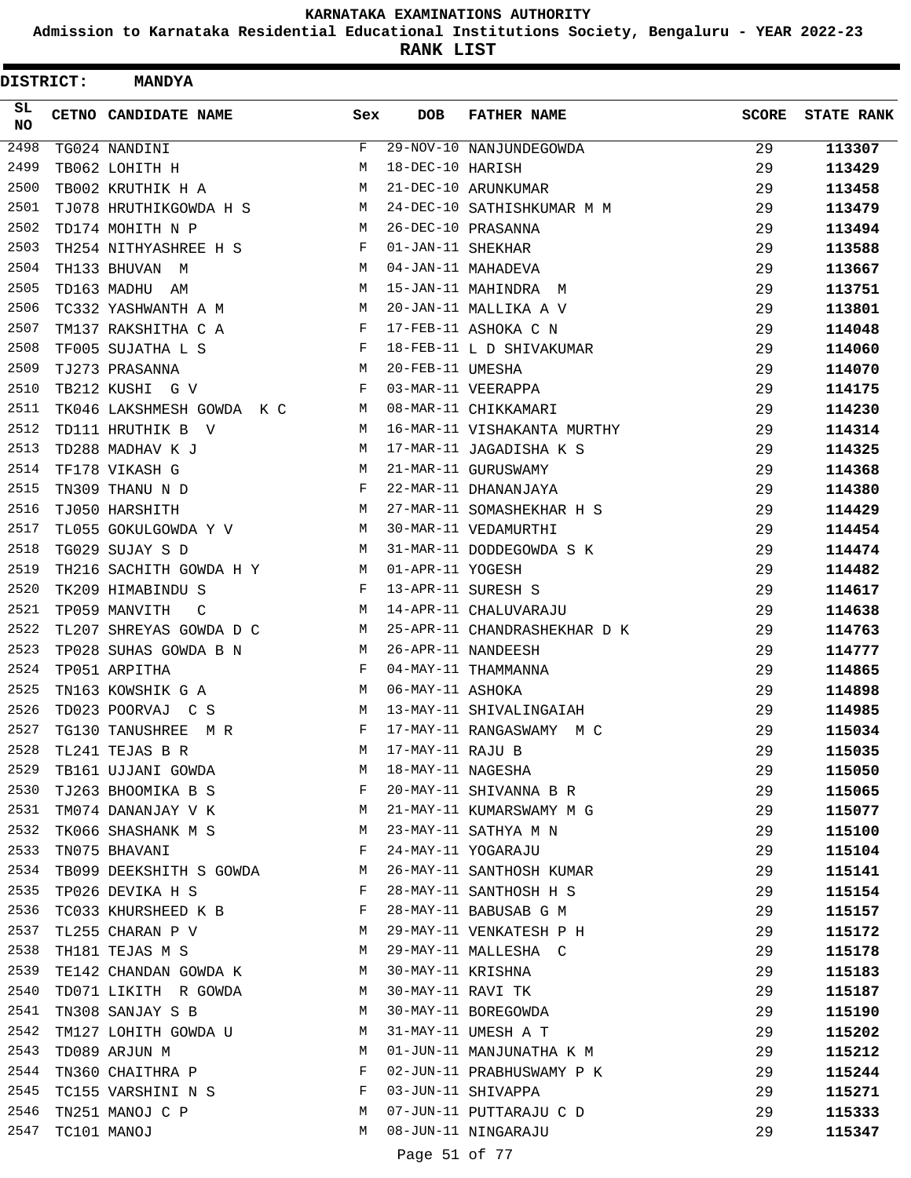KARNATAKA EXAMINATIONS AUTHORITY

Admission to Karnataka Residential Educational Institutions Society, Bengaluru - YEAR 2022-23

**RANK LIST**

**DISTRICT: MANDYA**

| SL NO | CETNO | CANDIDATE NAME | Sex | DOB | FATHER NAME | SCORE | STATE RANK |
|---|---|---|---|---|---|---|---|
| 2498 | TG024 | NANDINI | F | 29-NOV-10 | NANJUNDEGOWDA | 29 | 113307 |
| 2499 | TB062 | LOHITH H | M | 18-DEC-10 | HARISH | 29 | 113429 |
| 2500 | TB002 | KRUTHIK H A | M | 21-DEC-10 | ARUNKUMAR | 29 | 113458 |
| 2501 | TJ078 | HRUTHIKGOWDA H S | M | 24-DEC-10 | SATHISHKUMAR M M | 29 | 113479 |
| 2502 | TD174 | MOHITH N P | M | 26-DEC-10 | PRASANNA | 29 | 113494 |
| 2503 | TH254 | NITHYASHREE H S | F | 01-JAN-11 | SHEKHAR | 29 | 113588 |
| 2504 | TH133 | BHUVAN M | M | 04-JAN-11 | MAHADEVA | 29 | 113667 |
| 2505 | TD163 | MADHU AM | M | 15-JAN-11 | MAHINDRA M | 29 | 113751 |
| 2506 | TC332 | YASHWANTH A M | M | 20-JAN-11 | MALLIKA A V | 29 | 113801 |
| 2507 | TM137 | RAKSHITHA C A | F | 17-FEB-11 | ASHOKA C N | 29 | 114048 |
| 2508 | TF005 | SUJATHA L S | F | 18-FEB-11 | L D SHIVAKUMAR | 29 | 114060 |
| 2509 | TJ273 | PRASANNA | M | 20-FEB-11 | UMESHA | 29 | 114070 |
| 2510 | TB212 | KUSHI G V | F | 03-MAR-11 | VEERAPPA | 29 | 114175 |
| 2511 | TK046 | LAKSHMESH GOWDA K C | M | 08-MAR-11 | CHIKKAMARI | 29 | 114230 |
| 2512 | TD111 | HRUTHIK B V | M | 16-MAR-11 | VISHAKANTA MURTHY | 29 | 114314 |
| 2513 | TD288 | MADHAV K J | M | 17-MAR-11 | JAGADISHA K S | 29 | 114325 |
| 2514 | TF178 | VIKASH G | M | 21-MAR-11 | GURUSWAMY | 29 | 114368 |
| 2515 | TN309 | THANU N D | F | 22-MAR-11 | DHANANJAYA | 29 | 114380 |
| 2516 | TJ050 | HARSHITH | M | 27-MAR-11 | SOMASHEKHAR H S | 29 | 114429 |
| 2517 | TL055 | GOKULGOWDA Y V | M | 30-MAR-11 | VEDAMURTHI | 29 | 114454 |
| 2518 | TG029 | SUJAY S D | M | 31-MAR-11 | DODDEGOWDA S K | 29 | 114474 |
| 2519 | TH216 | SACHITH GOWDA H Y | M | 01-APR-11 | YOGESH | 29 | 114482 |
| 2520 | TK209 | HIMABINDU S | F | 13-APR-11 | SURESH S | 29 | 114617 |
| 2521 | TP059 | MANVITH C | M | 14-APR-11 | CHALUVARAJU | 29 | 114638 |
| 2522 | TL207 | SHREYAS GOWDA D C | M | 25-APR-11 | CHANDRASHEKHAR D K | 29 | 114763 |
| 2523 | TP028 | SUHAS GOWDA B N | M | 26-APR-11 | NANDEESH | 29 | 114777 |
| 2524 | TP051 | ARPITHA | F | 04-MAY-11 | THAMMANNA | 29 | 114865 |
| 2525 | TN163 | KOWSHIK G A | M | 06-MAY-11 | ASHOKA | 29 | 114898 |
| 2526 | TD023 | POORVAJ C S | M | 13-MAY-11 | SHIVALINGAIAH | 29 | 114985 |
| 2527 | TG130 | TANUSHREE M R | F | 17-MAY-11 | RANGASWAMY M C | 29 | 115034 |
| 2528 | TL241 | TEJAS B R | M | 17-MAY-11 | RAJU B | 29 | 115035 |
| 2529 | TB161 | UJJANI GOWDA | M | 18-MAY-11 | NAGESHA | 29 | 115050 |
| 2530 | TJ263 | BHOOMIKA B S | F | 20-MAY-11 | SHIVANNA B R | 29 | 115065 |
| 2531 | TM074 | DANANJAY V K | M | 21-MAY-11 | KUMARSWAMY M G | 29 | 115077 |
| 2532 | TK066 | SHASHANK M S | M | 23-MAY-11 | SATHYA M N | 29 | 115100 |
| 2533 | TN075 | BHAVANI | F | 24-MAY-11 | YOGARAJU | 29 | 115104 |
| 2534 | TB099 | DEEKSHITH S GOWDA | M | 26-MAY-11 | SANTHOSH KUMAR | 29 | 115141 |
| 2535 | TP026 | DEVIKA H S | F | 28-MAY-11 | SANTHOSH H S | 29 | 115154 |
| 2536 | TC033 | KHURSHEED K B | F | 28-MAY-11 | BABUSAB G M | 29 | 115157 |
| 2537 | TL255 | CHARAN P V | M | 29-MAY-11 | VENKATESH P H | 29 | 115172 |
| 2538 | TH181 | TEJAS M S | M | 29-MAY-11 | MALLESHA C | 29 | 115178 |
| 2539 | TE142 | CHANDAN GOWDA K | M | 30-MAY-11 | KRISHNA | 29 | 115183 |
| 2540 | TD071 | LIKITH R GOWDA | M | 30-MAY-11 | RAVI TK | 29 | 115187 |
| 2541 | TN308 | SANJAY S B | M | 30-MAY-11 | BOREGOWDA | 29 | 115190 |
| 2542 | TM127 | LOHITH GOWDA U | M | 31-MAY-11 | UMESH A T | 29 | 115202 |
| 2543 | TD089 | ARJUN M | M | 01-JUN-11 | MANJUNATHA K M | 29 | 115212 |
| 2544 | TN360 | CHAITHRA P | F | 02-JUN-11 | PRABHUSWAMY P K | 29 | 115244 |
| 2545 | TC155 | VARSHINI N S | F | 03-JUN-11 | SHIVAPPA | 29 | 115271 |
| 2546 | TN251 | MANOJ C P | M | 07-JUN-11 | PUTTARAJU C D | 29 | 115333 |
| 2547 | TC101 | MANOJ | M | 08-JUN-11 | NINGARAJU | 29 | 115347 |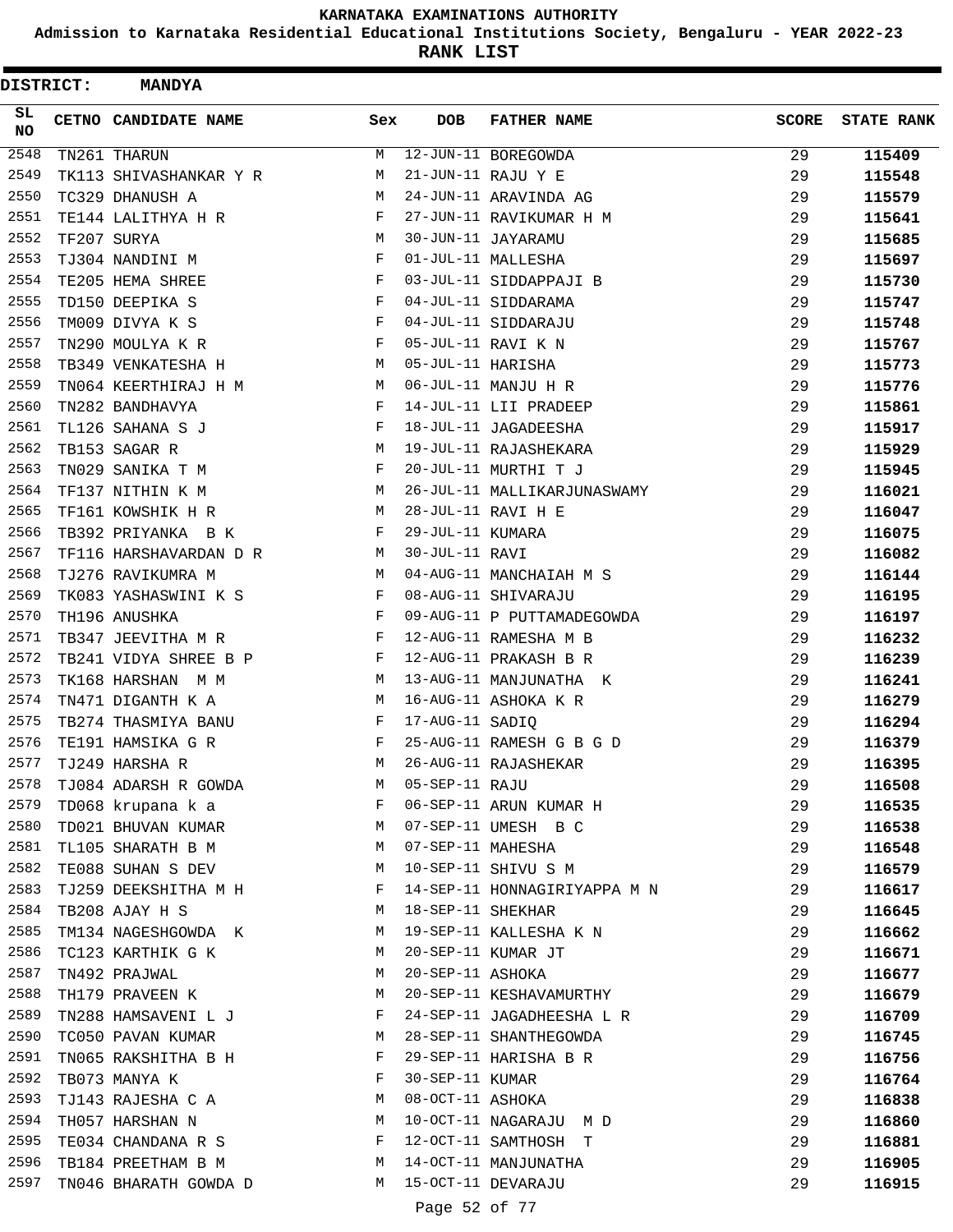# KARNATAKA EXAMINATIONS AUTHORITY

## Admission to Karnataka Residential Educational Institutions Society, Bengaluru - YEAR 2022-23

## RANK LIST

**DISTRICT: MANDYA**

| SL NO | CETNO | CANDIDATE NAME | Sex | DOB | FATHER NAME | SCORE | STATE RANK |
|---|---|---|---|---|---|---|---|
| 2548 | TN261 | THARUN | M | 12-JUN-11 | BOREGOWDA | 29 | 115409 |
| 2549 | TK113 | SHIVASHANKAR Y R | M | 21-JUN-11 | RAJU Y E | 29 | 115548 |
| 2550 | TC329 | DHANUSH A | M | 24-JUN-11 | ARAVINDA AG | 29 | 115579 |
| 2551 | TE144 | LALITHYA H R | F | 27-JUN-11 | RAVIKUMAR H M | 29 | 115641 |
| 2552 | TF207 | SURYA | M | 30-JUN-11 | JAYARAMU | 29 | 115685 |
| 2553 | TJ304 | NANDINI M | F | 01-JUL-11 | MALLESHA | 29 | 115697 |
| 2554 | TE205 | HEMA SHREE | F | 03-JUL-11 | SIDDAPPAJI B | 29 | 115730 |
| 2555 | TD150 | DEEPIKA S | F | 04-JUL-11 | SIDDARAMA | 29 | 115747 |
| 2556 | TM009 | DIVYA K S | F | 04-JUL-11 | SIDDARAJU | 29 | 115748 |
| 2557 | TN290 | MOULYA K R | F | 05-JUL-11 | RAVI K N | 29 | 115767 |
| 2558 | TB349 | VENKATESHA H | M | 05-JUL-11 | HARISHA | 29 | 115773 |
| 2559 | TN064 | KEERTHIRAJ H M | M | 06-JUL-11 | MANJU H R | 29 | 115776 |
| 2560 | TN282 | BANDHAVYA | F | 14-JUL-11 | LII PRADEEP | 29 | 115861 |
| 2561 | TL126 | SAHANA S J | F | 18-JUL-11 | JAGADEESHA | 29 | 115917 |
| 2562 | TB153 | SAGAR R | M | 19-JUL-11 | RAJASHEKARA | 29 | 115929 |
| 2563 | TN029 | SANIKA T M | F | 20-JUL-11 | MURTHI T J | 29 | 115945 |
| 2564 | TF137 | NITHIN K M | M | 26-JUL-11 | MALLIKARJUNASWAMY | 29 | 116021 |
| 2565 | TF161 | KOWSHIK H R | M | 28-JUL-11 | RAVI H E | 29 | 116047 |
| 2566 | TB392 | PRIYANKA  B K | F | 29-JUL-11 | KUMARA | 29 | 116075 |
| 2567 | TF116 | HARSHAVARDAN D R | M | 30-JUL-11 | RAVI | 29 | 116082 |
| 2568 | TJ276 | RAVIKUMRA M | M | 04-AUG-11 | MANCHAIAH M S | 29 | 116144 |
| 2569 | TK083 | YASHASWINI K S | F | 08-AUG-11 | SHIVARAJU | 29 | 116195 |
| 2570 | TH196 | ANUSHKA | F | 09-AUG-11 | P PUTTAMADEGOWDA | 29 | 116197 |
| 2571 | TB347 | JEEVITHA M R | F | 12-AUG-11 | RAMESHA M B | 29 | 116232 |
| 2572 | TB241 | VIDYA SHREE B P | F | 12-AUG-11 | PRAKASH B R | 29 | 116239 |
| 2573 | TK168 | HARSHAN  M M | M | 13-AUG-11 | MANJUNATHA  K | 29 | 116241 |
| 2574 | TN471 | DIGANTH K A | M | 16-AUG-11 | ASHOKA K R | 29 | 116279 |
| 2575 | TB274 | THASMIYA BANU | F | 17-AUG-11 | SADIQ | 29 | 116294 |
| 2576 | TE191 | HAMSIKA G R | F | 25-AUG-11 | RAMESH G B G D | 29 | 116379 |
| 2577 | TJ249 | HARSHA R | M | 26-AUG-11 | RAJASHEKAR | 29 | 116395 |
| 2578 | TJ084 | ADARSH R GOWDA | M | 05-SEP-11 | RAJU | 29 | 116508 |
| 2579 | TD068 | krupana k a | F | 06-SEP-11 | ARUN KUMAR H | 29 | 116535 |
| 2580 | TD021 | BHUVAN KUMAR | M | 07-SEP-11 | UMESH  B C | 29 | 116538 |
| 2581 | TL105 | SHARATH B M | M | 07-SEP-11 | MAHESHA | 29 | 116548 |
| 2582 | TE088 | SUHAN S DEV | M | 10-SEP-11 | SHIVU S M | 29 | 116579 |
| 2583 | TJ259 | DEEKSHITHA M H | F | 14-SEP-11 | HONNAGIRIYAPPA M N | 29 | 116617 |
| 2584 | TB208 | AJAY H S | M | 18-SEP-11 | SHEKHAR | 29 | 116645 |
| 2585 | TM134 | NAGESHGOWDA  K | M | 19-SEP-11 | KALLESHA K N | 29 | 116662 |
| 2586 | TC123 | KARTHIK G K | M | 20-SEP-11 | KUMAR JT | 29 | 116671 |
| 2587 | TN492 | PRAJWAL | M | 20-SEP-11 | ASHOKA | 29 | 116677 |
| 2588 | TH179 | PRAVEEN K | M | 20-SEP-11 | KESHAVAMURTHY | 29 | 116679 |
| 2589 | TN288 | HAMSAVENI L J | F | 24-SEP-11 | JAGADHEESHA L R | 29 | 116709 |
| 2590 | TC050 | PAVAN KUMAR | M | 28-SEP-11 | SHANTHEGOWDA | 29 | 116745 |
| 2591 | TN065 | RAKSHITHA B H | F | 29-SEP-11 | HARISHA B R | 29 | 116756 |
| 2592 | TB073 | MANYA K | F | 30-SEP-11 | KUMAR | 29 | 116764 |
| 2593 | TJ143 | RAJESHA C A | M | 08-OCT-11 | ASHOKA | 29 | 116838 |
| 2594 | TH057 | HARSHAN N | M | 10-OCT-11 | NAGARAJU  M D | 29 | 116860 |
| 2595 | TE034 | CHANDANA R S | F | 12-OCT-11 | SAMTHOSH  T | 29 | 116881 |
| 2596 | TB184 | PREETHAM B M | M | 14-OCT-11 | MANJUNATHA | 29 | 116905 |
| 2597 | TN046 | BHARATH GOWDA D | M | 15-OCT-11 | DEVARAJU | 29 | 116915 |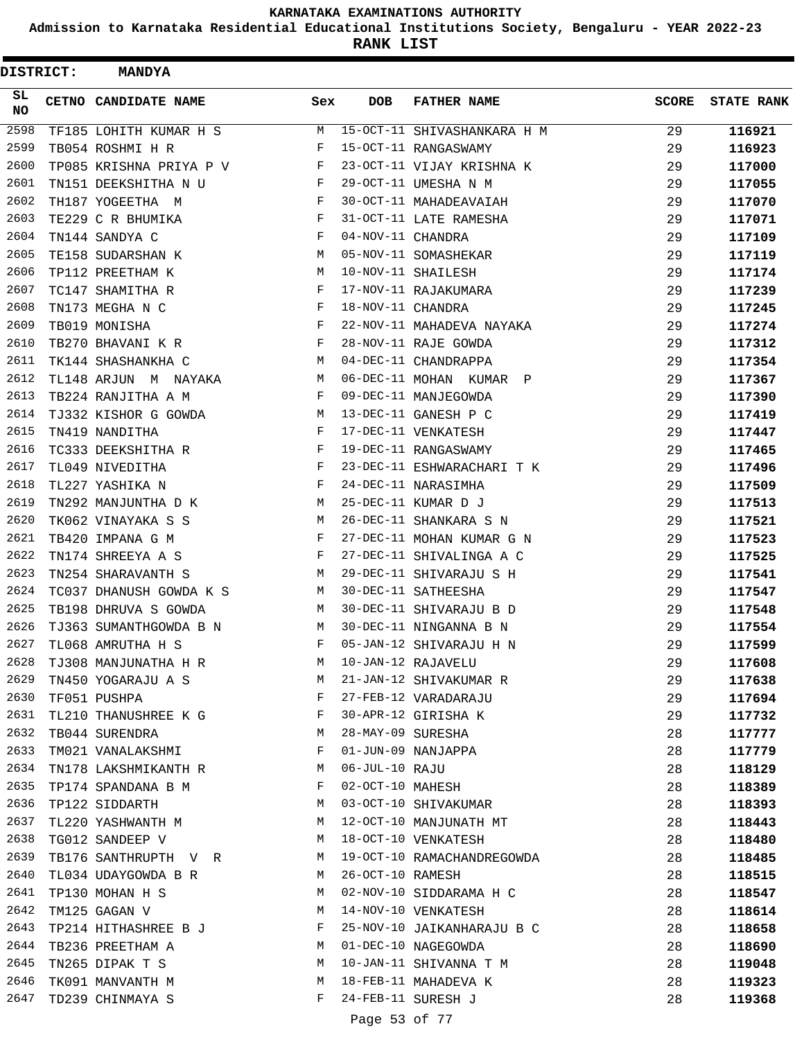# KARNATAKA EXAMINATIONS AUTHORITY

**Admission to Karnataka Residential Educational Institutions Society, Bengaluru - YEAR 2022-23**

**RANK LIST**

**DISTRICT: MANDYA**

| SL NO | CETNO | CANDIDATE NAME | Sex | DOB | FATHER NAME | SCORE | STATE RANK |
|---|---|---|---|---|---|---|---|
| 2598 | TF185 | LOHITH KUMAR H S | M | 15-OCT-11 | SHIVASHANKARA H M | 29 | **116921** |
| 2599 | TB054 | ROSHMI H R | F | 15-OCT-11 | RANGASWAMY | 29 | **116923** |
| 2600 | TP085 | KRISHNA PRIYA P V | F | 23-OCT-11 | VIJAY KRISHNA K | 29 | **117000** |
| 2601 | TN151 | DEEKSHITHA N U | F | 29-OCT-11 | UMESHA N M | 29 | **117055** |
| 2602 | TH187 | YOGEETHA M | F | 30-OCT-11 | MAHADEAVAIAH | 29 | **117070** |
| 2603 | TE229 | C R BHUMIKA | F | 31-OCT-11 | LATE RAMESHA | 29 | **117071** |
| 2604 | TN144 | SANDYA C | F | 04-NOV-11 | CHANDRA | 29 | **117109** |
| 2605 | TE158 | SUDARSHAN K | M | 05-NOV-11 | SOMASHEKAR | 29 | **117119** |
| 2606 | TP112 | PREETHAM K | M | 10-NOV-11 | SHAILESH | 29 | **117174** |
| 2607 | TC147 | SHAMITHA R | F | 17-NOV-11 | RAJAKUMARA | 29 | **117239** |
| 2608 | TN173 | MEGHA N C | F | 18-NOV-11 | CHANDRA | 29 | **117245** |
| 2609 | TB019 | MONISHA | F | 22-NOV-11 | MAHADEVA NAYAKA | 29 | **117274** |
| 2610 | TB270 | BHAVANI K R | F | 28-NOV-11 | RAJE GOWDA | 29 | **117312** |
| 2611 | TK144 | SHASHANKHA C | M | 04-DEC-11 | CHANDRAPPA | 29 | **117354** |
| 2612 | TL148 | ARJUN M NAYAKA | M | 06-DEC-11 | MOHAN KUMAR P | 29 | **117367** |
| 2613 | TB224 | RANJITHA A M | F | 09-DEC-11 | MANJEGOWDA | 29 | **117390** |
| 2614 | TJ332 | KISHOR G GOWDA | M | 13-DEC-11 | GANESH P C | 29 | **117419** |
| 2615 | TN419 | NANDITHA | F | 17-DEC-11 | VENKATESH | 29 | **117447** |
| 2616 | TC333 | DEEKSHITHA R | F | 19-DEC-11 | RANGASWAMY | 29 | **117465** |
| 2617 | TL049 | NIVEDITHA | F | 23-DEC-11 | ESHWARACHARI T K | 29 | **117496** |
| 2618 | TL227 | YASHIKA N | F | 24-DEC-11 | NARASIMHA | 29 | **117509** |
| 2619 | TN292 | MANJUNTHA D K | M | 25-DEC-11 | KUMAR D J | 29 | **117513** |
| 2620 | TK062 | VINAYAKA S S | M | 26-DEC-11 | SHANKARA S N | 29 | **117521** |
| 2621 | TB420 | IMPANA G M | F | 27-DEC-11 | MOHAN KUMAR G N | 29 | **117523** |
| 2622 | TN174 | SHREEYA A S | F | 27-DEC-11 | SHIVALINGA A C | 29 | **117525** |
| 2623 | TN254 | SHARAVANTH S | M | 29-DEC-11 | SHIVARAJU S H | 29 | **117541** |
| 2624 | TC037 | DHANUSH GOWDA K S | M | 30-DEC-11 | SATHEESHA | 29 | **117547** |
| 2625 | TB198 | DHRUVA S GOWDA | M | 30-DEC-11 | SHIVARAJU B D | 29 | **117548** |
| 2626 | TJ363 | SUMANTHGOWDA B N | M | 30-DEC-11 | NINGANNA B N | 29 | **117554** |
| 2627 | TL068 | AMRUTHA H S | F | 05-JAN-12 | SHIVARAJU H N | 29 | **117599** |
| 2628 | TJ308 | MANJUNATHA H R | M | 10-JAN-12 | RAJAVELU | 29 | **117608** |
| 2629 | TN450 | YOGARAJU A S | M | 21-JAN-12 | SHIVAKUMAR R | 29 | **117638** |
| 2630 | TF051 | PUSHPA | F | 27-FEB-12 | VARADARAJU | 29 | **117694** |
| 2631 | TL210 | THANUSHREE K G | F | 30-APR-12 | GIRISHA K | 29 | **117732** |
| 2632 | TB044 | SURENDRA | M | 28-MAY-09 | SURESHA | 28 | **117777** |
| 2633 | TM021 | VANALAKSHMI | F | 01-JUN-09 | NANJAPPA | 28 | **117779** |
| 2634 | TN178 | LAKSHMIKANTH R | M | 06-JUL-10 | RAJU | 28 | **118129** |
| 2635 | TP174 | SPANDANA B M | F | 02-OCT-10 | MAHESH | 28 | **118389** |
| 2636 | TP122 | SIDDARTH | M | 03-OCT-10 | SHIVAKUMAR | 28 | **118393** |
| 2637 | TL220 | YASHWANTH M | M | 12-OCT-10 | MANJUNATH MT | 28 | **118443** |
| 2638 | TG012 | SANDEEP V | M | 18-OCT-10 | VENKATESH | 28 | **118480** |
| 2639 | TB176 | SANTHRUPTH V R | M | 19-OCT-10 | RAMACHANDREGOWDA | 28 | **118485** |
| 2640 | TL034 | UDAYGOWDA B R | M | 26-OCT-10 | RAMESH | 28 | **118515** |
| 2641 | TP130 | MOHAN H S | M | 02-NOV-10 | SIDDARAMA H C | 28 | **118547** |
| 2642 | TM125 | GAGAN V | M | 14-NOV-10 | VENKATESH | 28 | **118614** |
| 2643 | TP214 | HITHASHREE B J | F | 25-NOV-10 | JAIKANHARAJU B C | 28 | **118658** |
| 2644 | TB236 | PREETHAM A | M | 01-DEC-10 | NAGEGOWDA | 28 | **118690** |
| 2645 | TN265 | DIPAK T S | M | 10-JAN-11 | SHIVANNA T M | 28 | **119048** |
| 2646 | TK091 | MANVANTH M | M | 18-FEB-11 | MAHADEVA K | 28 | **119323** |
| 2647 | TD239 | CHINMAYA S | F | 24-FEB-11 | SURESH J | 28 | **119368** |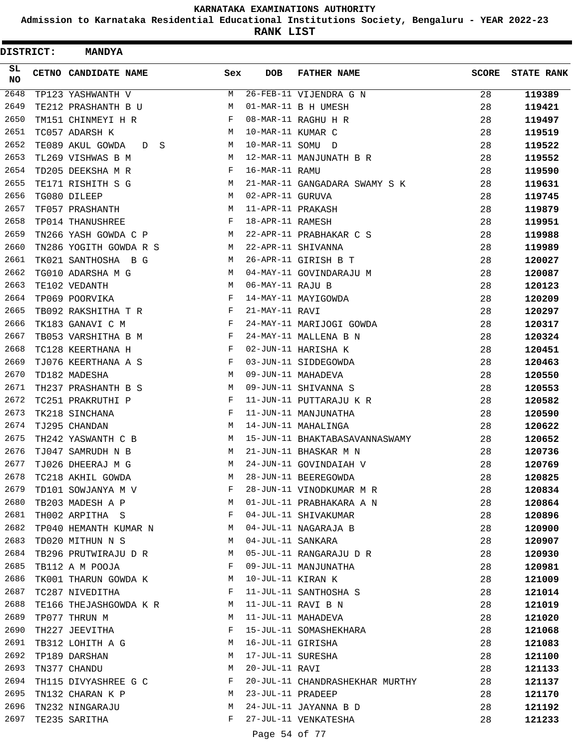**KARNATAKA EXAMINATIONS AUTHORITY**

**Admission to Karnataka Residential Educational Institutions Society, Bengaluru - YEAR 2022-23**

**RANK LIST**

**DISTRICT: MANDYA**

| SL NO | CETNO | CANDIDATE NAME | Sex | DOB | FATHER NAME | SCORE | STATE RANK |
|---|---|---|---|---|---|---|---|
| 2648 | TP123 | YASHWANTH V | M | 26-FEB-11 | VIJENDRA G N | 28 | **119389** |
| 2649 | TE212 | PRASHANTH B U | M | 01-MAR-11 | B H UMESH | 28 | **119421** |
| 2650 | TM151 | CHINMEYI H R | F | 08-MAR-11 | RAGHU H R | 28 | **119497** |
| 2651 | TC057 | ADARSH K | M | 10-MAR-11 | KUMAR C | 28 | **119519** |
| 2652 | TE089 | AKUL GOWDA D S | M | 10-MAR-11 | SOMU D | 28 | **119522** |
| 2653 | TL269 | VISHWAS B M | M | 12-MAR-11 | MANJUNATH B R | 28 | **119552** |
| 2654 | TD205 | DEEKSHA M R | F | 16-MAR-11 | RAMU | 28 | **119590** |
| 2655 | TE171 | RISHITH S G | M | 21-MAR-11 | GANGADARA SWAMY S K | 28 | **119631** |
| 2656 | TG080 | DILEEP | M | 02-APR-11 | GURUVA | 28 | **119745** |
| 2657 | TF057 | PRASHANTH | M | 11-APR-11 | PRAKASH | 28 | **119879** |
| 2658 | TP014 | THANUSHREE | F | 18-APR-11 | RAMESH | 28 | **119951** |
| 2659 | TN266 | YASH GOWDA C P | M | 22-APR-11 | PRABHAKAR C S | 28 | **119988** |
| 2660 | TN286 | YOGITH GOWDA R S | M | 22-APR-11 | SHIVANNA | 28 | **119989** |
| 2661 | TK021 | SANTHOSHA B G | M | 26-APR-11 | GIRISH B T | 28 | **120027** |
| 2662 | TG010 | ADARSHA M G | M | 04-MAY-11 | GOVINDARAJU M | 28 | **120087** |
| 2663 | TE102 | VEDANTH | M | 06-MAY-11 | RAJU B | 28 | **120123** |
| 2664 | TP069 | POORVIKA | F | 14-MAY-11 | MAYIGOWDA | 28 | **120209** |
| 2665 | TB092 | RAKSHITHA T R | F | 21-MAY-11 | RAVI | 28 | **120297** |
| 2666 | TK183 | GANAVI C M | F | 24-MAY-11 | MARIJOGI GOWDA | 28 | **120317** |
| 2667 | TB053 | VARSHITHA B M | F | 24-MAY-11 | MALLENA B N | 28 | **120324** |
| 2668 | TC128 | KEERTHANA H | F | 02-JUN-11 | HARISHA K | 28 | **120451** |
| 2669 | TJ076 | KEERTHANA A S | F | 03-JUN-11 | SIDDEGOWDA | 28 | **120463** |
| 2670 | TD182 | MADESHA | M | 09-JUN-11 | MAHADEVA | 28 | **120550** |
| 2671 | TH237 | PRASHANTH B S | M | 09-JUN-11 | SHIVANNA S | 28 | **120553** |
| 2672 | TC251 | PRAKRUTHI P | F | 11-JUN-11 | PUTTARAJU K R | 28 | **120582** |
| 2673 | TK218 | SINCHANA | F | 11-JUN-11 | MANJUNATHA | 28 | **120590** |
| 2674 | TJ295 | CHANDAN | M | 14-JUN-11 | MAHALINGA | 28 | **120622** |
| 2675 | TH242 | YASWANTH C B | M | 15-JUN-11 | BHAKTABASAVANNASWAMY | 28 | **120652** |
| 2676 | TJ047 | SAMRUDH N B | M | 21-JUN-11 | BHASKAR M N | 28 | **120736** |
| 2677 | TJ026 | DHEERAJ M G | M | 24-JUN-11 | GOVINDAIAH V | 28 | **120769** |
| 2678 | TC218 | AKHIL GOWDA | M | 28-JUN-11 | BEEREGOWDA | 28 | **120825** |
| 2679 | TD101 | SOWJANYA M V | F | 28-JUN-11 | VINODKUMAR M R | 28 | **120834** |
| 2680 | TB203 | MADESH A P | M | 01-JUL-11 | PRABHAKARA A N | 28 | **120864** |
| 2681 | TH002 | ARPITHA S | F | 04-JUL-11 | SHIVAKUMAR | 28 | **120896** |
| 2682 | TP040 | HEMANTH KUMAR N | M | 04-JUL-11 | NAGARAJA B | 28 | **120900** |
| 2683 | TD020 | MITHUN N S | M | 04-JUL-11 | SANKARA | 28 | **120907** |
| 2684 | TB296 | PRUTWIRAJU D R | M | 05-JUL-11 | RANGARAJU D R | 28 | **120930** |
| 2685 | TB112 | A M POOJA | F | 09-JUL-11 | MANJUNATHA | 28 | **120981** |
| 2686 | TK001 | THARUN GOWDA K | M | 10-JUL-11 | KIRAN K | 28 | **121009** |
| 2687 | TC287 | NIVEDITHA | F | 11-JUL-11 | SANTHOSHA S | 28 | **121014** |
| 2688 | TE166 | THEJASHGOWDA K R | M | 11-JUL-11 | RAVI B N | 28 | **121019** |
| 2689 | TP077 | THRUN M | M | 11-JUL-11 | MAHADEVA | 28 | **121020** |
| 2690 | TH227 | JEEVITHA | F | 15-JUL-11 | SOMASHEKHARA | 28 | **121068** |
| 2691 | TB312 | LOHITH A G | M | 16-JUL-11 | GIRISHA | 28 | **121083** |
| 2692 | TP189 | DARSHAN | M | 17-JUL-11 | SURESHA | 28 | **121100** |
| 2693 | TN377 | CHANDU | M | 20-JUL-11 | RAVI | 28 | **121133** |
| 2694 | TH115 | DIVYASHREE G C | F | 20-JUL-11 | CHANDRASHEKHAR MURTHY | 28 | **121137** |
| 2695 | TN132 | CHARAN K P | M | 23-JUL-11 | PRADEEP | 28 | **121170** |
| 2696 | TN232 | NINGARAJU | M | 24-JUL-11 | JAYANNA B D | 28 | **121192** |
| 2697 | TE235 | SARITHA | F | 27-JUL-11 | VENKATESHA | 28 | **121233** |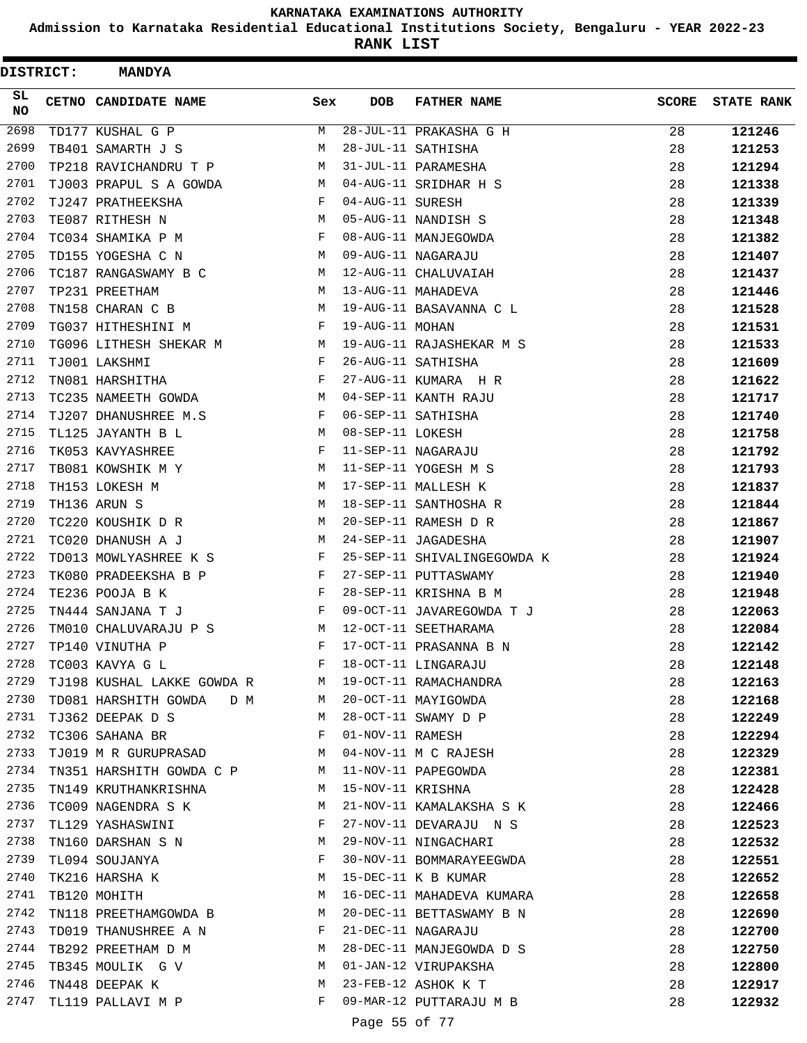# KARNATAKA EXAMINATIONS AUTHORITY

**Admission to Karnataka Residential Educational Institutions Society, Bengaluru - YEAR 2022-23**

**RANK LIST**

**DISTRICT: MANDYA**

| SL NO | CETNO | CANDIDATE NAME | Sex | DOB | FATHER NAME | SCORE | STATE RANK |
|---|---|---|---|---|---|---|---|
| 2698 | TD177 | KUSHAL G P | M | 28-JUL-11 | PRAKASHA G H | 28 | **121246** |
| 2699 | TB401 | SAMARTH J S | M | 28-JUL-11 | SATHISHA | 28 | **121253** |
| 2700 | TP218 | RAVICHANDRU T P | M | 31-JUL-11 | PARAMESHA | 28 | **121294** |
| 2701 | TJ003 | PRAPUL S A GOWDA | M | 04-AUG-11 | SRIDHAR H S | 28 | **121338** |
| 2702 | TJ247 | PRATHEEKSHA | F | 04-AUG-11 | SURESH | 28 | **121339** |
| 2703 | TE087 | RITHESH N | M | 05-AUG-11 | NANDISH S | 28 | **121348** |
| 2704 | TC034 | SHAMIKA P M | F | 08-AUG-11 | MANJEGOWDA | 28 | **121382** |
| 2705 | TD155 | YOGESHA C N | M | 09-AUG-11 | NAGARAJU | 28 | **121407** |
| 2706 | TC187 | RANGASWAMY B C | M | 12-AUG-11 | CHALUVAIAH | 28 | **121437** |
| 2707 | TP231 | PREETHAM | M | 13-AUG-11 | MAHADEVA | 28 | **121446** |
| 2708 | TN158 | CHARAN C B | M | 19-AUG-11 | BASAVANNA C L | 28 | **121528** |
| 2709 | TG037 | HITHESHINI M | F | 19-AUG-11 | MOHAN | 28 | **121531** |
| 2710 | TG096 | LITHESH SHEKAR M | M | 19-AUG-11 | RAJASHEKAR M S | 28 | **121533** |
| 2711 | TJ001 | LAKSHMI | F | 26-AUG-11 | SATHISHA | 28 | **121609** |
| 2712 | TN081 | HARSHITHA | F | 27-AUG-11 | KUMARA H R | 28 | **121622** |
| 2713 | TC235 | NAMEETH GOWDA | M | 04-SEP-11 | KANTH RAJU | 28 | **121717** |
| 2714 | TJ207 | DHANUSHREE M.S | F | 06-SEP-11 | SATHISHA | 28 | **121740** |
| 2715 | TL125 | JAYANTH B L | M | 08-SEP-11 | LOKESH | 28 | **121758** |
| 2716 | TK053 | KAVYASHREE | F | 11-SEP-11 | NAGARAJU | 28 | **121792** |
| 2717 | TB081 | KOWSHIK M Y | M | 11-SEP-11 | YOGESH M S | 28 | **121793** |
| 2718 | TH153 | LOKESH M | M | 17-SEP-11 | MALLESH K | 28 | **121837** |
| 2719 | TH136 | ARUN S | M | 18-SEP-11 | SANTHOSHA R | 28 | **121844** |
| 2720 | TC220 | KOUSHIK D R | M | 20-SEP-11 | RAMESH D R | 28 | **121867** |
| 2721 | TC020 | DHANUSH A J | M | 24-SEP-11 | JAGADESHA | 28 | **121907** |
| 2722 | TD013 | MOWLYASHREE K S | F | 25-SEP-11 | SHIVALINGEGOWDA K | 28 | **121924** |
| 2723 | TK080 | PRADEEKSHA B P | F | 27-SEP-11 | PUTTASWAMY | 28 | **121940** |
| 2724 | TE236 | POOJA B K | F | 28-SEP-11 | KRISHNA B M | 28 | **121948** |
| 2725 | TN444 | SANJANA T J | F | 09-OCT-11 | JAVAREGOWDA T J | 28 | **122063** |
| 2726 | TM010 | CHALUVARAJU P S | M | 12-OCT-11 | SEETHARAMA | 28 | **122084** |
| 2727 | TP140 | VINUTHA P | F | 17-OCT-11 | PRASANNA B N | 28 | **122142** |
| 2728 | TC003 | KAVYA G L | F | 18-OCT-11 | LINGARAJU | 28 | **122148** |
| 2729 | TJ198 | KUSHAL LAKKE GOWDA R | M | 19-OCT-11 | RAMACHANDRA | 28 | **122163** |
| 2730 | TD081 | HARSHITH GOWDA D M | M | 20-OCT-11 | MAYIGOWDA | 28 | **122168** |
| 2731 | TJ362 | DEEPAK D S | M | 28-OCT-11 | SWAMY D P | 28 | **122249** |
| 2732 | TC306 | SAHANA BR | F | 01-NOV-11 | RAMESH | 28 | **122294** |
| 2733 | TJ019 | M R GURUPRASAD | M | 04-NOV-11 | M C RAJESH | 28 | **122329** |
| 2734 | TN351 | HARSHITH GOWDA C P | M | 11-NOV-11 | PAPEGOWDA | 28 | **122381** |
| 2735 | TN149 | KRUTHANKRISHNA | M | 15-NOV-11 | KRISHNA | 28 | **122428** |
| 2736 | TC009 | NAGENDRA S K | M | 21-NOV-11 | KAMALAKSHA S K | 28 | **122466** |
| 2737 | TL129 | YASHASWINI | F | 27-NOV-11 | DEVARAJU N S | 28 | **122523** |
| 2738 | TN160 | DARSHAN S N | M | 29-NOV-11 | NINGACHARI | 28 | **122532** |
| 2739 | TL094 | SOUJANYA | F | 30-NOV-11 | BOMMARAYEEGWDA | 28 | **122551** |
| 2740 | TK216 | HARSHA K | M | 15-DEC-11 | K B KUMAR | 28 | **122652** |
| 2741 | TB120 | MOHITH | M | 16-DEC-11 | MAHADEVA KUMARA | 28 | **122658** |
| 2742 | TN118 | PREETHAMGOWDA B | M | 20-DEC-11 | BETTASWAMY B N | 28 | **122690** |
| 2743 | TD019 | THANUSHREE A N | F | 21-DEC-11 | NAGARAJU | 28 | **122700** |
| 2744 | TB292 | PREETHAM D M | M | 28-DEC-11 | MANJEGOWDA D S | 28 | **122750** |
| 2745 | TB345 | MOULIK G V | M | 01-JAN-12 | VIRUPAKSHA | 28 | **122800** |
| 2746 | TN448 | DEEPAK K | M | 23-FEB-12 | ASHOK K T | 28 | **122917** |
| 2747 | TL119 | PALLAVI M P | F | 09-MAR-12 | PUTTARAJU M B | 28 | **122932** |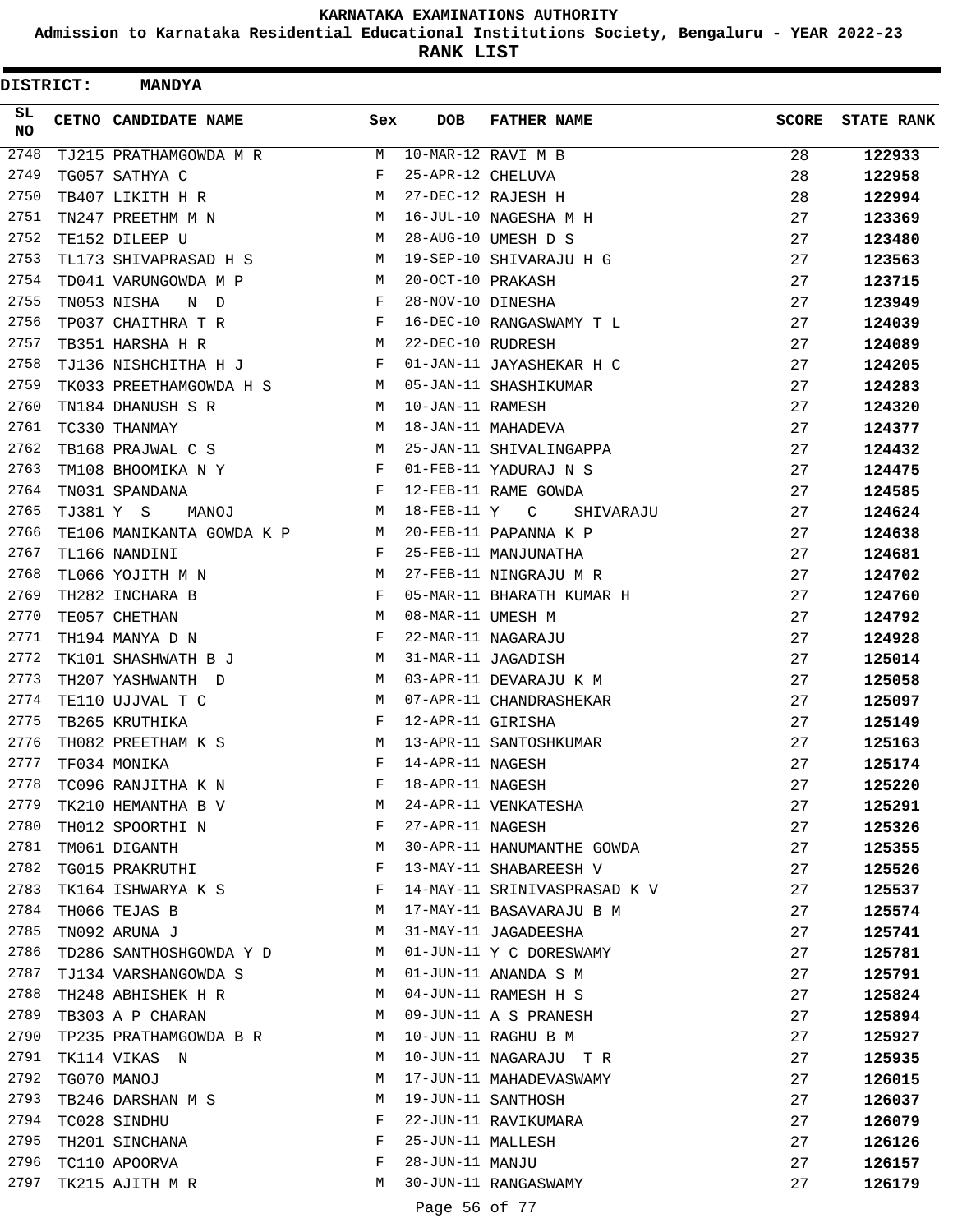# KARNATAKA EXAMINATIONS AUTHORITY

## Admission to Karnataka Residential Educational Institutions Society, Bengaluru - YEAR 2022-23

### RANK LIST

**DISTRICT: MANDYA**

| SL NO | CETNO | CANDIDATE NAME | Sex | DOB | FATHER NAME | SCORE | STATE RANK |
|---|---|---|---|---|---|---|---|
| 2748 | TJ215 | PRATHAMGOWDA M R | M | 10-MAR-12 | RAVI M B | 28 | 122933 |
| 2749 | TG057 | SATHYA C | F | 25-APR-12 | CHELUVA | 28 | 122958 |
| 2750 | TB407 | LIKITH H R | M | 27-DEC-12 | RAJESH H | 28 | 122994 |
| 2751 | TN247 | PREETHM M N | M | 16-JUL-10 | NAGESHA M H | 27 | 123369 |
| 2752 | TE152 | DILEEP U | M | 28-AUG-10 | UMESH D S | 27 | 123480 |
| 2753 | TL173 | SHIVAPRASAD H S | M | 19-SEP-10 | SHIVARAJU H G | 27 | 123563 |
| 2754 | TD041 | VARUNGOWDA M P | M | 20-OCT-10 | PRAKASH | 27 | 123715 |
| 2755 | TN053 | NISHA N D | F | 28-NOV-10 | DINESHA | 27 | 123949 |
| 2756 | TP037 | CHAITHRA T R | F | 16-DEC-10 | RANGASWAMY T L | 27 | 124039 |
| 2757 | TB351 | HARSHA H R | M | 22-DEC-10 | RUDRESH | 27 | 124089 |
| 2758 | TJ136 | NISHCHITHA H J | F | 01-JAN-11 | JAYASHEKAR H C | 27 | 124205 |
| 2759 | TK033 | PREETHAMGOWDA H S | M | 05-JAN-11 | SHASHIKUMAR | 27 | 124283 |
| 2760 | TN184 | DHANUSH S R | M | 10-JAN-11 | RAMESH | 27 | 124320 |
| 2761 | TC330 | THANMAY | M | 18-JAN-11 | MAHADEVA | 27 | 124377 |
| 2762 | TB168 | PRAJWAL C S | M | 25-JAN-11 | SHIVALINGAPPA | 27 | 124432 |
| 2763 | TM108 | BHOOMIKA N Y | F | 01-FEB-11 | YADURAJ N S | 27 | 124475 |
| 2764 | TN031 | SPANDANA | F | 12-FEB-11 | RAME GOWDA | 27 | 124585 |
| 2765 | TJ381 | Y S MANOJ | M | 18-FEB-11 | Y C SHIVARAJU | 27 | 124624 |
| 2766 | TE106 | MANIKANTA GOWDA K P | M | 20-FEB-11 | PAPANNA K P | 27 | 124638 |
| 2767 | TL166 | NANDINI | F | 25-FEB-11 | MANJUNATHA | 27 | 124681 |
| 2768 | TL066 | YOJITH M N | M | 27-FEB-11 | NINGRAJU M R | 27 | 124702 |
| 2769 | TH282 | INCHARA B | F | 05-MAR-11 | BHARATH KUMAR H | 27 | 124760 |
| 2770 | TE057 | CHETHAN | M | 08-MAR-11 | UMESH M | 27 | 124792 |
| 2771 | TH194 | MANYA D N | F | 22-MAR-11 | NAGARAJU | 27 | 124928 |
| 2772 | TK101 | SHASHWATH B J | M | 31-MAR-11 | JAGADISH | 27 | 125014 |
| 2773 | TH207 | YASHWANTH D | M | 03-APR-11 | DEVARAJU K M | 27 | 125058 |
| 2774 | TE110 | UJJVAL T C | M | 07-APR-11 | CHANDRASHEKAR | 27 | 125097 |
| 2775 | TB265 | KRUTHIKA | F | 12-APR-11 | GIRISHA | 27 | 125149 |
| 2776 | TH082 | PREETHAM K S | M | 13-APR-11 | SANTOSHKUMAR | 27 | 125163 |
| 2777 | TF034 | MONIKA | F | 14-APR-11 | NAGESH | 27 | 125174 |
| 2778 | TC096 | RANJITHA K N | F | 18-APR-11 | NAGESH | 27 | 125220 |
| 2779 | TK210 | HEMANTHA B V | M | 24-APR-11 | VENKATESHA | 27 | 125291 |
| 2780 | TH012 | SPOORTHI N | F | 27-APR-11 | NAGESH | 27 | 125326 |
| 2781 | TM061 | DIGANTH | M | 30-APR-11 | HANUMANTHE GOWDA | 27 | 125355 |
| 2782 | TG015 | PRAKRUTHI | F | 13-MAY-11 | SHABAREESH V | 27 | 125526 |
| 2783 | TK164 | ISHWARYA K S | F | 14-MAY-11 | SRINIVASPRASAD K V | 27 | 125537 |
| 2784 | TH066 | TEJAS B | M | 17-MAY-11 | BASAVARAJU B M | 27 | 125574 |
| 2785 | TN092 | ARUNA J | M | 31-MAY-11 | JAGADEESHA | 27 | 125741 |
| 2786 | TD286 | SANTHOSHGOWDA Y D | M | 01-JUN-11 | Y C DORESWAMY | 27 | 125781 |
| 2787 | TJ134 | VARSHANGOWDA S | M | 01-JUN-11 | ANANDA S M | 27 | 125791 |
| 2788 | TH248 | ABHISHEK H R | M | 04-JUN-11 | RAMESH H S | 27 | 125824 |
| 2789 | TB303 | A P CHARAN | M | 09-JUN-11 | A S PRANESH | 27 | 125894 |
| 2790 | TP235 | PRATHAMGOWDA B R | M | 10-JUN-11 | RAGHU B M | 27 | 125927 |
| 2791 | TK114 | VIKAS N | M | 10-JUN-11 | NAGARAJU T R | 27 | 125935 |
| 2792 | TG070 | MANOJ | M | 17-JUN-11 | MAHADEVASWAMY | 27 | 126015 |
| 2793 | TB246 | DARSHAN M S | M | 19-JUN-11 | SANTHOSH | 27 | 126037 |
| 2794 | TC028 | SINDHU | F | 22-JUN-11 | RAVIKUMARA | 27 | 126079 |
| 2795 | TH201 | SINCHANA | F | 25-JUN-11 | MALLESH | 27 | 126126 |
| 2796 | TC110 | APOORVA | F | 28-JUN-11 | MANJU | 27 | 126157 |
| 2797 | TK215 | AJITH M R | M | 30-JUN-11 | RANGASWAMY | 27 | 126179 |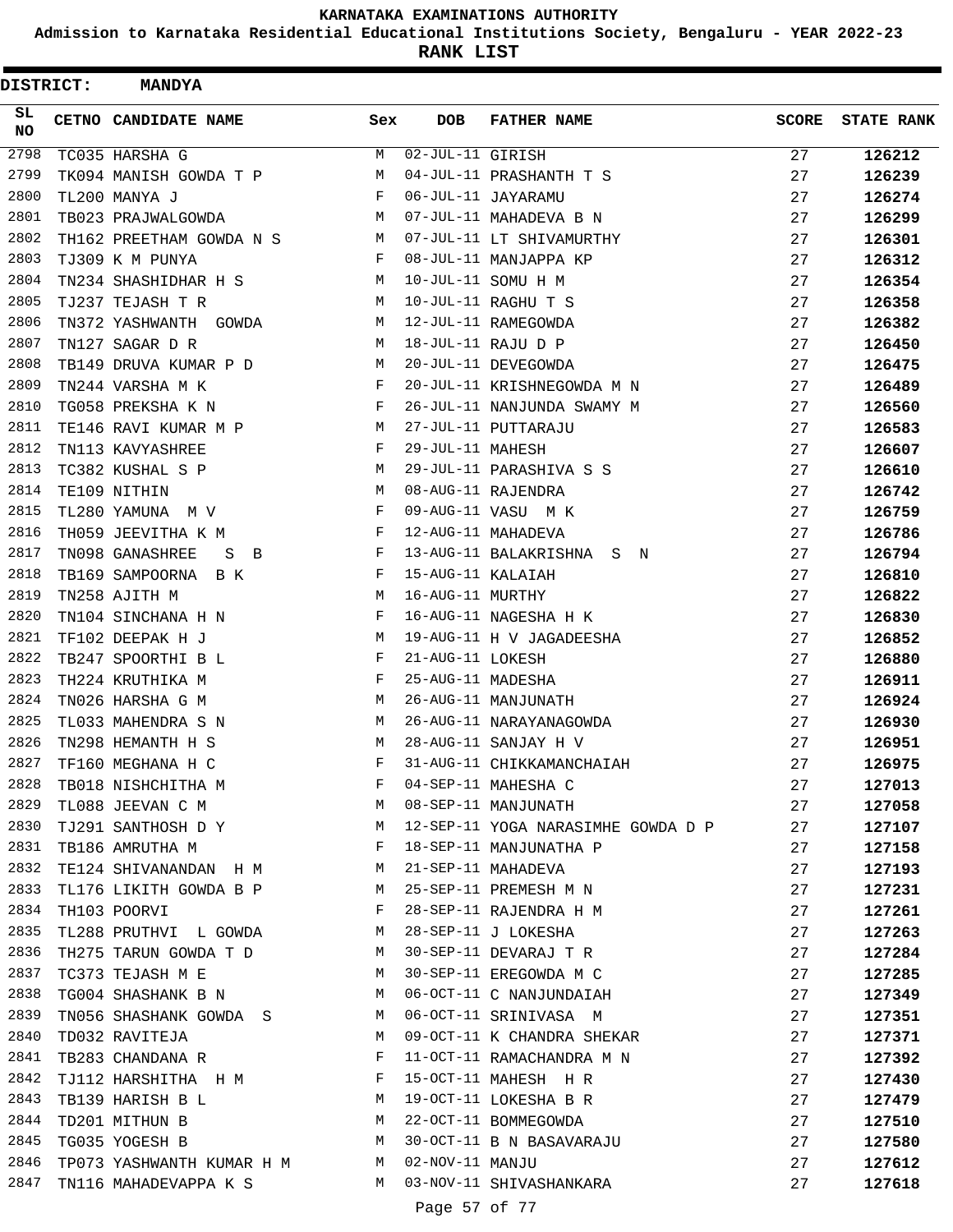KARNATAKA EXAMINATIONS AUTHORITY

Admission to Karnataka Residential Educational Institutions Society, Bengaluru - YEAR 2022-23

**RANK LIST**

**DISTRICT: MANDYA**

| SL NO | CETNO | CANDIDATE NAME | Sex | DOB | FATHER NAME | SCORE | STATE RANK |
|---|---|---|---|---|---|---|---|
| 2798 | TC035 | HARSHA G | M | 02-JUL-11 | GIRISH | 27 | 126212 |
| 2799 | TK094 | MANISH GOWDA T P | M | 04-JUL-11 | PRASHANTH T S | 27 | 126239 |
| 2800 | TL200 | MANYA J | F | 06-JUL-11 | JAYARAMU | 27 | 126274 |
| 2801 | TB023 | PRAJWALGOWDA | M | 07-JUL-11 | MAHADEVA B N | 27 | 126299 |
| 2802 | TH162 | PREETHAM GOWDA N S | M | 07-JUL-11 | LT SHIVAMURTHY | 27 | 126301 |
| 2803 | TJ309 | K M PUNYA | F | 08-JUL-11 | MANJAPPA KP | 27 | 126312 |
| 2804 | TN234 | SHASHIDHAR H S | M | 10-JUL-11 | SOMU H M | 27 | 126354 |
| 2805 | TJ237 | TEJASH T R | M | 10-JUL-11 | RAGHU T S | 27 | 126358 |
| 2806 | TN372 | YASHWANTH GOWDA | M | 12-JUL-11 | RAMEGOWDA | 27 | 126382 |
| 2807 | TN127 | SAGAR D R | M | 18-JUL-11 | RAJU D P | 27 | 126450 |
| 2808 | TB149 | DRUVA KUMAR P D | M | 20-JUL-11 | DEVEGOWDA | 27 | 126475 |
| 2809 | TN244 | VARSHA M K | F | 20-JUL-11 | KRISHNEGOWDA M N | 27 | 126489 |
| 2810 | TG058 | PREKSHA K N | F | 26-JUL-11 | NANJUNDA SWAMY M | 27 | 126560 |
| 2811 | TE146 | RAVI KUMAR M P | M | 27-JUL-11 | PUTTARAJU | 27 | 126583 |
| 2812 | TN113 | KAVYASHREE | F | 29-JUL-11 | MAHESH | 27 | 126607 |
| 2813 | TC382 | KUSHAL S P | M | 29-JUL-11 | PARASHIVA S S | 27 | 126610 |
| 2814 | TE109 | NITHIN | M | 08-AUG-11 | RAJENDRA | 27 | 126742 |
| 2815 | TL280 | YAMUNA M V | F | 09-AUG-11 | VASU M K | 27 | 126759 |
| 2816 | TH059 | JEEVITHA K M | F | 12-AUG-11 | MAHADEVA | 27 | 126786 |
| 2817 | TN098 | GANASHREE S B | F | 13-AUG-11 | BALAKRISHNA S N | 27 | 126794 |
| 2818 | TB169 | SAMPOORNA B K | F | 15-AUG-11 | KALAIAH | 27 | 126810 |
| 2819 | TN258 | AJITH M | M | 16-AUG-11 | MURTHY | 27 | 126822 |
| 2820 | TN104 | SINCHANA H N | F | 16-AUG-11 | NAGESHA H K | 27 | 126830 |
| 2821 | TF102 | DEEPAK H J | M | 19-AUG-11 | H V JAGADEESHA | 27 | 126852 |
| 2822 | TB247 | SPOORTHI B L | F | 21-AUG-11 | LOKESH | 27 | 126880 |
| 2823 | TH224 | KRUTHIKA M | F | 25-AUG-11 | MADESHA | 27 | 126911 |
| 2824 | TN026 | HARSHA G M | M | 26-AUG-11 | MANJUNATH | 27 | 126924 |
| 2825 | TL033 | MAHENDRA S N | M | 26-AUG-11 | NARAYANAGOWDA | 27 | 126930 |
| 2826 | TN298 | HEMANTH H S | M | 28-AUG-11 | SANJAY H V | 27 | 126951 |
| 2827 | TF160 | MEGHANA H C | F | 31-AUG-11 | CHIKKAMANCHAIAH | 27 | 126975 |
| 2828 | TB018 | NISHCHITHA M | F | 04-SEP-11 | MAHESHA C | 27 | 127013 |
| 2829 | TL088 | JEEVAN C M | M | 08-SEP-11 | MANJUNATH | 27 | 127058 |
| 2830 | TJ291 | SANTHOSH D Y | M | 12-SEP-11 | YOGA NARASIMHE GOWDA D P | 27 | 127107 |
| 2831 | TB186 | AMRUTHA M | F | 18-SEP-11 | MANJUNATHA P | 27 | 127158 |
| 2832 | TE124 | SHIVANANDAN H M | M | 21-SEP-11 | MAHADEVA | 27 | 127193 |
| 2833 | TL176 | LIKITH GOWDA B P | M | 25-SEP-11 | PREMESH M N | 27 | 127231 |
| 2834 | TH103 | POORVI | F | 28-SEP-11 | RAJENDRA H M | 27 | 127261 |
| 2835 | TL288 | PRUTHVI L GOWDA | M | 28-SEP-11 | J LOKESHA | 27 | 127263 |
| 2836 | TH275 | TARUN GOWDA T D | M | 30-SEP-11 | DEVARAJ T R | 27 | 127284 |
| 2837 | TC373 | TEJASH M E | M | 30-SEP-11 | EREGOWDA M C | 27 | 127285 |
| 2838 | TG004 | SHASHANK B N | M | 06-OCT-11 | C NANJUNDAIAH | 27 | 127349 |
| 2839 | TN056 | SHASHANK GOWDA S | M | 06-OCT-11 | SRINIVASA M | 27 | 127351 |
| 2840 | TD032 | RAVITEJA | M | 09-OCT-11 | K CHANDRA SHEKAR | 27 | 127371 |
| 2841 | TB283 | CHANDANA R | F | 11-OCT-11 | RAMACHANDRA M N | 27 | 127392 |
| 2842 | TJ112 | HARSHITHA H M | F | 15-OCT-11 | MAHESH H R | 27 | 127430 |
| 2843 | TB139 | HARISH B L | M | 19-OCT-11 | LOKESHA B R | 27 | 127479 |
| 2844 | TD201 | MITHUN B | M | 22-OCT-11 | BOMMEGOWDA | 27 | 127510 |
| 2845 | TG035 | YOGESH B | M | 30-OCT-11 | B N BASAVARAJU | 27 | 127580 |
| 2846 | TP073 | YASHWANTH KUMAR H M | M | 02-NOV-11 | MANJU | 27 | 127612 |
| 2847 | TN116 | MAHADEVAPPA K S | M | 03-NOV-11 | SHIVASHANKARA | 27 | 127618 |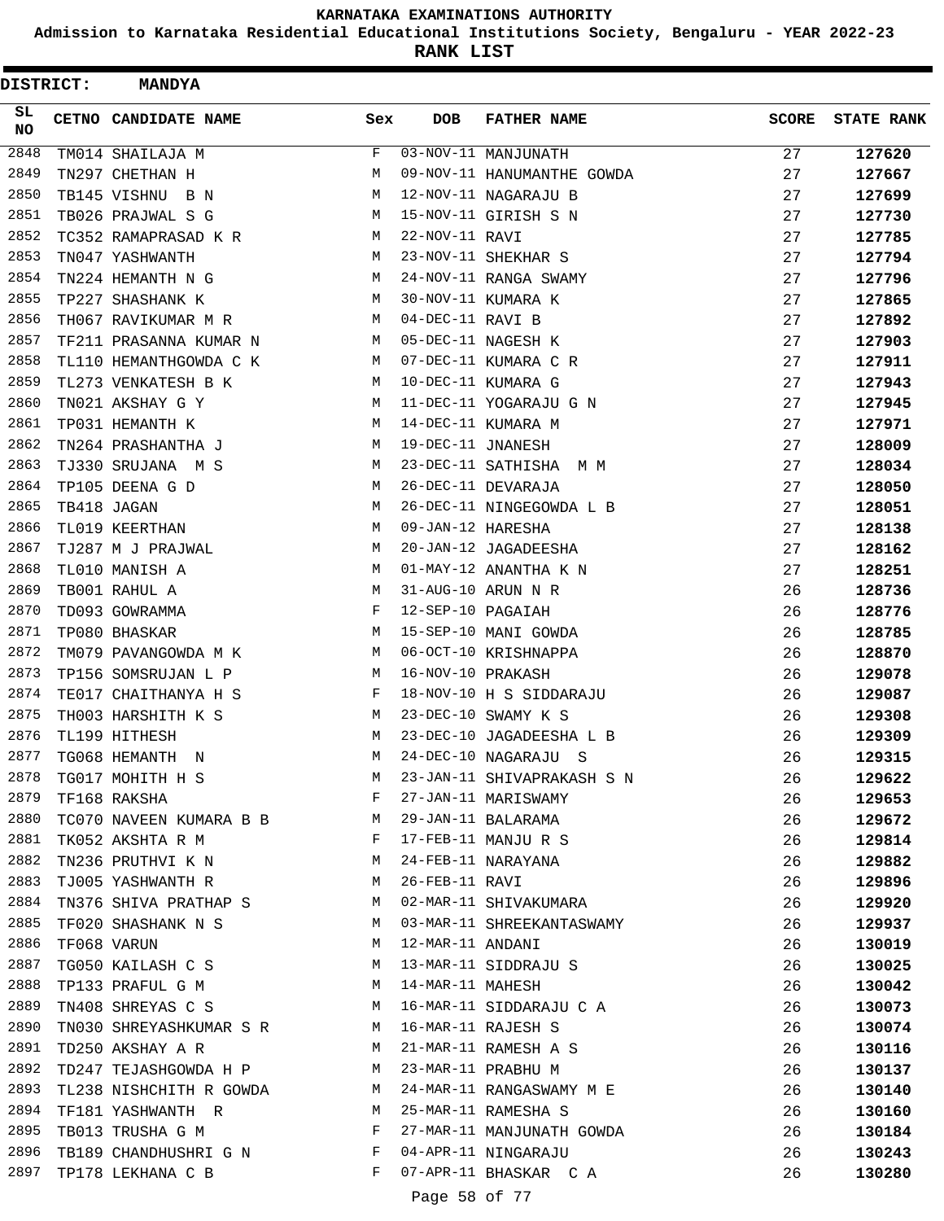# KARNATAKA EXAMINATIONS AUTHORITY

**Admission to Karnataka Residential Educational Institutions Society, Bengaluru - YEAR 2022-23**

**RANK LIST**

**DISTRICT: MANDYA**

| SL NO | CETNO | CANDIDATE NAME | Sex | DOB | FATHER NAME | SCORE | STATE RANK |
|---|---|---|---|---|---|---|---|
| 2848 | TM014 | SHAILAJA M | F | 03-NOV-11 | MANJUNATH | 27 | **127620** |
| 2849 | TN297 | CHETHAN H | M | 09-NOV-11 | HANUMANTHE GOWDA | 27 | **127667** |
| 2850 | TB145 | VISHNU B N | M | 12-NOV-11 | NAGARAJU B | 27 | **127699** |
| 2851 | TB026 | PRAJWAL S G | M | 15-NOV-11 | GIRISH S N | 27 | **127730** |
| 2852 | TC352 | RAMAPRASAD K R | M | 22-NOV-11 | RAVI | 27 | **127785** |
| 2853 | TN047 | YASHWANTH | M | 23-NOV-11 | SHEKHAR S | 27 | **127794** |
| 2854 | TN224 | HEMANTH N G | M | 24-NOV-11 | RANGA SWAMY | 27 | **127796** |
| 2855 | TP227 | SHASHANK K | M | 30-NOV-11 | KUMARA K | 27 | **127865** |
| 2856 | TH067 | RAVIKUMAR M R | M | 04-DEC-11 | RAVI B | 27 | **127892** |
| 2857 | TF211 | PRASANNA KUMAR N | M | 05-DEC-11 | NAGESH K | 27 | **127903** |
| 2858 | TL110 | HEMANTHGOWDA C K | M | 07-DEC-11 | KUMARA C R | 27 | **127911** |
| 2859 | TL273 | VENKATESH B K | M | 10-DEC-11 | KUMARA G | 27 | **127943** |
| 2860 | TN021 | AKSHAY G Y | M | 11-DEC-11 | YOGARAJU G N | 27 | **127945** |
| 2861 | TP031 | HEMANTH K | M | 14-DEC-11 | KUMARA M | 27 | **127971** |
| 2862 | TN264 | PRASHANTHA J | M | 19-DEC-11 | JNANESH | 27 | **128009** |
| 2863 | TJ330 | SRUJANA M S | M | 23-DEC-11 | SATHISHA M M | 27 | **128034** |
| 2864 | TP105 | DEENA G D | M | 26-DEC-11 | DEVARAJA | 27 | **128050** |
| 2865 | TB418 | JAGAN | M | 26-DEC-11 | NINGEGOWDA L B | 27 | **128051** |
| 2866 | TL019 | KEERTHAN | M | 09-JAN-12 | HARESHA | 27 | **128138** |
| 2867 | TJ287 | M J PRAJWAL | M | 20-JAN-12 | JAGADEESHA | 27 | **128162** |
| 2868 | TL010 | MANISH A | M | 01-MAY-12 | ANANTHA K N | 27 | **128251** |
| 2869 | TB001 | RAHUL A | M | 31-AUG-10 | ARUN N R | 26 | **128736** |
| 2870 | TD093 | GOWRAMMA | F | 12-SEP-10 | PAGAIAH | 26 | **128776** |
| 2871 | TP080 | BHASKAR | M | 15-SEP-10 | MANI GOWDA | 26 | **128785** |
| 2872 | TM079 | PAVANGOWDA M K | M | 06-OCT-10 | KRISHNAPPA | 26 | **128870** |
| 2873 | TP156 | SOMSRUJAN L P | M | 16-NOV-10 | PRAKASH | 26 | **129078** |
| 2874 | TE017 | CHAITHANYA H S | F | 18-NOV-10 | H S SIDDARAJU | 26 | **129087** |
| 2875 | TH003 | HARSHITH K S | M | 23-DEC-10 | SWAMY K S | 26 | **129308** |
| 2876 | TL199 | HITHESH | M | 23-DEC-10 | JAGADEESHA L B | 26 | **129309** |
| 2877 | TG068 | HEMANTH N | M | 24-DEC-10 | NAGARAJU S | 26 | **129315** |
| 2878 | TG017 | MOHITH H S | M | 23-JAN-11 | SHIVAPRAKASH S N | 26 | **129622** |
| 2879 | TF168 | RAKSHA | F | 27-JAN-11 | MARISWAMY | 26 | **129653** |
| 2880 | TC070 | NAVEEN KUMARA B B | M | 29-JAN-11 | BALARAMA | 26 | **129672** |
| 2881 | TK052 | AKSHTA R M | F | 17-FEB-11 | MANJU R S | 26 | **129814** |
| 2882 | TN236 | PRUTHVI K N | M | 24-FEB-11 | NARAYANA | 26 | **129882** |
| 2883 | TJ005 | YASHWANTH R | M | 26-FEB-11 | RAVI | 26 | **129896** |
| 2884 | TN376 | SHIVA PRATHAP S | M | 02-MAR-11 | SHIVAKUMARA | 26 | **129920** |
| 2885 | TF020 | SHASHANK N S | M | 03-MAR-11 | SHREEKANTASWAMY | 26 | **129937** |
| 2886 | TF068 | VARUN | M | 12-MAR-11 | ANDANI | 26 | **130019** |
| 2887 | TG050 | KAILASH C S | M | 13-MAR-11 | SIDDRAJU S | 26 | **130025** |
| 2888 | TP133 | PRAFUL G M | M | 14-MAR-11 | MAHESH | 26 | **130042** |
| 2889 | TN408 | SHREYAS C S | M | 16-MAR-11 | SIDDARAJU C A | 26 | **130073** |
| 2890 | TN030 | SHREYASHKUMAR S R | M | 16-MAR-11 | RAJESH S | 26 | **130074** |
| 2891 | TD250 | AKSHAY A R | M | 21-MAR-11 | RAMESH A S | 26 | **130116** |
| 2892 | TD247 | TEJASHGOWDA H P | M | 23-MAR-11 | PRABHU M | 26 | **130137** |
| 2893 | TL238 | NISHCHITH R GOWDA | M | 24-MAR-11 | RANGASWAMY M E | 26 | **130140** |
| 2894 | TF181 | YASHWANTH R | M | 25-MAR-11 | RAMESHA S | 26 | **130160** |
| 2895 | TB013 | TRUSHA G M | F | 27-MAR-11 | MANJUNATH GOWDA | 26 | **130184** |
| 2896 | TB189 | CHANDHUSHRI G N | F | 04-APR-11 | NINGARAJU | 26 | **130243** |
| 2897 | TP178 | LEKHANA C B | F | 07-APR-11 | BHASKAR C A | 26 | **130280** |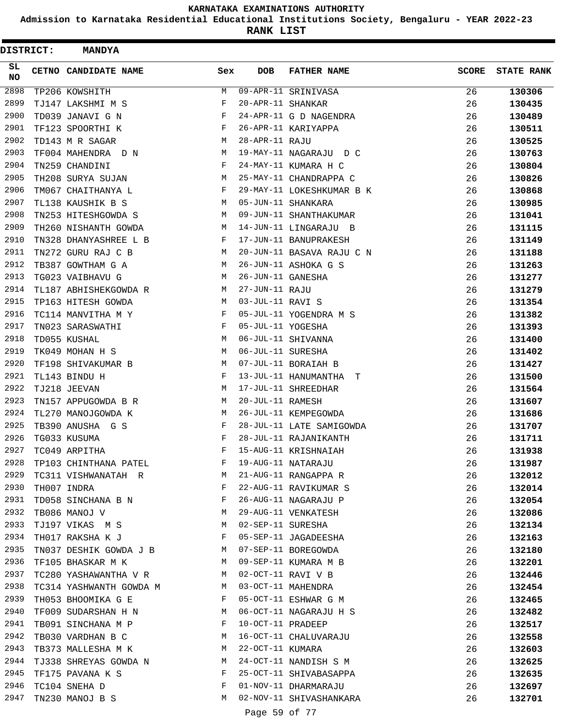KARNATAKA EXAMINATIONS AUTHORITY

Admission to Karnataka Residential Educational Institutions Society, Bengaluru - YEAR 2022-23

**RANK LIST**

**DISTRICT: MANDYA**

| SL NO | CETNO | CANDIDATE NAME | Sex | DOB | FATHER NAME | SCORE | STATE RANK |
|---|---|---|---|---|---|---|---|
| 2898 | TP206 | KOWSHITH | M | 09-APR-11 | SRINIVASA | 26 | 130306 |
| 2899 | TJ147 | LAKSHMI M S | F | 20-APR-11 | SHANKAR | 26 | 130435 |
| 2900 | TD039 | JANAVI G N | F | 24-APR-11 | G D NAGENDRA | 26 | 130489 |
| 2901 | TF123 | SPOORTHI K | F | 26-APR-11 | KARIYAPPA | 26 | 130511 |
| 2902 | TD143 | M R SAGAR | M | 28-APR-11 | RAJU | 26 | 130525 |
| 2903 | TF004 | MAHENDRA D N | M | 19-MAY-11 | NAGARAJU D C | 26 | 130763 |
| 2904 | TN259 | CHANDINI | F | 24-MAY-11 | KUMARA H C | 26 | 130804 |
| 2905 | TH208 | SURYA SUJAN | M | 25-MAY-11 | CHANDRAPPA C | 26 | 130826 |
| 2906 | TM067 | CHAITHANYA L | F | 29-MAY-11 | LOKESHKUMAR B K | 26 | 130868 |
| 2907 | TL138 | KAUSHIK B S | M | 05-JUN-11 | SHANKARA | 26 | 130985 |
| 2908 | TN253 | HITESHGOWDA S | M | 09-JUN-11 | SHANTHAKUMAR | 26 | 131041 |
| 2909 | TH260 | NISHANTH GOWDA | M | 14-JUN-11 | LINGARAJU B | 26 | 131115 |
| 2910 | TN328 | DHANYASHREE L B | F | 17-JUN-11 | BANUPRAKESH | 26 | 131149 |
| 2911 | TN272 | GURU RAJ C B | M | 20-JUN-11 | BASAVA RAJU C N | 26 | 131188 |
| 2912 | TB387 | GOWTHAM G A | M | 26-JUN-11 | ASHOKA G S | 26 | 131263 |
| 2913 | TG023 | VAIBHAVU G | M | 26-JUN-11 | GANESHA | 26 | 131277 |
| 2914 | TL187 | ABHISHEKGOWDA R | M | 27-JUN-11 | RAJU | 26 | 131279 |
| 2915 | TP163 | HITESH GOWDA | M | 03-JUL-11 | RAVI S | 26 | 131354 |
| 2916 | TC114 | MANVITHA M Y | F | 05-JUL-11 | YOGENDRA M S | 26 | 131382 |
| 2917 | TN023 | SARASWATHI | F | 05-JUL-11 | YOGESHA | 26 | 131393 |
| 2918 | TD055 | KUSHAL | M | 06-JUL-11 | SHIVANNA | 26 | 131400 |
| 2919 | TK049 | MOHAN H S | M | 06-JUL-11 | SURESHA | 26 | 131402 |
| 2920 | TF198 | SHIVAKUMAR B | M | 07-JUL-11 | BORAIAH B | 26 | 131427 |
| 2921 | TL143 | BINDU H | F | 13-JUL-11 | HANUMANTHA T | 26 | 131500 |
| 2922 | TJ218 | JEEVAN | M | 17-JUL-11 | SHREEDHAR | 26 | 131564 |
| 2923 | TN157 | APPUGOWDA B R | M | 20-JUL-11 | RAMESH | 26 | 131607 |
| 2924 | TL270 | MANOJGOWDA K | M | 26-JUL-11 | KEMPEGOWDA | 26 | 131686 |
| 2925 | TB390 | ANUSHA G S | F | 28-JUL-11 | LATE SAMIGOWDA | 26 | 131707 |
| 2926 | TG033 | KUSUMA | F | 28-JUL-11 | RAJANIKANTH | 26 | 131711 |
| 2927 | TC049 | ARPITHA | F | 15-AUG-11 | KRISHNAIAH | 26 | 131938 |
| 2928 | TP103 | CHINTHANA PATEL | F | 19-AUG-11 | NATARAJU | 26 | 131987 |
| 2929 | TC311 | VISHWANATAH R | M | 21-AUG-11 | RANGAPPA R | 26 | 132012 |
| 2930 | TH007 | INDRA | F | 22-AUG-11 | RAVIKUMAR S | 26 | 132014 |
| 2931 | TD058 | SINCHANA B N | F | 26-AUG-11 | NAGARAJU P | 26 | 132054 |
| 2932 | TB086 | MANOJ V | M | 29-AUG-11 | VENKATESH | 26 | 132086 |
| 2933 | TJ197 | VIKAS M S | M | 02-SEP-11 | SURESHA | 26 | 132134 |
| 2934 | TH017 | RAKSHA K J | F | 05-SEP-11 | JAGADEESHA | 26 | 132163 |
| 2935 | TN037 | DESHIK GOWDA J B | M | 07-SEP-11 | BOREGOWDA | 26 | 132180 |
| 2936 | TF105 | BHASKAR M K | M | 09-SEP-11 | KUMARA M B | 26 | 132201 |
| 2937 | TC280 | YASHAWANTHA V R | M | 02-OCT-11 | RAVI V B | 26 | 132446 |
| 2938 | TC314 | YASHWANTH GOWDA M | M | 03-OCT-11 | MAHENDRA | 26 | 132454 |
| 2939 | TH053 | BHOOMIKA G E | F | 05-OCT-11 | ESHWAR G M | 26 | 132465 |
| 2940 | TF009 | SUDARSHAN H N | M | 06-OCT-11 | NAGARAJU H S | 26 | 132482 |
| 2941 | TB091 | SINCHANA M P | F | 10-OCT-11 | PRADEEP | 26 | 132517 |
| 2942 | TB030 | VARDHAN B C | M | 16-OCT-11 | CHALUVARAJU | 26 | 132558 |
| 2943 | TB373 | MALLESHA M K | M | 22-OCT-11 | KUMARA | 26 | 132603 |
| 2944 | TJ338 | SHREYAS GOWDA N | M | 24-OCT-11 | NANDISH S M | 26 | 132625 |
| 2945 | TF175 | PAVANA K S | F | 25-OCT-11 | SHIVABASAPPA | 26 | 132635 |
| 2946 | TC104 | SNEHA D | F | 01-NOV-11 | DHARMARAJU | 26 | 132697 |
| 2947 | TN230 | MANOJ B S | M | 02-NOV-11 | SHIVASHANKARA | 26 | 132701 |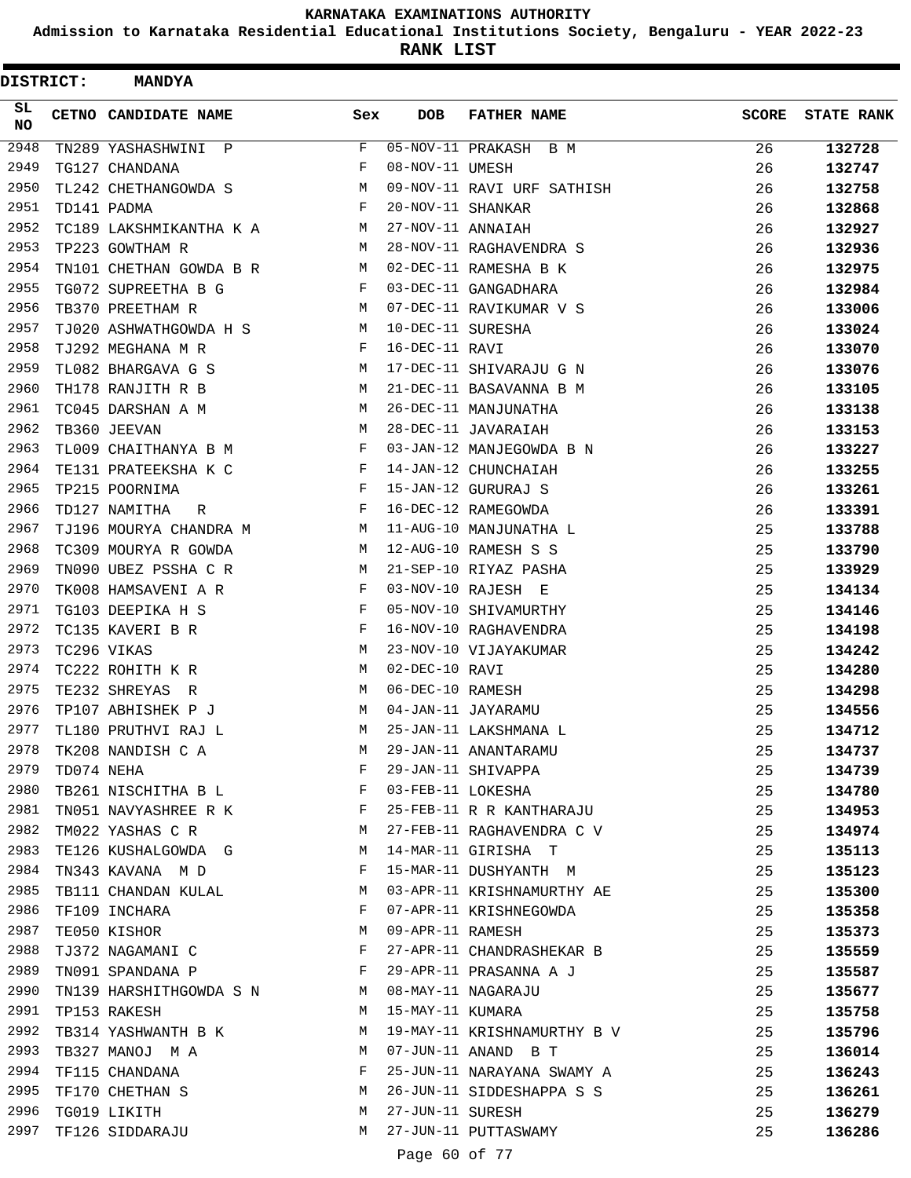# KARNATAKA EXAMINATIONS AUTHORITY

**Admission to Karnataka Residential Educational Institutions Society, Bengaluru - YEAR 2022-23**

**RANK LIST**

**DISTRICT: MANDYA**

| SL NO | CETNO | CANDIDATE NAME | Sex | DOB | FATHER NAME | SCORE | STATE RANK |
|---|---|---|---|---|---|---|---|
| 2948 | TN289 | YASHASHWINI P | F | 05-NOV-11 | PRAKASH B M | 26 | 132728 |
| 2949 | TG127 | CHANDANA | F | 08-NOV-11 | UMESH | 26 | 132747 |
| 2950 | TL242 | CHETHANGOWDA S | M | 09-NOV-11 | RAVI URF SATHISH | 26 | 132758 |
| 2951 | TD141 | PADMA | F | 20-NOV-11 | SHANKAR | 26 | 132868 |
| 2952 | TC189 | LAKSHMIKANTHA K A | M | 27-NOV-11 | ANNAIAH | 26 | 132927 |
| 2953 | TP223 | GOWTHAM R | M | 28-NOV-11 | RAGHAVENDRA S | 26 | 132936 |
| 2954 | TN101 | CHETHAN GOWDA B R | M | 02-DEC-11 | RAMESHA B K | 26 | 132975 |
| 2955 | TG072 | SUPREETHA B G | F | 03-DEC-11 | GANGADHARA | 26 | 132984 |
| 2956 | TB370 | PREETHAM R | M | 07-DEC-11 | RAVIKUMAR V S | 26 | 133006 |
| 2957 | TJ020 | ASHWATHGOWDA H S | M | 10-DEC-11 | SURESHA | 26 | 133024 |
| 2958 | TJ292 | MEGHANA M R | F | 16-DEC-11 | RAVI | 26 | 133070 |
| 2959 | TL082 | BHARGAVA G S | M | 17-DEC-11 | SHIVARAJU G N | 26 | 133076 |
| 2960 | TH178 | RANJITH R B | M | 21-DEC-11 | BASAVANNA B M | 26 | 133105 |
| 2961 | TC045 | DARSHAN A M | M | 26-DEC-11 | MANJUNATHA | 26 | 133138 |
| 2962 | TB360 | JEEVAN | M | 28-DEC-11 | JAVARAIAH | 26 | 133153 |
| 2963 | TL009 | CHAITHANYA B M | F | 03-JAN-12 | MANJEGOWDA B N | 26 | 133227 |
| 2964 | TE131 | PRATEEKSHA K C | F | 14-JAN-12 | CHUNCHAIAH | 26 | 133255 |
| 2965 | TP215 | POORNIMA | F | 15-JAN-12 | GURURAJ S | 26 | 133261 |
| 2966 | TD127 | NAMITHA R | F | 16-DEC-12 | RAMEGOWDA | 26 | 133391 |
| 2967 | TJ196 | MOURYA CHANDRA M | M | 11-AUG-10 | MANJUNATHA L | 25 | 133788 |
| 2968 | TC309 | MOURYA R GOWDA | M | 12-AUG-10 | RAMESH S S | 25 | 133790 |
| 2969 | TN090 | UBEZ PSSHA C R | M | 21-SEP-10 | RIYAZ PASHA | 25 | 133929 |
| 2970 | TK008 | HAMSAVENI A R | F | 03-NOV-10 | RAJESH E | 25 | 134134 |
| 2971 | TG103 | DEEPIKA H S | F | 05-NOV-10 | SHIVAMURTHY | 25 | 134146 |
| 2972 | TC135 | KAVERI B R | F | 16-NOV-10 | RAGHAVENDRA | 25 | 134198 |
| 2973 | TC296 | VIKAS | M | 23-NOV-10 | VIJAYAKUMAR | 25 | 134242 |
| 2974 | TC222 | ROHITH K R | M | 02-DEC-10 | RAVI | 25 | 134280 |
| 2975 | TE232 | SHREYAS R | M | 06-DEC-10 | RAMESH | 25 | 134298 |
| 2976 | TP107 | ABHISHEK P J | M | 04-JAN-11 | JAYARAMU | 25 | 134556 |
| 2977 | TL180 | PRUTHVI RAJ L | M | 25-JAN-11 | LAKSHMANA L | 25 | 134712 |
| 2978 | TK208 | NANDISH C A | M | 29-JAN-11 | ANANTARAMU | 25 | 134737 |
| 2979 | TD074 | NEHA | F | 29-JAN-11 | SHIVAPPA | 25 | 134739 |
| 2980 | TB261 | NISCHITHA B L | F | 03-FEB-11 | LOKESHA | 25 | 134780 |
| 2981 | TN051 | NAVYASHREE R K | F | 25-FEB-11 | R R KANTHARAJU | 25 | 134953 |
| 2982 | TM022 | YASHAS C R | M | 27-FEB-11 | RAGHAVENDRA C V | 25 | 134974 |
| 2983 | TE126 | KUSHALGOWDA G | M | 14-MAR-11 | GIRISHA T | 25 | 135113 |
| 2984 | TN343 | KAVANA M D | F | 15-MAR-11 | DUSHYANTH M | 25 | 135123 |
| 2985 | TB111 | CHANDAN KULAL | M | 03-APR-11 | KRISHNAMURTHY AE | 25 | 135300 |
| 2986 | TF109 | INCHARA | F | 07-APR-11 | KRISHNEGOWDA | 25 | 135358 |
| 2987 | TE050 | KISHOR | M | 09-APR-11 | RAMESH | 25 | 135373 |
| 2988 | TJ372 | NAGAMANI C | F | 27-APR-11 | CHANDRASHEKAR B | 25 | 135559 |
| 2989 | TN091 | SPANDANA P | F | 29-APR-11 | PRASANNA A J | 25 | 135587 |
| 2990 | TN139 | HARSHITHGOWDA S N | M | 08-MAY-11 | NAGARAJU | 25 | 135677 |
| 2991 | TP153 | RAKESH | M | 15-MAY-11 | KUMARA | 25 | 135758 |
| 2992 | TB314 | YASHWANTH B K | M | 19-MAY-11 | KRISHNAMURTHY B V | 25 | 135796 |
| 2993 | TB327 | MANOJ M A | M | 07-JUN-11 | ANAND B T | 25 | 136014 |
| 2994 | TF115 | CHANDANA | F | 25-JUN-11 | NARAYANA SWAMY A | 25 | 136243 |
| 2995 | TF170 | CHETHAN S | M | 26-JUN-11 | SIDDESHAPPA S S | 25 | 136261 |
| 2996 | TG019 | LIKITH | M | 27-JUN-11 | SURESH | 25 | 136279 |
| 2997 | TF126 | SIDDARAJU | M | 27-JUN-11 | PUTTASWAMY | 25 | 136286 |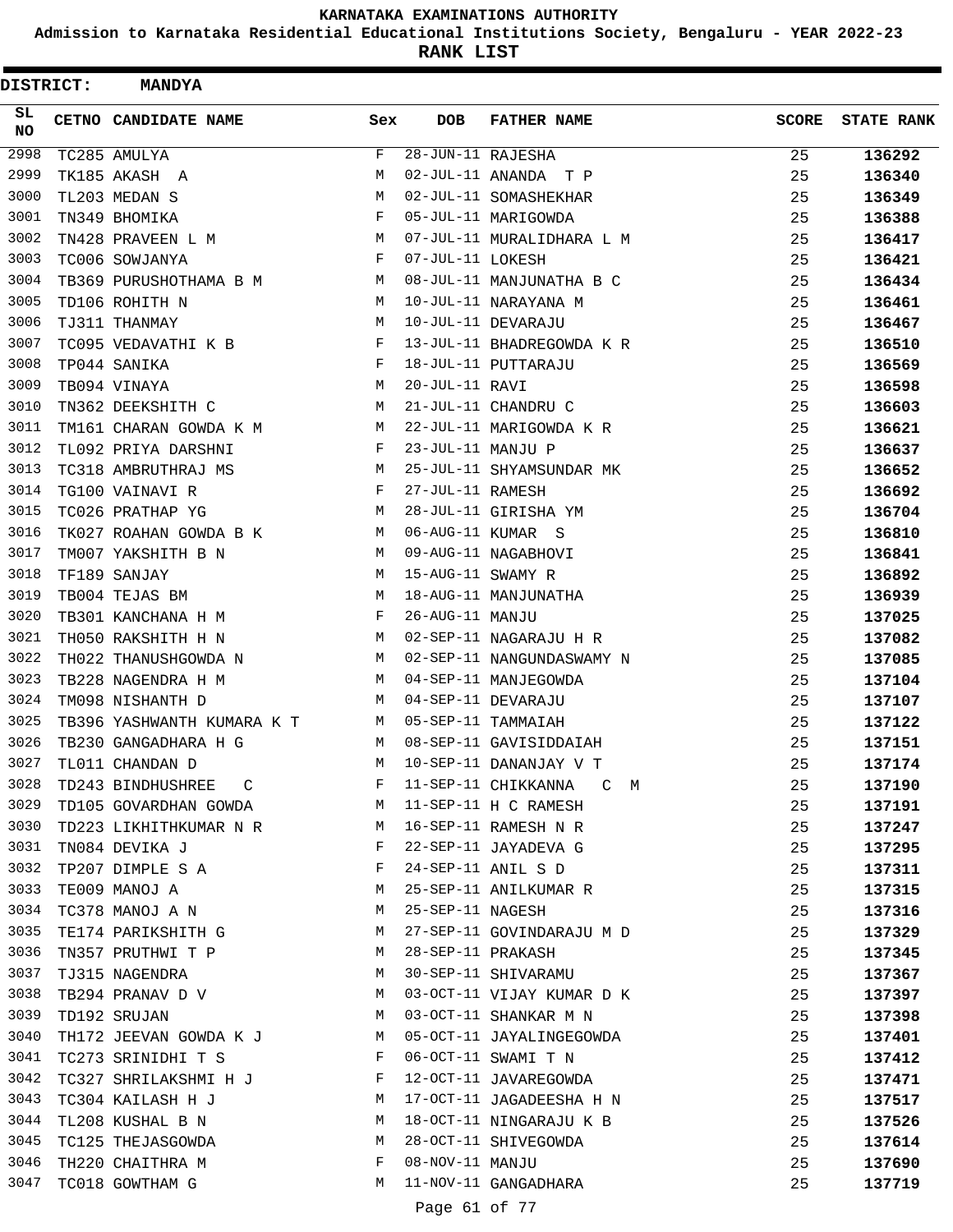# KARNATAKA EXAMINATIONS AUTHORITY

## Admission to Karnataka Residential Educational Institutions Society, Bengaluru - YEAR 2022-23

## RANK LIST

**DISTRICT: MANDYA**

| SL NO | CETNO | CANDIDATE NAME | Sex | DOB | FATHER NAME | SCORE | STATE RANK |
|---|---|---|---|---|---|---|---|
| 2998 | TC285 | AMULYA | F | 28-JUN-11 | RAJESHA | 25 | **136292** |
| 2999 | TK185 | AKASH A | M | 02-JUL-11 | ANANDA T P | 25 | **136340** |
| 3000 | TL203 | MEDAN S | M | 02-JUL-11 | SOMASHEKHAR | 25 | **136349** |
| 3001 | TN349 | BHOMIKA | F | 05-JUL-11 | MARIGOWDA | 25 | **136388** |
| 3002 | TN428 | PRAVEEN L M | M | 07-JUL-11 | MURALIDHARA L M | 25 | **136417** |
| 3003 | TC006 | SOWJANYA | F | 07-JUL-11 | LOKESH | 25 | **136421** |
| 3004 | TB369 | PURUSHOTHAMA B M | M | 08-JUL-11 | MANJUNATHA B C | 25 | **136434** |
| 3005 | TD106 | ROHITH N | M | 10-JUL-11 | NARAYANA M | 25 | **136461** |
| 3006 | TJ311 | THANMAY | M | 10-JUL-11 | DEVARAJU | 25 | **136467** |
| 3007 | TC095 | VEDAVATHI K B | F | 13-JUL-11 | BHADREGOWDA K R | 25 | **136510** |
| 3008 | TP044 | SANIKA | F | 18-JUL-11 | PUTTARAJU | 25 | **136569** |
| 3009 | TB094 | VINAYA | M | 20-JUL-11 | RAVI | 25 | **136598** |
| 3010 | TN362 | DEEKSHITH C | M | 21-JUL-11 | CHANDRU C | 25 | **136603** |
| 3011 | TM161 | CHARAN GOWDA K M | M | 22-JUL-11 | MARIGOWDA K R | 25 | **136621** |
| 3012 | TL092 | PRIYA DARSHNI | F | 23-JUL-11 | MANJU P | 25 | **136637** |
| 3013 | TC318 | AMBRUTHRAJ MS | M | 25-JUL-11 | SHYAMSUNDAR MK | 25 | **136652** |
| 3014 | TG100 | VAINAVI R | F | 27-JUL-11 | RAMESH | 25 | **136692** |
| 3015 | TC026 | PRATHAP YG | M | 28-JUL-11 | GIRISHA YM | 25 | **136704** |
| 3016 | TK027 | ROAHAN GOWDA B K | M | 06-AUG-11 | KUMAR S | 25 | **136810** |
| 3017 | TM007 | YAKSHITH B N | M | 09-AUG-11 | NAGABHOVI | 25 | **136841** |
| 3018 | TF189 | SANJAY | M | 15-AUG-11 | SWAMY R | 25 | **136892** |
| 3019 | TB004 | TEJAS BM | M | 18-AUG-11 | MANJUNATHA | 25 | **136939** |
| 3020 | TB301 | KANCHANA H M | F | 26-AUG-11 | MANJU | 25 | **137025** |
| 3021 | TH050 | RAKSHITH H N | M | 02-SEP-11 | NAGARAJU H R | 25 | **137082** |
| 3022 | TH022 | THANUSHGOWDA N | M | 02-SEP-11 | NANGUNDASWAMY N | 25 | **137085** |
| 3023 | TB228 | NAGENDRA H M | M | 04-SEP-11 | MANJEGOWDA | 25 | **137104** |
| 3024 | TM098 | NISHANTH D | M | 04-SEP-11 | DEVARAJU | 25 | **137107** |
| 3025 | TB396 | YASHWANTH KUMARA K T | M | 05-SEP-11 | TAMMAIAH | 25 | **137122** |
| 3026 | TB230 | GANGADHARA H G | M | 08-SEP-11 | GAVISIDDAIAH | 25 | **137151** |
| 3027 | TL011 | CHANDAN D | M | 10-SEP-11 | DANANJAY V T | 25 | **137174** |
| 3028 | TD243 | BINDHUSHREE C | F | 11-SEP-11 | CHIKKANNA C M | 25 | **137190** |
| 3029 | TD105 | GOVARDHAN GOWDA | M | 11-SEP-11 | H C RAMESH | 25 | **137191** |
| 3030 | TD223 | LIKHITHKUMAR N R | M | 16-SEP-11 | RAMESH N R | 25 | **137247** |
| 3031 | TN084 | DEVIKA J | F | 22-SEP-11 | JAYADEVA G | 25 | **137295** |
| 3032 | TP207 | DIMPLE S A | F | 24-SEP-11 | ANIL S D | 25 | **137311** |
| 3033 | TE009 | MANOJ A | M | 25-SEP-11 | ANILKUMAR R | 25 | **137315** |
| 3034 | TC378 | MANOJ A N | M | 25-SEP-11 | NAGESH | 25 | **137316** |
| 3035 | TE174 | PARIKSHITH G | M | 27-SEP-11 | GOVINDARAJU M D | 25 | **137329** |
| 3036 | TN357 | PRUTHWI T P | M | 28-SEP-11 | PRAKASH | 25 | **137345** |
| 3037 | TJ315 | NAGENDRA | M | 30-SEP-11 | SHIVARAMU | 25 | **137367** |
| 3038 | TB294 | PRANAV D V | M | 03-OCT-11 | VIJAY KUMAR D K | 25 | **137397** |
| 3039 | TD192 | SRUJAN | M | 03-OCT-11 | SHANKAR M N | 25 | **137398** |
| 3040 | TH172 | JEEVAN GOWDA K J | M | 05-OCT-11 | JAYALINGEGOWDA | 25 | **137401** |
| 3041 | TC273 | SRINIDHI T S | F | 06-OCT-11 | SWAMI T N | 25 | **137412** |
| 3042 | TC327 | SHRILAKSHMI H J | F | 12-OCT-11 | JAVAREGOWDA | 25 | **137471** |
| 3043 | TC304 | KAILASH H J | M | 17-OCT-11 | JAGADEESHA H N | 25 | **137517** |
| 3044 | TL208 | KUSHAL B N | M | 18-OCT-11 | NINGARAJU K B | 25 | **137526** |
| 3045 | TC125 | THEJASGOWDA | M | 28-OCT-11 | SHIVEGOWDA | 25 | **137614** |
| 3046 | TH220 | CHAITHRA M | F | 08-NOV-11 | MANJU | 25 | **137690** |
| 3047 | TC018 | GOWTHAM G | M | 11-NOV-11 | GANGADHARA | 25 | **137719** |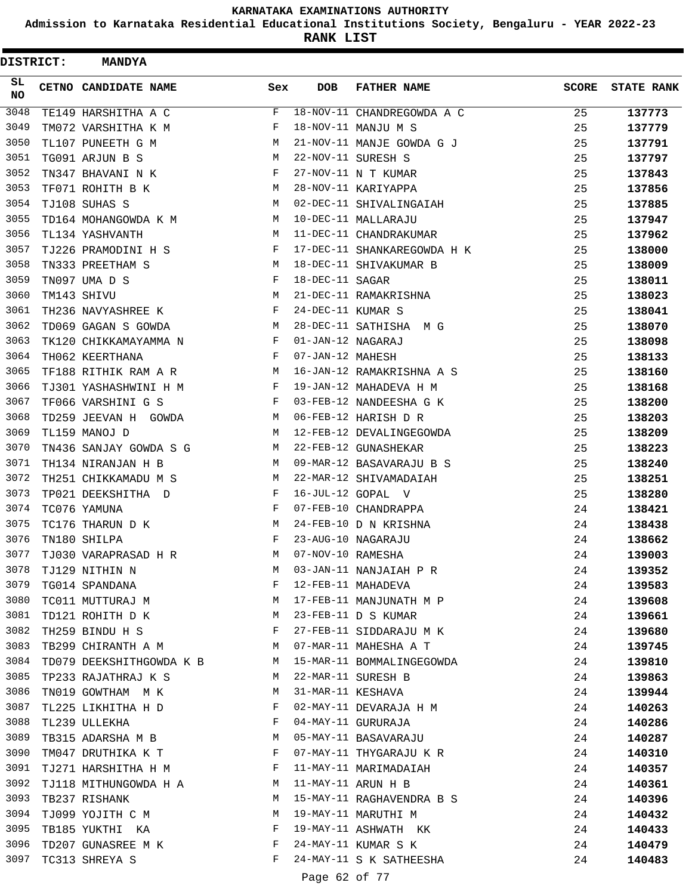# KARNATAKA EXAMINATIONS AUTHORITY

**Admission to Karnataka Residential Educational Institutions Society, Bengaluru - YEAR 2022-23**

**RANK LIST**

**DISTRICT: MANDYA**

| SL NO | CETNO | CANDIDATE NAME | Sex | DOB | FATHER NAME | SCORE | STATE RANK |
|---|---|---|---|---|---|---|---|
| 3048 | TE149 | HARSHITHA A C | F | 18-NOV-11 | CHANDREGOWDA A C | 25 | 137773 |
| 3049 | TM072 | VARSHITHA K M | F | 18-NOV-11 | MANJU M S | 25 | 137779 |
| 3050 | TL107 | PUNEETH G M | M | 21-NOV-11 | MANJE GOWDA G J | 25 | 137791 |
| 3051 | TG091 | ARJUN B S | M | 22-NOV-11 | SURESH S | 25 | 137797 |
| 3052 | TN347 | BHAVANI N K | F | 27-NOV-11 | N T KUMAR | 25 | 137843 |
| 3053 | TF071 | ROHITH B K | M | 28-NOV-11 | KARIYAPPA | 25 | 137856 |
| 3054 | TJ108 | SUHAS S | M | 02-DEC-11 | SHIVALINGAIAH | 25 | 137885 |
| 3055 | TD164 | MOHANGOWDA K M | M | 10-DEC-11 | MALLARAJU | 25 | 137947 |
| 3056 | TL134 | YASHVANTH | M | 11-DEC-11 | CHANDRAKUMAR | 25 | 137962 |
| 3057 | TJ226 | PRAMODINI H S | F | 17-DEC-11 | SHANKAREGOWDA H K | 25 | 138000 |
| 3058 | TN333 | PREETHAM S | M | 18-DEC-11 | SHIVAKUMAR B | 25 | 138009 |
| 3059 | TN097 | UMA D S | F | 18-DEC-11 | SAGAR | 25 | 138011 |
| 3060 | TM143 | SHIVU | M | 21-DEC-11 | RAMAKRISHNA | 25 | 138023 |
| 3061 | TH236 | NAVYASHREE K | F | 24-DEC-11 | KUMAR S | 25 | 138041 |
| 3062 | TD069 | GAGAN S GOWDA | M | 28-DEC-11 | SATHISHA M G | 25 | 138070 |
| 3063 | TK120 | CHIKKAMAYAMMA N | F | 01-JAN-12 | NAGARAJ | 25 | 138098 |
| 3064 | TH062 | KEERTHANA | F | 07-JAN-12 | MAHESH | 25 | 138133 |
| 3065 | TF188 | RITHIK RAM A R | M | 16-JAN-12 | RAMAKRISHNA A S | 25 | 138160 |
| 3066 | TJ301 | YASHASHWINI H M | F | 19-JAN-12 | MAHADEVA H M | 25 | 138168 |
| 3067 | TF066 | VARSHINI G S | F | 03-FEB-12 | NANDEESHA G K | 25 | 138200 |
| 3068 | TD259 | JEEVAN H GOWDA | M | 06-FEB-12 | HARISH D R | 25 | 138203 |
| 3069 | TL159 | MANOJ D | M | 12-FEB-12 | DEVALINGEGOWDA | 25 | 138209 |
| 3070 | TN436 | SANJAY GOWDA S G | M | 22-FEB-12 | GUNASHEKAR | 25 | 138223 |
| 3071 | TH134 | NIRANJAN H B | M | 09-MAR-12 | BASAVARAJU B S | 25 | 138240 |
| 3072 | TH251 | CHIKKAMADU M S | M | 22-MAR-12 | SHIVAMADAIAH | 25 | 138251 |
| 3073 | TP021 | DEEKSHITHA D | F | 16-JUL-12 | GOPAL V | 25 | 138280 |
| 3074 | TC076 | YAMUNA | F | 07-FEB-10 | CHANDRAPPA | 24 | 138421 |
| 3075 | TC176 | THARUN D K | M | 24-FEB-10 | D N KRISHNA | 24 | 138438 |
| 3076 | TN180 | SHILPA | F | 23-AUG-10 | NAGARAJU | 24 | 138662 |
| 3077 | TJ030 | VARAPRASAD H R | M | 07-NOV-10 | RAMESHA | 24 | 139003 |
| 3078 | TJ129 | NITHIN N | M | 03-JAN-11 | NANJAIAH P R | 24 | 139352 |
| 3079 | TG014 | SPANDANA | F | 12-FEB-11 | MAHADEVA | 24 | 139583 |
| 3080 | TC011 | MUTTURAJ M | M | 17-FEB-11 | MANJUNATH M P | 24 | 139608 |
| 3081 | TD121 | ROHITH D K | M | 23-FEB-11 | D S KUMAR | 24 | 139661 |
| 3082 | TH259 | BINDU H S | F | 27-FEB-11 | SIDDARAJU M K | 24 | 139680 |
| 3083 | TB299 | CHIRANTH A M | M | 07-MAR-11 | MAHESHA A T | 24 | 139745 |
| 3084 | TD079 | DEEKSHITHGOWDA K B | M | 15-MAR-11 | BOMMALINGEGOWDA | 24 | 139810 |
| 3085 | TP233 | RAJATHRAJ K S | M | 22-MAR-11 | SURESH B | 24 | 139863 |
| 3086 | TN019 | GOWTHAM M K | M | 31-MAR-11 | KESHAVA | 24 | 139944 |
| 3087 | TL225 | LIKHITHA H D | F | 02-MAY-11 | DEVARAJA H M | 24 | 140263 |
| 3088 | TL239 | ULLEKHA | F | 04-MAY-11 | GURURAJA | 24 | 140286 |
| 3089 | TB315 | ADARSHA M B | M | 05-MAY-11 | BASAVARAJU | 24 | 140287 |
| 3090 | TM047 | DRUTHIKA K T | F | 07-MAY-11 | THYGARAJU K R | 24 | 140310 |
| 3091 | TJ271 | HARSHITHA H M | F | 11-MAY-11 | MARIMADAIAH | 24 | 140357 |
| 3092 | TJ118 | MITHUNGOWDA H A | M | 11-MAY-11 | ARUN H B | 24 | 140361 |
| 3093 | TB237 | RISHANK | M | 15-MAY-11 | RAGHAVENDRA B S | 24 | 140396 |
| 3094 | TJ099 | YOJITH C M | M | 19-MAY-11 | MARUTHI M | 24 | 140432 |
| 3095 | TB185 | YUKTHI KA | F | 19-MAY-11 | ASHWATH KK | 24 | 140433 |
| 3096 | TD207 | GUNASREE M K | F | 24-MAY-11 | KUMAR S K | 24 | 140479 |
| 3097 | TC313 | SHREYA S | F | 24-MAY-11 | S K SATHEESHA | 24 | 140483 |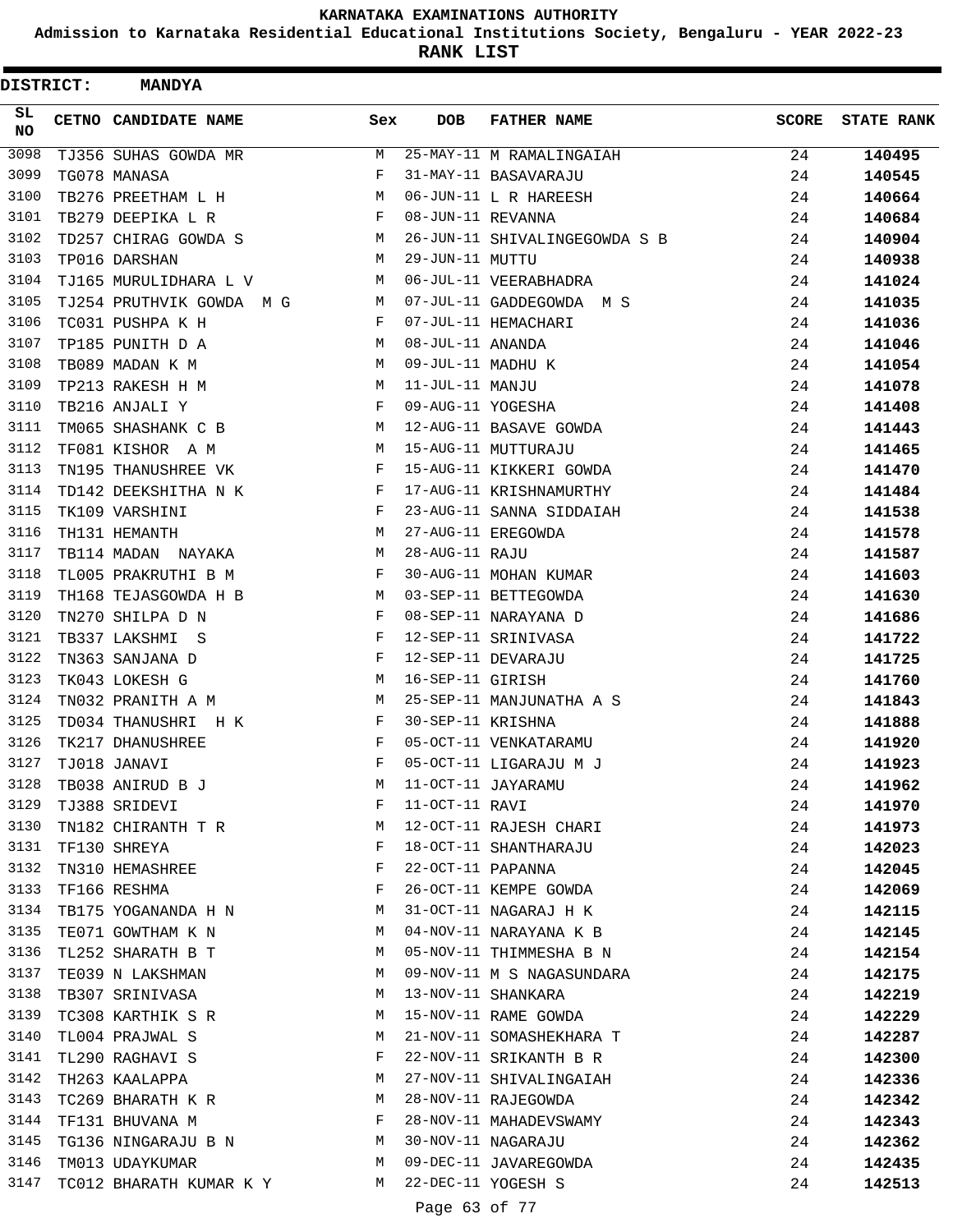# KARNATAKA EXAMINATIONS AUTHORITY

**Admission to Karnataka Residential Educational Institutions Society, Bengaluru - YEAR 2022-23**

**RANK LIST**

**DISTRICT: MANDYA**

| SL NO | CETNO | CANDIDATE NAME | Sex | DOB | FATHER NAME | SCORE | STATE RANK |
|---|---|---|---|---|---|---|---|
| 3098 | TJ356 | SUHAS GOWDA MR | M | 25-MAY-11 | M RAMALINGAIAH | 24 | 140495 |
| 3099 | TG078 | MANASA | F | 31-MAY-11 | BASAVARAJU | 24 | 140545 |
| 3100 | TB276 | PREETHAM L H | M | 06-JUN-11 | L R HAREESH | 24 | 140664 |
| 3101 | TB279 | DEEPIKA L R | F | 08-JUN-11 | REVANNA | 24 | 140684 |
| 3102 | TD257 | CHIRAG GOWDA S | M | 26-JUN-11 | SHIVALINGEGOWDA S B | 24 | 140904 |
| 3103 | TP016 | DARSHAN | M | 29-JUN-11 | MUTTU | 24 | 140938 |
| 3104 | TJ165 | MURULIDHARA L V | M | 06-JUL-11 | VEERABHADRA | 24 | 141024 |
| 3105 | TJ254 | PRUTHVIK GOWDA M G | M | 07-JUL-11 | GADDEGOWDA M S | 24 | 141035 |
| 3106 | TC031 | PUSHPA K H | F | 07-JUL-11 | HEMACHARI | 24 | 141036 |
| 3107 | TP185 | PUNITH D A | M | 08-JUL-11 | ANANDA | 24 | 141046 |
| 3108 | TB089 | MADAN K M | M | 09-JUL-11 | MADHU K | 24 | 141054 |
| 3109 | TP213 | RAKESH H M | M | 11-JUL-11 | MANJU | 24 | 141078 |
| 3110 | TB216 | ANJALI Y | F | 09-AUG-11 | YOGESHA | 24 | 141408 |
| 3111 | TM065 | SHASHANK C B | M | 12-AUG-11 | BASAVE GOWDA | 24 | 141443 |
| 3112 | TF081 | KISHOR A M | M | 15-AUG-11 | MUTTURAJU | 24 | 141465 |
| 3113 | TN195 | THANUSHREE VK | F | 15-AUG-11 | KIKKERI GOWDA | 24 | 141470 |
| 3114 | TD142 | DEEKSHITHA N K | F | 17-AUG-11 | KRISHNAMURTHY | 24 | 141484 |
| 3115 | TK109 | VARSHINI | F | 23-AUG-11 | SANNA SIDDAIAH | 24 | 141538 |
| 3116 | TH131 | HEMANTH | M | 27-AUG-11 | EREGOWDA | 24 | 141578 |
| 3117 | TB114 | MADAN NAYAKA | M | 28-AUG-11 | RAJU | 24 | 141587 |
| 3118 | TL005 | PRAKRUTHI B M | F | 30-AUG-11 | MOHAN KUMAR | 24 | 141603 |
| 3119 | TH168 | TEJASGOWDA H B | M | 03-SEP-11 | BETTEGOWDA | 24 | 141630 |
| 3120 | TN270 | SHILPA D N | F | 08-SEP-11 | NARAYANA D | 24 | 141686 |
| 3121 | TB337 | LAKSHMI S | F | 12-SEP-11 | SRINIVASA | 24 | 141722 |
| 3122 | TN363 | SANJANA D | F | 12-SEP-11 | DEVARAJU | 24 | 141725 |
| 3123 | TK043 | LOKESH G | M | 16-SEP-11 | GIRISH | 24 | 141760 |
| 3124 | TN032 | PRANITH A M | M | 25-SEP-11 | MANJUNATHA A S | 24 | 141843 |
| 3125 | TD034 | THANUSHRI H K | F | 30-SEP-11 | KRISHNA | 24 | 141888 |
| 3126 | TK217 | DHANUSHREE | F | 05-OCT-11 | VENKATARAMU | 24 | 141920 |
| 3127 | TJ018 | JANAVI | F | 05-OCT-11 | LIGARAJU M J | 24 | 141923 |
| 3128 | TB038 | ANIRUD B J | M | 11-OCT-11 | JAYARAMU | 24 | 141962 |
| 3129 | TJ388 | SRIDEVI | F | 11-OCT-11 | RAVI | 24 | 141970 |
| 3130 | TN182 | CHIRANTH T R | M | 12-OCT-11 | RAJESH CHARI | 24 | 141973 |
| 3131 | TF130 | SHREYA | F | 18-OCT-11 | SHANTHARAJU | 24 | 142023 |
| 3132 | TN310 | HEMASHREE | F | 22-OCT-11 | PAPANNA | 24 | 142045 |
| 3133 | TF166 | RESHMA | F | 26-OCT-11 | KEMPE GOWDA | 24 | 142069 |
| 3134 | TB175 | YOGANANDA H N | M | 31-OCT-11 | NAGARAJ H K | 24 | 142115 |
| 3135 | TE071 | GOWTHAM K N | M | 04-NOV-11 | NARAYANA K B | 24 | 142145 |
| 3136 | TL252 | SHARATH B T | M | 05-NOV-11 | THIMMESHA B N | 24 | 142154 |
| 3137 | TE039 | N LAKSHMAN | M | 09-NOV-11 | M S NAGASUNDARA | 24 | 142175 |
| 3138 | TB307 | SRINIVASA | M | 13-NOV-11 | SHANKARA | 24 | 142219 |
| 3139 | TC308 | KARTHIK S R | M | 15-NOV-11 | RAME GOWDA | 24 | 142229 |
| 3140 | TL004 | PRAJWAL S | M | 21-NOV-11 | SOMASHEKHARA T | 24 | 142287 |
| 3141 | TL290 | RAGHAVI S | F | 22-NOV-11 | SRIKANTH B R | 24 | 142300 |
| 3142 | TH263 | KAALAPPA | M | 27-NOV-11 | SHIVALINGAIAH | 24 | 142336 |
| 3143 | TC269 | BHARATH K R | M | 28-NOV-11 | RAJEGOWDA | 24 | 142342 |
| 3144 | TF131 | BHUVANA M | F | 28-NOV-11 | MAHADEVSWAMY | 24 | 142343 |
| 3145 | TG136 | NINGARAJU B N | M | 30-NOV-11 | NAGARAJU | 24 | 142362 |
| 3146 | TM013 | UDAYKUMAR | M | 09-DEC-11 | JAVAREGOWDA | 24 | 142435 |
| 3147 | TC012 | BHARATH KUMAR K Y | M | 22-DEC-11 | YOGESH S | 24 | 142513 |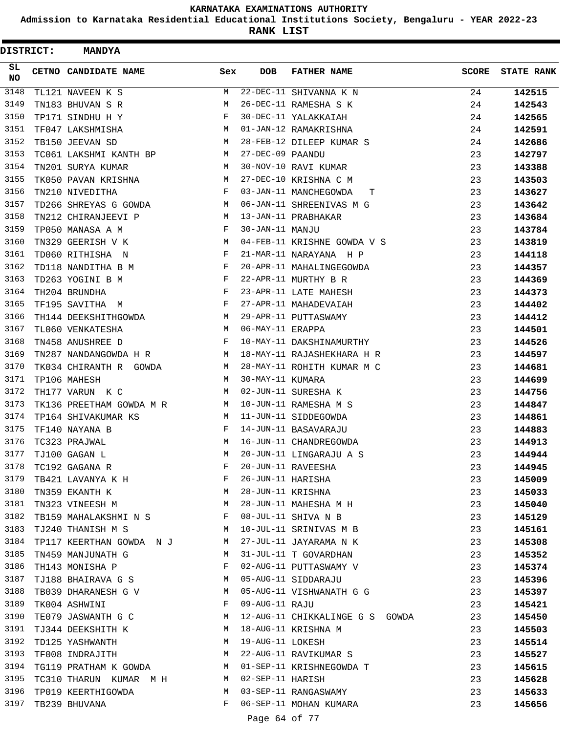# KARNATAKA EXAMINATIONS AUTHORITY

**Admission to Karnataka Residential Educational Institutions Society, Bengaluru - YEAR 2022-23**

**RANK LIST**

**DISTRICT: MANDYA**

| SL NO | CETNO | CANDIDATE NAME | Sex | DOB | FATHER NAME | SCORE | STATE RANK |
|---|---|---|---|---|---|---|---|
| 3148 | TL121 | NAVEEN K S | M | 22-DEC-11 | SHIVANNA K N | 24 | 142515 |
| 3149 | TN183 | BHUVAN S R | M | 26-DEC-11 | RAMESHA S K | 24 | 142543 |
| 3150 | TP171 | SINDHU H Y | F | 30-DEC-11 | YALAKKAIAH | 24 | 142565 |
| 3151 | TF047 | LAKSHMISHA | M | 01-JAN-12 | RAMAKRISHNA | 24 | 142591 |
| 3152 | TB150 | JEEVAN SD | M | 28-FEB-12 | DILEEP KUMAR S | 24 | 142686 |
| 3153 | TC061 | LAKSHMI KANTH BP | M | 27-DEC-09 | PAANDU | 23 | 142797 |
| 3154 | TN201 | SURYA KUMAR | M | 30-NOV-10 | RAVI KUMAR | 23 | 143388 |
| 3155 | TK050 | PAVAN KRISHNA | M | 27-DEC-10 | KRISHNA C M | 23 | 143503 |
| 3156 | TN210 | NIVEDITHA | F | 03-JAN-11 | MANCHEGOWDA T | 23 | 143627 |
| 3157 | TD266 | SHREYAS G GOWDA | M | 06-JAN-11 | SHREENIVAS M G | 23 | 143642 |
| 3158 | TN212 | CHIRANJEEVI P | M | 13-JAN-11 | PRABHAKAR | 23 | 143684 |
| 3159 | TP050 | MANASA A M | F | 30-JAN-11 | MANJU | 23 | 143784 |
| 3160 | TN329 | GEERISH V K | M | 04-FEB-11 | KRISHNE GOWDA V S | 23 | 143819 |
| 3161 | TD060 | RITHISHA N | F | 21-MAR-11 | NARAYANA H P | 23 | 144118 |
| 3162 | TD118 | NANDITHA B M | F | 20-APR-11 | MAHALINGEGOWDA | 23 | 144357 |
| 3163 | TD263 | YOGINI B M | F | 22-APR-11 | MURTHY B R | 23 | 144369 |
| 3164 | TH204 | BRUNDHA | F | 23-APR-11 | LATE MAHESH | 23 | 144373 |
| 3165 | TF195 | SAVITHA M | F | 27-APR-11 | MAHADEVAIAH | 23 | 144402 |
| 3166 | TH144 | DEEKSHITHGOWDA | M | 29-APR-11 | PUTTASWAMY | 23 | 144412 |
| 3167 | TL060 | VENKATESHA | M | 06-MAY-11 | ERAPPA | 23 | 144501 |
| 3168 | TN458 | ANUSHREE D | F | 10-MAY-11 | DAKSHINAMURTHY | 23 | 144526 |
| 3169 | TN287 | NANDANGOWDA H R | M | 18-MAY-11 | RAJASHEKHARA H R | 23 | 144597 |
| 3170 | TK034 | CHIRANTH R GOWDA | M | 28-MAY-11 | ROHITH KUMAR M C | 23 | 144681 |
| 3171 | TP106 | MAHESH | M | 30-MAY-11 | KUMARA | 23 | 144699 |
| 3172 | TH177 | VARUN K C | M | 02-JUN-11 | SURESHA K | 23 | 144756 |
| 3173 | TK136 | PREETHAM GOWDA M R | M | 10-JUN-11 | RAMESHA M S | 23 | 144847 |
| 3174 | TP164 | SHIVAKUMAR KS | M | 11-JUN-11 | SIDDEGOWDA | 23 | 144861 |
| 3175 | TF140 | NAYANA B | F | 14-JUN-11 | BASAVARAJU | 23 | 144883 |
| 3176 | TC323 | PRAJWAL | M | 16-JUN-11 | CHANDREGOWDA | 23 | 144913 |
| 3177 | TJ100 | GAGAN L | M | 20-JUN-11 | LINGARAJU A S | 23 | 144944 |
| 3178 | TC192 | GAGANA R | F | 20-JUN-11 | RAVEESHA | 23 | 144945 |
| 3179 | TB421 | LAVANYA K H | F | 26-JUN-11 | HARISHA | 23 | 145009 |
| 3180 | TN359 | EKANTH K | M | 28-JUN-11 | KRISHNA | 23 | 145033 |
| 3181 | TN323 | VINEESH M | M | 28-JUN-11 | MAHESHA M H | 23 | 145040 |
| 3182 | TB159 | MAHALAKSHMI N S | F | 08-JUL-11 | SHIVA N B | 23 | 145129 |
| 3183 | TJ240 | THANISH M S | M | 10-JUL-11 | SRINIVAS M B | 23 | 145161 |
| 3184 | TP117 | KEERTHAN GOWDA N J | M | 27-JUL-11 | JAYARAMA N K | 23 | 145308 |
| 3185 | TN459 | MANJUNATH G | M | 31-JUL-11 | T GOVARDHAN | 23 | 145352 |
| 3186 | TH143 | MONISHA P | F | 02-AUG-11 | PUTTASWAMY V | 23 | 145374 |
| 3187 | TJ188 | BHAIRAVA G S | M | 05-AUG-11 | SIDDARAJU | 23 | 145396 |
| 3188 | TB039 | DHARANESH G V | M | 05-AUG-11 | VISHWANATH G G | 23 | 145397 |
| 3189 | TK004 | ASHWINI | F | 09-AUG-11 | RAJU | 23 | 145421 |
| 3190 | TE079 | JASWANTH G C | M | 12-AUG-11 | CHIKKALINGE G S GOWDA | 23 | 145450 |
| 3191 | TJ344 | DEEKSHITH K | M | 18-AUG-11 | KRISHNA M | 23 | 145503 |
| 3192 | TD125 | YASHWANTH | M | 19-AUG-11 | LOKESH | 23 | 145514 |
| 3193 | TF008 | INDRAJITH | M | 22-AUG-11 | RAVIKUMAR S | 23 | 145527 |
| 3194 | TG119 | PRATHAM K GOWDA | M | 01-SEP-11 | KRISHNEGOWDA T | 23 | 145615 |
| 3195 | TC310 | THARUN KUMAR M H | M | 02-SEP-11 | HARISH | 23 | 145628 |
| 3196 | TP019 | KEERTHIGOWDA | M | 03-SEP-11 | RANGASWAMY | 23 | 145633 |
| 3197 | TB239 | BHUVANA | F | 06-SEP-11 | MOHAN KUMARA | 23 | 145656 |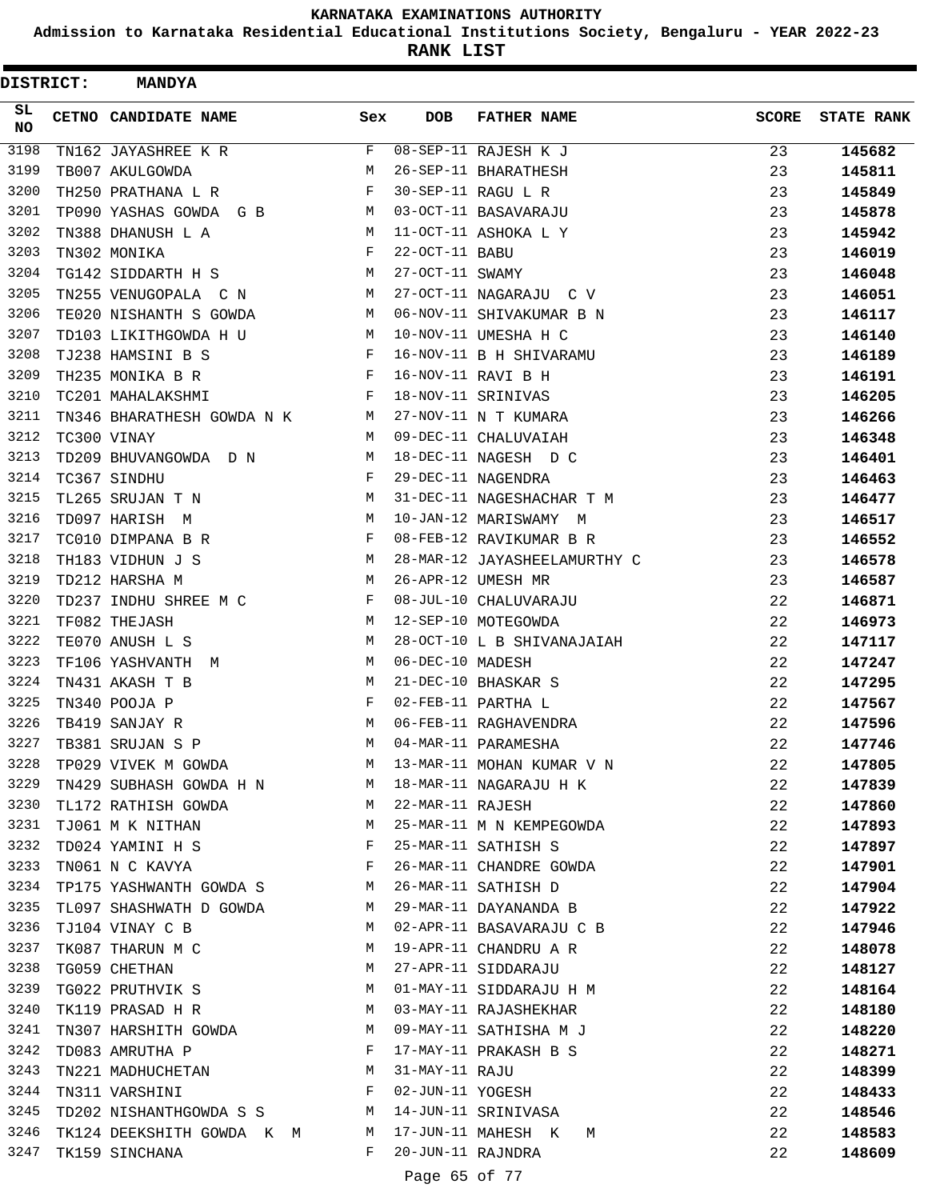# KARNATAKA EXAMINATIONS AUTHORITY

## Admission to Karnataka Residential Educational Institutions Society, Bengaluru - YEAR 2022-23

## RANK LIST

**DISTRICT: MANDYA**

| SL NO | CETNO | CANDIDATE NAME | Sex | DOB | FATHER NAME | SCORE | STATE RANK |
|---|---|---|---|---|---|---|---|
| 3198 | TN162 | JAYASHREE K R | F | 08-SEP-11 | RAJESH K J | 23 | 145682 |
| 3199 | TB007 | AKULGOWDA | M | 26-SEP-11 | BHARATHESH | 23 | 145811 |
| 3200 | TH250 | PRATHANA L R | F | 30-SEP-11 | RAGU L R | 23 | 145849 |
| 3201 | TP090 | YASHAS GOWDA G B | M | 03-OCT-11 | BASAVARAJU | 23 | 145878 |
| 3202 | TN388 | DHANUSH L A | M | 11-OCT-11 | ASHOKA L Y | 23 | 145942 |
| 3203 | TN302 | MONIKA | F | 22-OCT-11 | BABU | 23 | 146019 |
| 3204 | TG142 | SIDDARTH H S | M | 27-OCT-11 | SWAMY | 23 | 146048 |
| 3205 | TN255 | VENUGOPALA C N | M | 27-OCT-11 | NAGARAJU C V | 23 | 146051 |
| 3206 | TE020 | NISHANTH S GOWDA | M | 06-NOV-11 | SHIVAKUMAR B N | 23 | 146117 |
| 3207 | TD103 | LIKITHGOWDA H U | M | 10-NOV-11 | UMESHA H C | 23 | 146140 |
| 3208 | TJ238 | HAMSINI B S | F | 16-NOV-11 | B H SHIVARAMU | 23 | 146189 |
| 3209 | TH235 | MONIKA B R | F | 16-NOV-11 | RAVI B H | 23 | 146191 |
| 3210 | TC201 | MAHALAKSHMI | F | 18-NOV-11 | SRINIVAS | 23 | 146205 |
| 3211 | TN346 | BHARATHESH GOWDA N K | M | 27-NOV-11 | N T KUMARA | 23 | 146266 |
| 3212 | TC300 | VINAY | M | 09-DEC-11 | CHALUVAIAH | 23 | 146348 |
| 3213 | TD209 | BHUVANGOWDA D N | M | 18-DEC-11 | NAGESH D C | 23 | 146401 |
| 3214 | TC367 | SINDHU | F | 29-DEC-11 | NAGENDRA | 23 | 146463 |
| 3215 | TL265 | SRUJAN T N | M | 31-DEC-11 | NAGESHACHAR T M | 23 | 146477 |
| 3216 | TD097 | HARISH M | M | 10-JAN-12 | MARISWAMY M | 23 | 146517 |
| 3217 | TC010 | DIMPANA B R | F | 08-FEB-12 | RAVIKUMAR B R | 23 | 146552 |
| 3218 | TH183 | VIDHUN J S | M | 28-MAR-12 | JAYASHEELAMURTHY C | 23 | 146578 |
| 3219 | TD212 | HARSHA M | M | 26-APR-12 | UMESH MR | 23 | 146587 |
| 3220 | TD237 | INDHU SHREE M C | F | 08-JUL-10 | CHALUVARAJU | 22 | 146871 |
| 3221 | TF082 | THEJASH | M | 12-SEP-10 | MOTEGOWDA | 22 | 146973 |
| 3222 | TE070 | ANUSH L S | M | 28-OCT-10 | L B SHIVANAJAIAH | 22 | 147117 |
| 3223 | TF106 | YASHVANTH M | M | 06-DEC-10 | MADESH | 22 | 147247 |
| 3224 | TN431 | AKASH T B | M | 21-DEC-10 | BHASKAR S | 22 | 147295 |
| 3225 | TN340 | POOJA P | F | 02-FEB-11 | PARTHA L | 22 | 147567 |
| 3226 | TB419 | SANJAY R | M | 06-FEB-11 | RAGHAVENDRA | 22 | 147596 |
| 3227 | TB381 | SRUJAN S P | M | 04-MAR-11 | PARAMESHA | 22 | 147746 |
| 3228 | TP029 | VIVEK M GOWDA | M | 13-MAR-11 | MOHAN KUMAR V N | 22 | 147805 |
| 3229 | TN429 | SUBHASH GOWDA H N | M | 18-MAR-11 | NAGARAJU H K | 22 | 147839 |
| 3230 | TL172 | RATHISH GOWDA | M | 22-MAR-11 | RAJESH | 22 | 147860 |
| 3231 | TJ061 | M K NITHAN | M | 25-MAR-11 | M N KEMPEGOWDA | 22 | 147893 |
| 3232 | TD024 | YAMINI H S | F | 25-MAR-11 | SATHISH S | 22 | 147897 |
| 3233 | TN061 | N C KAVYA | F | 26-MAR-11 | CHANDRE GOWDA | 22 | 147901 |
| 3234 | TP175 | YASHWANTH GOWDA S | M | 26-MAR-11 | SATHISH D | 22 | 147904 |
| 3235 | TL097 | SHASHWATH D GOWDA | M | 29-MAR-11 | DAYANANDA B | 22 | 147922 |
| 3236 | TJ104 | VINAY C B | M | 02-APR-11 | BASAVARAJU C B | 22 | 147946 |
| 3237 | TK087 | THARUN M C | M | 19-APR-11 | CHANDRU A R | 22 | 148078 |
| 3238 | TG059 | CHETHAN | M | 27-APR-11 | SIDDARAJU | 22 | 148127 |
| 3239 | TG022 | PRUTHVIK S | M | 01-MAY-11 | SIDDARAJU H M | 22 | 148164 |
| 3240 | TK119 | PRASAD H R | M | 03-MAY-11 | RAJASHEKHAR | 22 | 148180 |
| 3241 | TN307 | HARSHITH GOWDA | M | 09-MAY-11 | SATHISHA M J | 22 | 148220 |
| 3242 | TD083 | AMRUTHA P | F | 17-MAY-11 | PRAKASH B S | 22 | 148271 |
| 3243 | TN221 | MADHUCHETAN | M | 31-MAY-11 | RAJU | 22 | 148399 |
| 3244 | TN311 | VARSHINI | F | 02-JUN-11 | YOGESH | 22 | 148433 |
| 3245 | TD202 | NISHANTHGOWDA S S | M | 14-JUN-11 | SRINIVASA | 22 | 148546 |
| 3246 | TK124 | DEEKSHITH GOWDA K M | M | 17-JUN-11 | MAHESH K M | 22 | 148583 |
| 3247 | TK159 | SINCHANA | F | 20-JUN-11 | RAJNDRA | 22 | 148609 |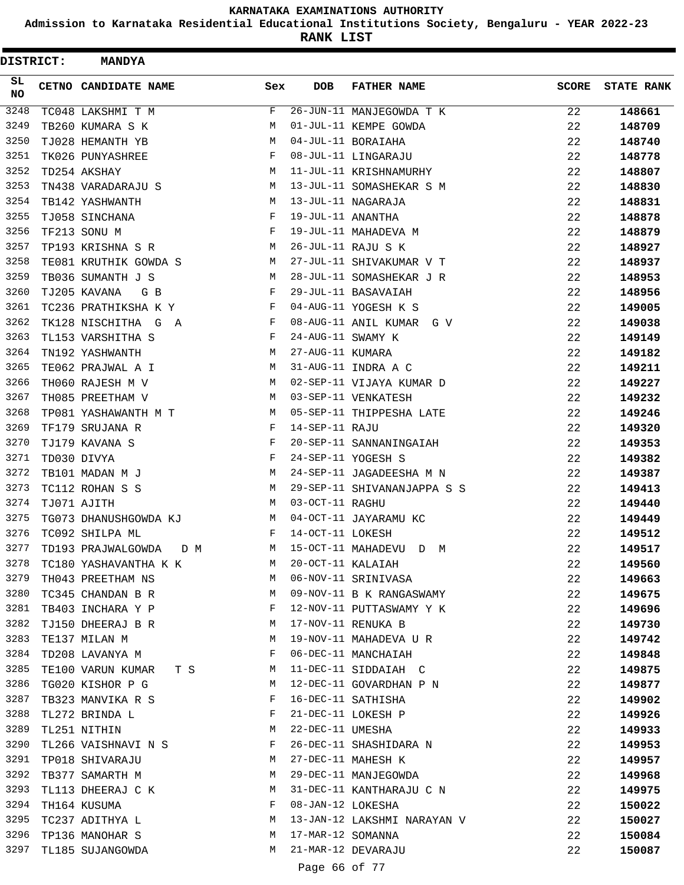# KARNATAKA EXAMINATIONS AUTHORITY

**Admission to Karnataka Residential Educational Institutions Society, Bengaluru - YEAR 2022-23**

**RANK LIST**

**DISTRICT: MANDYA**

| SL NO | CETNO | CANDIDATE NAME | Sex | DOB | FATHER NAME | SCORE | STATE RANK |
|---|---|---|---|---|---|---|---|
| 3248 | TC048 | LAKSHMI T M | F | 26-JUN-11 | MANJEGOWDA T K | 22 | 148661 |
| 3249 | TB260 | KUMARA S K | M | 01-JUL-11 | KEMPE GOWDA | 22 | 148709 |
| 3250 | TJ028 | HEMANTH YB | M | 04-JUL-11 | BORAIAHA | 22 | 148740 |
| 3251 | TK026 | PUNYASHREE | F | 08-JUL-11 | LINGARAJU | 22 | 148778 |
| 3252 | TD254 | AKSHAY | M | 11-JUL-11 | KRISHNAMURHY | 22 | 148807 |
| 3253 | TN438 | VARADARAJU S | M | 13-JUL-11 | SOMASHEKAR S M | 22 | 148830 |
| 3254 | TB142 | YASHWANTH | M | 13-JUL-11 | NAGARAJA | 22 | 148831 |
| 3255 | TJ058 | SINCHANA | F | 19-JUL-11 | ANANTHA | 22 | 148878 |
| 3256 | TF213 | SONU M | F | 19-JUL-11 | MAHADEVA M | 22 | 148879 |
| 3257 | TP193 | KRISHNA S R | M | 26-JUL-11 | RAJU S K | 22 | 148927 |
| 3258 | TE081 | KRUTHIK GOWDA S | M | 27-JUL-11 | SHIVAKUMAR V T | 22 | 148937 |
| 3259 | TB036 | SUMANTH J S | M | 28-JUL-11 | SOMASHEKAR J R | 22 | 148953 |
| 3260 | TJ205 | KAVANA G B | F | 29-JUL-11 | BASAVAIAH | 22 | 148956 |
| 3261 | TC236 | PRATHIKSHA K Y | F | 04-AUG-11 | YOGESH K S | 22 | 149005 |
| 3262 | TK128 | NISCHITHA G A | F | 08-AUG-11 | ANIL KUMAR G V | 22 | 149038 |
| 3263 | TL153 | VARSHITHA S | F | 24-AUG-11 | SWAMY K | 22 | 149149 |
| 3264 | TN192 | YASHWANTH | M | 27-AUG-11 | KUMARA | 22 | 149182 |
| 3265 | TE062 | PRAJWAL A I | M | 31-AUG-11 | INDRA A C | 22 | 149211 |
| 3266 | TH060 | RAJESH M V | M | 02-SEP-11 | VIJAYA KUMAR D | 22 | 149227 |
| 3267 | TH085 | PREETHAM V | M | 03-SEP-11 | VENKATESH | 22 | 149232 |
| 3268 | TP081 | YASHAWANTH M T | M | 05-SEP-11 | THIPPESHA LATE | 22 | 149246 |
| 3269 | TF179 | SRUJANA R | F | 14-SEP-11 | RAJU | 22 | 149320 |
| 3270 | TJ179 | KAVANA S | F | 20-SEP-11 | SANNANINGAIAH | 22 | 149353 |
| 3271 | TD030 | DIVYA | F | 24-SEP-11 | YOGESH S | 22 | 149382 |
| 3272 | TB101 | MADAN M J | M | 24-SEP-11 | JAGADEESHA M N | 22 | 149387 |
| 3273 | TC112 | ROHAN S S | M | 29-SEP-11 | SHIVANANJAPPA S S | 22 | 149413 |
| 3274 | TJ071 | AJITH | M | 03-OCT-11 | RAGHU | 22 | 149440 |
| 3275 | TG073 | DHANUSHGOWDA KJ | M | 04-OCT-11 | JAYARAMU KC | 22 | 149449 |
| 3276 | TC092 | SHILPA ML | F | 14-OCT-11 | LOKESH | 22 | 149512 |
| 3277 | TD193 | PRAJWALGOWDA D M | M | 15-OCT-11 | MAHADEVU D M | 22 | 149517 |
| 3278 | TC180 | YASHAVANTHA K K | M | 20-OCT-11 | KALAIAH | 22 | 149560 |
| 3279 | TH043 | PREETHAM NS | M | 06-NOV-11 | SRINIVASA | 22 | 149663 |
| 3280 | TC345 | CHANDAN B R | M | 09-NOV-11 | B K RANGASWAMY | 22 | 149675 |
| 3281 | TB403 | INCHARA Y P | F | 12-NOV-11 | PUTTASWAMY Y K | 22 | 149696 |
| 3282 | TJ150 | DHEERAJ B R | M | 17-NOV-11 | RENUKA B | 22 | 149730 |
| 3283 | TE137 | MILAN M | M | 19-NOV-11 | MAHADEVA U R | 22 | 149742 |
| 3284 | TD208 | LAVANYA M | F | 06-DEC-11 | MANCHAIAH | 22 | 149848 |
| 3285 | TE100 | VARUN KUMAR T S | M | 11-DEC-11 | SIDDAIAH C | 22 | 149875 |
| 3286 | TG020 | KISHOR P G | M | 12-DEC-11 | GOVARDHAN P N | 22 | 149877 |
| 3287 | TB323 | MANVIKA R S | F | 16-DEC-11 | SATHISHA | 22 | 149902 |
| 3288 | TL272 | BRINDA L | F | 21-DEC-11 | LOKESH P | 22 | 149926 |
| 3289 | TL251 | NITHIN | M | 22-DEC-11 | UMESHA | 22 | 149933 |
| 3290 | TL266 | VAISHNAVI N S | F | 26-DEC-11 | SHASHIDARA N | 22 | 149953 |
| 3291 | TP018 | SHIVARAJU | M | 27-DEC-11 | MAHESH K | 22 | 149957 |
| 3292 | TB377 | SAMARTH M | M | 29-DEC-11 | MANJEGOWDA | 22 | 149968 |
| 3293 | TL113 | DHEERAJ C K | M | 31-DEC-11 | KANTHARAJU C N | 22 | 149975 |
| 3294 | TH164 | KUSUMA | F | 08-JAN-12 | LOKESHA | 22 | 150022 |
| 3295 | TC237 | ADITHYA L | M | 13-JAN-12 | LAKSHMI NARAYAN V | 22 | 150027 |
| 3296 | TP136 | MANOHAR S | M | 17-MAR-12 | SOMANNA | 22 | 150084 |
| 3297 | TL185 | SUJANGOWDA | M | 21-MAR-12 | DEVARAJU | 22 | 150087 |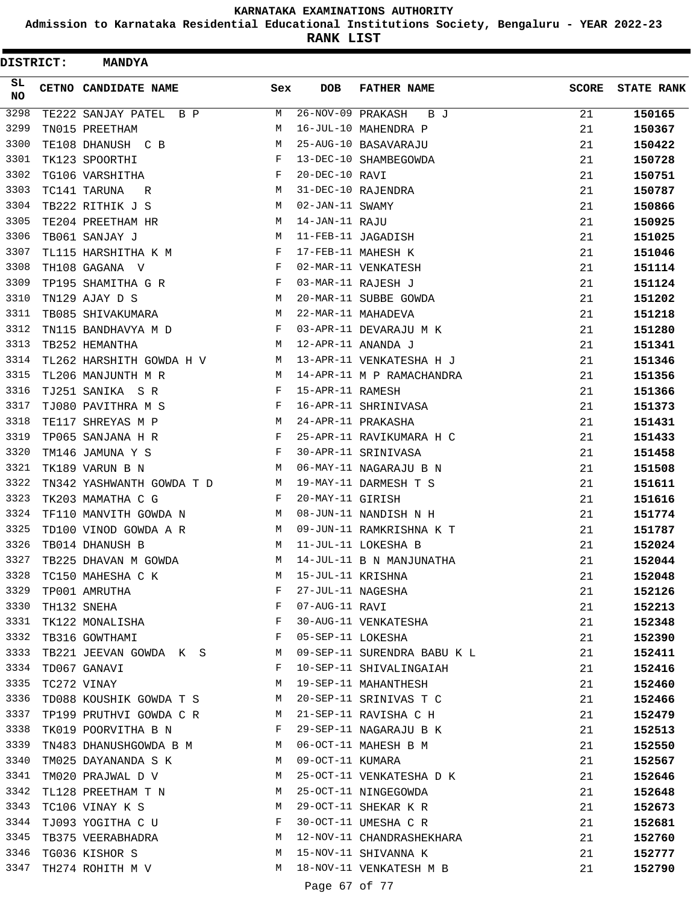# KARNATAKA EXAMINATIONS AUTHORITY

## Admission to Karnataka Residential Educational Institutions Society, Bengaluru - YEAR 2022-23

## RANK LIST

**DISTRICT: MANDYA**

| SL NO | CETNO | CANDIDATE NAME | Sex | DOB | FATHER NAME | SCORE | STATE RANK |
|---|---|---|---|---|---|---|---|
| 3298 | TE222 | SANJAY PATEL B P | M | 26-NOV-09 | PRAKASH B J | 21 | 150165 |
| 3299 | TN015 | PREETHAM | M | 16-JUL-10 | MAHENDRA P | 21 | 150367 |
| 3300 | TE108 | DHANUSH C B | M | 25-AUG-10 | BASAVARAJU | 21 | 150422 |
| 3301 | TK123 | SPOORTHI | F | 13-DEC-10 | SHAMBEGOWDA | 21 | 150728 |
| 3302 | TG106 | VARSHITHA | F | 20-DEC-10 | RAVI | 21 | 150751 |
| 3303 | TC141 | TARUNA R | M | 31-DEC-10 | RAJENDRA | 21 | 150787 |
| 3304 | TB222 | RITHIK J S | M | 02-JAN-11 | SWAMY | 21 | 150866 |
| 3305 | TE204 | PREETHAM HR | M | 14-JAN-11 | RAJU | 21 | 150925 |
| 3306 | TB061 | SANJAY J | M | 11-FEB-11 | JAGADISH | 21 | 151025 |
| 3307 | TL115 | HARSHITHA K M | F | 17-FEB-11 | MAHESH K | 21 | 151046 |
| 3308 | TH108 | GAGANA V | F | 02-MAR-11 | VENKATESH | 21 | 151114 |
| 3309 | TP195 | SHAMITHA G R | F | 03-MAR-11 | RAJESH J | 21 | 151124 |
| 3310 | TN129 | AJAY D S | M | 20-MAR-11 | SUBBE GOWDA | 21 | 151202 |
| 3311 | TB085 | SHIVAKUMARA | M | 22-MAR-11 | MAHADEVA | 21 | 151218 |
| 3312 | TN115 | BANDHAVYA M D | F | 03-APR-11 | DEVARAJU M K | 21 | 151280 |
| 3313 | TB252 | HEMANTHA | M | 12-APR-11 | ANANDA J | 21 | 151341 |
| 3314 | TL262 | HARSHITH GOWDA H V | M | 13-APR-11 | VENKATESHA H J | 21 | 151346 |
| 3315 | TL206 | MANJUNTH M R | M | 14-APR-11 | M P RAMACHANDRA | 21 | 151356 |
| 3316 | TJ251 | SANIKA S R | F | 15-APR-11 | RAMESH | 21 | 151366 |
| 3317 | TJ080 | PAVITHRA M S | F | 16-APR-11 | SHRINIVASA | 21 | 151373 |
| 3318 | TE117 | SHREYAS M P | M | 24-APR-11 | PRAKASHA | 21 | 151431 |
| 3319 | TP065 | SANJANA H R | F | 25-APR-11 | RAVIKUMARA H C | 21 | 151433 |
| 3320 | TM146 | JAMUNA Y S | F | 30-APR-11 | SRINIVASA | 21 | 151458 |
| 3321 | TK189 | VARUN B N | M | 06-MAY-11 | NAGARAJU B N | 21 | 151508 |
| 3322 | TN342 | YASHWANTH GOWDA T D | M | 19-MAY-11 | DARMESH T S | 21 | 151611 |
| 3323 | TK203 | MAMATHA C G | F | 20-MAY-11 | GIRISH | 21 | 151616 |
| 3324 | TF110 | MANVITH GOWDA N | M | 08-JUN-11 | NANDISH N H | 21 | 151774 |
| 3325 | TD100 | VINOD GOWDA A R | M | 09-JUN-11 | RAMKRISHNA K T | 21 | 151787 |
| 3326 | TB014 | DHANUSH B | M | 11-JUL-11 | LOKESHA B | 21 | 152024 |
| 3327 | TB225 | DHAVAN M GOWDA | M | 14-JUL-11 | B N MANJUNATHA | 21 | 152044 |
| 3328 | TC150 | MAHESHA C K | M | 15-JUL-11 | KRISHNA | 21 | 152048 |
| 3329 | TP001 | AMRUTHA | F | 27-JUL-11 | NAGESHA | 21 | 152126 |
| 3330 | TH132 | SNEHA | F | 07-AUG-11 | RAVI | 21 | 152213 |
| 3331 | TK122 | MONALISHA | F | 30-AUG-11 | VENKATESHA | 21 | 152348 |
| 3332 | TB316 | GOWTHAMI | F | 05-SEP-11 | LOKESHA | 21 | 152390 |
| 3333 | TB221 | JEEVAN GOWDA K S | M | 09-SEP-11 | SURENDRA BABU K L | 21 | 152411 |
| 3334 | TD067 | GANAVI | F | 10-SEP-11 | SHIVALINGAIAH | 21 | 152416 |
| 3335 | TC272 | VINAY | M | 19-SEP-11 | MAHANTHESH | 21 | 152460 |
| 3336 | TD088 | KOUSHIK GOWDA T S | M | 20-SEP-11 | SRINIVAS T C | 21 | 152466 |
| 3337 | TP199 | PRUTHVI GOWDA C R | M | 21-SEP-11 | RAVISHA C H | 21 | 152479 |
| 3338 | TK019 | POORVITHA B N | F | 29-SEP-11 | NAGARAJU B K | 21 | 152513 |
| 3339 | TN483 | DHANUSHGOWDA B M | M | 06-OCT-11 | MAHESH B M | 21 | 152550 |
| 3340 | TM025 | DAYANANDA S K | M | 09-OCT-11 | KUMARA | 21 | 152567 |
| 3341 | TM020 | PRAJWAL D V | M | 25-OCT-11 | VENKATESHA D K | 21 | 152646 |
| 3342 | TL128 | PREETHAM T N | M | 25-OCT-11 | NINGEGOWDA | 21 | 152648 |
| 3343 | TC106 | VINAY K S | M | 29-OCT-11 | SHEKAR K R | 21 | 152673 |
| 3344 | TJ093 | YOGITHA C U | F | 30-OCT-11 | UMESHA C R | 21 | 152681 |
| 3345 | TB375 | VEERABHADRA | M | 12-NOV-11 | CHANDRASHEKHARA | 21 | 152760 |
| 3346 | TG036 | KISHOR S | M | 15-NOV-11 | SHIVANNA K | 21 | 152777 |
| 3347 | TH274 | ROHITH M V | M | 18-NOV-11 | VENKATESH M B | 21 | 152790 |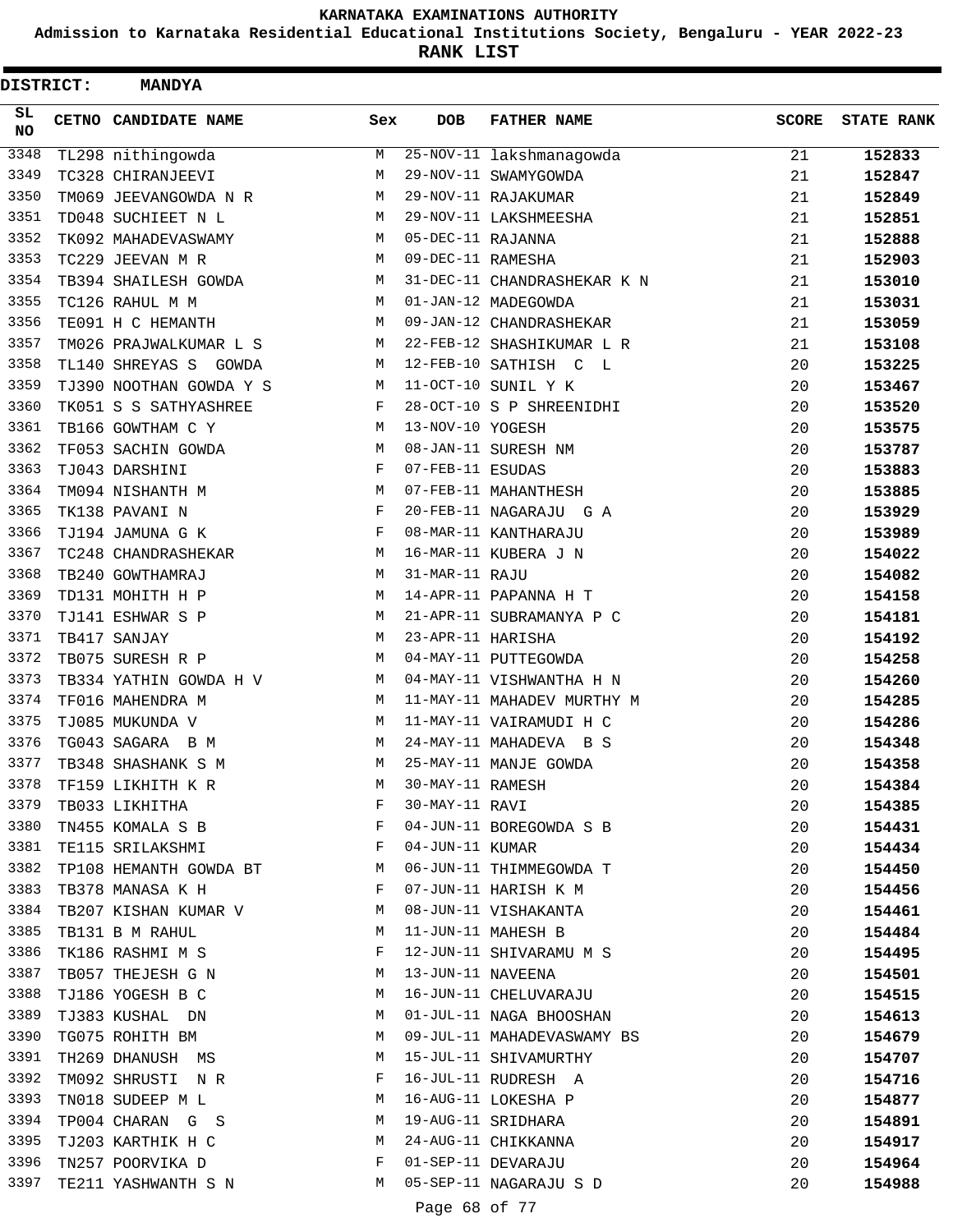# KARNATAKA EXAMINATIONS AUTHORITY

**Admission to Karnataka Residential Educational Institutions Society, Bengaluru - YEAR 2022-23**

**RANK LIST**

**DISTRICT: MANDYA**

| SL NO | CETNO | CANDIDATE NAME | Sex | DOB | FATHER NAME | SCORE | STATE RANK |
|---|---|---|---|---|---|---|---|
| 3348 | TL298 | nithingowda | M | 25-NOV-11 | lakshmanagowda | 21 | 152833 |
| 3349 | TC328 | CHIRANJEEVI | M | 29-NOV-11 | SWAMYGOWDA | 21 | 152847 |
| 3350 | TM069 | JEEVANGOWDA N R | M | 29-NOV-11 | RAJAKUMAR | 21 | 152849 |
| 3351 | TD048 | SUCHIEET N L | M | 29-NOV-11 | LAKSHMEESHA | 21 | 152851 |
| 3352 | TK092 | MAHADEVASWAMY | M | 05-DEC-11 | RAJANNA | 21 | 152888 |
| 3353 | TC229 | JEEVAN M R | M | 09-DEC-11 | RAMESHA | 21 | 152903 |
| 3354 | TB394 | SHAILESH GOWDA | M | 31-DEC-11 | CHANDRASHEKAR K N | 21 | 153010 |
| 3355 | TC126 | RAHUL M M | M | 01-JAN-12 | MADEGOWDA | 21 | 153031 |
| 3356 | TE091 | H C HEMANTH | M | 09-JAN-12 | CHANDRASHEKAR | 21 | 153059 |
| 3357 | TM026 | PRAJWALKUMAR L S | M | 22-FEB-12 | SHASHIKUMAR L R | 21 | 153108 |
| 3358 | TL140 | SHREYAS S GOWDA | M | 12-FEB-10 | SATHISH C L | 20 | 153225 |
| 3359 | TJ390 | NOOTHAN GOWDA Y S | M | 11-OCT-10 | SUNIL Y K | 20 | 153467 |
| 3360 | TK051 | S S SATHYASHREE | F | 28-OCT-10 | S P SHREENIDHI | 20 | 153520 |
| 3361 | TB166 | GOWTHAM C Y | M | 13-NOV-10 | YOGESH | 20 | 153575 |
| 3362 | TF053 | SACHIN GOWDA | M | 08-JAN-11 | SURESH NM | 20 | 153787 |
| 3363 | TJ043 | DARSHINI | F | 07-FEB-11 | ESUDAS | 20 | 153883 |
| 3364 | TM094 | NISHANTH M | M | 07-FEB-11 | MAHANTHESH | 20 | 153885 |
| 3365 | TK138 | PAVANI N | F | 20-FEB-11 | NAGARAJU G A | 20 | 153929 |
| 3366 | TJ194 | JAMUNA G K | F | 08-MAR-11 | KANTHARAJU | 20 | 153989 |
| 3367 | TC248 | CHANDRASHEKAR | M | 16-MAR-11 | KUBERA J N | 20 | 154022 |
| 3368 | TB240 | GOWTHAMRAJ | M | 31-MAR-11 | RAJU | 20 | 154082 |
| 3369 | TD131 | MOHITH H P | M | 14-APR-11 | PAPANNA H T | 20 | 154158 |
| 3370 | TJ141 | ESHWAR S P | M | 21-APR-11 | SUBRAMANYA P C | 20 | 154181 |
| 3371 | TB417 | SANJAY | M | 23-APR-11 | HARISHA | 20 | 154192 |
| 3372 | TB075 | SURESH R P | M | 04-MAY-11 | PUTTEGOWDA | 20 | 154258 |
| 3373 | TB334 | YATHIN GOWDA H V | M | 04-MAY-11 | VISHWANTHA H N | 20 | 154260 |
| 3374 | TF016 | MAHENDRA M | M | 11-MAY-11 | MAHADEV MURTHY M | 20 | 154285 |
| 3375 | TJ085 | MUKUNDA V | M | 11-MAY-11 | VAIRAMUDI H C | 20 | 154286 |
| 3376 | TG043 | SAGARA B M | M | 24-MAY-11 | MAHADEVA B S | 20 | 154348 |
| 3377 | TB348 | SHASHANK S M | M | 25-MAY-11 | MANJE GOWDA | 20 | 154358 |
| 3378 | TF159 | LIKHITH K R | M | 30-MAY-11 | RAMESH | 20 | 154384 |
| 3379 | TB033 | LIKHITHA | F | 30-MAY-11 | RAVI | 20 | 154385 |
| 3380 | TN455 | KOMALA S B | F | 04-JUN-11 | BOREGOWDA S B | 20 | 154431 |
| 3381 | TE115 | SRILAKSHMI | F | 04-JUN-11 | KUMAR | 20 | 154434 |
| 3382 | TP108 | HEMANTH GOWDA BT | M | 06-JUN-11 | THIMMEGOWDA T | 20 | 154450 |
| 3383 | TB378 | MANASA K H | F | 07-JUN-11 | HARISH K M | 20 | 154456 |
| 3384 | TB207 | KISHAN KUMAR V | M | 08-JUN-11 | VISHAKANTA | 20 | 154461 |
| 3385 | TB131 | B M RAHUL | M | 11-JUN-11 | MAHESH B | 20 | 154484 |
| 3386 | TK186 | RASHMI M S | F | 12-JUN-11 | SHIVARAMU M S | 20 | 154495 |
| 3387 | TB057 | THEJESH G N | M | 13-JUN-11 | NAVEENA | 20 | 154501 |
| 3388 | TJ186 | YOGESH B C | M | 16-JUN-11 | CHELUVARAJU | 20 | 154515 |
| 3389 | TJ383 | KUSHAL DN | M | 01-JUL-11 | NAGA BHOOSHAN | 20 | 154613 |
| 3390 | TG075 | ROHITH BM | M | 09-JUL-11 | MAHADEVASWAMY BS | 20 | 154679 |
| 3391 | TH269 | DHANUSH MS | M | 15-JUL-11 | SHIVAMURTHY | 20 | 154707 |
| 3392 | TM092 | SHRUSTI N R | F | 16-JUL-11 | RUDRESH A | 20 | 154716 |
| 3393 | TN018 | SUDEEP M L | M | 16-AUG-11 | LOKESHA P | 20 | 154877 |
| 3394 | TP004 | CHARAN G S | M | 19-AUG-11 | SRIDHARA | 20 | 154891 |
| 3395 | TJ203 | KARTHIK H C | M | 24-AUG-11 | CHIKKANNA | 20 | 154917 |
| 3396 | TN257 | POORVIKA D | F | 01-SEP-11 | DEVARAJU | 20 | 154964 |
| 3397 | TE211 | YASHWANTH S N | M | 05-SEP-11 | NAGARAJU S D | 20 | 154988 |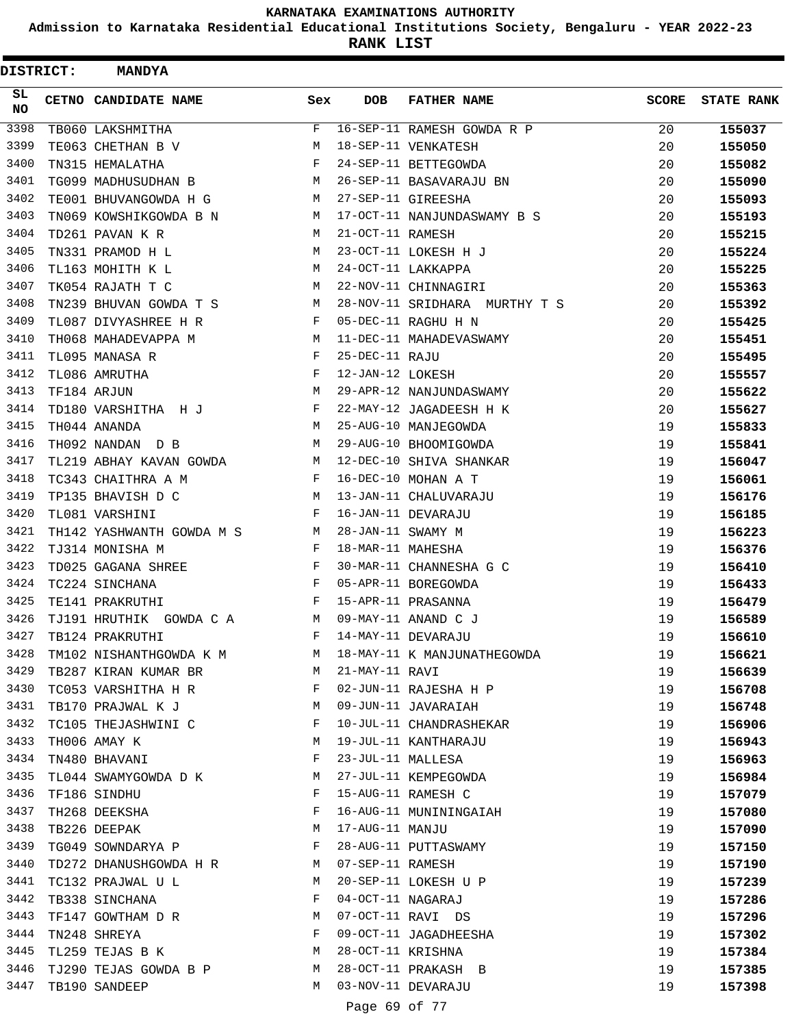KARNATAKA EXAMINATIONS AUTHORITY

Admission to Karnataka Residential Educational Institutions Society, Bengaluru - YEAR 2022-23

**RANK LIST**

**DISTRICT: MANDYA**

| SL NO | CETNO | CANDIDATE NAME | Sex | DOB | FATHER NAME | SCORE | STATE RANK |
|---|---|---|---|---|---|---|---|
| 3398 | TB060 | LAKSHMITHA | F | 16-SEP-11 | RAMESH GOWDA R P | 20 | 155037 |
| 3399 | TE063 | CHETHAN B V | M | 18-SEP-11 | VENKATESH | 20 | 155050 |
| 3400 | TN315 | HEMALATHA | F | 24-SEP-11 | BETTEGOWDA | 20 | 155082 |
| 3401 | TG099 | MADHUSUDHAN B | M | 26-SEP-11 | BASAVARAJU BN | 20 | 155090 |
| 3402 | TE001 | BHUVANGOWDA H G | M | 27-SEP-11 | GIREESHA | 20 | 155093 |
| 3403 | TN069 | KOWSHIKGOWDA B N | M | 17-OCT-11 | NANJUNDASWAMY B S | 20 | 155193 |
| 3404 | TD261 | PAVAN K R | M | 21-OCT-11 | RAMESH | 20 | 155215 |
| 3405 | TN331 | PRAMOD H L | M | 23-OCT-11 | LOKESH H J | 20 | 155224 |
| 3406 | TL163 | MOHITH K L | M | 24-OCT-11 | LAKKAPPA | 20 | 155225 |
| 3407 | TK054 | RAJATH T C | M | 22-NOV-11 | CHINNAGIRI | 20 | 155363 |
| 3408 | TN239 | BHUVAN GOWDA T S | M | 28-NOV-11 | SRIDHARA MURTHY T S | 20 | 155392 |
| 3409 | TL087 | DIVYASHREE H R | F | 05-DEC-11 | RAGHU H N | 20 | 155425 |
| 3410 | TH068 | MAHADEVAPPA M | M | 11-DEC-11 | MAHADEVASWAMY | 20 | 155451 |
| 3411 | TL095 | MANASA R | F | 25-DEC-11 | RAJU | 20 | 155495 |
| 3412 | TL086 | AMRUTHA | F | 12-JAN-12 | LOKESH | 20 | 155557 |
| 3413 | TF184 | ARJUN | M | 29-APR-12 | NANJUNDASWAMY | 20 | 155622 |
| 3414 | TD180 | VARSHITHA H J | F | 22-MAY-12 | JAGADEESH H K | 20 | 155627 |
| 3415 | TH044 | ANANDA | M | 25-AUG-10 | MANJEGOWDA | 19 | 155833 |
| 3416 | TH092 | NANDAN D B | M | 29-AUG-10 | BHOOMIGOWDA | 19 | 155841 |
| 3417 | TL219 | ABHAY KAVAN GOWDA | M | 12-DEC-10 | SHIVA SHANKAR | 19 | 156047 |
| 3418 | TC343 | CHAITHRA A M | F | 16-DEC-10 | MOHAN A T | 19 | 156061 |
| 3419 | TP135 | BHAVISH D C | M | 13-JAN-11 | CHALUVARAJU | 19 | 156176 |
| 3420 | TL081 | VARSHINI | F | 16-JAN-11 | DEVARAJU | 19 | 156185 |
| 3421 | TH142 | YASHWANTH GOWDA M S | M | 28-JAN-11 | SWAMY M | 19 | 156223 |
| 3422 | TJ314 | MONISHA M | F | 18-MAR-11 | MAHESHA | 19 | 156376 |
| 3423 | TD025 | GAGANA SHREE | F | 30-MAR-11 | CHANNESHA G C | 19 | 156410 |
| 3424 | TC224 | SINCHANA | F | 05-APR-11 | BOREGOWDA | 19 | 156433 |
| 3425 | TE141 | PRAKRUTHI | F | 15-APR-11 | PRASANNA | 19 | 156479 |
| 3426 | TJ191 | HRUTHIK GOWDA C A | M | 09-MAY-11 | ANAND C J | 19 | 156589 |
| 3427 | TB124 | PRAKRUTHI | F | 14-MAY-11 | DEVARAJU | 19 | 156610 |
| 3428 | TM102 | NISHANTHGOWDA K M | M | 18-MAY-11 | K MANJUNATHEGOWDA | 19 | 156621 |
| 3429 | TB287 | KIRAN KUMAR BR | M | 21-MAY-11 | RAVI | 19 | 156639 |
| 3430 | TC053 | VARSHITHA H R | F | 02-JUN-11 | RAJESHA H P | 19 | 156708 |
| 3431 | TB170 | PRAJWAL K J | M | 09-JUN-11 | JAVARAIAH | 19 | 156748 |
| 3432 | TC105 | THEJASHWINI C | F | 10-JUL-11 | CHANDRASHEKAR | 19 | 156906 |
| 3433 | TH006 | AMAY K | M | 19-JUL-11 | KANTHARAJU | 19 | 156943 |
| 3434 | TN480 | BHAVANI | F | 23-JUL-11 | MALLESA | 19 | 156963 |
| 3435 | TL044 | SWAMYGOWDA D K | M | 27-JUL-11 | KEMPEGOWDA | 19 | 156984 |
| 3436 | TF186 | SINDHU | F | 15-AUG-11 | RAMESH C | 19 | 157079 |
| 3437 | TH268 | DEEKSHA | F | 16-AUG-11 | MUNININGAIAH | 19 | 157080 |
| 3438 | TB226 | DEEPAK | M | 17-AUG-11 | MANJU | 19 | 157090 |
| 3439 | TG049 | SOWNDARYA P | F | 28-AUG-11 | PUTTASWAMY | 19 | 157150 |
| 3440 | TD272 | DHANUSHGOWDA H R | M | 07-SEP-11 | RAMESH | 19 | 157190 |
| 3441 | TC132 | PRAJWAL U L | M | 20-SEP-11 | LOKESH U P | 19 | 157239 |
| 3442 | TB338 | SINCHANA | F | 04-OCT-11 | NAGARAJ | 19 | 157286 |
| 3443 | TF147 | GOWTHAM D R | M | 07-OCT-11 | RAVI DS | 19 | 157296 |
| 3444 | TN248 | SHREYA | F | 09-OCT-11 | JAGADHEESHA | 19 | 157302 |
| 3445 | TL259 | TEJAS B K | M | 28-OCT-11 | KRISHNA | 19 | 157384 |
| 3446 | TJ290 | TEJAS GOWDA B P | M | 28-OCT-11 | PRAKASH B | 19 | 157385 |
| 3447 | TB190 | SANDEEP | M | 03-NOV-11 | DEVARAJU | 19 | 157398 |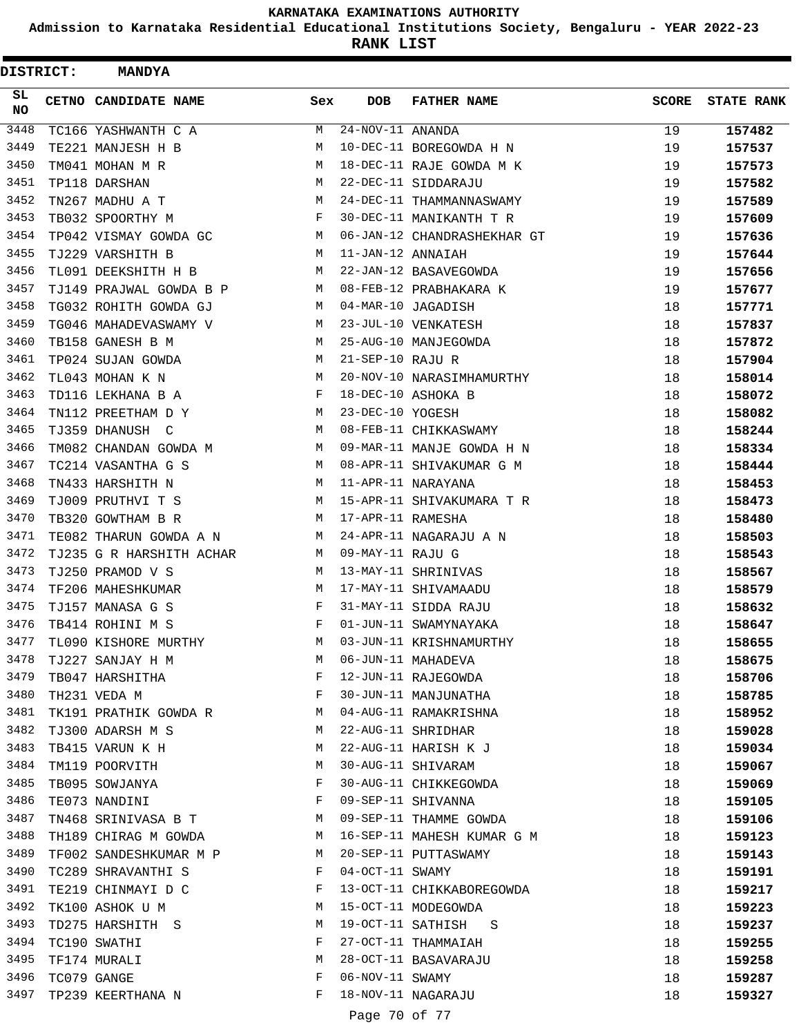# KARNATAKA EXAMINATIONS AUTHORITY

**Admission to Karnataka Residential Educational Institutions Society, Bengaluru - YEAR 2022-23**

**RANK LIST**

**DISTRICT: MANDYA**

| SL NO | CETNO | CANDIDATE NAME | Sex | DOB | FATHER NAME | SCORE | STATE RANK |
|---|---|---|---|---|---|---|---|
| 3448 | TC166 | YASHWANTH C A | M | 24-NOV-11 | ANANDA | 19 | 157482 |
| 3449 | TE221 | MANJESH H B | M | 10-DEC-11 | BOREGOWDA H N | 19 | 157537 |
| 3450 | TM041 | MOHAN M R | M | 18-DEC-11 | RAJE GOWDA M K | 19 | 157573 |
| 3451 | TP118 | DARSHAN | M | 22-DEC-11 | SIDDARAJU | 19 | 157582 |
| 3452 | TN267 | MADHU A T | M | 24-DEC-11 | THAMMANNASWAMY | 19 | 157589 |
| 3453 | TB032 | SPOORTHY M | F | 30-DEC-11 | MANIKANTH T R | 19 | 157609 |
| 3454 | TP042 | VISMAY GOWDA GC | M | 06-JAN-12 | CHANDRASHEKHAR GT | 19 | 157636 |
| 3455 | TJ229 | VARSHITH B | M | 11-JAN-12 | ANNAIAH | 19 | 157644 |
| 3456 | TL091 | DEEKSHITH H B | M | 22-JAN-12 | BASAVEGOWDA | 19 | 157656 |
| 3457 | TJ149 | PRAJWAL GOWDA B P | M | 08-FEB-12 | PRABHAKARA K | 19 | 157677 |
| 3458 | TG032 | ROHITH GOWDA GJ | M | 04-MAR-10 | JAGADISH | 18 | 157771 |
| 3459 | TG046 | MAHADEVASWAMY V | M | 23-JUL-10 | VENKATESH | 18 | 157837 |
| 3460 | TB158 | GANESH B M | M | 25-AUG-10 | MANJEGOWDA | 18 | 157872 |
| 3461 | TP024 | SUJAN GOWDA | M | 21-SEP-10 | RAJU R | 18 | 157904 |
| 3462 | TL043 | MOHAN K N | M | 20-NOV-10 | NARASIMHAMURTHY | 18 | 158014 |
| 3463 | TD116 | LEKHANA B A | F | 18-DEC-10 | ASHOKA B | 18 | 158072 |
| 3464 | TN112 | PREETHAM D Y | M | 23-DEC-10 | YOGESH | 18 | 158082 |
| 3465 | TJ359 | DHANUSH C | M | 08-FEB-11 | CHIKKASWAMY | 18 | 158244 |
| 3466 | TM082 | CHANDAN GOWDA M | M | 09-MAR-11 | MANJE GOWDA H N | 18 | 158334 |
| 3467 | TC214 | VASANTHA G S | M | 08-APR-11 | SHIVAKUMAR G M | 18 | 158444 |
| 3468 | TN433 | HARSHITH N | M | 11-APR-11 | NARAYANA | 18 | 158453 |
| 3469 | TJ009 | PRUTHVI T S | M | 15-APR-11 | SHIVAKUMARA T R | 18 | 158473 |
| 3470 | TB320 | GOWTHAM B R | M | 17-APR-11 | RAMESHA | 18 | 158480 |
| 3471 | TE082 | THARUN GOWDA A N | M | 24-APR-11 | NAGARAJU A N | 18 | 158503 |
| 3472 | TJ235 | G R HARSHITH ACHAR | M | 09-MAY-11 | RAJU G | 18 | 158543 |
| 3473 | TJ250 | PRAMOD V S | M | 13-MAY-11 | SHRINIVAS | 18 | 158567 |
| 3474 | TF206 | MAHESHKUMAR | M | 17-MAY-11 | SHIVAMAADU | 18 | 158579 |
| 3475 | TJ157 | MANASA G S | F | 31-MAY-11 | SIDDA RAJU | 18 | 158632 |
| 3476 | TB414 | ROHINI M S | F | 01-JUN-11 | SWAMYNAYAKA | 18 | 158647 |
| 3477 | TL090 | KISHORE MURTHY | M | 03-JUN-11 | KRISHNAMURTHY | 18 | 158655 |
| 3478 | TJ227 | SANJAY H M | M | 06-JUN-11 | MAHADEVA | 18 | 158675 |
| 3479 | TB047 | HARSHITHA | F | 12-JUN-11 | RAJEGOWDA | 18 | 158706 |
| 3480 | TH231 | VEDA M | F | 30-JUN-11 | MANJUNATHA | 18 | 158785 |
| 3481 | TK191 | PRATHIK GOWDA R | M | 04-AUG-11 | RAMAKRISHNA | 18 | 158952 |
| 3482 | TJ300 | ADARSH M S | M | 22-AUG-11 | SHRIDHAR | 18 | 159028 |
| 3483 | TB415 | VARUN K H | M | 22-AUG-11 | HARISH K J | 18 | 159034 |
| 3484 | TM119 | POORVITH | M | 30-AUG-11 | SHIVARAM | 18 | 159067 |
| 3485 | TB095 | SOWJANYA | F | 30-AUG-11 | CHIKKEGOWDA | 18 | 159069 |
| 3486 | TE073 | NANDINI | F | 09-SEP-11 | SHIVANNA | 18 | 159105 |
| 3487 | TN468 | SRINIVASA B T | M | 09-SEP-11 | THAMME GOWDA | 18 | 159106 |
| 3488 | TH189 | CHIRAG M GOWDA | M | 16-SEP-11 | MAHESH KUMAR G M | 18 | 159123 |
| 3489 | TF002 | SANDESHKUMAR M P | M | 20-SEP-11 | PUTTASWAMY | 18 | 159143 |
| 3490 | TC289 | SHRAVANTHI S | F | 04-OCT-11 | SWAMY | 18 | 159191 |
| 3491 | TE219 | CHINMAYI D C | F | 13-OCT-11 | CHIKKABOREGOWDA | 18 | 159217 |
| 3492 | TK100 | ASHOK U M | M | 15-OCT-11 | MODEGOWDA | 18 | 159223 |
| 3493 | TD275 | HARSHITH S | M | 19-OCT-11 | SATHISH S | 18 | 159237 |
| 3494 | TC190 | SWATHI | F | 27-OCT-11 | THAMMAIAH | 18 | 159255 |
| 3495 | TF174 | MURALI | M | 28-OCT-11 | BASAVARAJU | 18 | 159258 |
| 3496 | TC079 | GANGE | F | 06-NOV-11 | SWAMY | 18 | 159287 |
| 3497 | TP239 | KEERTHANA N | F | 18-NOV-11 | NAGARAJU | 18 | 159327 |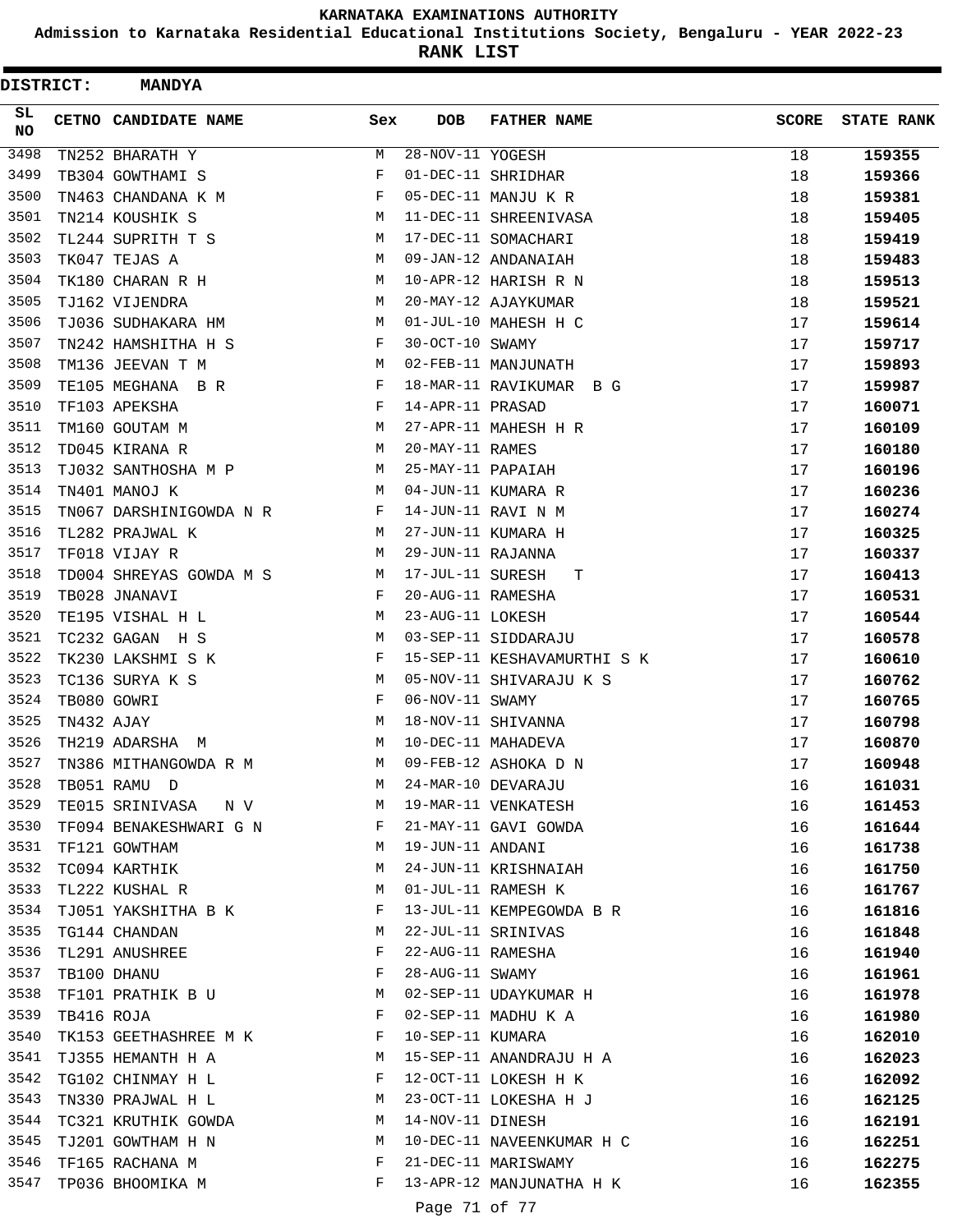KARNATAKA EXAMINATIONS AUTHORITY

Admission to Karnataka Residential Educational Institutions Society, Bengaluru - YEAR 2022-23

**RANK LIST**

**DISTRICT: MANDYA**

| SL NO | CETNO | CANDIDATE NAME | Sex | DOB | FATHER NAME | SCORE | STATE RANK |
|---|---|---|---|---|---|---|---|
| 3498 | TN252 | BHARATH Y | M | 28-NOV-11 | YOGESH | 18 | **159355** |
| 3499 | TB304 | GOWTHAMI S | F | 01-DEC-11 | SHRIDHAR | 18 | **159366** |
| 3500 | TN463 | CHANDANA K M | F | 05-DEC-11 | MANJU K R | 18 | **159381** |
| 3501 | TN214 | KOUSHIK S | M | 11-DEC-11 | SHREENIVASA | 18 | **159405** |
| 3502 | TL244 | SUPRITH T S | M | 17-DEC-11 | SOMACHARI | 18 | **159419** |
| 3503 | TK047 | TEJAS A | M | 09-JAN-12 | ANDANAIAH | 18 | **159483** |
| 3504 | TK180 | CHARAN R H | M | 10-APR-12 | HARISH R N | 18 | **159513** |
| 3505 | TJ162 | VIJENDRA | M | 20-MAY-12 | AJAYKUMAR | 18 | **159521** |
| 3506 | TJ036 | SUDHAKARA HM | M | 01-JUL-10 | MAHESH H C | 17 | **159614** |
| 3507 | TN242 | HAMSHITHA H S | F | 30-OCT-10 | SWAMY | 17 | **159717** |
| 3508 | TM136 | JEEVAN T M | M | 02-FEB-11 | MANJUNATH | 17 | **159893** |
| 3509 | TE105 | MEGHANA B R | F | 18-MAR-11 | RAVIKUMAR B G | 17 | **159987** |
| 3510 | TF103 | APEKSHA | F | 14-APR-11 | PRASAD | 17 | **160071** |
| 3511 | TM160 | GOUTAM M | M | 27-APR-11 | MAHESH H R | 17 | **160109** |
| 3512 | TD045 | KIRANA R | M | 20-MAY-11 | RAMES | 17 | **160180** |
| 3513 | TJ032 | SANTHOSHA M P | M | 25-MAY-11 | PAPAIAH | 17 | **160196** |
| 3514 | TN401 | MANOJ K | M | 04-JUN-11 | KUMARA R | 17 | **160236** |
| 3515 | TN067 | DARSHINIGOWDA N R | F | 14-JUN-11 | RAVI N M | 17 | **160274** |
| 3516 | TL282 | PRAJWAL K | M | 27-JUN-11 | KUMARA H | 17 | **160325** |
| 3517 | TF018 | VIJAY R | M | 29-JUN-11 | RAJANNA | 17 | **160337** |
| 3518 | TD004 | SHREYAS GOWDA M S | M | 17-JUL-11 | SURESH T | 17 | **160413** |
| 3519 | TB028 | JNANAVI | F | 20-AUG-11 | RAMESHA | 17 | **160531** |
| 3520 | TE195 | VISHAL H L | M | 23-AUG-11 | LOKESH | 17 | **160544** |
| 3521 | TC232 | GAGAN H S | M | 03-SEP-11 | SIDDARAJU | 17 | **160578** |
| 3522 | TK230 | LAKSHMI S K | F | 15-SEP-11 | KESHAVAMURTHI S K | 17 | **160610** |
| 3523 | TC136 | SURYA K S | M | 05-NOV-11 | SHIVARAJU K S | 17 | **160762** |
| 3524 | TB080 | GOWRI | F | 06-NOV-11 | SWAMY | 17 | **160765** |
| 3525 | TN432 | AJAY | M | 18-NOV-11 | SHIVANNA | 17 | **160798** |
| 3526 | TH219 | ADARSHA M | M | 10-DEC-11 | MAHADEVA | 17 | **160870** |
| 3527 | TN386 | MITHANGOWDA R M | M | 09-FEB-12 | ASHOKA D N | 17 | **160948** |
| 3528 | TB051 | RAMU D | M | 24-MAR-10 | DEVARAJU | 16 | **161031** |
| 3529 | TE015 | SRINIVASA N V | M | 19-MAR-11 | VENKATESH | 16 | **161453** |
| 3530 | TF094 | BENAKESHWARI G N | F | 21-MAY-11 | GAVI GOWDA | 16 | **161644** |
| 3531 | TF121 | GOWTHAM | M | 19-JUN-11 | ANDANI | 16 | **161738** |
| 3532 | TC094 | KARTHIK | M | 24-JUN-11 | KRISHNAIAH | 16 | **161750** |
| 3533 | TL222 | KUSHAL R | M | 01-JUL-11 | RAMESH K | 16 | **161767** |
| 3534 | TJ051 | YAKSHITHA B K | F | 13-JUL-11 | KEMPEGOWDA B R | 16 | **161816** |
| 3535 | TG144 | CHANDAN | M | 22-JUL-11 | SRINIVAS | 16 | **161848** |
| 3536 | TL291 | ANUSHREE | F | 22-AUG-11 | RAMESHA | 16 | **161940** |
| 3537 | TB100 | DHANU | F | 28-AUG-11 | SWAMY | 16 | **161961** |
| 3538 | TF101 | PRATHIK B U | M | 02-SEP-11 | UDAYKUMAR H | 16 | **161978** |
| 3539 | TB416 | ROJA | F | 02-SEP-11 | MADHU K A | 16 | **161980** |
| 3540 | TK153 | GEETHASHREE M K | F | 10-SEP-11 | KUMARA | 16 | **162010** |
| 3541 | TJ355 | HEMANTH H A | M | 15-SEP-11 | ANANDRAJU H A | 16 | **162023** |
| 3542 | TG102 | CHINMAY H L | F | 12-OCT-11 | LOKESH H K | 16 | **162092** |
| 3543 | TN330 | PRAJWAL H L | M | 23-OCT-11 | LOKESHA H J | 16 | **162125** |
| 3544 | TC321 | KRUTHIK GOWDA | M | 14-NOV-11 | DINESH | 16 | **162191** |
| 3545 | TJ201 | GOWTHAM H N | M | 10-DEC-11 | NAVEENKUMAR H C | 16 | **162251** |
| 3546 | TF165 | RACHANA M | F | 21-DEC-11 | MARISWAMY | 16 | **162275** |
| 3547 | TP036 | BHOOMIKA M | F | 13-APR-12 | MANJUNATHA H K | 16 | **162355** |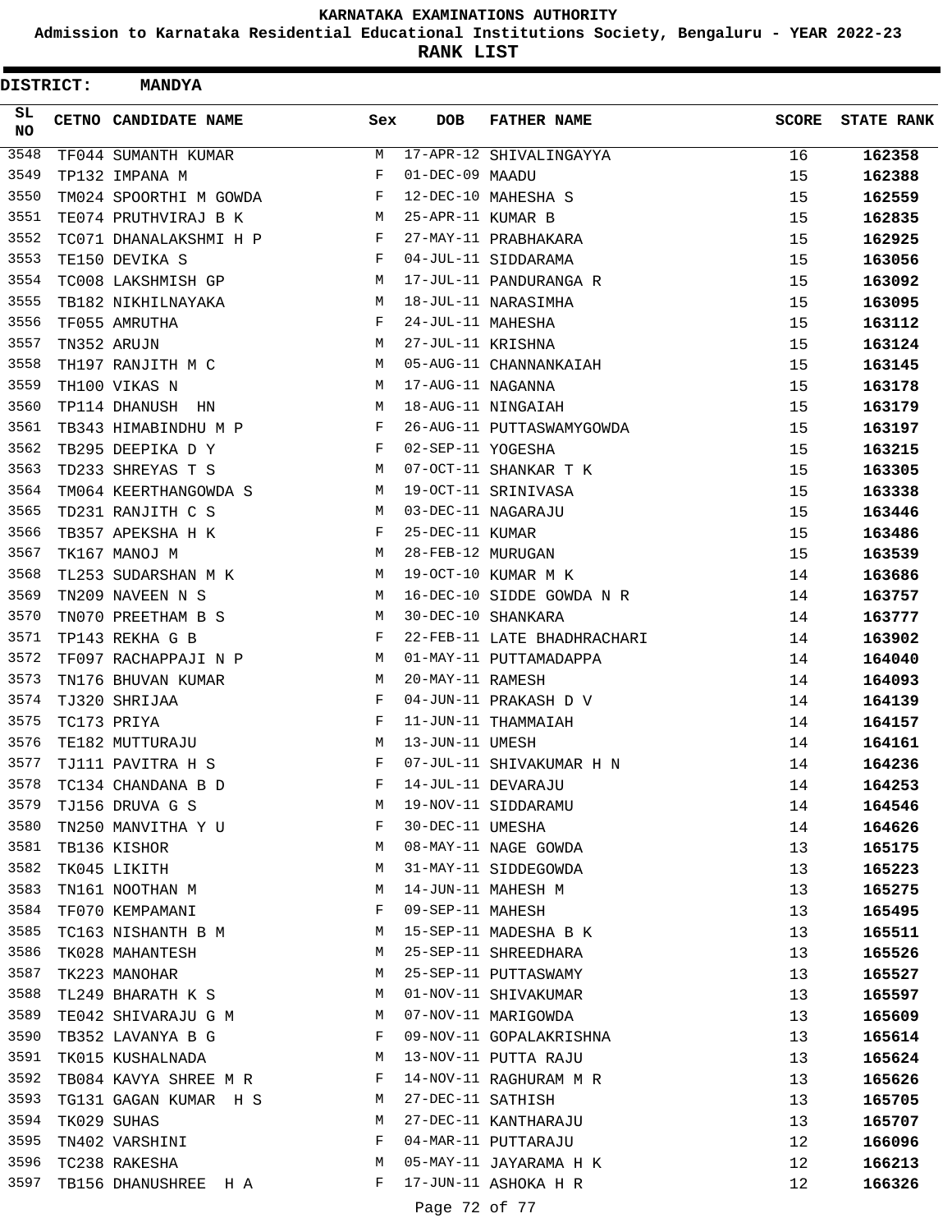KARNATAKA EXAMINATIONS AUTHORITY

Admission to Karnataka Residential Educational Institutions Society, Bengaluru - YEAR 2022-23

**RANK LIST**

**DISTRICT: MANDYA**

| SL NO | CETNO | CANDIDATE NAME | Sex | DOB | FATHER NAME | SCORE | STATE RANK |
|---|---|---|---|---|---|---|---|
| 3548 | TF044 | SUMANTH KUMAR | M | 17-APR-12 | SHIVALINGAYYA | 16 | **162358** |
| 3549 | TP132 | IMPANA M | F | 01-DEC-09 | MAADU | 15 | **162388** |
| 3550 | TM024 | SPOORTHI M GOWDA | F | 12-DEC-10 | MAHESHA S | 15 | **162559** |
| 3551 | TE074 | PRUTHVIRAJ B K | M | 25-APR-11 | KUMAR B | 15 | **162835** |
| 3552 | TC071 | DHANALAKSHMI H P | F | 27-MAY-11 | PRABHAKARA | 15 | **162925** |
| 3553 | TE150 | DEVIKA S | F | 04-JUL-11 | SIDDARAMA | 15 | **163056** |
| 3554 | TC008 | LAKSHMISH GP | M | 17-JUL-11 | PANDURANGA R | 15 | **163092** |
| 3555 | TB182 | NIKHILNAYAKA | M | 18-JUL-11 | NARASIMHA | 15 | **163095** |
| 3556 | TF055 | AMRUTHA | F | 24-JUL-11 | MAHESHA | 15 | **163112** |
| 3557 | TN352 | ARUJN | M | 27-JUL-11 | KRISHNA | 15 | **163124** |
| 3558 | TH197 | RANJITH M C | M | 05-AUG-11 | CHANNANKAIAH | 15 | **163145** |
| 3559 | TH100 | VIKAS N | M | 17-AUG-11 | NAGANNA | 15 | **163178** |
| 3560 | TP114 | DHANUSH HN | M | 18-AUG-11 | NINGAIAH | 15 | **163179** |
| 3561 | TB343 | HIMABINDHU M P | F | 26-AUG-11 | PUTTASWAMYGOWDA | 15 | **163197** |
| 3562 | TB295 | DEEPIKA D Y | F | 02-SEP-11 | YOGESHA | 15 | **163215** |
| 3563 | TD233 | SHREYAS T S | M | 07-OCT-11 | SHANKAR T K | 15 | **163305** |
| 3564 | TM064 | KEERTHANGOWDA S | M | 19-OCT-11 | SRINIVASA | 15 | **163338** |
| 3565 | TD231 | RANJITH C S | M | 03-DEC-11 | NAGARAJU | 15 | **163446** |
| 3566 | TB357 | APEKSHA H K | F | 25-DEC-11 | KUMAR | 15 | **163486** |
| 3567 | TK167 | MANOJ M | M | 28-FEB-12 | MURUGAN | 15 | **163539** |
| 3568 | TL253 | SUDARSHAN M K | M | 19-OCT-10 | KUMAR M K | 14 | **163686** |
| 3569 | TN209 | NAVEEN N S | M | 16-DEC-10 | SIDDE GOWDA N R | 14 | **163757** |
| 3570 | TN070 | PREETHAM B S | M | 30-DEC-10 | SHANKARA | 14 | **163777** |
| 3571 | TP143 | REKHA G B | F | 22-FEB-11 | LATE BHADHRACHARI | 14 | **163902** |
| 3572 | TF097 | RACHAPPAJI N P | M | 01-MAY-11 | PUTTAMADAPPA | 14 | **164040** |
| 3573 | TN176 | BHUVAN KUMAR | M | 20-MAY-11 | RAMESH | 14 | **164093** |
| 3574 | TJ320 | SHRIJAA | F | 04-JUN-11 | PRAKASH D V | 14 | **164139** |
| 3575 | TC173 | PRIYA | F | 11-JUN-11 | THAMMAIAH | 14 | **164157** |
| 3576 | TE182 | MUTTURAJU | M | 13-JUN-11 | UMESH | 14 | **164161** |
| 3577 | TJ111 | PAVITRA H S | F | 07-JUL-11 | SHIVAKUMAR H N | 14 | **164236** |
| 3578 | TC134 | CHANDANA B D | F | 14-JUL-11 | DEVARAJU | 14 | **164253** |
| 3579 | TJ156 | DRUVA G S | M | 19-NOV-11 | SIDDARAMU | 14 | **164546** |
| 3580 | TN250 | MANVITHA Y U | F | 30-DEC-11 | UMESHA | 14 | **164626** |
| 3581 | TB136 | KISHOR | M | 08-MAY-11 | NAGE GOWDA | 13 | **165175** |
| 3582 | TK045 | LIKITH | M | 31-MAY-11 | SIDDEGOWDA | 13 | **165223** |
| 3583 | TN161 | NOOTHAN M | M | 14-JUN-11 | MAHESH M | 13 | **165275** |
| 3584 | TF070 | KEMPAMANI | F | 09-SEP-11 | MAHESH | 13 | **165495** |
| 3585 | TC163 | NISHANTH B M | M | 15-SEP-11 | MADESHA B K | 13 | **165511** |
| 3586 | TK028 | MAHANTESH | M | 25-SEP-11 | SHREEDHARA | 13 | **165526** |
| 3587 | TK223 | MANOHAR | M | 25-SEP-11 | PUTTASWAMY | 13 | **165527** |
| 3588 | TL249 | BHARATH K S | M | 01-NOV-11 | SHIVAKUMAR | 13 | **165597** |
| 3589 | TE042 | SHIVARAJU G M | M | 07-NOV-11 | MARIGOWDA | 13 | **165609** |
| 3590 | TB352 | LAVANYA B G | F | 09-NOV-11 | GOPALAKRISHNA | 13 | **165614** |
| 3591 | TK015 | KUSHALNADA | M | 13-NOV-11 | PUTTA RAJU | 13 | **165624** |
| 3592 | TB084 | KAVYA SHREE M R | F | 14-NOV-11 | RAGHURAM M R | 13 | **165626** |
| 3593 | TG131 | GAGAN KUMAR H S | M | 27-DEC-11 | SATHISH | 13 | **165705** |
| 3594 | TK029 | SUHAS | M | 27-DEC-11 | KANTHARAJU | 13 | **165707** |
| 3595 | TN402 | VARSHINI | F | 04-MAR-11 | PUTTARAJU | 12 | **166096** |
| 3596 | TC238 | RAKESHA | M | 05-MAY-11 | JAYARAMA H K | 12 | **166213** |
| 3597 | TB156 | DHANUSHREE H A | F | 17-JUN-11 | ASHOKA H R | 12 | **166326** |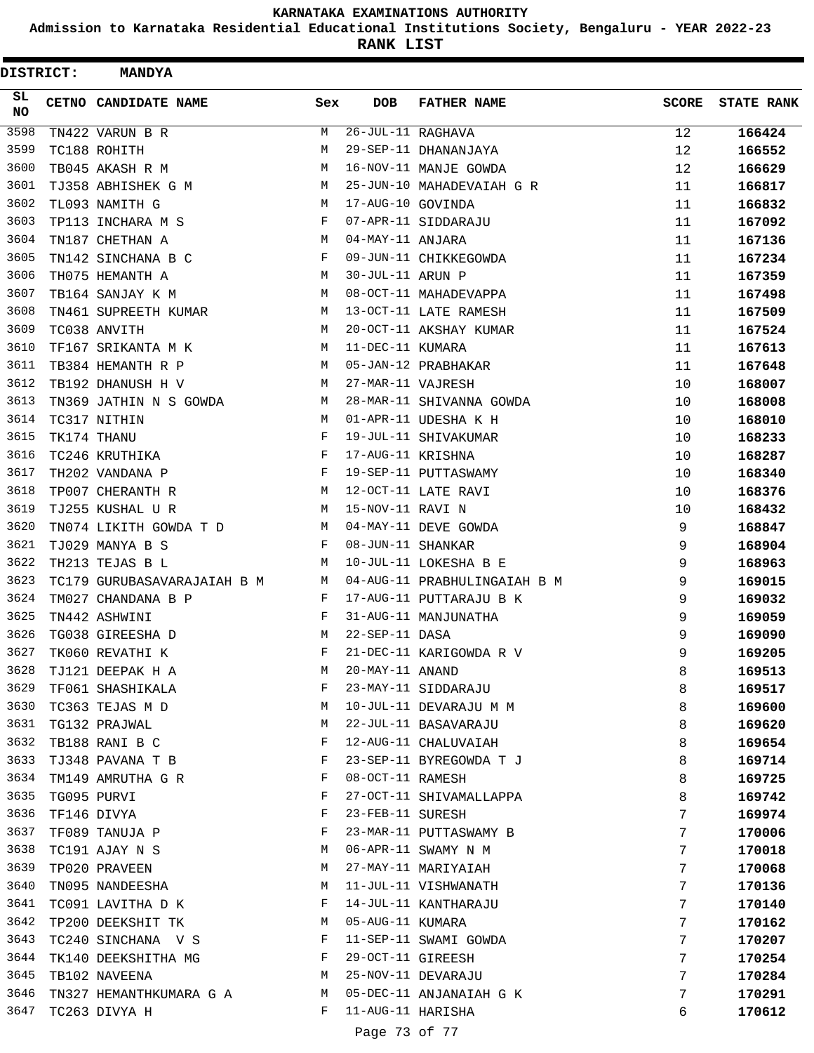# KARNATAKA EXAMINATIONS AUTHORITY

**Admission to Karnataka Residential Educational Institutions Society, Bengaluru - YEAR 2022-23**

**RANK LIST**

**DISTRICT: MANDYA**

| SL NO | CETNO | CANDIDATE NAME | Sex | DOB | FATHER NAME | SCORE | STATE RANK |
|---|---|---|---|---|---|---|---|
| 3598 | TN422 | VARUN B R | M | 26-JUL-11 | RAGHAVA | 12 | **166424** |
| 3599 | TC188 | ROHITH | M | 29-SEP-11 | DHANANJAYA | 12 | **166552** |
| 3600 | TB045 | AKASH R M | M | 16-NOV-11 | MANJE GOWDA | 12 | **166629** |
| 3601 | TJ358 | ABHISHEK G M | M | 25-JUN-10 | MAHADEVAIAH G R | 11 | **166817** |
| 3602 | TL093 | NAMITH G | M | 17-AUG-10 | GOVINDA | 11 | **166832** |
| 3603 | TP113 | INCHARA M S | F | 07-APR-11 | SIDDARAJU | 11 | **167092** |
| 3604 | TN187 | CHETHAN A | M | 04-MAY-11 | ANJARA | 11 | **167136** |
| 3605 | TN142 | SINCHANA B C | F | 09-JUN-11 | CHIKKEGOWDA | 11 | **167234** |
| 3606 | TH075 | HEMANTH A | M | 30-JUL-11 | ARUN P | 11 | **167359** |
| 3607 | TB164 | SANJAY K M | M | 08-OCT-11 | MAHADEVAPPA | 11 | **167498** |
| 3608 | TN461 | SUPREETH KUMAR | M | 13-OCT-11 | LATE RAMESH | 11 | **167509** |
| 3609 | TC038 | ANVITH | M | 20-OCT-11 | AKSHAY KUMAR | 11 | **167524** |
| 3610 | TF167 | SRIKANTA M K | M | 11-DEC-11 | KUMARA | 11 | **167613** |
| 3611 | TB384 | HEMANTH R P | M | 05-JAN-12 | PRABHAKAR | 11 | **167648** |
| 3612 | TB192 | DHANUSH H V | M | 27-MAR-11 | VAJRESH | 10 | **168007** |
| 3613 | TN369 | JATHIN N S GOWDA | M | 28-MAR-11 | SHIVANNA GOWDA | 10 | **168008** |
| 3614 | TC317 | NITHIN | M | 01-APR-11 | UDESHA K H | 10 | **168010** |
| 3615 | TK174 | THANU | F | 19-JUL-11 | SHIVAKUMAR | 10 | **168233** |
| 3616 | TC246 | KRUTHIKA | F | 17-AUG-11 | KRISHNA | 10 | **168287** |
| 3617 | TH202 | VANDANA P | F | 19-SEP-11 | PUTTASWAMY | 10 | **168340** |
| 3618 | TP007 | CHERANTH R | M | 12-OCT-11 | LATE RAVI | 10 | **168376** |
| 3619 | TJ255 | KUSHAL U R | M | 15-NOV-11 | RAVI N | 10 | **168432** |
| 3620 | TN074 | LIKITH GOWDA T D | M | 04-MAY-11 | DEVE GOWDA | 9 | **168847** |
| 3621 | TJ029 | MANYA B S | F | 08-JUN-11 | SHANKAR | 9 | **168904** |
| 3622 | TH213 | TEJAS B L | M | 10-JUL-11 | LOKESHA B E | 9 | **168963** |
| 3623 | TC179 | GURUBASAVARAJAIAH B M | M | 04-AUG-11 | PRABHULINGAIAH B M | 9 | **169015** |
| 3624 | TM027 | CHANDANA B P | F | 17-AUG-11 | PUTTARAJU B K | 9 | **169032** |
| 3625 | TN442 | ASHWINI | F | 31-AUG-11 | MANJUNATHA | 9 | **169059** |
| 3626 | TG038 | GIREESHA D | M | 22-SEP-11 | DASA | 9 | **169090** |
| 3627 | TK060 | REVATHI K | F | 21-DEC-11 | KARIGOWDA R V | 9 | **169205** |
| 3628 | TJ121 | DEEPAK H A | M | 20-MAY-11 | ANAND | 8 | **169513** |
| 3629 | TF061 | SHASHIKALA | F | 23-MAY-11 | SIDDARAJU | 8 | **169517** |
| 3630 | TC363 | TEJAS M D | M | 10-JUL-11 | DEVARAJU M M | 8 | **169600** |
| 3631 | TG132 | PRAJWAL | M | 22-JUL-11 | BASAVARAJU | 8 | **169620** |
| 3632 | TB188 | RANI B C | F | 12-AUG-11 | CHALUVAIAH | 8 | **169654** |
| 3633 | TJ348 | PAVANA T B | F | 23-SEP-11 | BYREGOWDA T J | 8 | **169714** |
| 3634 | TM149 | AMRUTHA G R | F | 08-OCT-11 | RAMESH | 8 | **169725** |
| 3635 | TG095 | PURVI | F | 27-OCT-11 | SHIVAMALLAPPA | 8 | **169742** |
| 3636 | TF146 | DIVYA | F | 23-FEB-11 | SURESH | 7 | **169974** |
| 3637 | TF089 | TANUJA P | F | 23-MAR-11 | PUTTASWAMY B | 7 | **170006** |
| 3638 | TC191 | AJAY N S | M | 06-APR-11 | SWAMY N M | 7 | **170018** |
| 3639 | TP020 | PRAVEEN | M | 27-MAY-11 | MARIYAIAH | 7 | **170068** |
| 3640 | TN095 | NANDEESHA | M | 11-JUL-11 | VISHWANATH | 7 | **170136** |
| 3641 | TC091 | LAVITHA D K | F | 14-JUL-11 | KANTHARAJU | 7 | **170140** |
| 3642 | TP200 | DEEKSHIT TK | M | 05-AUG-11 | KUMARA | 7 | **170162** |
| 3643 | TC240 | SINCHANA V S | F | 11-SEP-11 | SWAMI GOWDA | 7 | **170207** |
| 3644 | TK140 | DEEKSHITHA MG | F | 29-OCT-11 | GIREESH | 7 | **170254** |
| 3645 | TB102 | NAVEENA | M | 25-NOV-11 | DEVARAJU | 7 | **170284** |
| 3646 | TN327 | HEMANTHKUMARA G A | M | 05-DEC-11 | ANJANAIAH G K | 7 | **170291** |
| 3647 | TC263 | DIVYA H | F | 11-AUG-11 | HARISHA | 6 | **170612** |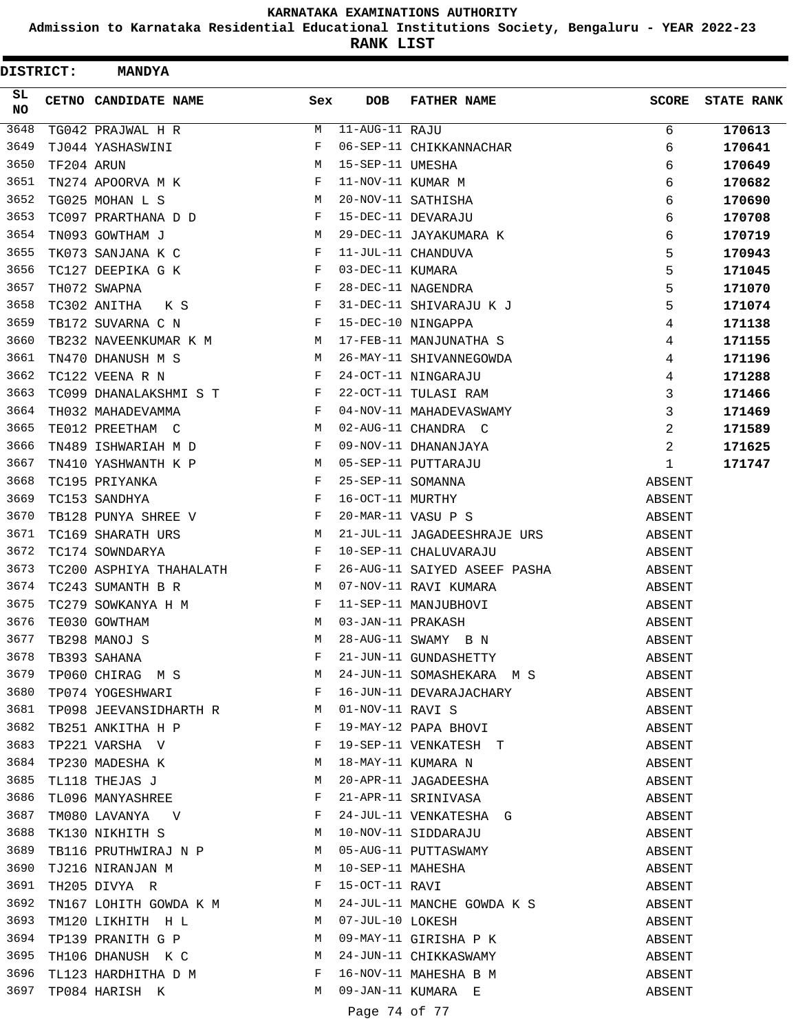# KARNATAKA EXAMINATIONS AUTHORITY

## Admission to Karnataka Residential Educational Institutions Society, Bengaluru - YEAR 2022-23

## RANK LIST

**DISTRICT: MANDYA**

| SL NO | CETNO | CANDIDATE NAME | Sex | DOB | FATHER NAME | SCORE | STATE RANK |
|---|---|---|---|---|---|---|---|
| 3648 | TG042 | PRAJWAL H R | M | 11-AUG-11 | RAJU | 6 | **170613** |
| 3649 | TJ044 | YASHASWINI | F | 06-SEP-11 | CHIKKANNACHAR | 6 | **170641** |
| 3650 | TF204 | ARUN | M | 15-SEP-11 | UMESHA | 6 | **170649** |
| 3651 | TN274 | APOORVA M K | F | 11-NOV-11 | KUMAR M | 6 | **170682** |
| 3652 | TG025 | MOHAN L S | M | 20-NOV-11 | SATHISHA | 6 | **170690** |
| 3653 | TC097 | PRARTHANA D D | F | 15-DEC-11 | DEVARAJU | 6 | **170708** |
| 3654 | TN093 | GOWTHAM J | M | 29-DEC-11 | JAYAKUMARA K | 6 | **170719** |
| 3655 | TK073 | SANJANA K C | F | 11-JUL-11 | CHANDUVA | 5 | **170943** |
| 3656 | TC127 | DEEPIKA G K | F | 03-DEC-11 | KUMARA | 5 | **171045** |
| 3657 | TH072 | SWAPNA | F | 28-DEC-11 | NAGENDRA | 5 | **171070** |
| 3658 | TC302 | ANITHA K S | F | 31-DEC-11 | SHIVARAJU K J | 5 | **171074** |
| 3659 | TB172 | SUVARNA C N | F | 15-DEC-10 | NINGAPPA | 4 | **171138** |
| 3660 | TB232 | NAVEENKUMAR K M | M | 17-FEB-11 | MANJUNATHA S | 4 | **171155** |
| 3661 | TN470 | DHANUSH M S | M | 26-MAY-11 | SHIVANNEGOWDA | 4 | **171196** |
| 3662 | TC122 | VEENA R N | F | 24-OCT-11 | NINGARAJU | 4 | **171288** |
| 3663 | TC099 | DHANALAKSHMI S T | F | 22-OCT-11 | TULASI RAM | 3 | **171466** |
| 3664 | TH032 | MAHADEVAMMA | F | 04-NOV-11 | MAHADEVASWAMY | 3 | **171469** |
| 3665 | TE012 | PREETHAM C | M | 02-AUG-11 | CHANDRA C | 2 | **171589** |
| 3666 | TN489 | ISHWARIAH M D | F | 09-NOV-11 | DHANANJAYA | 2 | **171625** |
| 3667 | TN410 | YASHWANTH K P | M | 05-SEP-11 | PUTTARAJU | 1 | **171747** |
| 3668 | TC195 | PRIYANKA | F | 25-SEP-11 | SOMANNA | ABSENT | |
| 3669 | TC153 | SANDHYA | F | 16-OCT-11 | MURTHY | ABSENT | |
| 3670 | TB128 | PUNYA SHREE V | F | 20-MAR-11 | VASU P S | ABSENT | |
| 3671 | TC169 | SHARATH URS | M | 21-JUL-11 | JAGADEESHRAJE URS | ABSENT | |
| 3672 | TC174 | SOWNDARYA | F | 10-SEP-11 | CHALUVARAJU | ABSENT | |
| 3673 | TC200 | ASPHIYA THAHALATH | F | 26-AUG-11 | SAIYED ASEEF PASHA | ABSENT | |
| 3674 | TC243 | SUMANTH B R | M | 07-NOV-11 | RAVI KUMARA | ABSENT | |
| 3675 | TC279 | SOWKANYA H M | F | 11-SEP-11 | MANJUBHOVI | ABSENT | |
| 3676 | TE030 | GOWTHAM | M | 03-JAN-11 | PRAKASH | ABSENT | |
| 3677 | TB298 | MANOJ S | M | 28-AUG-11 | SWAMY B N | ABSENT | |
| 3678 | TB393 | SAHANA | F | 21-JUN-11 | GUNDASHETTY | ABSENT | |
| 3679 | TP060 | CHIRAG M S | M | 24-JUN-11 | SOMASHEKARA M S | ABSENT | |
| 3680 | TP074 | YOGESHWARI | F | 16-JUN-11 | DEVARAJACHARY | ABSENT | |
| 3681 | TP098 | JEEVANSIDHARTH R | M | 01-NOV-11 | RAVI S | ABSENT | |
| 3682 | TB251 | ANKITHA H P | F | 19-MAY-12 | PAPA BHOVI | ABSENT | |
| 3683 | TP221 | VARSHA V | F | 19-SEP-11 | VENKATESH T | ABSENT | |
| 3684 | TP230 | MADESHA K | M | 18-MAY-11 | KUMARA N | ABSENT | |
| 3685 | TL118 | THEJAS J | M | 20-APR-11 | JAGADEESHA | ABSENT | |
| 3686 | TL096 | MANYASHREE | F | 21-APR-11 | SRINIVASA | ABSENT | |
| 3687 | TM080 | LAVANYA V | F | 24-JUL-11 | VENKATESHA G | ABSENT | |
| 3688 | TK130 | NIKHITH S | M | 10-NOV-11 | SIDDARAJU | ABSENT | |
| 3689 | TB116 | PRUTHWIRAJ N P | M | 05-AUG-11 | PUTTASWAMY | ABSENT | |
| 3690 | TJ216 | NIRANJAN M | M | 10-SEP-11 | MAHESHA | ABSENT | |
| 3691 | TH205 | DIVYA R | F | 15-OCT-11 | RAVI | ABSENT | |
| 3692 | TN167 | LOHITH GOWDA K M | M | 24-JUL-11 | MANCHE GOWDA K S | ABSENT | |
| 3693 | TM120 | LIKHITH H L | M | 07-JUL-10 | LOKESH | ABSENT | |
| 3694 | TP139 | PRANITH G P | M | 09-MAY-11 | GIRISHA P K | ABSENT | |
| 3695 | TH106 | DHANUSH K C | M | 24-JUN-11 | CHIKKASWAMY | ABSENT | |
| 3696 | TL123 | HARDHITHA D M | F | 16-NOV-11 | MAHESHA B M | ABSENT | |
| 3697 | TP084 | HARISH K | M | 09-JAN-11 | KUMARA E | ABSENT | |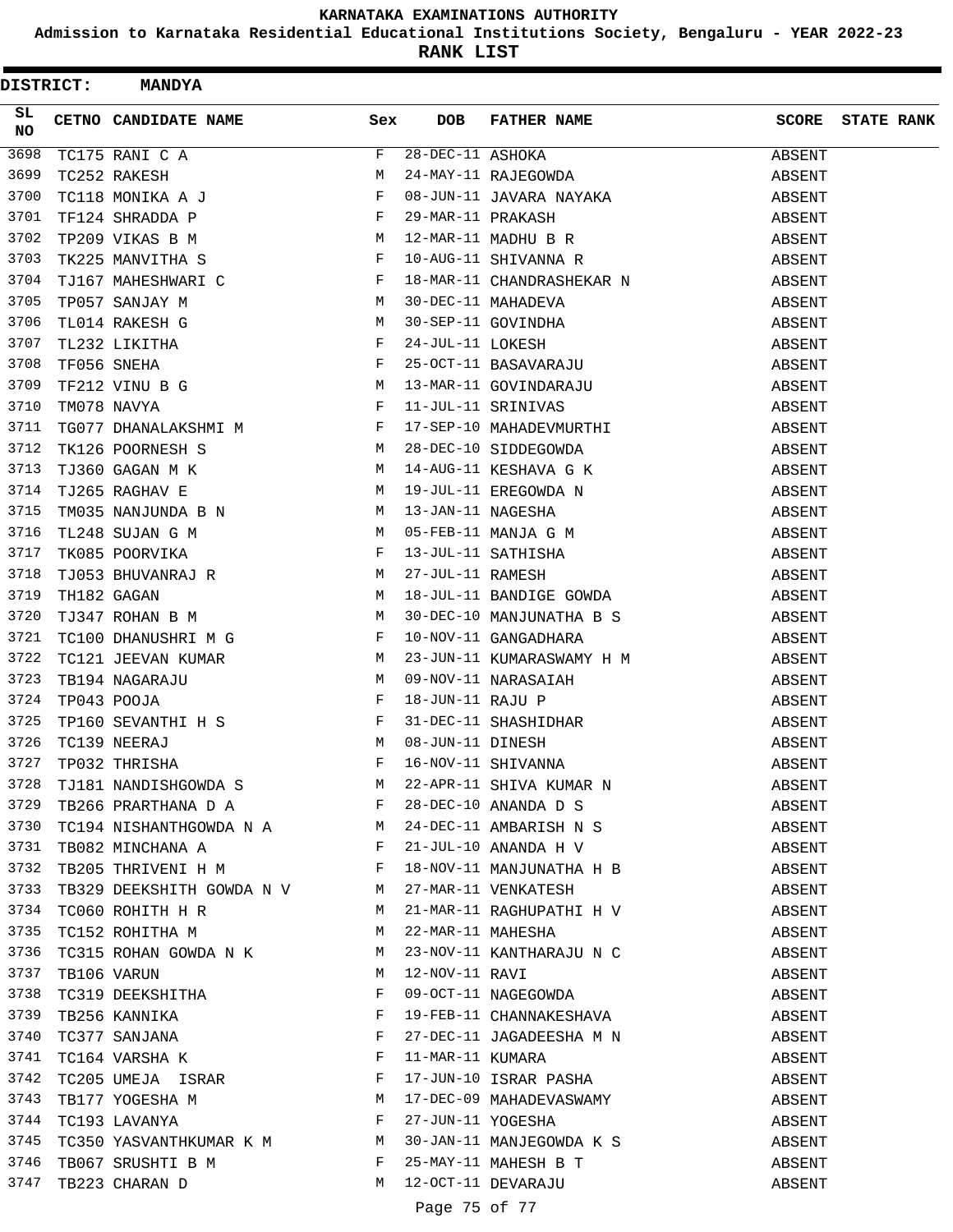# KARNATAKA EXAMINATIONS AUTHORITY

**Admission to Karnataka Residential Educational Institutions Society, Bengaluru - YEAR 2022-23**

**RANK LIST**

**DISTRICT: MANDYA**

| SL NO | CETNO | CANDIDATE NAME | Sex | DOB | FATHER NAME | SCORE | STATE RANK |
|---|---|---|---|---|---|---|---|
| 3698 | TC175 | RANI C A | F | 28-DEC-11 | ASHOKA | ABSENT | |
| 3699 | TC252 | RAKESH | M | 24-MAY-11 | RAJEGOWDA | ABSENT | |
| 3700 | TC118 | MONIKA A J | F | 08-JUN-11 | JAVARA NAYAKA | ABSENT | |
| 3701 | TF124 | SHRADDA P | F | 29-MAR-11 | PRAKASH | ABSENT | |
| 3702 | TP209 | VIKAS B M | M | 12-MAR-11 | MADHU B R | ABSENT | |
| 3703 | TK225 | MANVITHA S | F | 10-AUG-11 | SHIVANNA R | ABSENT | |
| 3704 | TJ167 | MAHESHWARI C | F | 18-MAR-11 | CHANDRASHEKAR N | ABSENT | |
| 3705 | TP057 | SANJAY M | M | 30-DEC-11 | MAHADEVA | ABSENT | |
| 3706 | TL014 | RAKESH G | M | 30-SEP-11 | GOVINDHA | ABSENT | |
| 3707 | TL232 | LIKITHA | F | 24-JUL-11 | LOKESH | ABSENT | |
| 3708 | TF056 | SNEHA | F | 25-OCT-11 | BASAVARAJU | ABSENT | |
| 3709 | TF212 | VINU B G | M | 13-MAR-11 | GOVINDARAJU | ABSENT | |
| 3710 | TM078 | NAVYA | F | 11-JUL-11 | SRINIVAS | ABSENT | |
| 3711 | TG077 | DHANALAKSHMI M | F | 17-SEP-10 | MAHADEVMURTHI | ABSENT | |
| 3712 | TK126 | POORNESH S | M | 28-DEC-10 | SIDDEGOWDA | ABSENT | |
| 3713 | TJ360 | GAGAN M K | M | 14-AUG-11 | KESHAVA G K | ABSENT | |
| 3714 | TJ265 | RAGHAV E | M | 19-JUL-11 | EREGOWDA N | ABSENT | |
| 3715 | TM035 | NANJUNDA B N | M | 13-JAN-11 | NAGESHA | ABSENT | |
| 3716 | TL248 | SUJAN G M | M | 05-FEB-11 | MANJA G M | ABSENT | |
| 3717 | TK085 | POORVIKA | F | 13-JUL-11 | SATHISHA | ABSENT | |
| 3718 | TJ053 | BHUVANRAJ R | M | 27-JUL-11 | RAMESH | ABSENT | |
| 3719 | TH182 | GAGAN | M | 18-JUL-11 | BANDIGE GOWDA | ABSENT | |
| 3720 | TJ347 | ROHAN B M | M | 30-DEC-10 | MANJUNATHA B S | ABSENT | |
| 3721 | TC100 | DHANUSHRI M G | F | 10-NOV-11 | GANGADHARA | ABSENT | |
| 3722 | TC121 | JEEVAN KUMAR | M | 23-JUN-11 | KUMARASWAMY H M | ABSENT | |
| 3723 | TB194 | NAGARAJU | M | 09-NOV-11 | NARASAIAH | ABSENT | |
| 3724 | TP043 | POOJA | F | 18-JUN-11 | RAJU P | ABSENT | |
| 3725 | TP160 | SEVANTHI H S | F | 31-DEC-11 | SHASHIDHAR | ABSENT | |
| 3726 | TC139 | NEERAJ | M | 08-JUN-11 | DINESH | ABSENT | |
| 3727 | TP032 | THRISHA | F | 16-NOV-11 | SHIVANNA | ABSENT | |
| 3728 | TJ181 | NANDISHGOWDA S | M | 22-APR-11 | SHIVA KUMAR N | ABSENT | |
| 3729 | TB266 | PRARTHANA D A | F | 28-DEC-10 | ANANDA D S | ABSENT | |
| 3730 | TC194 | NISHANTHGOWDA N A | M | 24-DEC-11 | AMBARISH N S | ABSENT | |
| 3731 | TB082 | MINCHANA A | F | 21-JUL-10 | ANANDA H V | ABSENT | |
| 3732 | TB205 | THRIVENI H M | F | 18-NOV-11 | MANJUNATHA H B | ABSENT | |
| 3733 | TB329 | DEEKSHITH GOWDA N V | M | 27-MAR-11 | VENKATESH | ABSENT | |
| 3734 | TC060 | ROHITH H R | M | 21-MAR-11 | RAGHUPATHI H V | ABSENT | |
| 3735 | TC152 | ROHITHA M | M | 22-MAR-11 | MAHESHA | ABSENT | |
| 3736 | TC315 | ROHAN GOWDA N K | M | 23-NOV-11 | KANTHARAJU N C | ABSENT | |
| 3737 | TB106 | VARUN | M | 12-NOV-11 | RAVI | ABSENT | |
| 3738 | TC319 | DEEKSHITHA | F | 09-OCT-11 | NAGEGOWDA | ABSENT | |
| 3739 | TB256 | KANNIKA | F | 19-FEB-11 | CHANNAKESHAVA | ABSENT | |
| 3740 | TC377 | SANJANA | F | 27-DEC-11 | JAGADEESHA M N | ABSENT | |
| 3741 | TC164 | VARSHA K | F | 11-MAR-11 | KUMARA | ABSENT | |
| 3742 | TC205 | UMEJA ISRAR | F | 17-JUN-10 | ISRAR PASHA | ABSENT | |
| 3743 | TB177 | YOGESHA M | M | 17-DEC-09 | MAHADEVASWAMY | ABSENT | |
| 3744 | TC193 | LAVANYA | F | 27-JUN-11 | YOGESHA | ABSENT | |
| 3745 | TC350 | YASVANTHKUMAR K M | M | 30-JAN-11 | MANJEGOWDA K S | ABSENT | |
| 3746 | TB067 | SRUSHTI B M | F | 25-MAY-11 | MAHESH B T | ABSENT | |
| 3747 | TB223 | CHARAN D | M | 12-OCT-11 | DEVARAJU | ABSENT | |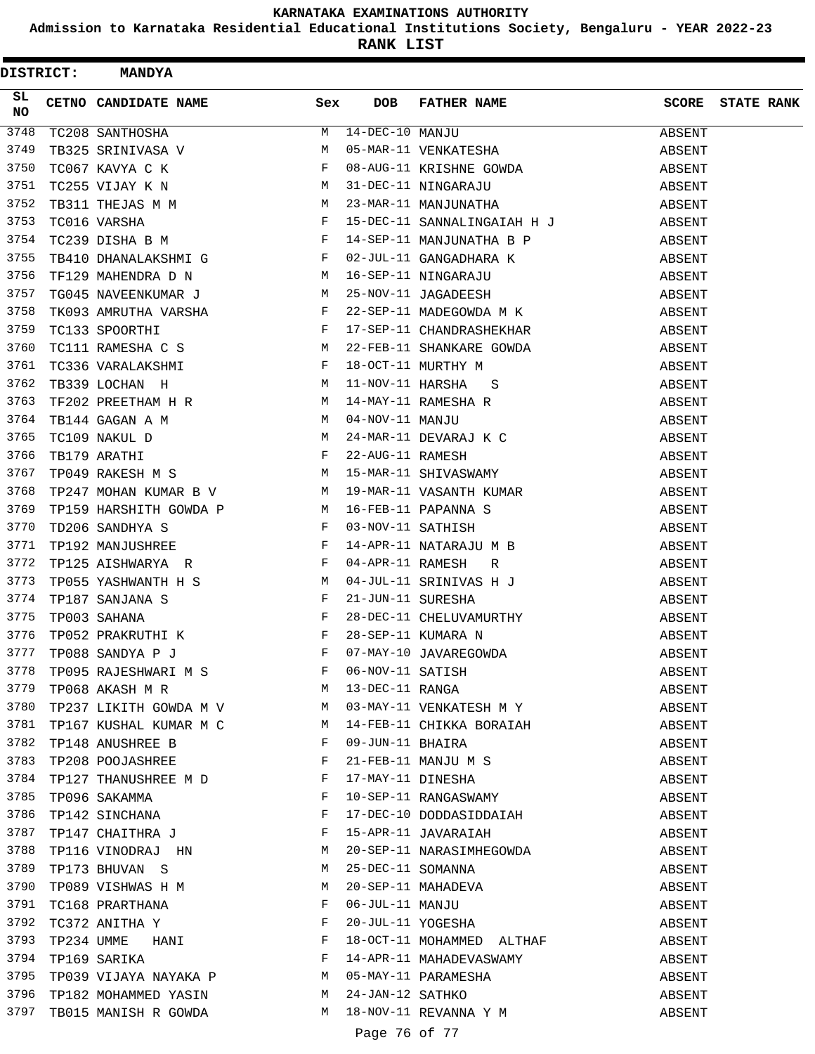# KARNATAKA EXAMINATIONS AUTHORITY

**Admission to Karnataka Residential Educational Institutions Society, Bengaluru - YEAR 2022-23**

**RANK LIST**

**DISTRICT: MANDYA**

| SL NO | CETNO | CANDIDATE NAME | Sex | DOB | FATHER NAME | SCORE | STATE RANK |
|---|---|---|---|---|---|---|---|
| 3748 | TC208 | SANTHOSHA | M | 14-DEC-10 | MANJU | ABSENT | |
| 3749 | TB325 | SRINIVASA V | M | 05-MAR-11 | VENKATESHA | ABSENT | |
| 3750 | TC067 | KAVYA C K | F | 08-AUG-11 | KRISHNE GOWDA | ABSENT | |
| 3751 | TC255 | VIJAY K N | M | 31-DEC-11 | NINGARAJU | ABSENT | |
| 3752 | TB311 | THEJAS M M | M | 23-MAR-11 | MANJUNATHA | ABSENT | |
| 3753 | TC016 | VARSHA | F | 15-DEC-11 | SANNALINGAIAH H J | ABSENT | |
| 3754 | TC239 | DISHA B M | F | 14-SEP-11 | MANJUNATHA B P | ABSENT | |
| 3755 | TB410 | DHANALAKSHMI G | F | 02-JUL-11 | GANGADHARA K | ABSENT | |
| 3756 | TF129 | MAHENDRA D N | M | 16-SEP-11 | NINGARAJU | ABSENT | |
| 3757 | TG045 | NAVEENKUMAR J | M | 25-NOV-11 | JAGADEESH | ABSENT | |
| 3758 | TK093 | AMRUTHA VARSHA | F | 22-SEP-11 | MADEGOWDA M K | ABSENT | |
| 3759 | TC133 | SPOORTHI | F | 17-SEP-11 | CHANDRASHEKHAR | ABSENT | |
| 3760 | TC111 | RAMESHA C S | M | 22-FEB-11 | SHANKARE GOWDA | ABSENT | |
| 3761 | TC336 | VARALAKSHMI | F | 18-OCT-11 | MURTHY M | ABSENT | |
| 3762 | TB339 | LOCHAN H | M | 11-NOV-11 | HARSHA S | ABSENT | |
| 3763 | TF202 | PREETHAM H R | M | 14-MAY-11 | RAMESHA R | ABSENT | |
| 3764 | TB144 | GAGAN A M | M | 04-NOV-11 | MANJU | ABSENT | |
| 3765 | TC109 | NAKUL D | M | 24-MAR-11 | DEVARAJ K C | ABSENT | |
| 3766 | TB179 | ARATHI | F | 22-AUG-11 | RAMESH | ABSENT | |
| 3767 | TP049 | RAKESH M S | M | 15-MAR-11 | SHIVASWAMY | ABSENT | |
| 3768 | TP247 | MOHAN KUMAR B V | M | 19-MAR-11 | VASANTH KUMAR | ABSENT | |
| 3769 | TP159 | HARSHITH GOWDA P | M | 16-FEB-11 | PAPANNA S | ABSENT | |
| 3770 | TD206 | SANDHYA S | F | 03-NOV-11 | SATHISH | ABSENT | |
| 3771 | TP192 | MANJUSHREE | F | 14-APR-11 | NATARAJU M B | ABSENT | |
| 3772 | TP125 | AISHWARYA R | F | 04-APR-11 | RAMESH R | ABSENT | |
| 3773 | TP055 | YASHWANTH H S | M | 04-JUL-11 | SRINIVAS H J | ABSENT | |
| 3774 | TP187 | SANJANA S | F | 21-JUN-11 | SURESHA | ABSENT | |
| 3775 | TP003 | SAHANA | F | 28-DEC-11 | CHELUVAMURTHY | ABSENT | |
| 3776 | TP052 | PRAKRUTHI K | F | 28-SEP-11 | KUMARA N | ABSENT | |
| 3777 | TP088 | SANDYA P J | F | 07-MAY-10 | JAVAREGOWDA | ABSENT | |
| 3778 | TP095 | RAJESHWARI M S | F | 06-NOV-11 | SATISH | ABSENT | |
| 3779 | TP068 | AKASH M R | M | 13-DEC-11 | RANGA | ABSENT | |
| 3780 | TP237 | LIKITH GOWDA M V | M | 03-MAY-11 | VENKATESH M Y | ABSENT | |
| 3781 | TP167 | KUSHAL KUMAR M C | M | 14-FEB-11 | CHIKKA BORAIAH | ABSENT | |
| 3782 | TP148 | ANUSHREE B | F | 09-JUN-11 | BHAIRA | ABSENT | |
| 3783 | TP208 | POOJASHREE | F | 21-FEB-11 | MANJU M S | ABSENT | |
| 3784 | TP127 | THANUSHREE M D | F | 17-MAY-11 | DINESHA | ABSENT | |
| 3785 | TP096 | SAKAMMA | F | 10-SEP-11 | RANGASWAMY | ABSENT | |
| 3786 | TP142 | SINCHANA | F | 17-DEC-10 | DODDASIDDAIAH | ABSENT | |
| 3787 | TP147 | CHAITHRA J | F | 15-APR-11 | JAVARAIAH | ABSENT | |
| 3788 | TP116 | VINODRAJ HN | M | 20-SEP-11 | NARASIMHEGOWDA | ABSENT | |
| 3789 | TP173 | BHUVAN S | M | 25-DEC-11 | SOMANNA | ABSENT | |
| 3790 | TP089 | VISHWAS H M | M | 20-SEP-11 | MAHADEVA | ABSENT | |
| 3791 | TC168 | PRARTHANA | F | 06-JUL-11 | MANJU | ABSENT | |
| 3792 | TC372 | ANITHA Y | F | 20-JUL-11 | YOGESHA | ABSENT | |
| 3793 | TP234 | UMME HANI | F | 18-OCT-11 | MOHAMMED ALTHAF | ABSENT | |
| 3794 | TP169 | SARIKA | F | 14-APR-11 | MAHADEVASWAMY | ABSENT | |
| 3795 | TP039 | VIJAYA NAYAKA P | M | 05-MAY-11 | PARAMESHA | ABSENT | |
| 3796 | TP182 | MOHAMMED YASIN | M | 24-JAN-12 | SATHKO | ABSENT | |
| 3797 | TB015 | MANISH R GOWDA | M | 18-NOV-11 | REVANNA Y M | ABSENT | |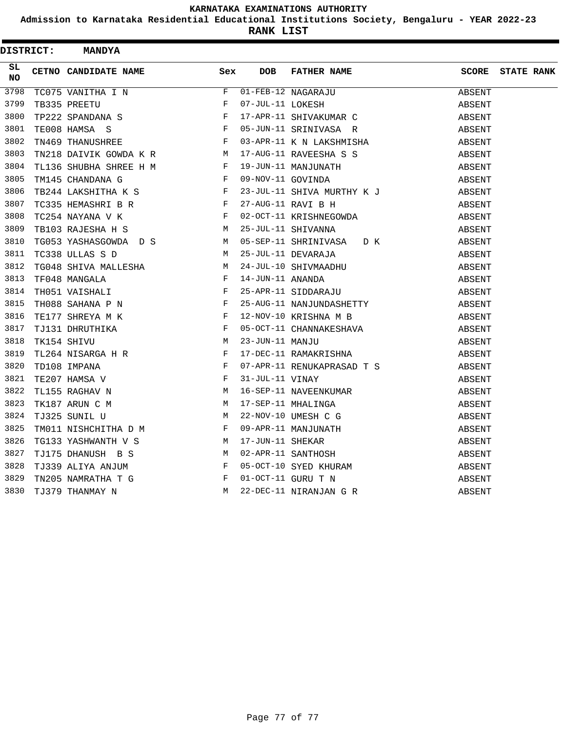**KARNATAKA EXAMINATIONS AUTHORITY**

**Admission to Karnataka Residential Educational Institutions Society, Bengaluru - YEAR 2022-23**

**RANK LIST**

**DISTRICT: MANDYA**

| SL NO | CETNO | CANDIDATE NAME | Sex | DOB | FATHER NAME | SCORE | STATE RANK |
|---|---|---|---|---|---|---|---|
| 3798 | TC075 | VANITHA I N | F | 01-FEB-12 | NAGARAJU | ABSENT | |
| 3799 | TB335 | PREETU | F | 07-JUL-11 | LOKESH | ABSENT | |
| 3800 | TP222 | SPANDANA S | F | 17-APR-11 | SHIVAKUMAR C | ABSENT | |
| 3801 | TE008 | HAMSA S | F | 05-JUN-11 | SRINIVASA R | ABSENT | |
| 3802 | TN469 | THANUSHREE | F | 03-APR-11 | K N LAKSHMISHA | ABSENT | |
| 3803 | TN218 | DAIVIK GOWDA K R | M | 17-AUG-11 | RAVEESHA S S | ABSENT | |
| 3804 | TL136 | SHUBHA SHREE H M | F | 19-JUN-11 | MANJUNATH | ABSENT | |
| 3805 | TM145 | CHANDANA G | F | 09-NOV-11 | GOVINDA | ABSENT | |
| 3806 | TB244 | LAKSHITHA K S | F | 23-JUL-11 | SHIVA MURTHY K J | ABSENT | |
| 3807 | TC335 | HEMASHRI B R | F | 27-AUG-11 | RAVI B H | ABSENT | |
| 3808 | TC254 | NAYANA V K | F | 02-OCT-11 | KRISHNEGOWDA | ABSENT | |
| 3809 | TB103 | RAJESHA H S | M | 25-JUL-11 | SHIVANNA | ABSENT | |
| 3810 | TG053 | YASHASGOWDA D S | M | 05-SEP-11 | SHRINIVASA D K | ABSENT | |
| 3811 | TC338 | ULLAS S D | M | 25-JUL-11 | DEVARAJA | ABSENT | |
| 3812 | TG048 | SHIVA MALLESHA | M | 24-JUL-10 | SHIVMAADHU | ABSENT | |
| 3813 | TF048 | MANGALA | F | 14-JUN-11 | ANANDA | ABSENT | |
| 3814 | TH051 | VAISHALI | F | 25-APR-11 | SIDDARAJU | ABSENT | |
| 3815 | TH088 | SAHANA P N | F | 25-AUG-11 | NANJUNDASHETTY | ABSENT | |
| 3816 | TE177 | SHREYA M K | F | 12-NOV-10 | KRISHNA M B | ABSENT | |
| 3817 | TJ131 | DHRUTHIKA | F | 05-OCT-11 | CHANNAKESHAVA | ABSENT | |
| 3818 | TK154 | SHIVU | M | 23-JUN-11 | MANJU | ABSENT | |
| 3819 | TL264 | NISARGA H R | F | 17-DEC-11 | RAMAKRISHNA | ABSENT | |
| 3820 | TD108 | IMPANA | F | 07-APR-11 | RENUKAPRASAD T S | ABSENT | |
| 3821 | TE207 | HAMSA V | F | 31-JUL-11 | VINAY | ABSENT | |
| 3822 | TL155 | RAGHAV N | M | 16-SEP-11 | NAVEENKUMAR | ABSENT | |
| 3823 | TK187 | ARUN C M | M | 17-SEP-11 | MHALINGA | ABSENT | |
| 3824 | TJ325 | SUNIL U | M | 22-NOV-10 | UMESH C G | ABSENT | |
| 3825 | TM011 | NISHCHITHA D M | F | 09-APR-11 | MANJUNATH | ABSENT | |
| 3826 | TG133 | YASHWANTH V S | M | 17-JUN-11 | SHEKAR | ABSENT | |
| 3827 | TJ175 | DHANUSH B S | M | 02-APR-11 | SANTHOSH | ABSENT | |
| 3828 | TJ339 | ALIYA ANJUM | F | 05-OCT-10 | SYED KHURAM | ABSENT | |
| 3829 | TN205 | NAMRATHA T G | F | 01-OCT-11 | GURU T N | ABSENT | |
| 3830 | TJ379 | THANMAY N | M | 22-DEC-11 | NIRANJAN G R | ABSENT | |